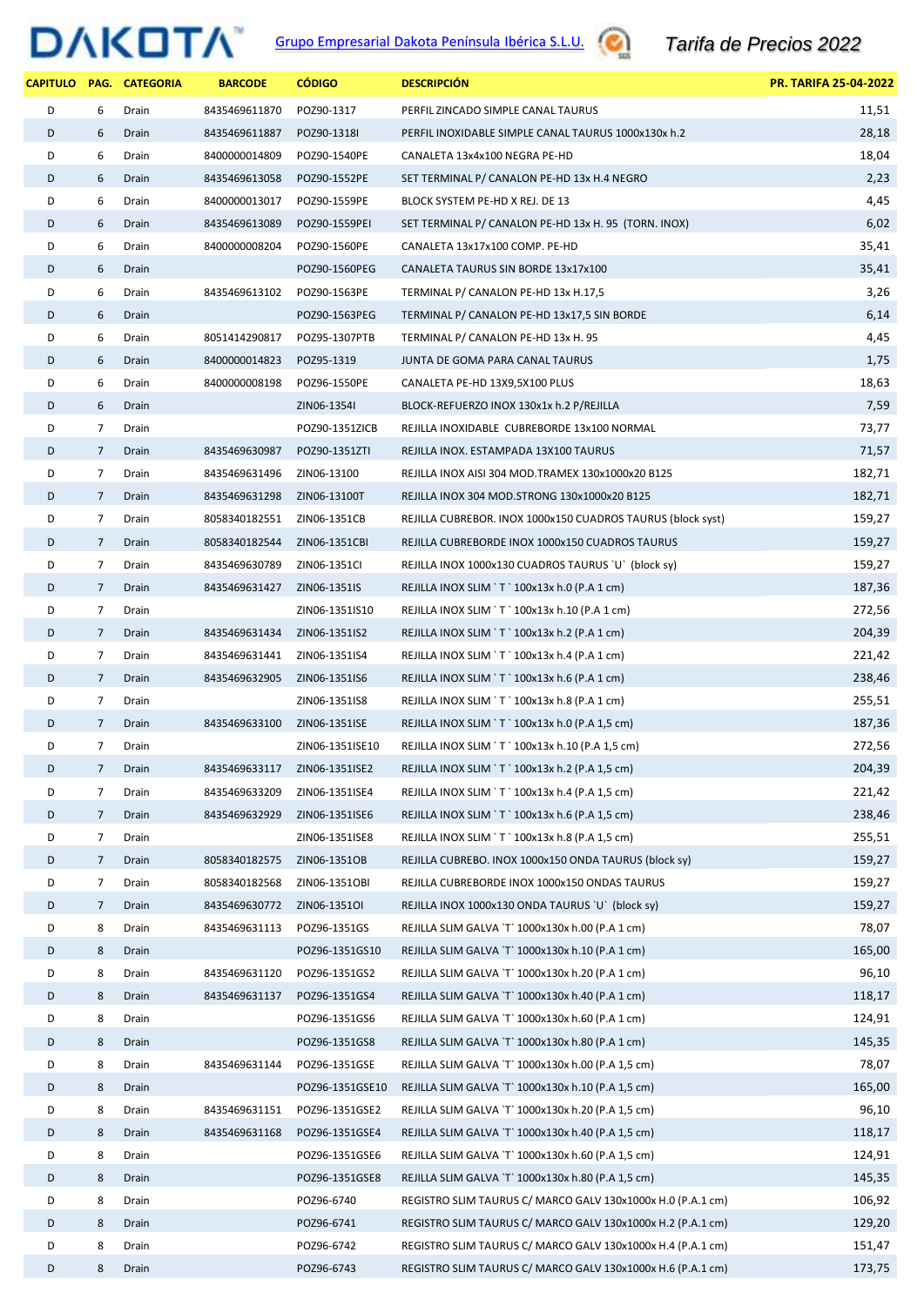# DAKOTA

Grupo Empresarial Dakota Península Ibérica S.L.U.

*Tarifa de Precios 2022*

| CAPITULO | PAG. | CATEGORIA | BARCODE | CÓDIGO | DESCRIPCIÓN | PR. TARIFA 25-04-2022 |
|---|---|---|---|---|---|---|
| D | 6 | Drain | 8435469611870 | POZ90-1317 | PERFIL ZINCADO SIMPLE CANAL TAURUS | 11,51 |
| D | 6 | Drain | 8435469611887 | POZ90-1318I | PERFIL INOXIDABLE SIMPLE CANAL TAURUS 1000x130x h.2 | 28,18 |
| D | 6 | Drain | 8400000014809 | POZ90-1540PE | CANALETA 13x4x100 NEGRA PE-HD | 18,04 |
| D | 6 | Drain | 8435469613058 | POZ90-1552PE | SET TERMINAL P/ CANALON PE-HD 13x H.4 NEGRO | 2,23 |
| D | 6 | Drain | 8400000013017 | POZ90-1559PE | BLOCK SYSTEM PE-HD X REJ. DE 13 | 4,45 |
| D | 6 | Drain | 8435469613089 | POZ90-1559PEI | SET TERMINAL P/ CANALON PE-HD 13x H. 95 (TORN. INOX) | 6,02 |
| D | 6 | Drain | 8400000008204 | POZ90-1560PE | CANALETA 13x17x100 COMP. PE-HD | 35,41 |
| D | 6 | Drain | | POZ90-1560PEG | CANALETA TAURUS SIN BORDE 13x17x100 | 35,41 |
| D | 6 | Drain | 8435469613102 | POZ90-1563PE | TERMINAL P/ CANALON PE-HD 13x H.17,5 | 3,26 |
| D | 6 | Drain | | POZ90-1563PEG | TERMINAL P/ CANALON PE-HD 13x17,5 SIN BORDE | 6,14 |
| D | 6 | Drain | 8051414290817 | POZ95-1307PTB | TERMINAL P/ CANALON PE-HD 13x H. 95 | 4,45 |
| D | 6 | Drain | 8400000014823 | POZ95-1319 | JUNTA DE GOMA PARA CANAL TAURUS | 1,75 |
| D | 6 | Drain | 8400000008198 | POZ96-1550PE | CANALETA PE-HD 13X9,5X100 PLUS | 18,63 |
| D | 6 | Drain | | ZIN06-1354I | BLOCK-REFUERZO INOX 130x1x h.2 P/REJILLA | 7,59 |
| D | 7 | Drain | | POZ90-1351ZICB | REJILLA INOXIDABLE CUBREBORDE 13x100 NORMAL | 73,77 |
| D | 7 | Drain | 8435469630987 | POZ90-1351ZTI | REJILLA INOX. ESTAMPADA 13X100 TAURUS | 71,57 |
| D | 7 | Drain | 8435469631496 | ZIN06-13100 | REJILLA INOX AISI 304 MOD.TRAMEX 130x1000x20 B125 | 182,71 |
| D | 7 | Drain | 8435469631298 | ZIN06-13100T | REJILLA INOX 304 MOD.STRONG 130x1000x20 B125 | 182,71 |
| D | 7 | Drain | 8058340182551 | ZIN06-1351CB | REJILLA CUBREBOR. INOX 1000x150 CUADROS TAURUS (block syst) | 159,27 |
| D | 7 | Drain | 8058340182544 | ZIN06-1351CBI | REJILLA CUBREBORDE INOX 1000x150 CUADROS TAURUS | 159,27 |
| D | 7 | Drain | 8435469630789 | ZIN06-1351CI | REJILLA INOX 1000x130 CUADROS TAURUS `U` (block sy) | 159,27 |
| D | 7 | Drain | 8435469631427 | ZIN06-1351IS | REJILLA INOX SLIM ` T ` 100x13x h.0 (P.A 1 cm) | 187,36 |
| D | 7 | Drain | | ZIN06-1351IS10 | REJILLA INOX SLIM ` T ` 100x13x h.10 (P.A 1 cm) | 272,56 |
| D | 7 | Drain | 8435469631434 | ZIN06-1351IS2 | REJILLA INOX SLIM ` T ` 100x13x h.2 (P.A 1 cm) | 204,39 |
| D | 7 | Drain | 8435469631441 | ZIN06-1351IS4 | REJILLA INOX SLIM ` T ` 100x13x h.4 (P.A 1 cm) | 221,42 |
| D | 7 | Drain | 8435469632905 | ZIN06-1351IS6 | REJILLA INOX SLIM ` T ` 100x13x h.6 (P.A 1 cm) | 238,46 |
| D | 7 | Drain | | ZIN06-1351IS8 | REJILLA INOX SLIM ` T ` 100x13x h.8 (P.A 1 cm) | 255,51 |
| D | 7 | Drain | 8435469633100 | ZIN06-1351ISE | REJILLA INOX SLIM ` T ` 100x13x h.0 (P.A 1,5 cm) | 187,36 |
| D | 7 | Drain | | ZIN06-1351ISE10 | REJILLA INOX SLIM ` T ` 100x13x h.10 (P.A 1,5 cm) | 272,56 |
| D | 7 | Drain | 8435469633117 | ZIN06-1351ISE2 | REJILLA INOX SLIM ` T ` 100x13x h.2 (P.A 1,5 cm) | 204,39 |
| D | 7 | Drain | 8435469633209 | ZIN06-1351ISE4 | REJILLA INOX SLIM ` T ` 100x13x h.4 (P.A 1,5 cm) | 221,42 |
| D | 7 | Drain | 8435469632929 | ZIN06-1351ISE6 | REJILLA INOX SLIM ` T ` 100x13x h.6 (P.A 1,5 cm) | 238,46 |
| D | 7 | Drain | | ZIN06-1351ISE8 | REJILLA INOX SLIM ` T ` 100x13x h.8 (P.A 1,5 cm) | 255,51 |
| D | 7 | Drain | 8058340182575 | ZIN06-1351OB | REJILLA CUBREBO. INOX 1000x150 ONDA TAURUS (block sy) | 159,27 |
| D | 7 | Drain | 8058340182568 | ZIN06-1351OBI | REJILLA CUBREBORDE INOX 1000x150 ONDAS TAURUS | 159,27 |
| D | 7 | Drain | 8435469630772 | ZIN06-1351OI | REJILLA INOX 1000x130 ONDA TAURUS `U` (block sy) | 159,27 |
| D | 8 | Drain | 8435469631113 | POZ96-1351GS | REJILLA SLIM GALVA `T` 1000x130x h.00 (P.A 1 cm) | 78,07 |
| D | 8 | Drain | | POZ96-1351GS10 | REJILLA SLIM GALVA `T` 1000x130x h.10 (P.A 1 cm) | 165,00 |
| D | 8 | Drain | 8435469631120 | POZ96-1351GS2 | REJILLA SLIM GALVA `T` 1000x130x h.20 (P.A 1 cm) | 96,10 |
| D | 8 | Drain | 8435469631137 | POZ96-1351GS4 | REJILLA SLIM GALVA `T` 1000x130x h.40 (P.A 1 cm) | 118,17 |
| D | 8 | Drain | | POZ96-1351GS6 | REJILLA SLIM GALVA `T` 1000x130x h.60 (P.A 1 cm) | 124,91 |
| D | 8 | Drain | | POZ96-1351GS8 | REJILLA SLIM GALVA `T` 1000x130x h.80 (P.A 1 cm) | 145,35 |
| D | 8 | Drain | 8435469631144 | POZ96-1351GSE | REJILLA SLIM GALVA `T` 1000x130x h.00 (P.A 1,5 cm) | 78,07 |
| D | 8 | Drain | | POZ96-1351GSE10 | REJILLA SLIM GALVA `T` 1000x130x h.10 (P.A 1,5 cm) | 165,00 |
| D | 8 | Drain | 8435469631151 | POZ96-1351GSE2 | REJILLA SLIM GALVA `T` 1000x130x h.20 (P.A 1,5 cm) | 96,10 |
| D | 8 | Drain | 8435469631168 | POZ96-1351GSE4 | REJILLA SLIM GALVA `T` 1000x130x h.40 (P.A 1,5 cm) | 118,17 |
| D | 8 | Drain | | POZ96-1351GSE6 | REJILLA SLIM GALVA `T` 1000x130x h.60 (P.A 1,5 cm) | 124,91 |
| D | 8 | Drain | | POZ96-1351GSE8 | REJILLA SLIM GALVA `T` 1000x130x h.80 (P.A 1,5 cm) | 145,35 |
| D | 8 | Drain | | POZ96-6740 | REGISTRO SLIM TAURUS C/ MARCO GALV 130x1000x H.0 (P.A.1 cm) | 106,92 |
| D | 8 | Drain | | POZ96-6741 | REGISTRO SLIM TAURUS C/ MARCO GALV 130x1000x H.2 (P.A.1 cm) | 129,20 |
| D | 8 | Drain | | POZ96-6742 | REGISTRO SLIM TAURUS C/ MARCO GALV 130x1000x H.4 (P.A.1 cm) | 151,47 |
| D | 8 | Drain | | POZ96-6743 | REGISTRO SLIM TAURUS C/ MARCO GALV 130x1000x H.6 (P.A.1 cm) | 173,75 |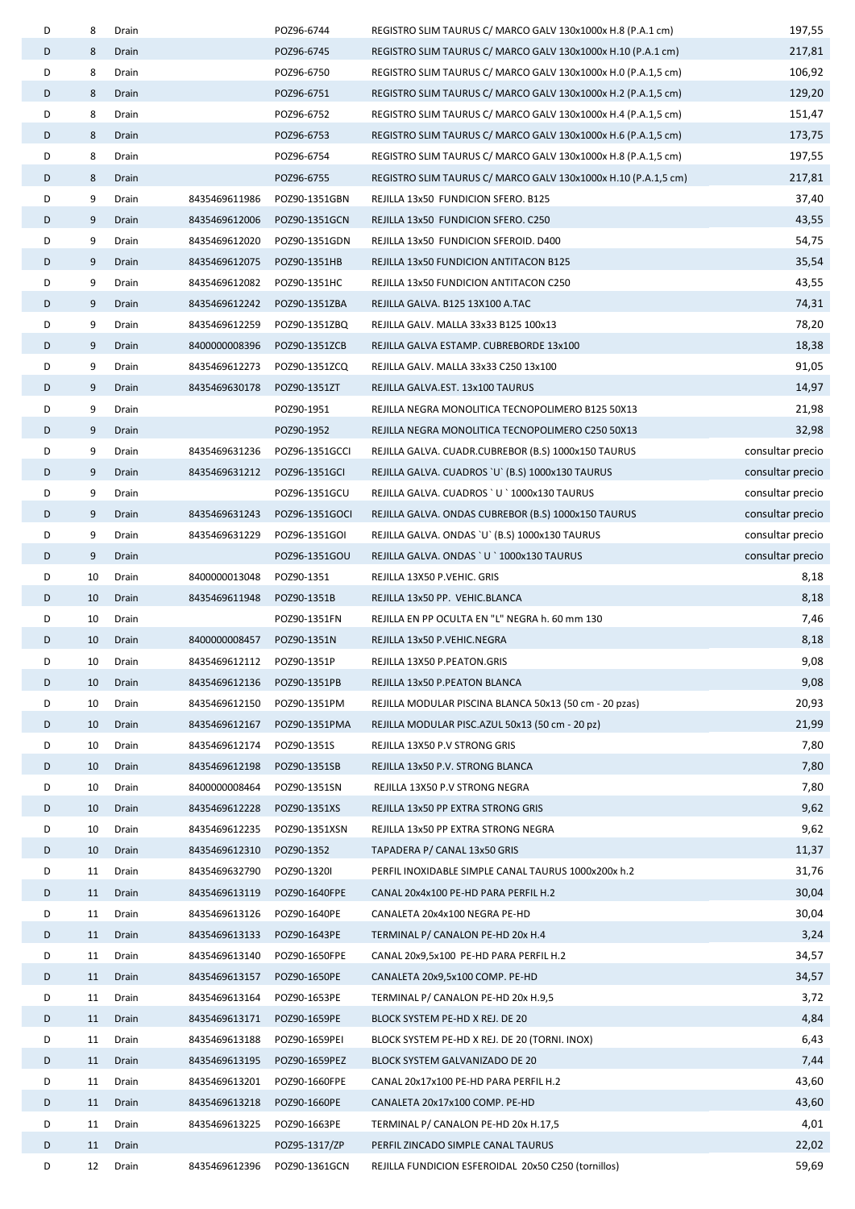| | | | | | | |
|---|---|---|---|---|---|---|
| D | 8 | Drain | | POZ96-6744 | REGISTRO SLIM TAURUS C/ MARCO GALV 130x1000x H.8 (P.A.1 cm) | 197,55 |
| D | 8 | Drain | | POZ96-6745 | REGISTRO SLIM TAURUS C/ MARCO GALV 130x1000x H.10 (P.A.1 cm) | 217,81 |
| D | 8 | Drain | | POZ96-6750 | REGISTRO SLIM TAURUS C/ MARCO GALV 130x1000x H.0 (P.A.1,5 cm) | 106,92 |
| D | 8 | Drain | | POZ96-6751 | REGISTRO SLIM TAURUS C/ MARCO GALV 130x1000x H.2 (P.A.1,5 cm) | 129,20 |
| D | 8 | Drain | | POZ96-6752 | REGISTRO SLIM TAURUS C/ MARCO GALV 130x1000x H.4 (P.A.1,5 cm) | 151,47 |
| D | 8 | Drain | | POZ96-6753 | REGISTRO SLIM TAURUS C/ MARCO GALV 130x1000x H.6 (P.A.1,5 cm) | 173,75 |
| D | 8 | Drain | | POZ96-6754 | REGISTRO SLIM TAURUS C/ MARCO GALV 130x1000x H.8 (P.A.1,5 cm) | 197,55 |
| D | 8 | Drain | | POZ96-6755 | REGISTRO SLIM TAURUS C/ MARCO GALV 130x1000x H.10 (P.A.1,5 cm) | 217,81 |
| D | 9 | Drain | 8435469611986 | POZ90-1351GBN | REJILLA 13x50 FUNDICION SFERO. B125 | 37,40 |
| D | 9 | Drain | 8435469612006 | POZ90-1351GCN | REJILLA 13x50 FUNDICION SFERO. C250 | 43,55 |
| D | 9 | Drain | 8435469612020 | POZ90-1351GDN | REJILLA 13x50 FUNDICION SFEROID. D400 | 54,75 |
| D | 9 | Drain | 8435469612075 | POZ90-1351HB | REJILLA 13x50 FUNDICION ANTITACON B125 | 35,54 |
| D | 9 | Drain | 8435469612082 | POZ90-1351HC | REJILLA 13x50 FUNDICION ANTITACON C250 | 43,55 |
| D | 9 | Drain | 8435469612242 | POZ90-1351ZBA | REJILLA GALVA. B125 13X100 A.TAC | 74,31 |
| D | 9 | Drain | 8435469612259 | POZ90-1351ZBQ | REJILLA GALV. MALLA 33x33 B125 100x13 | 78,20 |
| D | 9 | Drain | 8400000008396 | POZ90-1351ZCB | REJILLA GALVA ESTAMP. CUBREBORDE 13x100 | 18,38 |
| D | 9 | Drain | 8435469612273 | POZ90-1351ZCQ | REJILLA GALV. MALLA 33x33 C250 13x100 | 91,05 |
| D | 9 | Drain | 8435469630178 | POZ90-1351ZT | REJILLA GALVA.EST. 13x100 TAURUS | 14,97 |
| D | 9 | Drain | | POZ90-1951 | REJILLA NEGRA MONOLITICA TECNOPOLIMERO B125 50X13 | 21,98 |
| D | 9 | Drain | | POZ90-1952 | REJILLA NEGRA MONOLITICA TECNOPOLIMERO C250 50X13 | 32,98 |
| D | 9 | Drain | 8435469631236 | POZ96-1351GCCI | REJILLA GALVA. CUADR.CUBREBOR (B.S) 1000x150 TAURUS | consultar precio |
| D | 9 | Drain | 8435469631212 | POZ96-1351GCI | REJILLA GALVA. CUADROS `U` (B.S) 1000x130 TAURUS | consultar precio |
| D | 9 | Drain | | POZ96-1351GCU | REJILLA GALVA. CUADROS ` U ` 1000x130 TAURUS | consultar precio |
| D | 9 | Drain | 8435469631243 | POZ96-1351GOCI | REJILLA GALVA. ONDAS CUBREBOR (B.S) 1000x150 TAURUS | consultar precio |
| D | 9 | Drain | 8435469631229 | POZ96-1351GOI | REJILLA GALVA. ONDAS `U` (B.S) 1000x130 TAURUS | consultar precio |
| D | 9 | Drain | | POZ96-1351GOU | REJILLA GALVA. ONDAS ` U ` 1000x130 TAURUS | consultar precio |
| D | 10 | Drain | 8400000013048 | POZ90-1351 | REJILLA 13X50 P.VEHIC. GRIS | 8,18 |
| D | 10 | Drain | 8435469611948 | POZ90-1351B | REJILLA 13x50 PP. VEHIC.BLANCA | 8,18 |
| D | 10 | Drain | | POZ90-1351FN | REJILLA EN PP OCULTA EN "L" NEGRA h. 60 mm 130 | 7,46 |
| D | 10 | Drain | 8400000008457 | POZ90-1351N | REJILLA 13x50 P.VEHIC.NEGRA | 8,18 |
| D | 10 | Drain | 8435469612112 | POZ90-1351P | REJILLA 13X50 P.PEATON.GRIS | 9,08 |
| D | 10 | Drain | 8435469612136 | POZ90-1351PB | REJILLA 13x50 P.PEATON BLANCA | 9,08 |
| D | 10 | Drain | 8435469612150 | POZ90-1351PM | REJILLA MODULAR PISCINA BLANCA 50x13 (50 cm - 20 pzas) | 20,93 |
| D | 10 | Drain | 8435469612167 | POZ90-1351PMA | REJILLA MODULAR PISC.AZUL 50x13 (50 cm - 20 pz) | 21,99 |
| D | 10 | Drain | 8435469612174 | POZ90-1351S | REJILLA 13X50 P.V STRONG GRIS | 7,80 |
| D | 10 | Drain | 8435469612198 | POZ90-1351SB | REJILLA 13x50 P.V. STRONG BLANCA | 7,80 |
| D | 10 | Drain | 8400000008464 | POZ90-1351SN | REJILLA 13X50 P.V STRONG NEGRA | 7,80 |
| D | 10 | Drain | 8435469612228 | POZ90-1351XS | REJILLA 13x50 PP EXTRA STRONG GRIS | 9,62 |
| D | 10 | Drain | 8435469612235 | POZ90-1351XSN | REJILLA 13x50 PP EXTRA STRONG NEGRA | 9,62 |
| D | 10 | Drain | 8435469612310 | POZ90-1352 | TAPADERA P/ CANAL 13x50 GRIS | 11,37 |
| D | 11 | Drain | 8435469632790 | POZ90-1320I | PERFIL INOXIDABLE SIMPLE CANAL TAURUS 1000x200x h.2 | 31,76 |
| D | 11 | Drain | 8435469613119 | POZ90-1640FPE | CANAL 20x4x100 PE-HD PARA PERFIL H.2 | 30,04 |
| D | 11 | Drain | 8435469613126 | POZ90-1640PE | CANALETA 20x4x100 NEGRA PE-HD | 30,04 |
| D | 11 | Drain | 8435469613133 | POZ90-1643PE | TERMINAL P/ CANALON PE-HD 20x H.4 | 3,24 |
| D | 11 | Drain | 8435469613140 | POZ90-1650FPE | CANAL 20x9,5x100 PE-HD PARA PERFIL H.2 | 34,57 |
| D | 11 | Drain | 8435469613157 | POZ90-1650PE | CANALETA 20x9,5x100 COMP. PE-HD | 34,57 |
| D | 11 | Drain | 8435469613164 | POZ90-1653PE | TERMINAL P/ CANALON PE-HD 20x H.9,5 | 3,72 |
| D | 11 | Drain | 8435469613171 | POZ90-1659PE | BLOCK SYSTEM PE-HD X REJ. DE 20 | 4,84 |
| D | 11 | Drain | 8435469613188 | POZ90-1659PEI | BLOCK SYSTEM PE-HD X REJ. DE 20 (TORNI. INOX) | 6,43 |
| D | 11 | Drain | 8435469613195 | POZ90-1659PEZ | BLOCK SYSTEM GALVANIZADO DE 20 | 7,44 |
| D | 11 | Drain | 8435469613201 | POZ90-1660FPE | CANAL 20x17x100 PE-HD PARA PERFIL H.2 | 43,60 |
| D | 11 | Drain | 8435469613218 | POZ90-1660PE | CANALETA 20x17x100 COMP. PE-HD | 43,60 |
| D | 11 | Drain | 8435469613225 | POZ90-1663PE | TERMINAL P/ CANALON PE-HD 20x H.17,5 | 4,01 |
| D | 11 | Drain | | POZ95-1317/ZP | PERFIL ZINCADO SIMPLE CANAL TAURUS | 22,02 |
| D | 12 | Drain | 8435469612396 | POZ90-1361GCN | REJILLA FUNDICION ESFEROIDAL 20x50 C250 (tornillos) | 59,69 |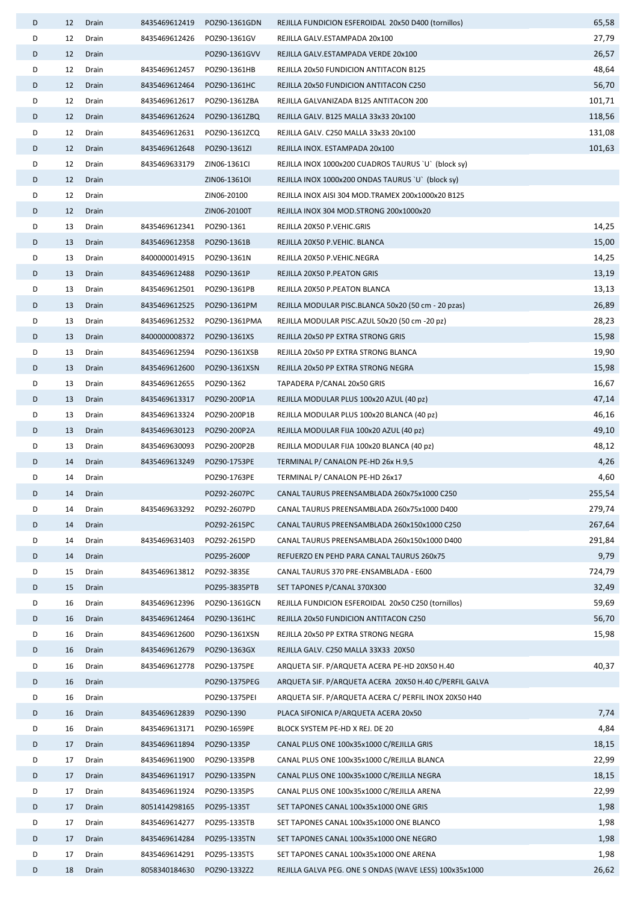| | | | | | | |
|---|---|---|---|---|---|---|
| D | 12 | Drain | 8435469612419 | POZ90-1361GDN | REJILLA FUNDICION ESFEROIDAL 20x50 D400 (tornillos) | 65,58 |
| D | 12 | Drain | 8435469612426 | POZ90-1361GV | REJILLA GALV.ESTAMPADA 20x100 | 27,79 |
| D | 12 | Drain | | POZ90-1361GVV | REJILLA GALV.ESTAMPADA VERDE 20x100 | 26,57 |
| D | 12 | Drain | 8435469612457 | POZ90-1361HB | REJILLA 20x50 FUNDICION ANTITACON B125 | 48,64 |
| D | 12 | Drain | 8435469612464 | POZ90-1361HC | REJILLA 20x50 FUNDICION ANTITACON C250 | 56,70 |
| D | 12 | Drain | 8435469612617 | POZ90-1361ZBA | REJILLA GALVANIZADA B125 ANTITACON 200 | 101,71 |
| D | 12 | Drain | 8435469612624 | POZ90-1361ZBQ | REJILLA GALV. B125 MALLA 33x33 20x100 | 118,56 |
| D | 12 | Drain | 8435469612631 | POZ90-1361ZCQ | REJILLA GALV. C250 MALLA 33x33 20x100 | 131,08 |
| D | 12 | Drain | 8435469612648 | POZ90-1361ZI | REJILLA INOX. ESTAMPADA 20x100 | 101,63 |
| D | 12 | Drain | 8435469633179 | ZIN06-1361CI | REJILLA INOX 1000x200 CUADROS TAURUS `U` (block sy) | |
| D | 12 | Drain | | ZIN06-1361OI | REJILLA INOX 1000x200 ONDAS TAURUS `U` (block sy) | |
| D | 12 | Drain | | ZIN06-20100 | REJILLA INOX AISI 304 MOD.TRAMEX 200x1000x20 B125 | |
| D | 12 | Drain | | ZIN06-20100T | REJILLA INOX 304 MOD.STRONG 200x1000x20 | |
| D | 13 | Drain | 8435469612341 | POZ90-1361 | REJILLA 20X50 P.VEHIC.GRIS | 14,25 |
| D | 13 | Drain | 8435469612358 | POZ90-1361B | REJILLA 20X50 P.VEHIC. BLANCA | 15,00 |
| D | 13 | Drain | 8400000014915 | POZ90-1361N | REJILLA 20X50 P.VEHIC.NEGRA | 14,25 |
| D | 13 | Drain | 8435469612488 | POZ90-1361P | REJILLA 20X50 P.PEATON GRIS | 13,19 |
| D | 13 | Drain | 8435469612501 | POZ90-1361PB | REJILLA 20X50 P.PEATON BLANCA | 13,13 |
| D | 13 | Drain | 8435469612525 | POZ90-1361PM | REJILLA MODULAR PISC.BLANCA 50x20 (50 cm - 20 pzas) | 26,89 |
| D | 13 | Drain | 8435469612532 | POZ90-1361PMA | REJILLA MODULAR PISC.AZUL 50x20 (50 cm -20 pz) | 28,23 |
| D | 13 | Drain | 8400000008372 | POZ90-1361XS | REJILLA 20x50 PP EXTRA STRONG GRIS | 15,98 |
| D | 13 | Drain | 8435469612594 | POZ90-1361XSB | REJILLA 20x50 PP EXTRA STRONG BLANCA | 19,90 |
| D | 13 | Drain | 8435469612600 | POZ90-1361XSN | REJILLA 20x50 PP EXTRA STRONG NEGRA | 15,98 |
| D | 13 | Drain | 8435469612655 | POZ90-1362 | TAPADERA P/CANAL 20x50 GRIS | 16,67 |
| D | 13 | Drain | 8435469613317 | POZ90-200P1A | REJILLA MODULAR PLUS 100x20 AZUL (40 pz) | 47,14 |
| D | 13 | Drain | 8435469613324 | POZ90-200P1B | REJILLA MODULAR PLUS 100x20 BLANCA (40 pz) | 46,16 |
| D | 13 | Drain | 8435469630123 | POZ90-200P2A | REJILLA MODULAR FIJA 100x20 AZUL (40 pz) | 49,10 |
| D | 13 | Drain | 8435469630093 | POZ90-200P2B | REJILLA MODULAR FIJA 100x20 BLANCA (40 pz) | 48,12 |
| D | 14 | Drain | 8435469613249 | POZ90-1753PE | TERMINAL P/ CANALON PE-HD 26x H.9,5 | 4,26 |
| D | 14 | Drain | | POZ90-1763PE | TERMINAL P/ CANALON PE-HD 26x17 | 4,60 |
| D | 14 | Drain | | POZ92-2607PC | CANAL TAURUS PREENSAMBLADA 260x75x1000 C250 | 255,54 |
| D | 14 | Drain | 8435469633292 | POZ92-2607PD | CANAL TAURUS PREENSAMBLADA 260x75x1000 D400 | 279,74 |
| D | 14 | Drain | | POZ92-2615PC | CANAL TAURUS PREENSAMBLADA 260x150x1000 C250 | 267,64 |
| D | 14 | Drain | 8435469631403 | POZ92-2615PD | CANAL TAURUS PREENSAMBLADA 260x150x1000 D400 | 291,84 |
| D | 14 | Drain | | POZ95-2600P | REFUERZO EN PEHD PARA CANAL TAURUS 260x75 | 9,79 |
| D | 15 | Drain | 8435469613812 | POZ92-3835E | CANAL TAURUS 370 PRE-ENSAMBLADA - E600 | 724,79 |
| D | 15 | Drain | | POZ95-3835PTB | SET TAPONES P/CANAL 370X300 | 32,49 |
| D | 16 | Drain | 8435469612396 | POZ90-1361GCN | REJILLA FUNDICION ESFEROIDAL 20x50 C250 (tornillos) | 59,69 |
| D | 16 | Drain | 8435469612464 | POZ90-1361HC | REJILLA 20x50 FUNDICION ANTITACON C250 | 56,70 |
| D | 16 | Drain | 8435469612600 | POZ90-1361XSN | REJILLA 20x50 PP EXTRA STRONG NEGRA | 15,98 |
| D | 16 | Drain | 8435469612679 | POZ90-1363GX | REJILLA GALV. C250 MALLA 33X33 20X50 | |
| D | 16 | Drain | 8435469612778 | POZ90-1375PE | ARQUETA SIF. P/ARQUETA ACERA PE-HD 20X50 H.40 | 40,37 |
| D | 16 | Drain | | POZ90-1375PEG | ARQUETA SIF. P/ARQUETA ACERA 20X50 H.40 C/PERFIL GALVA | |
| D | 16 | Drain | | POZ90-1375PEI | ARQUETA SIF. P/ARQUETA ACERA C/ PERFIL INOX 20X50 H40 | |
| D | 16 | Drain | 8435469612839 | POZ90-1390 | PLACA SIFONICA P/ARQUETA ACERA 20x50 | 7,74 |
| D | 16 | Drain | 8435469613171 | POZ90-1659PE | BLOCK SYSTEM PE-HD X REJ. DE 20 | 4,84 |
| D | 17 | Drain | 8435469611894 | POZ90-1335P | CANAL PLUS ONE 100x35x1000 C/REJILLA GRIS | 18,15 |
| D | 17 | Drain | 8435469611900 | POZ90-1335PB | CANAL PLUS ONE 100x35x1000 C/REJILLA BLANCA | 22,99 |
| D | 17 | Drain | 8435469611917 | POZ90-1335PN | CANAL PLUS ONE 100x35x1000 C/REJILLA NEGRA | 18,15 |
| D | 17 | Drain | 8435469611924 | POZ90-1335PS | CANAL PLUS ONE 100x35x1000 C/REJILLA ARENA | 22,99 |
| D | 17 | Drain | 8051414298165 | POZ95-1335T | SET TAPONES CANAL 100x35x1000 ONE GRIS | 1,98 |
| D | 17 | Drain | 8435469614277 | POZ95-1335TB | SET TAPONES CANAL 100x35x1000 ONE BLANCO | 1,98 |
| D | 17 | Drain | 8435469614284 | POZ95-1335TN | SET TAPONES CANAL 100x35x1000 ONE NEGRO | 1,98 |
| D | 17 | Drain | 8435469614291 | POZ95-1335TS | SET TAPONES CANAL 100x35x1000 ONE ARENA | 1,98 |
| D | 18 | Drain | 8058340184630 | POZ90-1332Z2 | REJILLA GALVA PEG. ONE S ONDAS (WAVE LESS) 100x35x1000 | 26,62 |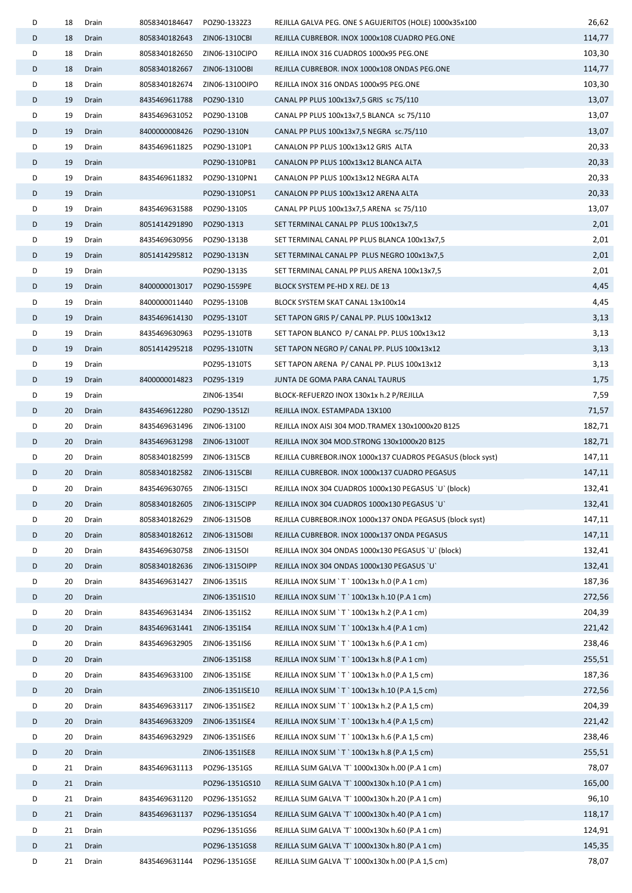| D | 18 | Drain | 8058340184647 | POZ90-1332Z3 | REJILLA GALVA PEG. ONE S AGUJERITOS (HOLE) 1000x35x100 | 26,62 |
|---|---|---|---|---|---|---|
| D | 18 | Drain | 8058340182643 | ZIN06-1310CBI | REJILLA CUBREBOR. INOX 1000x108 CUADRO PEG.ONE | 114,77 |
| D | 18 | Drain | 8058340182650 | ZIN06-1310CIPO | REJILLA INOX 316 CUADROS 1000x95 PEG.ONE | 103,30 |
| D | 18 | Drain | 8058340182667 | ZIN06-1310OBI | REJILLA CUBREBOR. INOX 1000x108 ONDAS PEG.ONE | 114,77 |
| D | 18 | Drain | 8058340182674 | ZIN06-1310OIPO | REJILLA INOX 316 ONDAS 1000x95 PEG.ONE | 103,30 |
| D | 19 | Drain | 8435469611788 | POZ90-1310 | CANAL PP PLUS 100x13x7,5 GRIS sc 75/110 | 13,07 |
| D | 19 | Drain | 8435469631052 | POZ90-1310B | CANAL PP PLUS 100x13x7,5 BLANCA sc 75/110 | 13,07 |
| D | 19 | Drain | 8400000008426 | POZ90-1310N | CANAL PP PLUS 100x13x7,5 NEGRA sc.75/110 | 13,07 |
| D | 19 | Drain | 8435469611825 | POZ90-1310P1 | CANALON PP PLUS 100x13x12 GRIS ALTA | 20,33 |
| D | 19 | Drain | | POZ90-1310PB1 | CANALON PP PLUS 100x13x12 BLANCA ALTA | 20,33 |
| D | 19 | Drain | 8435469611832 | POZ90-1310PN1 | CANALON PP PLUS 100x13x12 NEGRA ALTA | 20,33 |
| D | 19 | Drain | | POZ90-1310PS1 | CANALON PP PLUS 100x13x12 ARENA ALTA | 20,33 |
| D | 19 | Drain | 8435469631588 | POZ90-1310S | CANAL PP PLUS 100x13x7,5 ARENA sc 75/110 | 13,07 |
| D | 19 | Drain | 8051414291890 | POZ90-1313 | SET TERMINAL CANAL PP PLUS 100x13x7,5 | 2,01 |
| D | 19 | Drain | 8435469630956 | POZ90-1313B | SET TERMINAL CANAL PP PLUS BLANCA 100x13x7,5 | 2,01 |
| D | 19 | Drain | 8051414295812 | POZ90-1313N | SET TERMINAL CANAL PP PLUS NEGRO 100x13x7,5 | 2,01 |
| D | 19 | Drain | | POZ90-1313S | SET TERMINAL CANAL PP PLUS ARENA 100x13x7,5 | 2,01 |
| D | 19 | Drain | 8400000013017 | POZ90-1559PE | BLOCK SYSTEM PE-HD X REJ. DE 13 | 4,45 |
| D | 19 | Drain | 8400000011440 | POZ95-1310B | BLOCK SYSTEM SKAT CANAL 13x100x14 | 4,45 |
| D | 19 | Drain | 8435469614130 | POZ95-1310T | SET TAPON GRIS P/ CANAL PP. PLUS 100x13x12 | 3,13 |
| D | 19 | Drain | 8435469630963 | POZ95-1310TB | SET TAPON BLANCO P/ CANAL PP. PLUS 100x13x12 | 3,13 |
| D | 19 | Drain | 8051414295218 | POZ95-1310TN | SET TAPON NEGRO P/ CANAL PP. PLUS 100x13x12 | 3,13 |
| D | 19 | Drain | | POZ95-1310TS | SET TAPON ARENA P/ CANAL PP. PLUS 100x13x12 | 3,13 |
| D | 19 | Drain | 8400000014823 | POZ95-1319 | JUNTA DE GOMA PARA CANAL TAURUS | 1,75 |
| D | 19 | Drain | | ZIN06-1354I | BLOCK-REFUERZO INOX 130x1x h.2 P/REJILLA | 7,59 |
| D | 20 | Drain | 8435469612280 | POZ90-1351ZI | REJILLA INOX. ESTAMPADA 13X100 | 71,57 |
| D | 20 | Drain | 8435469631496 | ZIN06-13100 | REJILLA INOX AISI 304 MOD.TRAMEX 130x1000x20 B125 | 182,71 |
| D | 20 | Drain | 8435469631298 | ZIN06-13100T | REJILLA INOX 304 MOD.STRONG 130x1000x20 B125 | 182,71 |
| D | 20 | Drain | 8058340182599 | ZIN06-1315CB | REJILLA CUBREBOR.INOX 1000x137 CUADROS PEGASUS (block syst) | 147,11 |
| D | 20 | Drain | 8058340182582 | ZIN06-1315CBI | REJILLA CUBREBOR. INOX 1000x137 CUADRO PEGASUS | 147,11 |
| D | 20 | Drain | 8435469630765 | ZIN06-1315CI | REJILLA INOX 304 CUADROS 1000x130 PEGASUS `U` (block) | 132,41 |
| D | 20 | Drain | 8058340182605 | ZIN06-1315CIPP | REJILLA INOX 304 CUADROS 1000x130 PEGASUS `U` | 132,41 |
| D | 20 | Drain | 8058340182629 | ZIN06-1315OB | REJILLA CUBREBOR.INOX 1000x137 ONDA PEGASUS (block syst) | 147,11 |
| D | 20 | Drain | 8058340182612 | ZIN06-1315OBI | REJILLA CUBREBOR. INOX 1000x137 ONDA PEGASUS | 147,11 |
| D | 20 | Drain | 8435469630758 | ZIN06-1315OI | REJILLA INOX 304 ONDAS 1000x130 PEGASUS `U` (block) | 132,41 |
| D | 20 | Drain | 8058340182636 | ZIN06-1315OIPP | REJILLA INOX 304 ONDAS 1000x130 PEGASUS `U` | 132,41 |
| D | 20 | Drain | 8435469631427 | ZIN06-1351IS | REJILLA INOX SLIM ` T ` 100x13x h.0 (P.A 1 cm) | 187,36 |
| D | 20 | Drain | | ZIN06-1351IS10 | REJILLA INOX SLIM ` T ` 100x13x h.10 (P.A 1 cm) | 272,56 |
| D | 20 | Drain | 8435469631434 | ZIN06-1351IS2 | REJILLA INOX SLIM ` T ` 100x13x h.2 (P.A 1 cm) | 204,39 |
| D | 20 | Drain | 8435469631441 | ZIN06-1351IS4 | REJILLA INOX SLIM ` T ` 100x13x h.4 (P.A 1 cm) | 221,42 |
| D | 20 | Drain | 8435469632905 | ZIN06-1351IS6 | REJILLA INOX SLIM ` T ` 100x13x h.6 (P.A 1 cm) | 238,46 |
| D | 20 | Drain | | ZIN06-1351IS8 | REJILLA INOX SLIM ` T ` 100x13x h.8 (P.A 1 cm) | 255,51 |
| D | 20 | Drain | 8435469633100 | ZIN06-1351ISE | REJILLA INOX SLIM ` T ` 100x13x h.0 (P.A 1,5 cm) | 187,36 |
| D | 20 | Drain | | ZIN06-1351ISE10 | REJILLA INOX SLIM ` T ` 100x13x h.10 (P.A 1,5 cm) | 272,56 |
| D | 20 | Drain | 8435469633117 | ZIN06-1351ISE2 | REJILLA INOX SLIM ` T ` 100x13x h.2 (P.A 1,5 cm) | 204,39 |
| D | 20 | Drain | 8435469633209 | ZIN06-1351ISE4 | REJILLA INOX SLIM ` T ` 100x13x h.4 (P.A 1,5 cm) | 221,42 |
| D | 20 | Drain | 8435469632929 | ZIN06-1351ISE6 | REJILLA INOX SLIM ` T ` 100x13x h.6 (P.A 1,5 cm) | 238,46 |
| D | 20 | Drain | | ZIN06-1351ISE8 | REJILLA INOX SLIM ` T ` 100x13x h.8 (P.A 1,5 cm) | 255,51 |
| D | 21 | Drain | 8435469631113 | POZ96-1351GS | REJILLA SLIM GALVA `T` 1000x130x h.00 (P.A 1 cm) | 78,07 |
| D | 21 | Drain | | POZ96-1351GS10 | REJILLA SLIM GALVA `T` 1000x130x h.10 (P.A 1 cm) | 165,00 |
| D | 21 | Drain | 8435469631120 | POZ96-1351GS2 | REJILLA SLIM GALVA `T` 1000x130x h.20 (P.A 1 cm) | 96,10 |
| D | 21 | Drain | 8435469631137 | POZ96-1351GS4 | REJILLA SLIM GALVA `T` 1000x130x h.40 (P.A 1 cm) | 118,17 |
| D | 21 | Drain | | POZ96-1351GS6 | REJILLA SLIM GALVA `T` 1000x130x h.60 (P.A 1 cm) | 124,91 |
| D | 21 | Drain | | POZ96-1351GS8 | REJILLA SLIM GALVA `T` 1000x130x h.80 (P.A 1 cm) | 145,35 |
| D | 21 | Drain | 8435469631144 | POZ96-1351GSE | REJILLA SLIM GALVA `T` 1000x130x h.00 (P.A 1,5 cm) | 78,07 |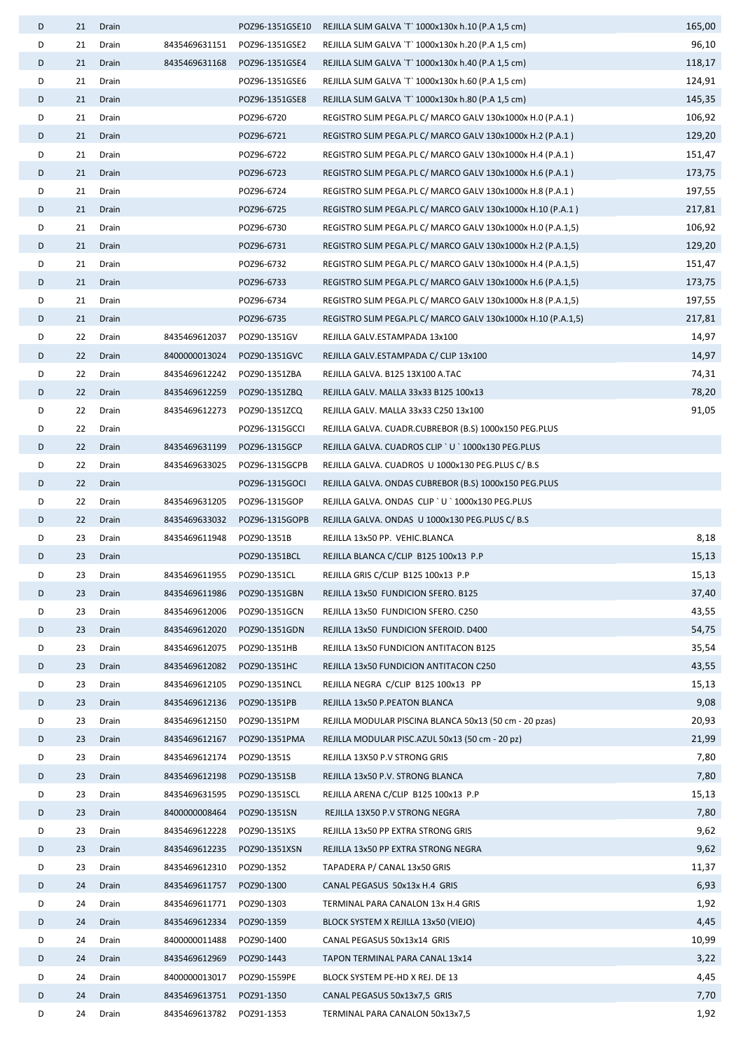| | | | | | | |
|---|---|---|---|---|---|---|
| D | 21 | Drain | | POZ96-1351GSE10 | REJILLA SLIM GALVA `T` 1000x130x h.10 (P.A 1,5 cm) | 165,00 |
| D | 21 | Drain | 8435469631151 | POZ96-1351GSE2 | REJILLA SLIM GALVA `T` 1000x130x h.20 (P.A 1,5 cm) | 96,10 |
| D | 21 | Drain | 8435469631168 | POZ96-1351GSE4 | REJILLA SLIM GALVA `T` 1000x130x h.40 (P.A 1,5 cm) | 118,17 |
| D | 21 | Drain | | POZ96-1351GSE6 | REJILLA SLIM GALVA `T` 1000x130x h.60 (P.A 1,5 cm) | 124,91 |
| D | 21 | Drain | | POZ96-1351GSE8 | REJILLA SLIM GALVA `T` 1000x130x h.80 (P.A 1,5 cm) | 145,35 |
| D | 21 | Drain | | POZ96-6720 | REGISTRO SLIM PEGA.PL C/ MARCO GALV 130x1000x H.0 (P.A.1 ) | 106,92 |
| D | 21 | Drain | | POZ96-6721 | REGISTRO SLIM PEGA.PL C/ MARCO GALV 130x1000x H.2 (P.A.1 ) | 129,20 |
| D | 21 | Drain | | POZ96-6722 | REGISTRO SLIM PEGA.PL C/ MARCO GALV 130x1000x H.4 (P.A.1 ) | 151,47 |
| D | 21 | Drain | | POZ96-6723 | REGISTRO SLIM PEGA.PL C/ MARCO GALV 130x1000x H.6 (P.A.1 ) | 173,75 |
| D | 21 | Drain | | POZ96-6724 | REGISTRO SLIM PEGA.PL C/ MARCO GALV 130x1000x H.8 (P.A.1 ) | 197,55 |
| D | 21 | Drain | | POZ96-6725 | REGISTRO SLIM PEGA.PL C/ MARCO GALV 130x1000x H.10 (P.A.1 ) | 217,81 |
| D | 21 | Drain | | POZ96-6730 | REGISTRO SLIM PEGA.PL C/ MARCO GALV 130x1000x H.0 (P.A.1,5) | 106,92 |
| D | 21 | Drain | | POZ96-6731 | REGISTRO SLIM PEGA.PL C/ MARCO GALV 130x1000x H.2 (P.A.1,5) | 129,20 |
| D | 21 | Drain | | POZ96-6732 | REGISTRO SLIM PEGA.PL C/ MARCO GALV 130x1000x H.4 (P.A.1,5) | 151,47 |
| D | 21 | Drain | | POZ96-6733 | REGISTRO SLIM PEGA.PL C/ MARCO GALV 130x1000x H.6 (P.A.1,5) | 173,75 |
| D | 21 | Drain | | POZ96-6734 | REGISTRO SLIM PEGA.PL C/ MARCO GALV 130x1000x H.8 (P.A.1,5) | 197,55 |
| D | 21 | Drain | | POZ96-6735 | REGISTRO SLIM PEGA.PL C/ MARCO GALV 130x1000x H.10 (P.A.1,5) | 217,81 |
| D | 22 | Drain | 8435469612037 | POZ90-1351GV | REJILLA GALV.ESTAMPADA 13x100 | 14,97 |
| D | 22 | Drain | 8400000013024 | POZ90-1351GVC | REJILLA GALV.ESTAMPADA C/ CLIP 13x100 | 14,97 |
| D | 22 | Drain | 8435469612242 | POZ90-1351ZBA | REJILLA GALVA. B125 13X100 A.TAC | 74,31 |
| D | 22 | Drain | 8435469612259 | POZ90-1351ZBQ | REJILLA GALV. MALLA 33x33 B125 100x13 | 78,20 |
| D | 22 | Drain | 8435469612273 | POZ90-1351ZCQ | REJILLA GALV. MALLA 33x33 C250 13x100 | 91,05 |
| D | 22 | Drain | | POZ96-1315GCCI | REJILLA GALVA. CUADR.CUBREBOR (B.S) 1000x150 PEG.PLUS | |
| D | 22 | Drain | 8435469631199 | POZ96-1315GCP | REJILLA GALVA. CUADROS CLIP ` U ` 1000x130 PEG.PLUS | |
| D | 22 | Drain | 8435469633025 | POZ96-1315GCPB | REJILLA GALVA. CUADROS U 1000x130 PEG.PLUS C/ B.S | |
| D | 22 | Drain | | POZ96-1315GOCI | REJILLA GALVA. ONDAS CUBREBOR (B.S) 1000x150 PEG.PLUS | |
| D | 22 | Drain | 8435469631205 | POZ96-1315GOP | REJILLA GALVA. ONDAS CLIP ` U ` 1000x130 PEG.PLUS | |
| D | 22 | Drain | 8435469633032 | POZ96-1315GOPB | REJILLA GALVA. ONDAS U 1000x130 PEG.PLUS C/ B.S | |
| D | 23 | Drain | 8435469611948 | POZ90-1351B | REJILLA 13x50 PP. VEHIC.BLANCA | 8,18 |
| D | 23 | Drain | | POZ90-1351BCL | REJILLA BLANCA C/CLIP B125 100x13 P.P | 15,13 |
| D | 23 | Drain | 8435469611955 | POZ90-1351CL | REJILLA GRIS C/CLIP B125 100x13 P.P | 15,13 |
| D | 23 | Drain | 8435469611986 | POZ90-1351GBN | REJILLA 13x50 FUNDICION SFERO. B125 | 37,40 |
| D | 23 | Drain | 8435469612006 | POZ90-1351GCN | REJILLA 13x50 FUNDICION SFERO. C250 | 43,55 |
| D | 23 | Drain | 8435469612020 | POZ90-1351GDN | REJILLA 13x50 FUNDICION SFEROID. D400 | 54,75 |
| D | 23 | Drain | 8435469612075 | POZ90-1351HB | REJILLA 13x50 FUNDICION ANTITACON B125 | 35,54 |
| D | 23 | Drain | 8435469612082 | POZ90-1351HC | REJILLA 13x50 FUNDICION ANTITACON C250 | 43,55 |
| D | 23 | Drain | 8435469612105 | POZ90-1351NCL | REJILLA NEGRA C/CLIP B125 100x13 PP | 15,13 |
| D | 23 | Drain | 8435469612136 | POZ90-1351PB | REJILLA 13x50 P.PEATON BLANCA | 9,08 |
| D | 23 | Drain | 8435469612150 | POZ90-1351PM | REJILLA MODULAR PISCINA BLANCA 50x13 (50 cm - 20 pzas) | 20,93 |
| D | 23 | Drain | 8435469612167 | POZ90-1351PMA | REJILLA MODULAR PISC.AZUL 50x13 (50 cm - 20 pz) | 21,99 |
| D | 23 | Drain | 8435469612174 | POZ90-1351S | REJILLA 13X50 P.V STRONG GRIS | 7,80 |
| D | 23 | Drain | 8435469612198 | POZ90-1351SB | REJILLA 13x50 P.V. STRONG BLANCA | 7,80 |
| D | 23 | Drain | 8435469631595 | POZ90-1351SCL | REJILLA ARENA C/CLIP B125 100x13 P.P | 15,13 |
| D | 23 | Drain | 8400000008464 | POZ90-1351SN | REJILLA 13X50 P.V STRONG NEGRA | 7,80 |
| D | 23 | Drain | 8435469612228 | POZ90-1351XS | REJILLA 13x50 PP EXTRA STRONG GRIS | 9,62 |
| D | 23 | Drain | 8435469612235 | POZ90-1351XSN | REJILLA 13x50 PP EXTRA STRONG NEGRA | 9,62 |
| D | 23 | Drain | 8435469612310 | POZ90-1352 | TAPADERA P/ CANAL 13x50 GRIS | 11,37 |
| D | 24 | Drain | 8435469611757 | POZ90-1300 | CANAL PEGASUS 50x13x H.4 GRIS | 6,93 |
| D | 24 | Drain | 8435469611771 | POZ90-1303 | TERMINAL PARA CANALON 13x H.4 GRIS | 1,92 |
| D | 24 | Drain | 8435469612334 | POZ90-1359 | BLOCK SYSTEM X REJILLA 13x50 (VIEJO) | 4,45 |
| D | 24 | Drain | 8400000011488 | POZ90-1400 | CANAL PEGASUS 50x13x14 GRIS | 10,99 |
| D | 24 | Drain | 8435469612969 | POZ90-1443 | TAPON TERMINAL PARA CANAL 13x14 | 3,22 |
| D | 24 | Drain | 8400000013017 | POZ90-1559PE | BLOCK SYSTEM PE-HD X REJ. DE 13 | 4,45 |
| D | 24 | Drain | 8435469613751 | POZ91-1350 | CANAL PEGASUS 50x13x7,5 GRIS | 7,70 |
| D | 24 | Drain | 8435469613782 | POZ91-1353 | TERMINAL PARA CANALON 50x13x7,5 | 1,92 |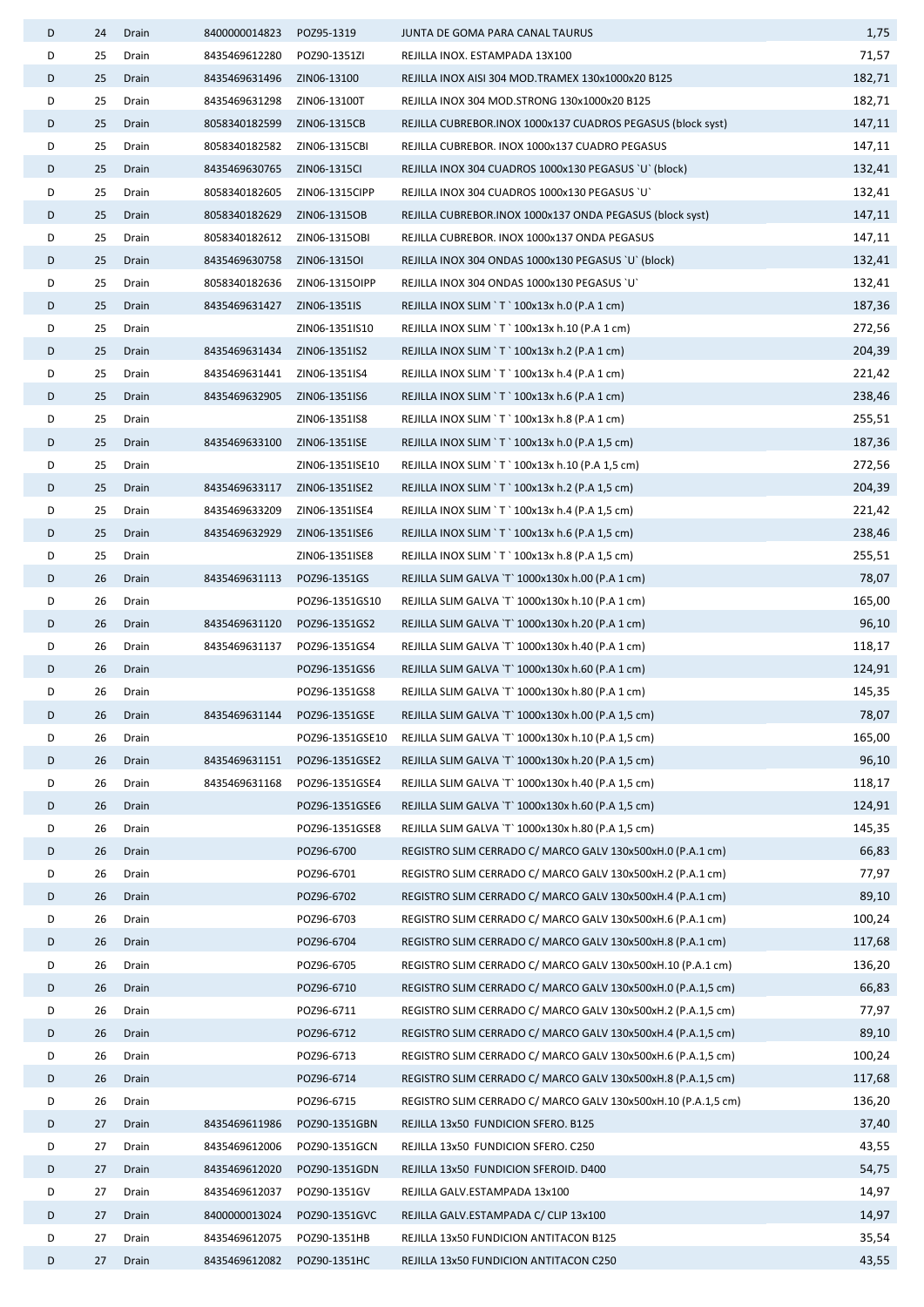| | | | | | | |
|---|---|---|---|---|---|---|
| D | 24 | Drain | 8400000014823 | POZ95-1319 | JUNTA DE GOMA PARA CANAL TAURUS | 1,75 |
| D | 25 | Drain | 8435469612280 | POZ90-1351ZI | REJILLA INOX. ESTAMPADA 13X100 | 71,57 |
| D | 25 | Drain | 8435469631496 | ZIN06-13100 | REJILLA INOX AISI 304 MOD.TRAMEX 130x1000x20 B125 | 182,71 |
| D | 25 | Drain | 8435469631298 | ZIN06-13100T | REJILLA INOX 304 MOD.STRONG 130x1000x20 B125 | 182,71 |
| D | 25 | Drain | 8058340182599 | ZIN06-1315CB | REJILLA CUBREBOR.INOX 1000x137 CUADROS PEGASUS (block syst) | 147,11 |
| D | 25 | Drain | 8058340182582 | ZIN06-1315CBI | REJILLA CUBREBOR. INOX 1000x137 CUADRO PEGASUS | 147,11 |
| D | 25 | Drain | 8435469630765 | ZIN06-1315CI | REJILLA INOX 304 CUADROS 1000x130 PEGASUS `U` (block) | 132,41 |
| D | 25 | Drain | 8058340182605 | ZIN06-1315CIPP | REJILLA INOX 304 CUADROS 1000x130 PEGASUS `U` | 132,41 |
| D | 25 | Drain | 8058340182629 | ZIN06-1315OB | REJILLA CUBREBOR.INOX 1000x137 ONDA PEGASUS (block syst) | 147,11 |
| D | 25 | Drain | 8058340182612 | ZIN06-1315OBI | REJILLA CUBREBOR. INOX 1000x137 ONDA PEGASUS | 147,11 |
| D | 25 | Drain | 8435469630758 | ZIN06-1315OI | REJILLA INOX 304 ONDAS 1000x130 PEGASUS `U` (block) | 132,41 |
| D | 25 | Drain | 8058340182636 | ZIN06-1315OIPP | REJILLA INOX 304 ONDAS 1000x130 PEGASUS `U` | 132,41 |
| D | 25 | Drain | 8435469631427 | ZIN06-1351IS | REJILLA INOX SLIM ` T ` 100x13x h.0 (P.A 1 cm) | 187,36 |
| D | 25 | Drain | | ZIN06-1351IS10 | REJILLA INOX SLIM ` T ` 100x13x h.10 (P.A 1 cm) | 272,56 |
| D | 25 | Drain | 8435469631434 | ZIN06-1351IS2 | REJILLA INOX SLIM ` T ` 100x13x h.2 (P.A 1 cm) | 204,39 |
| D | 25 | Drain | 8435469631441 | ZIN06-1351IS4 | REJILLA INOX SLIM ` T ` 100x13x h.4 (P.A 1 cm) | 221,42 |
| D | 25 | Drain | 8435469632905 | ZIN06-1351IS6 | REJILLA INOX SLIM ` T ` 100x13x h.6 (P.A 1 cm) | 238,46 |
| D | 25 | Drain | | ZIN06-1351IS8 | REJILLA INOX SLIM ` T ` 100x13x h.8 (P.A 1 cm) | 255,51 |
| D | 25 | Drain | 8435469633100 | ZIN06-1351ISE | REJILLA INOX SLIM ` T ` 100x13x h.0 (P.A 1,5 cm) | 187,36 |
| D | 25 | Drain | | ZIN06-1351ISE10 | REJILLA INOX SLIM ` T ` 100x13x h.10 (P.A 1,5 cm) | 272,56 |
| D | 25 | Drain | 8435469633117 | ZIN06-1351ISE2 | REJILLA INOX SLIM ` T ` 100x13x h.2 (P.A 1,5 cm) | 204,39 |
| D | 25 | Drain | 8435469633209 | ZIN06-1351ISE4 | REJILLA INOX SLIM ` T ` 100x13x h.4 (P.A 1,5 cm) | 221,42 |
| D | 25 | Drain | 8435469632929 | ZIN06-1351ISE6 | REJILLA INOX SLIM ` T ` 100x13x h.6 (P.A 1,5 cm) | 238,46 |
| D | 25 | Drain | | ZIN06-1351ISE8 | REJILLA INOX SLIM ` T ` 100x13x h.8 (P.A 1,5 cm) | 255,51 |
| D | 26 | Drain | 8435469631113 | POZ96-1351GS | REJILLA SLIM GALVA `T` 1000x130x h.00 (P.A 1 cm) | 78,07 |
| D | 26 | Drain | | POZ96-1351GS10 | REJILLA SLIM GALVA `T` 1000x130x h.10 (P.A 1 cm) | 165,00 |
| D | 26 | Drain | 8435469631120 | POZ96-1351GS2 | REJILLA SLIM GALVA `T` 1000x130x h.20 (P.A 1 cm) | 96,10 |
| D | 26 | Drain | 8435469631137 | POZ96-1351GS4 | REJILLA SLIM GALVA `T` 1000x130x h.40 (P.A 1 cm) | 118,17 |
| D | 26 | Drain | | POZ96-1351GS6 | REJILLA SLIM GALVA `T` 1000x130x h.60 (P.A 1 cm) | 124,91 |
| D | 26 | Drain | | POZ96-1351GS8 | REJILLA SLIM GALVA `T` 1000x130x h.80 (P.A 1 cm) | 145,35 |
| D | 26 | Drain | 8435469631144 | POZ96-1351GSE | REJILLA SLIM GALVA `T` 1000x130x h.00 (P.A 1,5 cm) | 78,07 |
| D | 26 | Drain | | POZ96-1351GSE10 | REJILLA SLIM GALVA `T` 1000x130x h.10 (P.A 1,5 cm) | 165,00 |
| D | 26 | Drain | 8435469631151 | POZ96-1351GSE2 | REJILLA SLIM GALVA `T` 1000x130x h.20 (P.A 1,5 cm) | 96,10 |
| D | 26 | Drain | 8435469631168 | POZ96-1351GSE4 | REJILLA SLIM GALVA `T` 1000x130x h.40 (P.A 1,5 cm) | 118,17 |
| D | 26 | Drain | | POZ96-1351GSE6 | REJILLA SLIM GALVA `T` 1000x130x h.60 (P.A 1,5 cm) | 124,91 |
| D | 26 | Drain | | POZ96-1351GSE8 | REJILLA SLIM GALVA `T` 1000x130x h.80 (P.A 1,5 cm) | 145,35 |
| D | 26 | Drain | | POZ96-6700 | REGISTRO SLIM CERRADO C/ MARCO GALV 130x500xH.0 (P.A.1 cm) | 66,83 |
| D | 26 | Drain | | POZ96-6701 | REGISTRO SLIM CERRADO C/ MARCO GALV 130x500xH.2 (P.A.1 cm) | 77,97 |
| D | 26 | Drain | | POZ96-6702 | REGISTRO SLIM CERRADO C/ MARCO GALV 130x500xH.4 (P.A.1 cm) | 89,10 |
| D | 26 | Drain | | POZ96-6703 | REGISTRO SLIM CERRADO C/ MARCO GALV 130x500xH.6 (P.A.1 cm) | 100,24 |
| D | 26 | Drain | | POZ96-6704 | REGISTRO SLIM CERRADO C/ MARCO GALV 130x500xH.8 (P.A.1 cm) | 117,68 |
| D | 26 | Drain | | POZ96-6705 | REGISTRO SLIM CERRADO C/ MARCO GALV 130x500xH.10 (P.A.1 cm) | 136,20 |
| D | 26 | Drain | | POZ96-6710 | REGISTRO SLIM CERRADO C/ MARCO GALV 130x500xH.0 (P.A.1,5 cm) | 66,83 |
| D | 26 | Drain | | POZ96-6711 | REGISTRO SLIM CERRADO C/ MARCO GALV 130x500xH.2 (P.A.1,5 cm) | 77,97 |
| D | 26 | Drain | | POZ96-6712 | REGISTRO SLIM CERRADO C/ MARCO GALV 130x500xH.4 (P.A.1,5 cm) | 89,10 |
| D | 26 | Drain | | POZ96-6713 | REGISTRO SLIM CERRADO C/ MARCO GALV 130x500xH.6 (P.A.1,5 cm) | 100,24 |
| D | 26 | Drain | | POZ96-6714 | REGISTRO SLIM CERRADO C/ MARCO GALV 130x500xH.8 (P.A.1,5 cm) | 117,68 |
| D | 26 | Drain | | POZ96-6715 | REGISTRO SLIM CERRADO C/ MARCO GALV 130x500xH.10 (P.A.1,5 cm) | 136,20 |
| D | 27 | Drain | 8435469611986 | POZ90-1351GBN | REJILLA 13x50 FUNDICION SFERO. B125 | 37,40 |
| D | 27 | Drain | 8435469612006 | POZ90-1351GCN | REJILLA 13x50 FUNDICION SFERO. C250 | 43,55 |
| D | 27 | Drain | 8435469612020 | POZ90-1351GDN | REJILLA 13x50 FUNDICION SFEROID. D400 | 54,75 |
| D | 27 | Drain | 8435469612037 | POZ90-1351GV | REJILLA GALV.ESTAMPADA 13x100 | 14,97 |
| D | 27 | Drain | 8400000013024 | POZ90-1351GVC | REJILLA GALV.ESTAMPADA C/ CLIP 13x100 | 14,97 |
| D | 27 | Drain | 8435469612075 | POZ90-1351HB | REJILLA 13x50 FUNDICION ANTITACON B125 | 35,54 |
| D | 27 | Drain | 8435469612082 | POZ90-1351HC | REJILLA 13x50 FUNDICION ANTITACON C250 | 43,55 |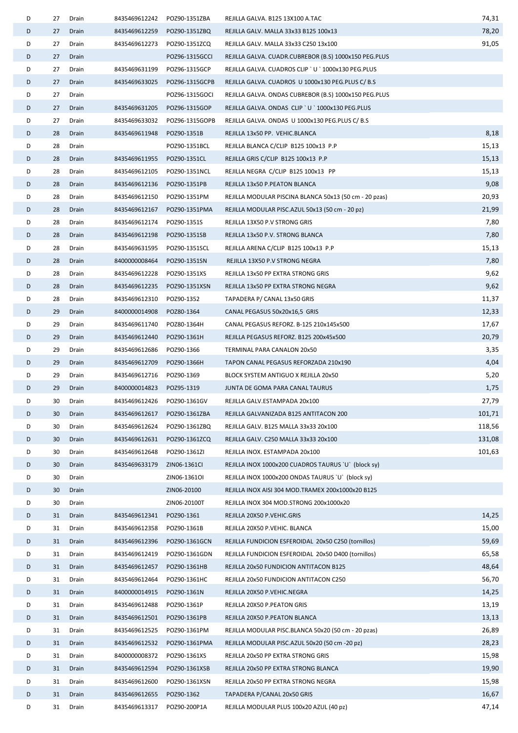| | | | | | | |
|---|---|---|---|---|---|---|
| D | 27 | Drain | 8435469612242 | POZ90-1351ZBA | REJILLA GALVA. B125 13X100 A.TAC | 74,31 |
| D | 27 | Drain | 8435469612259 | POZ90-1351ZBQ | REJILLA GALV. MALLA 33x33 B125 100x13 | 78,20 |
| D | 27 | Drain | 8435469612273 | POZ90-1351ZCQ | REJILLA GALV. MALLA 33x33 C250 13x100 | 91,05 |
| D | 27 | Drain | | POZ96-1315GCCI | REJILLA GALVA. CUADR.CUBREBOR (B.S) 1000x150 PEG.PLUS | |
| D | 27 | Drain | 8435469631199 | POZ96-1315GCP | REJILLA GALVA. CUADROS CLIP ` U ` 1000x130 PEG.PLUS | |
| D | 27 | Drain | 8435469633025 | POZ96-1315GCPB | REJILLA GALVA. CUADROS U 1000x130 PEG.PLUS C/ B.S | |
| D | 27 | Drain | | POZ96-1315GOCI | REJILLA GALVA. ONDAS CUBREBOR (B.S) 1000x150 PEG.PLUS | |
| D | 27 | Drain | 8435469631205 | POZ96-1315GOP | REJILLA GALVA. ONDAS CLIP ` U ` 1000x130 PEG.PLUS | |
| D | 27 | Drain | 8435469633032 | POZ96-1315GOPB | REJILLA GALVA. ONDAS U 1000x130 PEG.PLUS C/ B.S | |
| D | 28 | Drain | 8435469611948 | POZ90-1351B | REJILLA 13x50 PP. VEHIC.BLANCA | 8,18 |
| D | 28 | Drain | | POZ90-1351BCL | REJILLA BLANCA C/CLIP B125 100x13 P.P | 15,13 |
| D | 28 | Drain | 8435469611955 | POZ90-1351CL | REJILLA GRIS C/CLIP B125 100x13 P.P | 15,13 |
| D | 28 | Drain | 8435469612105 | POZ90-1351NCL | REJILLA NEGRA C/CLIP B125 100x13 PP | 15,13 |
| D | 28 | Drain | 8435469612136 | POZ90-1351PB | REJILLA 13x50 P.PEATON BLANCA | 9,08 |
| D | 28 | Drain | 8435469612150 | POZ90-1351PM | REJILLA MODULAR PISCINA BLANCA 50x13 (50 cm - 20 pzas) | 20,93 |
| D | 28 | Drain | 8435469612167 | POZ90-1351PMA | REJILLA MODULAR PISC.AZUL 50x13 (50 cm - 20 pz) | 21,99 |
| D | 28 | Drain | 8435469612174 | POZ90-1351S | REJILLA 13X50 P.V STRONG GRIS | 7,80 |
| D | 28 | Drain | 8435469612198 | POZ90-1351SB | REJILLA 13x50 P.V. STRONG BLANCA | 7,80 |
| D | 28 | Drain | 8435469631595 | POZ90-1351SCL | REJILLA ARENA C/CLIP B125 100x13 P.P | 15,13 |
| D | 28 | Drain | 8400000008464 | POZ90-1351SN | REJILLA 13X50 P.V STRONG NEGRA | 7,80 |
| D | 28 | Drain | 8435469612228 | POZ90-1351XS | REJILLA 13x50 PP EXTRA STRONG GRIS | 9,62 |
| D | 28 | Drain | 8435469612235 | POZ90-1351XSN | REJILLA 13x50 PP EXTRA STRONG NEGRA | 9,62 |
| D | 28 | Drain | 8435469612310 | POZ90-1352 | TAPADERA P/ CANAL 13x50 GRIS | 11,37 |
| D | 29 | Drain | 8400000014908 | POZ80-1364 | CANAL PEGASUS 50x20x16,5 GRIS | 12,33 |
| D | 29 | Drain | 8435469611740 | POZ80-1364H | CANAL PEGASUS REFORZ. B-125 210x145x500 | 17,67 |
| D | 29 | Drain | 8435469612440 | POZ90-1361H | REJILLA PEGASUS REFORZ. B125 200x45x500 | 20,79 |
| D | 29 | Drain | 8435469612686 | POZ90-1366 | TERMINAL PARA CANALON 20x50 | 3,35 |
| D | 29 | Drain | 8435469612709 | POZ90-1366H | TAPON CANAL PEGASUS REFORZADA 210x190 | 4,04 |
| D | 29 | Drain | 8435469612716 | POZ90-1369 | BLOCK SYSTEM ANTIGUO X REJILLA 20x50 | 5,20 |
| D | 29 | Drain | 8400000014823 | POZ95-1319 | JUNTA DE GOMA PARA CANAL TAURUS | 1,75 |
| D | 30 | Drain | 8435469612426 | POZ90-1361GV | REJILLA GALV.ESTAMPADA 20x100 | 27,79 |
| D | 30 | Drain | 8435469612617 | POZ90-1361ZBA | REJILLA GALVANIZADA B125 ANTITACON 200 | 101,71 |
| D | 30 | Drain | 8435469612624 | POZ90-1361ZBQ | REJILLA GALV. B125 MALLA 33x33 20x100 | 118,56 |
| D | 30 | Drain | 8435469612631 | POZ90-1361ZCQ | REJILLA GALV. C250 MALLA 33x33 20x100 | 131,08 |
| D | 30 | Drain | 8435469612648 | POZ90-1361ZI | REJILLA INOX. ESTAMPADA 20x100 | 101,63 |
| D | 30 | Drain | 8435469633179 | ZIN06-1361CI | REJILLA INOX 1000x200 CUADROS TAURUS `U` (block sy) | |
| D | 30 | Drain | | ZIN06-1361OI | REJILLA INOX 1000x200 ONDAS TAURUS `U` (block sy) | |
| D | 30 | Drain | | ZIN06-20100 | REJILLA INOX AISI 304 MOD.TRAMEX 200x1000x20 B125 | |
| D | 30 | Drain | | ZIN06-20100T | REJILLA INOX 304 MOD.STRONG 200x1000x20 | |
| D | 31 | Drain | 8435469612341 | POZ90-1361 | REJILLA 20X50 P.VEHIC.GRIS | 14,25 |
| D | 31 | Drain | 8435469612358 | POZ90-1361B | REJILLA 20X50 P.VEHIC. BLANCA | 15,00 |
| D | 31 | Drain | 8435469612396 | POZ90-1361GCN | REJILLA FUNDICION ESFEROIDAL 20x50 C250 (tornillos) | 59,69 |
| D | 31 | Drain | 8435469612419 | POZ90-1361GDN | REJILLA FUNDICION ESFEROIDAL 20x50 D400 (tornillos) | 65,58 |
| D | 31 | Drain | 8435469612457 | POZ90-1361HB | REJILLA 20x50 FUNDICION ANTITACON B125 | 48,64 |
| D | 31 | Drain | 8435469612464 | POZ90-1361HC | REJILLA 20x50 FUNDICION ANTITACON C250 | 56,70 |
| D | 31 | Drain | 8400000014915 | POZ90-1361N | REJILLA 20X50 P.VEHIC.NEGRA | 14,25 |
| D | 31 | Drain | 8435469612488 | POZ90-1361P | REJILLA 20X50 P.PEATON GRIS | 13,19 |
| D | 31 | Drain | 8435469612501 | POZ90-1361PB | REJILLA 20X50 P.PEATON BLANCA | 13,13 |
| D | 31 | Drain | 8435469612525 | POZ90-1361PM | REJILLA MODULAR PISC.BLANCA 50x20 (50 cm - 20 pzas) | 26,89 |
| D | 31 | Drain | 8435469612532 | POZ90-1361PMA | REJILLA MODULAR PISC.AZUL 50x20 (50 cm -20 pz) | 28,23 |
| D | 31 | Drain | 8400000008372 | POZ90-1361XS | REJILLA 20x50 PP EXTRA STRONG GRIS | 15,98 |
| D | 31 | Drain | 8435469612594 | POZ90-1361XSB | REJILLA 20x50 PP EXTRA STRONG BLANCA | 19,90 |
| D | 31 | Drain | 8435469612600 | POZ90-1361XSN | REJILLA 20x50 PP EXTRA STRONG NEGRA | 15,98 |
| D | 31 | Drain | 8435469612655 | POZ90-1362 | TAPADERA P/CANAL 20x50 GRIS | 16,67 |
| D | 31 | Drain | 8435469613317 | POZ90-200P1A | REJILLA MODULAR PLUS 100x20 AZUL (40 pz) | 47,14 |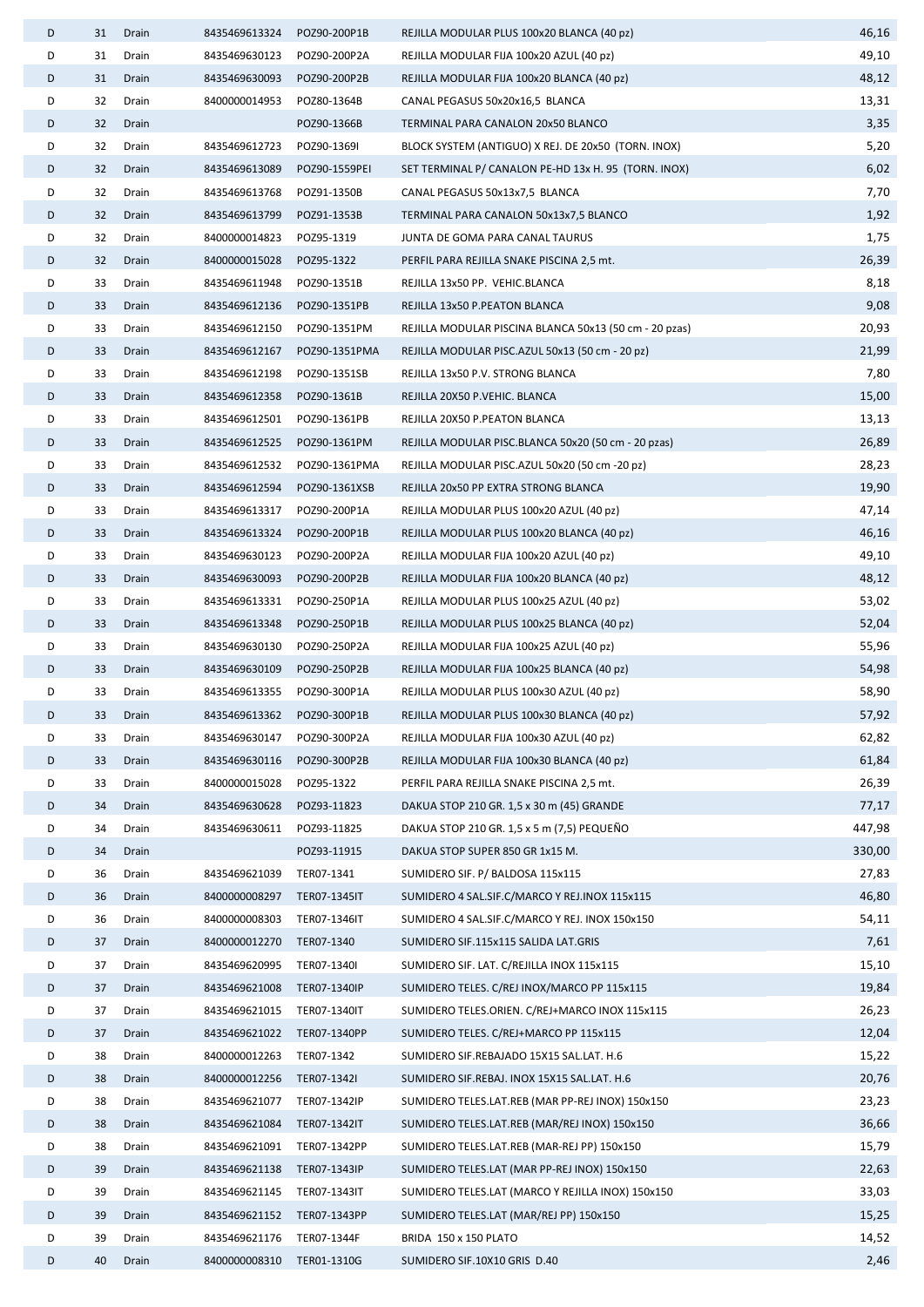| | | | | | | |
|---|---|---|---|---|---|---|
| D | 31 | Drain | 8435469613324 | POZ90-200P1B | REJILLA MODULAR PLUS 100x20 BLANCA (40 pz) | 46,16 |
| D | 31 | Drain | 8435469630123 | POZ90-200P2A | REJILLA MODULAR FIJA 100x20 AZUL (40 pz) | 49,10 |
| D | 31 | Drain | 8435469630093 | POZ90-200P2B | REJILLA MODULAR FIJA 100x20 BLANCA (40 pz) | 48,12 |
| D | 32 | Drain | 8400000014953 | POZ80-1364B | CANAL PEGASUS 50x20x16,5 BLANCA | 13,31 |
| D | 32 | Drain | | POZ90-1366B | TERMINAL PARA CANALON 20x50 BLANCO | 3,35 |
| D | 32 | Drain | 8435469612723 | POZ90-1369I | BLOCK SYSTEM (ANTIGUO) X REJ. DE 20x50 (TORN. INOX) | 5,20 |
| D | 32 | Drain | 8435469613089 | POZ90-1559PEI | SET TERMINAL P/ CANALON PE-HD 13x H. 95 (TORN. INOX) | 6,02 |
| D | 32 | Drain | 8435469613768 | POZ91-1350B | CANAL PEGASUS 50x13x7,5 BLANCA | 7,70 |
| D | 32 | Drain | 8435469613799 | POZ91-1353B | TERMINAL PARA CANALON 50x13x7,5 BLANCO | 1,92 |
| D | 32 | Drain | 8400000014823 | POZ95-1319 | JUNTA DE GOMA PARA CANAL TAURUS | 1,75 |
| D | 32 | Drain | 8400000015028 | POZ95-1322 | PERFIL PARA REJILLA SNAKE PISCINA 2,5 mt. | 26,39 |
| D | 33 | Drain | 8435469611948 | POZ90-1351B | REJILLA 13x50 PP. VEHIC.BLANCA | 8,18 |
| D | 33 | Drain | 8435469612136 | POZ90-1351PB | REJILLA 13x50 P.PEATON BLANCA | 9,08 |
| D | 33 | Drain | 8435469612150 | POZ90-1351PM | REJILLA MODULAR PISCINA BLANCA 50x13 (50 cm - 20 pzas) | 20,93 |
| D | 33 | Drain | 8435469612167 | POZ90-1351PMA | REJILLA MODULAR PISC.AZUL 50x13 (50 cm - 20 pz) | 21,99 |
| D | 33 | Drain | 8435469612198 | POZ90-1351SB | REJILLA 13x50 P.V. STRONG BLANCA | 7,80 |
| D | 33 | Drain | 8435469612358 | POZ90-1361B | REJILLA 20X50 P.VEHIC. BLANCA | 15,00 |
| D | 33 | Drain | 8435469612501 | POZ90-1361PB | REJILLA 20X50 P.PEATON BLANCA | 13,13 |
| D | 33 | Drain | 8435469612525 | POZ90-1361PM | REJILLA MODULAR PISC.BLANCA 50x20 (50 cm - 20 pzas) | 26,89 |
| D | 33 | Drain | 8435469612532 | POZ90-1361PMA | REJILLA MODULAR PISC.AZUL 50x20 (50 cm -20 pz) | 28,23 |
| D | 33 | Drain | 8435469612594 | POZ90-1361XSB | REJILLA 20x50 PP EXTRA STRONG BLANCA | 19,90 |
| D | 33 | Drain | 8435469613317 | POZ90-200P1A | REJILLA MODULAR PLUS 100x20 AZUL (40 pz) | 47,14 |
| D | 33 | Drain | 8435469613324 | POZ90-200P1B | REJILLA MODULAR PLUS 100x20 BLANCA (40 pz) | 46,16 |
| D | 33 | Drain | 8435469630123 | POZ90-200P2A | REJILLA MODULAR FIJA 100x20 AZUL (40 pz) | 49,10 |
| D | 33 | Drain | 8435469630093 | POZ90-200P2B | REJILLA MODULAR FIJA 100x20 BLANCA (40 pz) | 48,12 |
| D | 33 | Drain | 8435469613331 | POZ90-250P1A | REJILLA MODULAR PLUS 100x25 AZUL (40 pz) | 53,02 |
| D | 33 | Drain | 8435469613348 | POZ90-250P1B | REJILLA MODULAR PLUS 100x25 BLANCA (40 pz) | 52,04 |
| D | 33 | Drain | 8435469630130 | POZ90-250P2A | REJILLA MODULAR FIJA 100x25 AZUL (40 pz) | 55,96 |
| D | 33 | Drain | 8435469630109 | POZ90-250P2B | REJILLA MODULAR FIJA 100x25 BLANCA (40 pz) | 54,98 |
| D | 33 | Drain | 8435469613355 | POZ90-300P1A | REJILLA MODULAR PLUS 100x30 AZUL (40 pz) | 58,90 |
| D | 33 | Drain | 8435469613362 | POZ90-300P1B | REJILLA MODULAR PLUS 100x30 BLANCA (40 pz) | 57,92 |
| D | 33 | Drain | 8435469630147 | POZ90-300P2A | REJILLA MODULAR FIJA 100x30 AZUL (40 pz) | 62,82 |
| D | 33 | Drain | 8435469630116 | POZ90-300P2B | REJILLA MODULAR FIJA 100x30 BLANCA (40 pz) | 61,84 |
| D | 33 | Drain | 8400000015028 | POZ95-1322 | PERFIL PARA REJILLA SNAKE PISCINA 2,5 mt. | 26,39 |
| D | 34 | Drain | 8435469630628 | POZ93-11823 | DAKUA STOP 210 GR. 1,5 x 30 m (45) GRANDE | 77,17 |
| D | 34 | Drain | 8435469630611 | POZ93-11825 | DAKUA STOP 210 GR. 1,5 x 5 m (7,5) PEQUEÑO | 447,98 |
| D | 34 | Drain | | POZ93-11915 | DAKUA STOP SUPER 850 GR 1x15 M. | 330,00 |
| D | 36 | Drain | 8435469621039 | TER07-1341 | SUMIDERO SIF. P/ BALDOSA 115x115 | 27,83 |
| D | 36 | Drain | 8400000008297 | TER07-1345IT | SUMIDERO 4 SAL.SIF.C/MARCO Y REJ.INOX 115x115 | 46,80 |
| D | 36 | Drain | 8400000008303 | TER07-1346IT | SUMIDERO 4 SAL.SIF.C/MARCO Y REJ. INOX 150x150 | 54,11 |
| D | 37 | Drain | 8400000012270 | TER07-1340 | SUMIDERO SIF.115x115 SALIDA LAT.GRIS | 7,61 |
| D | 37 | Drain | 8435469620995 | TER07-1340I | SUMIDERO SIF. LAT. C/REJILLA INOX 115x115 | 15,10 |
| D | 37 | Drain | 8435469621008 | TER07-1340IP | SUMIDERO TELES. C/REJ INOX/MARCO PP 115x115 | 19,84 |
| D | 37 | Drain | 8435469621015 | TER07-1340IT | SUMIDERO TELES.ORIEN. C/REJ+MARCO INOX 115x115 | 26,23 |
| D | 37 | Drain | 8435469621022 | TER07-1340PP | SUMIDERO TELES. C/REJ+MARCO PP 115x115 | 12,04 |
| D | 38 | Drain | 8400000012263 | TER07-1342 | SUMIDERO SIF.REBAJADO 15X15 SAL.LAT. H.6 | 15,22 |
| D | 38 | Drain | 8400000012256 | TER07-1342I | SUMIDERO SIF.REBAJ. INOX 15X15 SAL.LAT. H.6 | 20,76 |
| D | 38 | Drain | 8435469621077 | TER07-1342IP | SUMIDERO TELES.LAT.REB (MAR PP-REJ INOX) 150x150 | 23,23 |
| D | 38 | Drain | 8435469621084 | TER07-1342IT | SUMIDERO TELES.LAT.REB (MAR/REJ INOX) 150x150 | 36,66 |
| D | 38 | Drain | 8435469621091 | TER07-1342PP | SUMIDERO TELES.LAT.REB (MAR-REJ PP) 150x150 | 15,79 |
| D | 39 | Drain | 8435469621138 | TER07-1343IP | SUMIDERO TELES.LAT (MAR PP-REJ INOX) 150x150 | 22,63 |
| D | 39 | Drain | 8435469621145 | TER07-1343IT | SUMIDERO TELES.LAT (MARCO Y REJILLA INOX) 150x150 | 33,03 |
| D | 39 | Drain | 8435469621152 | TER07-1343PP | SUMIDERO TELES.LAT (MAR/REJ PP) 150x150 | 15,25 |
| D | 39 | Drain | 8435469621176 | TER07-1344F | BRIDA 150 x 150 PLATO | 14,52 |
| D | 40 | Drain | 8400000008310 | TER01-1310G | SUMIDERO SIF.10X10 GRIS D.40 | 2,46 |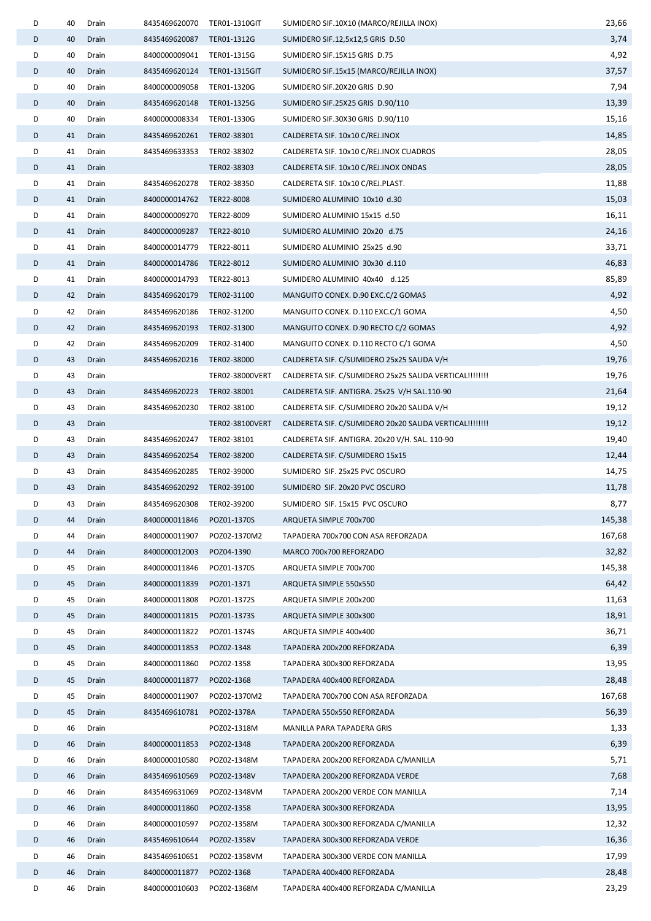| | | | | | | |
|---|---|---|---|---|---|---|
| D | 40 | Drain | 8435469620070 | TER01-1310GIT | SUMIDERO SIF.10X10 (MARCO/REJILLA INOX) | 23,66 |
| D | 40 | Drain | 8435469620087 | TER01-1312G | SUMIDERO SIF.12,5x12,5 GRIS D.50 | 3,74 |
| D | 40 | Drain | 8400000009041 | TER01-1315G | SUMIDERO SIF.15X15 GRIS D.75 | 4,92 |
| D | 40 | Drain | 8435469620124 | TER01-1315GIT | SUMIDERO SIF.15x15 (MARCO/REJILLA INOX) | 37,57 |
| D | 40 | Drain | 8400000009058 | TER01-1320G | SUMIDERO SIF.20X20 GRIS D.90 | 7,94 |
| D | 40 | Drain | 8435469620148 | TER01-1325G | SUMIDERO SIF.25X25 GRIS D.90/110 | 13,39 |
| D | 40 | Drain | 8400000008334 | TER01-1330G | SUMIDERO SIF.30X30 GRIS D.90/110 | 15,16 |
| D | 41 | Drain | 8435469620261 | TER02-38301 | CALDERETA SIF. 10x10 C/REJ.INOX | 14,85 |
| D | 41 | Drain | 8435469633353 | TER02-38302 | CALDERETA SIF. 10x10 C/REJ.INOX CUADROS | 28,05 |
| D | 41 | Drain | | TER02-38303 | CALDERETA SIF. 10x10 C/REJ.INOX ONDAS | 28,05 |
| D | 41 | Drain | 8435469620278 | TER02-38350 | CALDERETA SIF. 10x10 C/REJ.PLAST. | 11,88 |
| D | 41 | Drain | 8400000014762 | TER22-8008 | SUMIDERO ALUMINIO 10x10 d.30 | 15,03 |
| D | 41 | Drain | 8400000009270 | TER22-8009 | SUMIDERO ALUMINIO 15x15 d.50 | 16,11 |
| D | 41 | Drain | 8400000009287 | TER22-8010 | SUMIDERO ALUMINIO 20x20 d.75 | 24,16 |
| D | 41 | Drain | 8400000014779 | TER22-8011 | SUMIDERO ALUMINIO 25x25 d.90 | 33,71 |
| D | 41 | Drain | 8400000014786 | TER22-8012 | SUMIDERO ALUMINIO 30x30 d.110 | 46,83 |
| D | 41 | Drain | 8400000014793 | TER22-8013 | SUMIDERO ALUMINIO 40x40 d.125 | 85,89 |
| D | 42 | Drain | 8435469620179 | TER02-31100 | MANGUITO CONEX. D.90 EXC.C/2 GOMAS | 4,92 |
| D | 42 | Drain | 8435469620186 | TER02-31200 | MANGUITO CONEX. D.110 EXC.C/1 GOMA | 4,50 |
| D | 42 | Drain | 8435469620193 | TER02-31300 | MANGUITO CONEX. D.90 RECTO C/2 GOMAS | 4,92 |
| D | 42 | Drain | 8435469620209 | TER02-31400 | MANGUITO CONEX. D.110 RECTO C/1 GOMA | 4,50 |
| D | 43 | Drain | 8435469620216 | TER02-38000 | CALDERETA SIF. C/SUMIDERO 25x25 SALIDA V/H | 19,76 |
| D | 43 | Drain | | TER02-38000VERT | CALDERETA SIF. C/SUMIDERO 25x25 SALIDA VERTICAL!!!!!!!! | 19,76 |
| D | 43 | Drain | 8435469620223 | TER02-38001 | CALDERETA SIF. ANTIGRA. 25x25 V/H SAL.110-90 | 21,64 |
| D | 43 | Drain | 8435469620230 | TER02-38100 | CALDERETA SIF. C/SUMIDERO 20x20 SALIDA V/H | 19,12 |
| D | 43 | Drain | | TER02-38100VERT | CALDERETA SIF. C/SUMIDERO 20x20 SALIDA VERTICAL!!!!!!!! | 19,12 |
| D | 43 | Drain | 8435469620247 | TER02-38101 | CALDERETA SIF. ANTIGRA. 20x20 V/H. SAL. 110-90 | 19,40 |
| D | 43 | Drain | 8435469620254 | TER02-38200 | CALDERETA SIF. C/SUMIDERO 15x15 | 12,44 |
| D | 43 | Drain | 8435469620285 | TER02-39000 | SUMIDERO SIF. 25x25 PVC OSCURO | 14,75 |
| D | 43 | Drain | 8435469620292 | TER02-39100 | SUMIDERO SIF. 20x20 PVC OSCURO | 11,78 |
| D | 43 | Drain | 8435469620308 | TER02-39200 | SUMIDERO SIF. 15x15 PVC OSCURO | 8,77 |
| D | 44 | Drain | 8400000011846 | POZ01-1370S | ARQUETA SIMPLE 700x700 | 145,38 |
| D | 44 | Drain | 8400000011907 | POZ02-1370M2 | TAPADERA 700x700 CON ASA REFORZADA | 167,68 |
| D | 44 | Drain | 8400000012003 | POZ04-1390 | MARCO 700x700 REFORZADO | 32,82 |
| D | 45 | Drain | 8400000011846 | POZ01-1370S | ARQUETA SIMPLE 700x700 | 145,38 |
| D | 45 | Drain | 8400000011839 | POZ01-1371 | ARQUETA SIMPLE 550x550 | 64,42 |
| D | 45 | Drain | 8400000011808 | POZ01-1372S | ARQUETA SIMPLE 200x200 | 11,63 |
| D | 45 | Drain | 8400000011815 | POZ01-1373S | ARQUETA SIMPLE 300x300 | 18,91 |
| D | 45 | Drain | 8400000011822 | POZ01-1374S | ARQUETA SIMPLE 400x400 | 36,71 |
| D | 45 | Drain | 8400000011853 | POZ02-1348 | TAPADERA 200x200 REFORZADA | 6,39 |
| D | 45 | Drain | 8400000011860 | POZ02-1358 | TAPADERA 300x300 REFORZADA | 13,95 |
| D | 45 | Drain | 8400000011877 | POZ02-1368 | TAPADERA 400x400 REFORZADA | 28,48 |
| D | 45 | Drain | 8400000011907 | POZ02-1370M2 | TAPADERA 700x700 CON ASA REFORZADA | 167,68 |
| D | 45 | Drain | 8435469610781 | POZ02-1378A | TAPADERA 550x550 REFORZADA | 56,39 |
| D | 46 | Drain | | POZ02-1318M | MANILLA PARA TAPADERA GRIS | 1,33 |
| D | 46 | Drain | 8400000011853 | POZ02-1348 | TAPADERA 200x200 REFORZADA | 6,39 |
| D | 46 | Drain | 8400000010580 | POZ02-1348M | TAPADERA 200x200 REFORZADA C/MANILLA | 5,71 |
| D | 46 | Drain | 8435469610569 | POZ02-1348V | TAPADERA 200x200 REFORZADA VERDE | 7,68 |
| D | 46 | Drain | 8435469631069 | POZ02-1348VM | TAPADERA 200x200 VERDE CON MANILLA | 7,14 |
| D | 46 | Drain | 8400000011860 | POZ02-1358 | TAPADERA 300x300 REFORZADA | 13,95 |
| D | 46 | Drain | 8400000010597 | POZ02-1358M | TAPADERA 300x300 REFORZADA C/MANILLA | 12,32 |
| D | 46 | Drain | 8435469610644 | POZ02-1358V | TAPADERA 300x300 REFORZADA VERDE | 16,36 |
| D | 46 | Drain | 8435469610651 | POZ02-1358VM | TAPADERA 300x300 VERDE CON MANILLA | 17,99 |
| D | 46 | Drain | 8400000011877 | POZ02-1368 | TAPADERA 400x400 REFORZADA | 28,48 |
| D | 46 | Drain | 8400000010603 | POZ02-1368M | TAPADERA 400x400 REFORZADA C/MANILLA | 23,29 |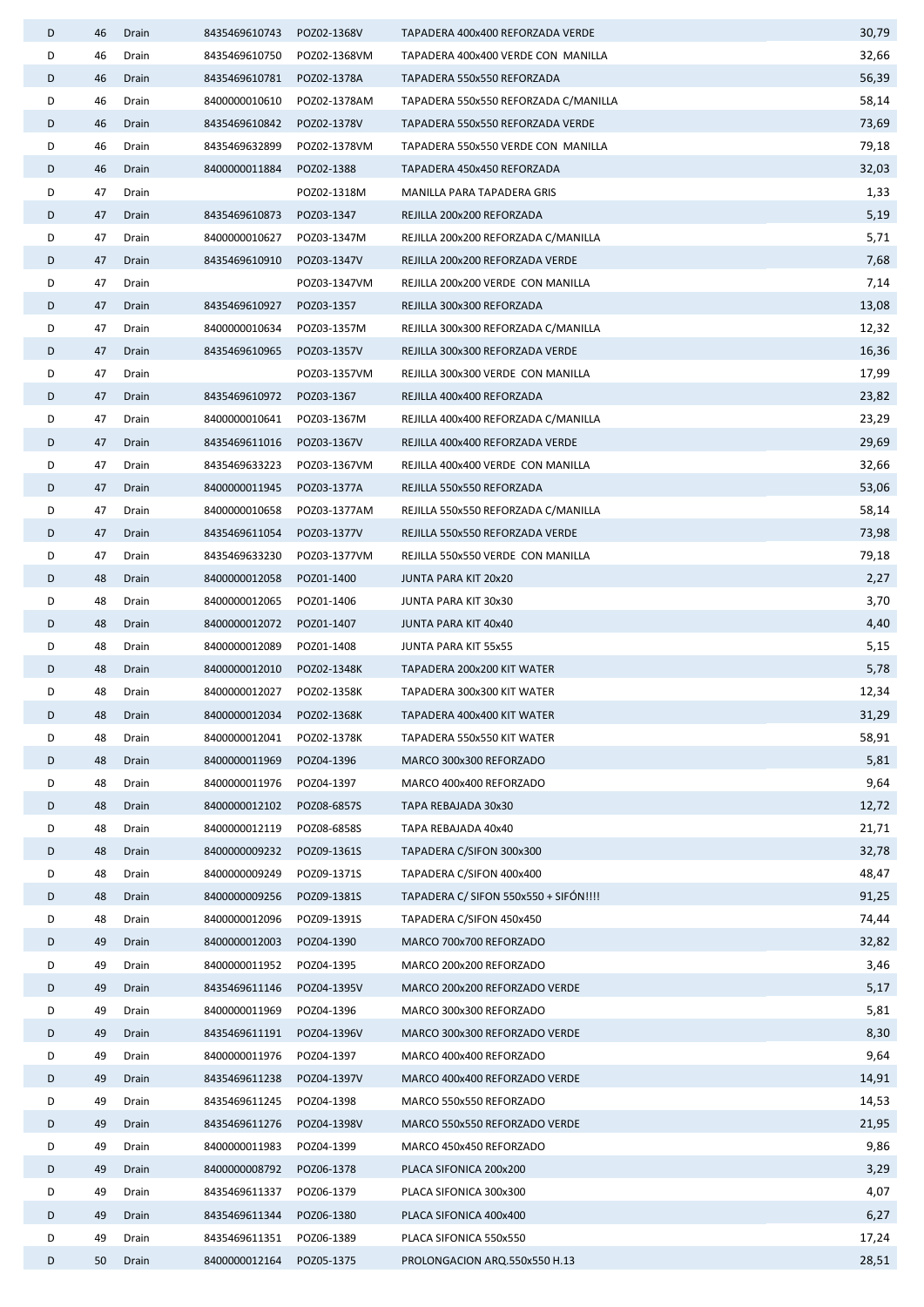| D | 46 | Drain | 8435469610743 | POZ02-1368V | TAPADERA 400x400 REFORZADA VERDE | 30,79 |
|---|---|---|---|---|---|---|
| D | 46 | Drain | 8435469610750 | POZ02-1368VM | TAPADERA 400x400 VERDE CON MANILLA | 32,66 |
| D | 46 | Drain | 8435469610781 | POZ02-1378A | TAPADERA 550x550 REFORZADA | 56,39 |
| D | 46 | Drain | 8400000010610 | POZ02-1378AM | TAPADERA 550x550 REFORZADA C/MANILLA | 58,14 |
| D | 46 | Drain | 8435469610842 | POZ02-1378V | TAPADERA 550x550 REFORZADA VERDE | 73,69 |
| D | 46 | Drain | 8435469632899 | POZ02-1378VM | TAPADERA 550x550 VERDE CON MANILLA | 79,18 |
| D | 46 | Drain | 8400000011884 | POZ02-1388 | TAPADERA 450x450 REFORZADA | 32,03 |
| D | 47 | Drain | | POZ02-1318M | MANILLA PARA TAPADERA GRIS | 1,33 |
| D | 47 | Drain | 8435469610873 | POZ03-1347 | REJILLA 200x200 REFORZADA | 5,19 |
| D | 47 | Drain | 8400000010627 | POZ03-1347M | REJILLA 200x200 REFORZADA C/MANILLA | 5,71 |
| D | 47 | Drain | 8435469610910 | POZ03-1347V | REJILLA 200x200 REFORZADA VERDE | 7,68 |
| D | 47 | Drain | | POZ03-1347VM | REJILLA 200x200 VERDE CON MANILLA | 7,14 |
| D | 47 | Drain | 8435469610927 | POZ03-1357 | REJILLA 300x300 REFORZADA | 13,08 |
| D | 47 | Drain | 8400000010634 | POZ03-1357M | REJILLA 300x300 REFORZADA C/MANILLA | 12,32 |
| D | 47 | Drain | 8435469610965 | POZ03-1357V | REJILLA 300x300 REFORZADA VERDE | 16,36 |
| D | 47 | Drain | | POZ03-1357VM | REJILLA 300x300 VERDE CON MANILLA | 17,99 |
| D | 47 | Drain | 8435469610972 | POZ03-1367 | REJILLA 400x400 REFORZADA | 23,82 |
| D | 47 | Drain | 8400000010641 | POZ03-1367M | REJILLA 400x400 REFORZADA C/MANILLA | 23,29 |
| D | 47 | Drain | 8435469611016 | POZ03-1367V | REJILLA 400x400 REFORZADA VERDE | 29,69 |
| D | 47 | Drain | 8435469633223 | POZ03-1367VM | REJILLA 400x400 VERDE CON MANILLA | 32,66 |
| D | 47 | Drain | 8400000011945 | POZ03-1377A | REJILLA 550x550 REFORZADA | 53,06 |
| D | 47 | Drain | 8400000010658 | POZ03-1377AM | REJILLA 550x550 REFORZADA C/MANILLA | 58,14 |
| D | 47 | Drain | 8435469611054 | POZ03-1377V | REJILLA 550x550 REFORZADA VERDE | 73,98 |
| D | 47 | Drain | 8435469633230 | POZ03-1377VM | REJILLA 550x550 VERDE CON MANILLA | 79,18 |
| D | 48 | Drain | 8400000012058 | POZ01-1400 | JUNTA PARA KIT 20x20 | 2,27 |
| D | 48 | Drain | 8400000012065 | POZ01-1406 | JUNTA PARA KIT 30x30 | 3,70 |
| D | 48 | Drain | 8400000012072 | POZ01-1407 | JUNTA PARA KIT 40x40 | 4,40 |
| D | 48 | Drain | 8400000012089 | POZ01-1408 | JUNTA PARA KIT 55x55 | 5,15 |
| D | 48 | Drain | 8400000012010 | POZ02-1348K | TAPADERA 200x200 KIT WATER | 5,78 |
| D | 48 | Drain | 8400000012027 | POZ02-1358K | TAPADERA 300x300 KIT WATER | 12,34 |
| D | 48 | Drain | 8400000012034 | POZ02-1368K | TAPADERA 400x400 KIT WATER | 31,29 |
| D | 48 | Drain | 8400000012041 | POZ02-1378K | TAPADERA 550x550 KIT WATER | 58,91 |
| D | 48 | Drain | 8400000011969 | POZ04-1396 | MARCO 300x300 REFORZADO | 5,81 |
| D | 48 | Drain | 8400000011976 | POZ04-1397 | MARCO 400x400 REFORZADO | 9,64 |
| D | 48 | Drain | 8400000012102 | POZ08-6857S | TAPA REBAJADA 30x30 | 12,72 |
| D | 48 | Drain | 8400000012119 | POZ08-6858S | TAPA REBAJADA 40x40 | 21,71 |
| D | 48 | Drain | 8400000009232 | POZ09-1361S | TAPADERA C/SIFON 300x300 | 32,78 |
| D | 48 | Drain | 8400000009249 | POZ09-1371S | TAPADERA C/SIFON 400x400 | 48,47 |
| D | 48 | Drain | 8400000009256 | POZ09-1381S | TAPADERA C/ SIFON 550x550 + SIFÓN!!!! | 91,25 |
| D | 48 | Drain | 8400000012096 | POZ09-1391S | TAPADERA C/SIFON 450x450 | 74,44 |
| D | 49 | Drain | 8400000012003 | POZ04-1390 | MARCO 700x700 REFORZADO | 32,82 |
| D | 49 | Drain | 8400000011952 | POZ04-1395 | MARCO 200x200 REFORZADO | 3,46 |
| D | 49 | Drain | 8435469611146 | POZ04-1395V | MARCO 200x200 REFORZADO VERDE | 5,17 |
| D | 49 | Drain | 8400000011969 | POZ04-1396 | MARCO 300x300 REFORZADO | 5,81 |
| D | 49 | Drain | 8435469611191 | POZ04-1396V | MARCO 300x300 REFORZADO VERDE | 8,30 |
| D | 49 | Drain | 8400000011976 | POZ04-1397 | MARCO 400x400 REFORZADO | 9,64 |
| D | 49 | Drain | 8435469611238 | POZ04-1397V | MARCO 400x400 REFORZADO VERDE | 14,91 |
| D | 49 | Drain | 8435469611245 | POZ04-1398 | MARCO 550x550 REFORZADO | 14,53 |
| D | 49 | Drain | 8435469611276 | POZ04-1398V | MARCO 550x550 REFORZADO VERDE | 21,95 |
| D | 49 | Drain | 8400000011983 | POZ04-1399 | MARCO 450x450 REFORZADO | 9,86 |
| D | 49 | Drain | 8400000008792 | POZ06-1378 | PLACA SIFONICA 200x200 | 3,29 |
| D | 49 | Drain | 8435469611337 | POZ06-1379 | PLACA SIFONICA 300x300 | 4,07 |
| D | 49 | Drain | 8435469611344 | POZ06-1380 | PLACA SIFONICA 400x400 | 6,27 |
| D | 49 | Drain | 8435469611351 | POZ06-1389 | PLACA SIFONICA 550x550 | 17,24 |
| D | 50 | Drain | 8400000012164 | POZ05-1375 | PROLONGACION ARQ.550x550 H.13 | 28,51 |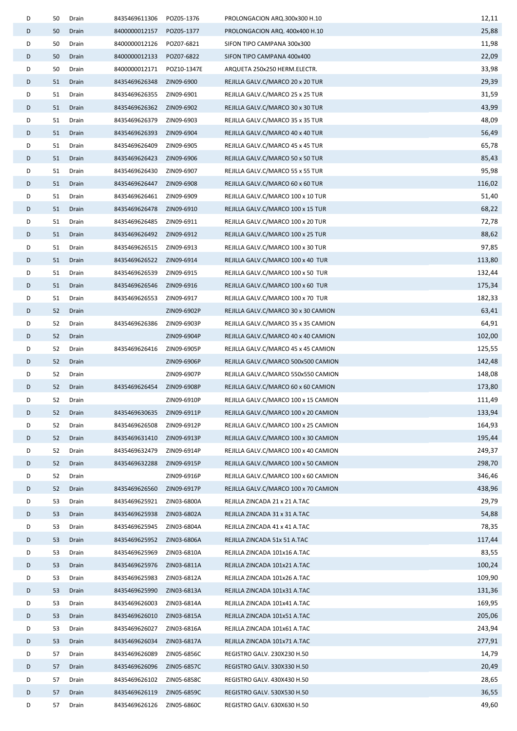| | | | | | | |
|---|---|---|---|---|---|---|
| D | 50 | Drain | 8435469611306 | POZ05-1376 | PROLONGACION ARQ.300x300 H.10 | 12,11 |
| D | 50 | Drain | 8400000012157 | POZ05-1377 | PROLONGACION ARQ. 400x400 H.10 | 25,88 |
| D | 50 | Drain | 8400000012126 | POZ07-6821 | SIFON TIPO CAMPANA 300x300 | 11,98 |
| D | 50 | Drain | 8400000012133 | POZ07-6822 | SIFON TIPO CAMPANA 400x400 | 22,09 |
| D | 50 | Drain | 8400000012171 | POZ10-1347E | ARQUETA 250x250 HERM.ELECTR. | 33,98 |
| D | 51 | Drain | 8435469626348 | ZIN09-6900 | REJILLA GALV.C/MARCO 20 x 20 TUR | 29,39 |
| D | 51 | Drain | 8435469626355 | ZIN09-6901 | REJILLA GALV.C/MARCO 25 x 25 TUR | 31,59 |
| D | 51 | Drain | 8435469626362 | ZIN09-6902 | REJILLA GALV.C/MARCO 30 x 30 TUR | 43,99 |
| D | 51 | Drain | 8435469626379 | ZIN09-6903 | REJILLA GALV.C/MARCO 35 x 35 TUR | 48,09 |
| D | 51 | Drain | 8435469626393 | ZIN09-6904 | REJILLA GALV.C/MARCO 40 x 40 TUR | 56,49 |
| D | 51 | Drain | 8435469626409 | ZIN09-6905 | REJILLA GALV.C/MARCO 45 x 45 TUR | 65,78 |
| D | 51 | Drain | 8435469626423 | ZIN09-6906 | REJILLA GALV.C/MARCO 50 x 50 TUR | 85,43 |
| D | 51 | Drain | 8435469626430 | ZIN09-6907 | REJILLA GALV.C/MARCO 55 x 55 TUR | 95,98 |
| D | 51 | Drain | 8435469626447 | ZIN09-6908 | REJILLA GALV.C/MARCO 60 x 60 TUR | 116,02 |
| D | 51 | Drain | 8435469626461 | ZIN09-6909 | REJILLA GALV.C/MARCO 100 x 10 TUR | 51,40 |
| D | 51 | Drain | 8435469626478 | ZIN09-6910 | REJILLA GALV.C/MARCO 100 x 15 TUR | 68,22 |
| D | 51 | Drain | 8435469626485 | ZIN09-6911 | REJILLA GALV.C/MARCO 100 x 20 TUR | 72,78 |
| D | 51 | Drain | 8435469626492 | ZIN09-6912 | REJILLA GALV.C/MARCO 100 x 25 TUR | 88,62 |
| D | 51 | Drain | 8435469626515 | ZIN09-6913 | REJILLA GALV.C/MARCO 100 x 30 TUR | 97,85 |
| D | 51 | Drain | 8435469626522 | ZIN09-6914 | REJILLA GALV.C/MARCO 100 x 40 TUR | 113,80 |
| D | 51 | Drain | 8435469626539 | ZIN09-6915 | REJILLA GALV.C/MARCO 100 x 50 TUR | 132,44 |
| D | 51 | Drain | 8435469626546 | ZIN09-6916 | REJILLA GALV.C/MARCO 100 x 60 TUR | 175,34 |
| D | 51 | Drain | 8435469626553 | ZIN09-6917 | REJILLA GALV.C/MARCO 100 x 70 TUR | 182,33 |
| D | 52 | Drain | | ZIN09-6902P | REJILLA GALV.C/MARCO 30 x 30 CAMION | 63,41 |
| D | 52 | Drain | 8435469626386 | ZIN09-6903P | REJILLA GALV.C/MARCO 35 x 35 CAMION | 64,91 |
| D | 52 | Drain | | ZIN09-6904P | REJILLA GALV.C/MARCO 40 x 40 CAMION | 102,00 |
| D | 52 | Drain | 8435469626416 | ZIN09-6905P | REJILLA GALV.C/MARCO 45 x 45 CAMION | 125,55 |
| D | 52 | Drain | | ZIN09-6906P | REJILLA GALV.C/MARCO 500x500 CAMION | 142,48 |
| D | 52 | Drain | | ZIN09-6907P | REJILLA GALV.C/MARCO 550x550 CAMION | 148,08 |
| D | 52 | Drain | 8435469626454 | ZIN09-6908P | REJILLA GALV.C/MARCO 60 x 60 CAMION | 173,80 |
| D | 52 | Drain | | ZIN09-6910P | REJILLA GALV.C/MARCO 100 x 15 CAMION | 111,49 |
| D | 52 | Drain | 8435469630635 | ZIN09-6911P | REJILLA GALV.C/MARCO 100 x 20 CAMION | 133,94 |
| D | 52 | Drain | 8435469626508 | ZIN09-6912P | REJILLA GALV.C/MARCO 100 x 25 CAMION | 164,93 |
| D | 52 | Drain | 8435469631410 | ZIN09-6913P | REJILLA GALV.C/MARCO 100 x 30 CAMION | 195,44 |
| D | 52 | Drain | 8435469632479 | ZIN09-6914P | REJILLA GALV.C/MARCO 100 x 40 CAMION | 249,37 |
| D | 52 | Drain | 8435469632288 | ZIN09-6915P | REJILLA GALV.C/MARCO 100 x 50 CAMION | 298,70 |
| D | 52 | Drain | | ZIN09-6916P | REJILLA GALV.C/MARCO 100 x 60 CAMION | 346,46 |
| D | 52 | Drain | 8435469626560 | ZIN09-6917P | REJILLA GALV.C/MARCO 100 x 70 CAMION | 438,96 |
| D | 53 | Drain | 8435469625921 | ZIN03-6800A | REJILLA ZINCADA 21 x 21 A.TAC | 29,79 |
| D | 53 | Drain | 8435469625938 | ZIN03-6802A | REJILLA ZINCADA 31 x 31 A.TAC | 54,88 |
| D | 53 | Drain | 8435469625945 | ZIN03-6804A | REJILLA ZINCADA 41 x 41 A.TAC | 78,35 |
| D | 53 | Drain | 8435469625952 | ZIN03-6806A | REJILLA ZINCADA 51x 51 A.TAC | 117,44 |
| D | 53 | Drain | 8435469625969 | ZIN03-6810A | REJILLA ZINCADA 101x16 A.TAC | 83,55 |
| D | 53 | Drain | 8435469625976 | ZIN03-6811A | REJILLA ZINCADA 101x21 A.TAC | 100,24 |
| D | 53 | Drain | 8435469625983 | ZIN03-6812A | REJILLA ZINCADA 101x26 A.TAC | 109,90 |
| D | 53 | Drain | 8435469625990 | ZIN03-6813A | REJILLA ZINCADA 101x31 A.TAC | 131,36 |
| D | 53 | Drain | 8435469626003 | ZIN03-6814A | REJILLA ZINCADA 101x41 A.TAC | 169,95 |
| D | 53 | Drain | 8435469626010 | ZIN03-6815A | REJILLA ZINCADA 101x51 A.TAC | 205,06 |
| D | 53 | Drain | 8435469626027 | ZIN03-6816A | REJILLA ZINCADA 101x61 A.TAC | 243,94 |
| D | 53 | Drain | 8435469626034 | ZIN03-6817A | REJILLA ZINCADA 101x71 A.TAC | 277,91 |
| D | 57 | Drain | 8435469626089 | ZIN05-6856C | REGISTRO GALV. 230X230 H.50 | 14,79 |
| D | 57 | Drain | 8435469626096 | ZIN05-6857C | REGISTRO GALV. 330X330 H.50 | 20,49 |
| D | 57 | Drain | 8435469626102 | ZIN05-6858C | REGISTRO GALV. 430X430 H.50 | 28,65 |
| D | 57 | Drain | 8435469626119 | ZIN05-6859C | REGISTRO GALV. 530X530 H.50 | 36,55 |
| D | 57 | Drain | 8435469626126 | ZIN05-6860C | REGISTRO GALV. 630X630 H.50 | 49,60 |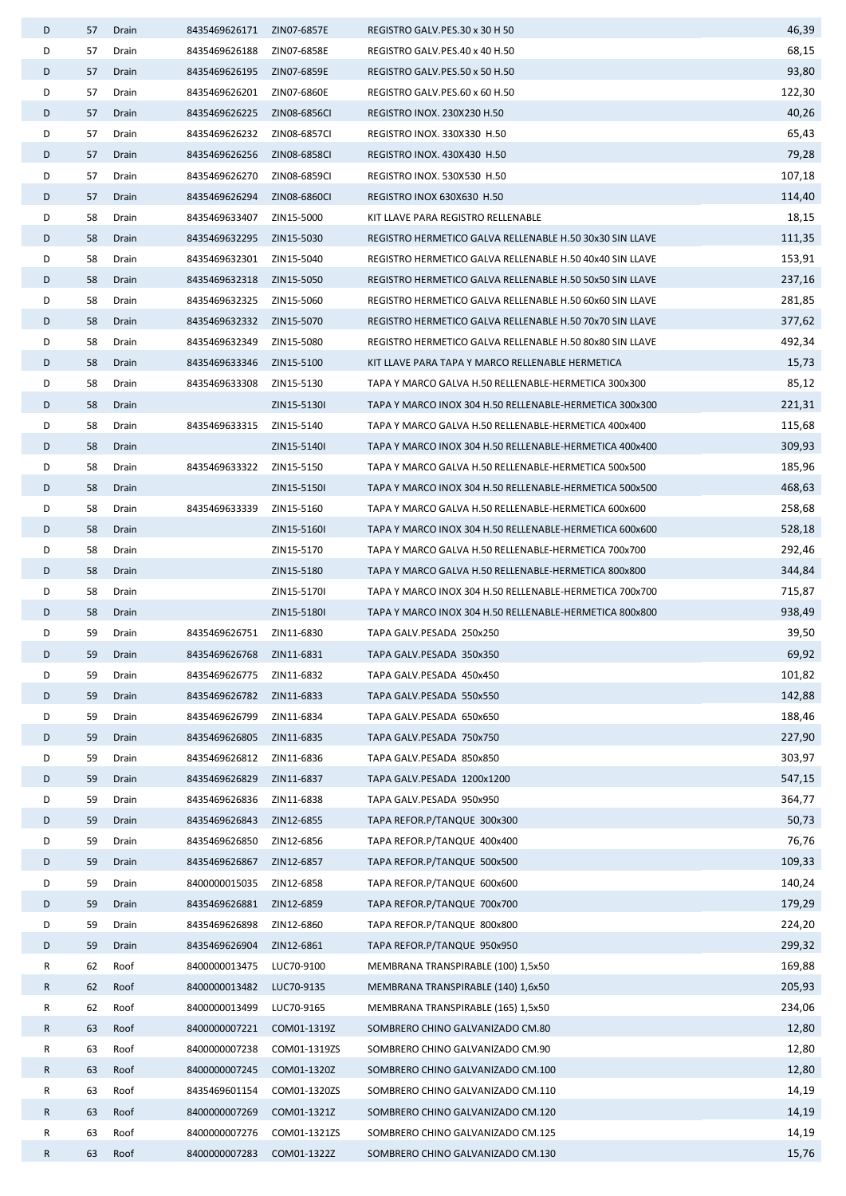| | | | | | | |
|---|---|---|---|---|---|---|
| D | 57 | Drain | 8435469626171 | ZIN07-6857E | REGISTRO GALV.PES.30 x 30 H 50 | 46,39 |
| D | 57 | Drain | 8435469626188 | ZIN07-6858E | REGISTRO GALV.PES.40 x 40 H.50 | 68,15 |
| D | 57 | Drain | 8435469626195 | ZIN07-6859E | REGISTRO GALV.PES.50 x 50 H.50 | 93,80 |
| D | 57 | Drain | 8435469626201 | ZIN07-6860E | REGISTRO GALV.PES.60 x 60 H.50 | 122,30 |
| D | 57 | Drain | 8435469626225 | ZIN08-6856CI | REGISTRO INOX. 230X230 H.50 | 40,26 |
| D | 57 | Drain | 8435469626232 | ZIN08-6857CI | REGISTRO INOX. 330X330 H.50 | 65,43 |
| D | 57 | Drain | 8435469626256 | ZIN08-6858CI | REGISTRO INOX. 430X430 H.50 | 79,28 |
| D | 57 | Drain | 8435469626270 | ZIN08-6859CI | REGISTRO INOX. 530X530 H.50 | 107,18 |
| D | 57 | Drain | 8435469626294 | ZIN08-6860CI | REGISTRO INOX 630X630 H.50 | 114,40 |
| D | 58 | Drain | 8435469633407 | ZIN15-5000 | KIT LLAVE PARA REGISTRO RELLENABLE | 18,15 |
| D | 58 | Drain | 8435469632295 | ZIN15-5030 | REGISTRO HERMETICO GALVA RELLENABLE H.50 30x30 SIN LLAVE | 111,35 |
| D | 58 | Drain | 8435469632301 | ZIN15-5040 | REGISTRO HERMETICO GALVA RELLENABLE H.50 40x40 SIN LLAVE | 153,91 |
| D | 58 | Drain | 8435469632318 | ZIN15-5050 | REGISTRO HERMETICO GALVA RELLENABLE H.50 50x50 SIN LLAVE | 237,16 |
| D | 58 | Drain | 8435469632325 | ZIN15-5060 | REGISTRO HERMETICO GALVA RELLENABLE H.50 60x60 SIN LLAVE | 281,85 |
| D | 58 | Drain | 8435469632332 | ZIN15-5070 | REGISTRO HERMETICO GALVA RELLENABLE H.50 70x70 SIN LLAVE | 377,62 |
| D | 58 | Drain | 8435469632349 | ZIN15-5080 | REGISTRO HERMETICO GALVA RELLENABLE H.50 80x80 SIN LLAVE | 492,34 |
| D | 58 | Drain | 8435469633346 | ZIN15-5100 | KIT LLAVE PARA TAPA Y MARCO RELLENABLE HERMETICA | 15,73 |
| D | 58 | Drain | 8435469633308 | ZIN15-5130 | TAPA Y MARCO GALVA H.50 RELLENABLE-HERMETICA 300x300 | 85,12 |
| D | 58 | Drain | | ZIN15-5130I | TAPA Y MARCO INOX 304 H.50 RELLENABLE-HERMETICA 300x300 | 221,31 |
| D | 58 | Drain | 8435469633315 | ZIN15-5140 | TAPA Y MARCO GALVA H.50 RELLENABLE-HERMETICA 400x400 | 115,68 |
| D | 58 | Drain | | ZIN15-5140I | TAPA Y MARCO INOX 304 H.50 RELLENABLE-HERMETICA 400x400 | 309,93 |
| D | 58 | Drain | 8435469633322 | ZIN15-5150 | TAPA Y MARCO GALVA H.50 RELLENABLE-HERMETICA 500x500 | 185,96 |
| D | 58 | Drain | | ZIN15-5150I | TAPA Y MARCO INOX 304 H.50 RELLENABLE-HERMETICA 500x500 | 468,63 |
| D | 58 | Drain | 8435469633339 | ZIN15-5160 | TAPA Y MARCO GALVA H.50 RELLENABLE-HERMETICA 600x600 | 258,68 |
| D | 58 | Drain | | ZIN15-5160I | TAPA Y MARCO INOX 304 H.50 RELLENABLE-HERMETICA 600x600 | 528,18 |
| D | 58 | Drain | | ZIN15-5170 | TAPA Y MARCO GALVA H.50 RELLENABLE-HERMETICA 700x700 | 292,46 |
| D | 58 | Drain | | ZIN15-5180 | TAPA Y MARCO GALVA H.50 RELLENABLE-HERMETICA 800x800 | 344,84 |
| D | 58 | Drain | | ZIN15-5170I | TAPA Y MARCO INOX 304 H.50 RELLENABLE-HERMETICA 700x700 | 715,87 |
| D | 58 | Drain | | ZIN15-5180I | TAPA Y MARCO INOX 304 H.50 RELLENABLE-HERMETICA 800x800 | 938,49 |
| D | 59 | Drain | 8435469626751 | ZIN11-6830 | TAPA GALV.PESADA 250x250 | 39,50 |
| D | 59 | Drain | 8435469626768 | ZIN11-6831 | TAPA GALV.PESADA 350x350 | 69,92 |
| D | 59 | Drain | 8435469626775 | ZIN11-6832 | TAPA GALV.PESADA 450x450 | 101,82 |
| D | 59 | Drain | 8435469626782 | ZIN11-6833 | TAPA GALV.PESADA 550x550 | 142,88 |
| D | 59 | Drain | 8435469626799 | ZIN11-6834 | TAPA GALV.PESADA 650x650 | 188,46 |
| D | 59 | Drain | 8435469626805 | ZIN11-6835 | TAPA GALV.PESADA 750x750 | 227,90 |
| D | 59 | Drain | 8435469626812 | ZIN11-6836 | TAPA GALV.PESADA 850x850 | 303,97 |
| D | 59 | Drain | 8435469626829 | ZIN11-6837 | TAPA GALV.PESADA 1200x1200 | 547,15 |
| D | 59 | Drain | 8435469626836 | ZIN11-6838 | TAPA GALV.PESADA 950x950 | 364,77 |
| D | 59 | Drain | 8435469626843 | ZIN12-6855 | TAPA REFOR.P/TANQUE 300x300 | 50,73 |
| D | 59 | Drain | 8435469626850 | ZIN12-6856 | TAPA REFOR.P/TANQUE 400x400 | 76,76 |
| D | 59 | Drain | 8435469626867 | ZIN12-6857 | TAPA REFOR.P/TANQUE 500x500 | 109,33 |
| D | 59 | Drain | 8400000015035 | ZIN12-6858 | TAPA REFOR.P/TANQUE 600x600 | 140,24 |
| D | 59 | Drain | 8435469626881 | ZIN12-6859 | TAPA REFOR.P/TANQUE 700x700 | 179,29 |
| D | 59 | Drain | 8435469626898 | ZIN12-6860 | TAPA REFOR.P/TANQUE 800x800 | 224,20 |
| D | 59 | Drain | 8435469626904 | ZIN12-6861 | TAPA REFOR.P/TANQUE 950x950 | 299,32 |
| R | 62 | Roof | 8400000013475 | LUC70-9100 | MEMBRANA TRANSPIRABLE (100) 1,5x50 | 169,88 |
| R | 62 | Roof | 8400000013482 | LUC70-9135 | MEMBRANA TRANSPIRABLE (140) 1,6x50 | 205,93 |
| R | 62 | Roof | 8400000013499 | LUC70-9165 | MEMBRANA TRANSPIRABLE (165) 1,5x50 | 234,06 |
| R | 63 | Roof | 8400000007221 | COM01-1319Z | SOMBRERO CHINO GALVANIZADO CM.80 | 12,80 |
| R | 63 | Roof | 8400000007238 | COM01-1319ZS | SOMBRERO CHINO GALVANIZADO CM.90 | 12,80 |
| R | 63 | Roof | 8400000007245 | COM01-1320Z | SOMBRERO CHINO GALVANIZADO CM.100 | 12,80 |
| R | 63 | Roof | 8435469601154 | COM01-1320ZS | SOMBRERO CHINO GALVANIZADO CM.110 | 14,19 |
| R | 63 | Roof | 8400000007269 | COM01-1321Z | SOMBRERO CHINO GALVANIZADO CM.120 | 14,19 |
| R | 63 | Roof | 8400000007276 | COM01-1321ZS | SOMBRERO CHINO GALVANIZADO CM.125 | 14,19 |
| R | 63 | Roof | 8400000007283 | COM01-1322Z | SOMBRERO CHINO GALVANIZADO CM.130 | 15,76 |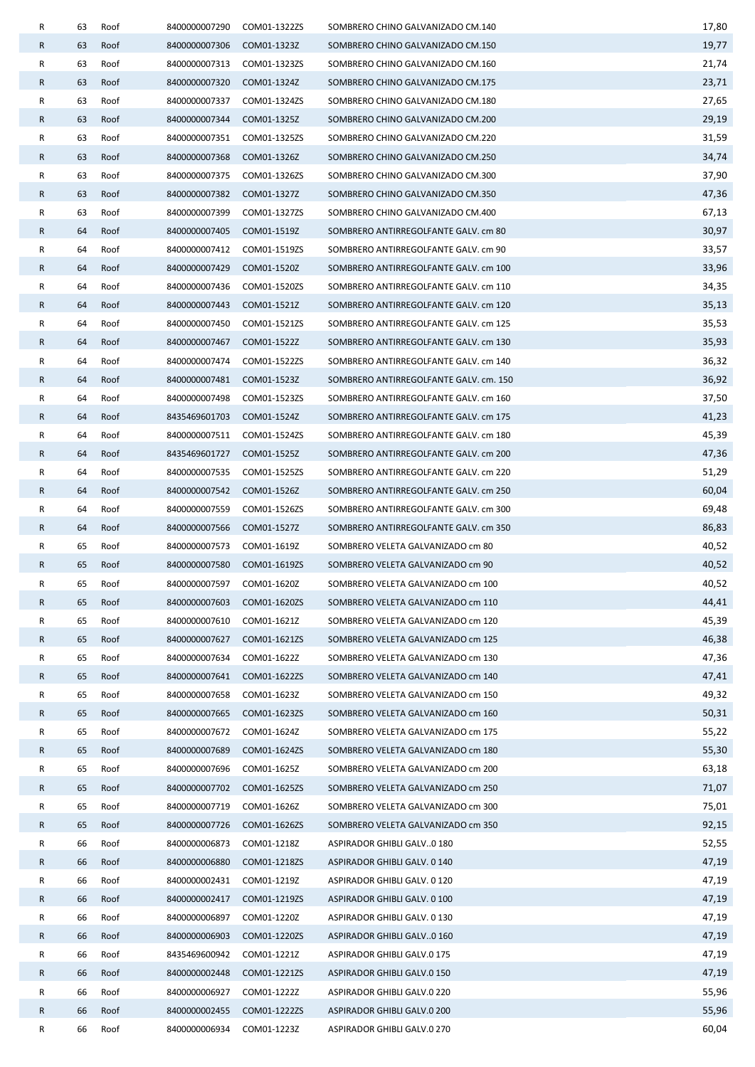| | | | | | | |
|---|---|---|---|---|---|---|
| R | 63 | Roof | 8400000007290 | COM01-1322ZS | SOMBRERO CHINO GALVANIZADO CM.140 | 17,80 |
| R | 63 | Roof | 8400000007306 | COM01-1323Z | SOMBRERO CHINO GALVANIZADO CM.150 | 19,77 |
| R | 63 | Roof | 8400000007313 | COM01-1323ZS | SOMBRERO CHINO GALVANIZADO CM.160 | 21,74 |
| R | 63 | Roof | 8400000007320 | COM01-1324Z | SOMBRERO CHINO GALVANIZADO CM.175 | 23,71 |
| R | 63 | Roof | 8400000007337 | COM01-1324ZS | SOMBRERO CHINO GALVANIZADO CM.180 | 27,65 |
| R | 63 | Roof | 8400000007344 | COM01-1325Z | SOMBRERO CHINO GALVANIZADO CM.200 | 29,19 |
| R | 63 | Roof | 8400000007351 | COM01-1325ZS | SOMBRERO CHINO GALVANIZADO CM.220 | 31,59 |
| R | 63 | Roof | 8400000007368 | COM01-1326Z | SOMBRERO CHINO GALVANIZADO CM.250 | 34,74 |
| R | 63 | Roof | 8400000007375 | COM01-1326ZS | SOMBRERO CHINO GALVANIZADO CM.300 | 37,90 |
| R | 63 | Roof | 8400000007382 | COM01-1327Z | SOMBRERO CHINO GALVANIZADO CM.350 | 47,36 |
| R | 63 | Roof | 8400000007399 | COM01-1327ZS | SOMBRERO CHINO GALVANIZADO CM.400 | 67,13 |
| R | 64 | Roof | 8400000007405 | COM01-1519Z | SOMBRERO ANTIRREGOLFANTE GALV. cm 80 | 30,97 |
| R | 64 | Roof | 8400000007412 | COM01-1519ZS | SOMBRERO ANTIRREGOLFANTE GALV. cm 90 | 33,57 |
| R | 64 | Roof | 8400000007429 | COM01-1520Z | SOMBRERO ANTIRREGOLFANTE GALV. cm 100 | 33,96 |
| R | 64 | Roof | 8400000007436 | COM01-1520ZS | SOMBRERO ANTIRREGOLFANTE GALV. cm 110 | 34,35 |
| R | 64 | Roof | 8400000007443 | COM01-1521Z | SOMBRERO ANTIRREGOLFANTE GALV. cm 120 | 35,13 |
| R | 64 | Roof | 8400000007450 | COM01-1521ZS | SOMBRERO ANTIRREGOLFANTE GALV. cm 125 | 35,53 |
| R | 64 | Roof | 8400000007467 | COM01-1522Z | SOMBRERO ANTIRREGOLFANTE GALV. cm 130 | 35,93 |
| R | 64 | Roof | 8400000007474 | COM01-1522ZS | SOMBRERO ANTIRREGOLFANTE GALV. cm 140 | 36,32 |
| R | 64 | Roof | 8400000007481 | COM01-1523Z | SOMBRERO ANTIRREGOLFANTE GALV. cm. 150 | 36,92 |
| R | 64 | Roof | 8400000007498 | COM01-1523ZS | SOMBRERO ANTIRREGOLFANTE GALV. cm 160 | 37,50 |
| R | 64 | Roof | 8435469601703 | COM01-1524Z | SOMBRERO ANTIRREGOLFANTE GALV. cm 175 | 41,23 |
| R | 64 | Roof | 8400000007511 | COM01-1524ZS | SOMBRERO ANTIRREGOLFANTE GALV. cm 180 | 45,39 |
| R | 64 | Roof | 8435469601727 | COM01-1525Z | SOMBRERO ANTIRREGOLFANTE GALV. cm 200 | 47,36 |
| R | 64 | Roof | 8400000007535 | COM01-1525ZS | SOMBRERO ANTIRREGOLFANTE GALV. cm 220 | 51,29 |
| R | 64 | Roof | 8400000007542 | COM01-1526Z | SOMBRERO ANTIRREGOLFANTE GALV. cm 250 | 60,04 |
| R | 64 | Roof | 8400000007559 | COM01-1526ZS | SOMBRERO ANTIRREGOLFANTE GALV. cm 300 | 69,48 |
| R | 64 | Roof | 8400000007566 | COM01-1527Z | SOMBRERO ANTIRREGOLFANTE GALV. cm 350 | 86,83 |
| R | 65 | Roof | 8400000007573 | COM01-1619Z | SOMBRERO VELETA GALVANIZADO cm 80 | 40,52 |
| R | 65 | Roof | 8400000007580 | COM01-1619ZS | SOMBRERO VELETA GALVANIZADO cm 90 | 40,52 |
| R | 65 | Roof | 8400000007597 | COM01-1620Z | SOMBRERO VELETA GALVANIZADO cm 100 | 40,52 |
| R | 65 | Roof | 8400000007603 | COM01-1620ZS | SOMBRERO VELETA GALVANIZADO cm 110 | 44,41 |
| R | 65 | Roof | 8400000007610 | COM01-1621Z | SOMBRERO VELETA GALVANIZADO cm 120 | 45,39 |
| R | 65 | Roof | 8400000007627 | COM01-1621ZS | SOMBRERO VELETA GALVANIZADO cm 125 | 46,38 |
| R | 65 | Roof | 8400000007634 | COM01-1622Z | SOMBRERO VELETA GALVANIZADO cm 130 | 47,36 |
| R | 65 | Roof | 8400000007641 | COM01-1622ZS | SOMBRERO VELETA GALVANIZADO cm 140 | 47,41 |
| R | 65 | Roof | 8400000007658 | COM01-1623Z | SOMBRERO VELETA GALVANIZADO cm 150 | 49,32 |
| R | 65 | Roof | 8400000007665 | COM01-1623ZS | SOMBRERO VELETA GALVANIZADO cm 160 | 50,31 |
| R | 65 | Roof | 8400000007672 | COM01-1624Z | SOMBRERO VELETA GALVANIZADO cm 175 | 55,22 |
| R | 65 | Roof | 8400000007689 | COM01-1624ZS | SOMBRERO VELETA GALVANIZADO cm 180 | 55,30 |
| R | 65 | Roof | 8400000007696 | COM01-1625Z | SOMBRERO VELETA GALVANIZADO cm 200 | 63,18 |
| R | 65 | Roof | 8400000007702 | COM01-1625ZS | SOMBRERO VELETA GALVANIZADO cm 250 | 71,07 |
| R | 65 | Roof | 8400000007719 | COM01-1626Z | SOMBRERO VELETA GALVANIZADO cm 300 | 75,01 |
| R | 65 | Roof | 8400000007726 | COM01-1626ZS | SOMBRERO VELETA GALVANIZADO cm 350 | 92,15 |
| R | 66 | Roof | 8400000006873 | COM01-1218Z | ASPIRADOR GHIBLI GALV..0 180 | 52,55 |
| R | 66 | Roof | 8400000006880 | COM01-1218ZS | ASPIRADOR GHIBLI GALV. 0 140 | 47,19 |
| R | 66 | Roof | 8400000002431 | COM01-1219Z | ASPIRADOR GHIBLI GALV. 0 120 | 47,19 |
| R | 66 | Roof | 8400000002417 | COM01-1219ZS | ASPIRADOR GHIBLI GALV. 0 100 | 47,19 |
| R | 66 | Roof | 8400000006897 | COM01-1220Z | ASPIRADOR GHIBLI GALV. 0 130 | 47,19 |
| R | 66 | Roof | 8400000006903 | COM01-1220ZS | ASPIRADOR GHIBLI GALV..0 160 | 47,19 |
| R | 66 | Roof | 8435469600942 | COM01-1221Z | ASPIRADOR GHIBLI GALV.0 175 | 47,19 |
| R | 66 | Roof | 8400000002448 | COM01-1221ZS | ASPIRADOR GHIBLI GALV.0 150 | 47,19 |
| R | 66 | Roof | 8400000006927 | COM01-1222Z | ASPIRADOR GHIBLI GALV.0 220 | 55,96 |
| R | 66 | Roof | 8400000002455 | COM01-1222ZS | ASPIRADOR GHIBLI GALV.0 200 | 55,96 |
| R | 66 | Roof | 8400000006934 | COM01-1223Z | ASPIRADOR GHIBLI GALV.0 270 | 60,04 |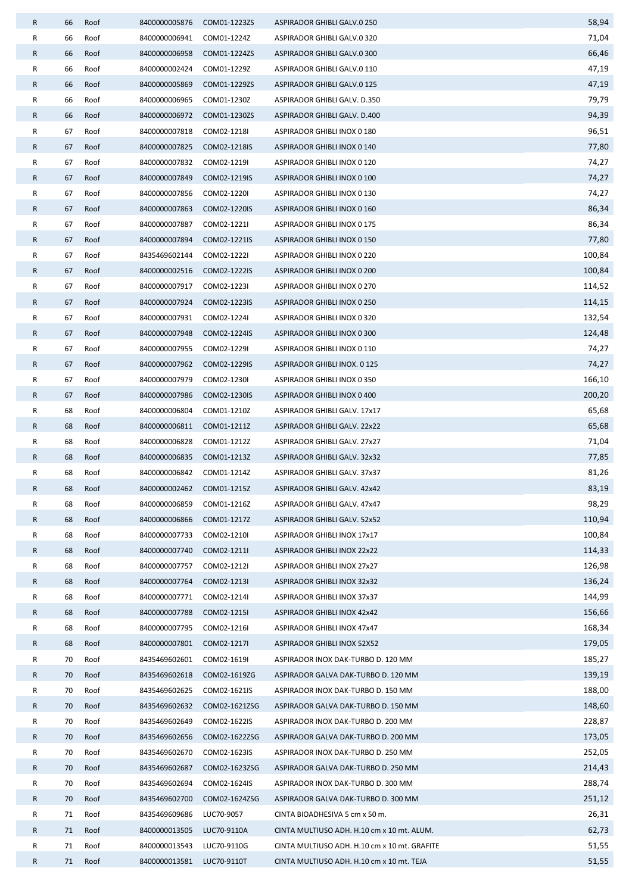| R | 66 | Roof | 8400000005876 | COM01-1223ZS | ASPIRADOR GHIBLI GALV.0 250 | 58,94 |
|---|---|---|---|---|---|---|
| R | 66 | Roof | 8400000006941 | COM01-1224Z | ASPIRADOR GHIBLI GALV.0 320 | 71,04 |
| R | 66 | Roof | 8400000006958 | COM01-1224ZS | ASPIRADOR GHIBLI GALV.0 300 | 66,46 |
| R | 66 | Roof | 8400000002424 | COM01-1229Z | ASPIRADOR GHIBLI GALV.0 110 | 47,19 |
| R | 66 | Roof | 8400000005869 | COM01-1229ZS | ASPIRADOR GHIBLI GALV.0 125 | 47,19 |
| R | 66 | Roof | 8400000006965 | COM01-1230Z | ASPIRADOR GHIBLI GALV. D.350 | 79,79 |
| R | 66 | Roof | 8400000006972 | COM01-1230ZS | ASPIRADOR GHIBLI GALV. D.400 | 94,39 |
| R | 67 | Roof | 8400000007818 | COM02-1218I | ASPIRADOR GHIBLI INOX 0 180 | 96,51 |
| R | 67 | Roof | 8400000007825 | COM02-1218IS | ASPIRADOR GHIBLI INOX 0 140 | 77,80 |
| R | 67 | Roof | 8400000007832 | COM02-1219I | ASPIRADOR GHIBLI INOX 0 120 | 74,27 |
| R | 67 | Roof | 8400000007849 | COM02-1219IS | ASPIRADOR GHIBLI INOX 0 100 | 74,27 |
| R | 67 | Roof | 8400000007856 | COM02-1220I | ASPIRADOR GHIBLI INOX 0 130 | 74,27 |
| R | 67 | Roof | 8400000007863 | COM02-1220IS | ASPIRADOR GHIBLI INOX 0 160 | 86,34 |
| R | 67 | Roof | 8400000007887 | COM02-1221I | ASPIRADOR GHIBLI INOX 0 175 | 86,34 |
| R | 67 | Roof | 8400000007894 | COM02-1221IS | ASPIRADOR GHIBLI INOX 0 150 | 77,80 |
| R | 67 | Roof | 8435469602144 | COM02-1222I | ASPIRADOR GHIBLI INOX 0 220 | 100,84 |
| R | 67 | Roof | 8400000002516 | COM02-1222IS | ASPIRADOR GHIBLI INOX 0 200 | 100,84 |
| R | 67 | Roof | 8400000007917 | COM02-1223I | ASPIRADOR GHIBLI INOX 0 270 | 114,52 |
| R | 67 | Roof | 8400000007924 | COM02-1223IS | ASPIRADOR GHIBLI INOX 0 250 | 114,15 |
| R | 67 | Roof | 8400000007931 | COM02-1224I | ASPIRADOR GHIBLI INOX 0 320 | 132,54 |
| R | 67 | Roof | 8400000007948 | COM02-1224IS | ASPIRADOR GHIBLI INOX 0 300 | 124,48 |
| R | 67 | Roof | 8400000007955 | COM02-1229I | ASPIRADOR GHIBLI INOX 0 110 | 74,27 |
| R | 67 | Roof | 8400000007962 | COM02-1229IS | ASPIRADOR GHIBLI INOX. 0 125 | 74,27 |
| R | 67 | Roof | 8400000007979 | COM02-1230I | ASPIRADOR GHIBLI INOX 0 350 | 166,10 |
| R | 67 | Roof | 8400000007986 | COM02-1230IS | ASPIRADOR GHIBLI INOX 0 400 | 200,20 |
| R | 68 | Roof | 8400000006804 | COM01-1210Z | ASPIRADOR GHIBLI GALV. 17x17 | 65,68 |
| R | 68 | Roof | 8400000006811 | COM01-1211Z | ASPIRADOR GHIBLI GALV. 22x22 | 65,68 |
| R | 68 | Roof | 8400000006828 | COM01-1212Z | ASPIRADOR GHIBLI GALV. 27x27 | 71,04 |
| R | 68 | Roof | 8400000006835 | COM01-1213Z | ASPIRADOR GHIBLI GALV. 32x32 | 77,85 |
| R | 68 | Roof | 8400000006842 | COM01-1214Z | ASPIRADOR GHIBLI GALV. 37x37 | 81,26 |
| R | 68 | Roof | 8400000002462 | COM01-1215Z | ASPIRADOR GHIBLI GALV. 42x42 | 83,19 |
| R | 68 | Roof | 8400000006859 | COM01-1216Z | ASPIRADOR GHIBLI GALV. 47x47 | 98,29 |
| R | 68 | Roof | 8400000006866 | COM01-1217Z | ASPIRADOR GHIBLI GALV. 52x52 | 110,94 |
| R | 68 | Roof | 8400000007733 | COM02-1210I | ASPIRADOR GHIBLI INOX 17x17 | 100,84 |
| R | 68 | Roof | 8400000007740 | COM02-1211I | ASPIRADOR GHIBLI INOX 22x22 | 114,33 |
| R | 68 | Roof | 8400000007757 | COM02-1212I | ASPIRADOR GHIBLI INOX 27x27 | 126,98 |
| R | 68 | Roof | 8400000007764 | COM02-1213I | ASPIRADOR GHIBLI INOX 32x32 | 136,24 |
| R | 68 | Roof | 8400000007771 | COM02-1214I | ASPIRADOR GHIBLI INOX 37x37 | 144,99 |
| R | 68 | Roof | 8400000007788 | COM02-1215I | ASPIRADOR GHIBLI INOX 42x42 | 156,66 |
| R | 68 | Roof | 8400000007795 | COM02-1216I | ASPIRADOR GHIBLI INOX 47x47 | 168,34 |
| R | 68 | Roof | 8400000007801 | COM02-1217I | ASPIRADOR GHIBLI INOX 52X52 | 179,05 |
| R | 70 | Roof | 8435469602601 | COM02-1619I | ASPIRADOR INOX DAK-TURBO D. 120 MM | 185,27 |
| R | 70 | Roof | 8435469602618 | COM02-1619ZG | ASPIRADOR GALVA DAK-TURBO D. 120 MM | 139,19 |
| R | 70 | Roof | 8435469602625 | COM02-1621IS | ASPIRADOR INOX DAK-TURBO D. 150 MM | 188,00 |
| R | 70 | Roof | 8435469602632 | COM02-1621ZSG | ASPIRADOR GALVA DAK-TURBO D. 150 MM | 148,60 |
| R | 70 | Roof | 8435469602649 | COM02-1622IS | ASPIRADOR INOX DAK-TURBO D. 200 MM | 228,87 |
| R | 70 | Roof | 8435469602656 | COM02-1622ZSG | ASPIRADOR GALVA DAK-TURBO D. 200 MM | 173,05 |
| R | 70 | Roof | 8435469602670 | COM02-1623IS | ASPIRADOR INOX DAK-TURBO D. 250 MM | 252,05 |
| R | 70 | Roof | 8435469602687 | COM02-1623ZSG | ASPIRADOR GALVA DAK-TURBO D. 250 MM | 214,43 |
| R | 70 | Roof | 8435469602694 | COM02-1624IS | ASPIRADOR INOX DAK-TURBO D. 300 MM | 288,74 |
| R | 70 | Roof | 8435469602700 | COM02-1624ZSG | ASPIRADOR GALVA DAK-TURBO D. 300 MM | 251,12 |
| R | 71 | Roof | 8435469609686 | LUC70-9057 | CINTA BIOADHESIVA 5 cm x 50 m. | 26,31 |
| R | 71 | Roof | 8400000013505 | LUC70-9110A | CINTA MULTIUSO ADH. H.10 cm x 10 mt. ALUM. | 62,73 |
| R | 71 | Roof | 8400000013543 | LUC70-9110G | CINTA MULTIUSO ADH. H.10 cm x 10 mt. GRAFITE | 51,55 |
| R | 71 | Roof | 8400000013581 | LUC70-9110T | CINTA MULTIUSO ADH. H.10 cm x 10 mt. TEJA | 51,55 |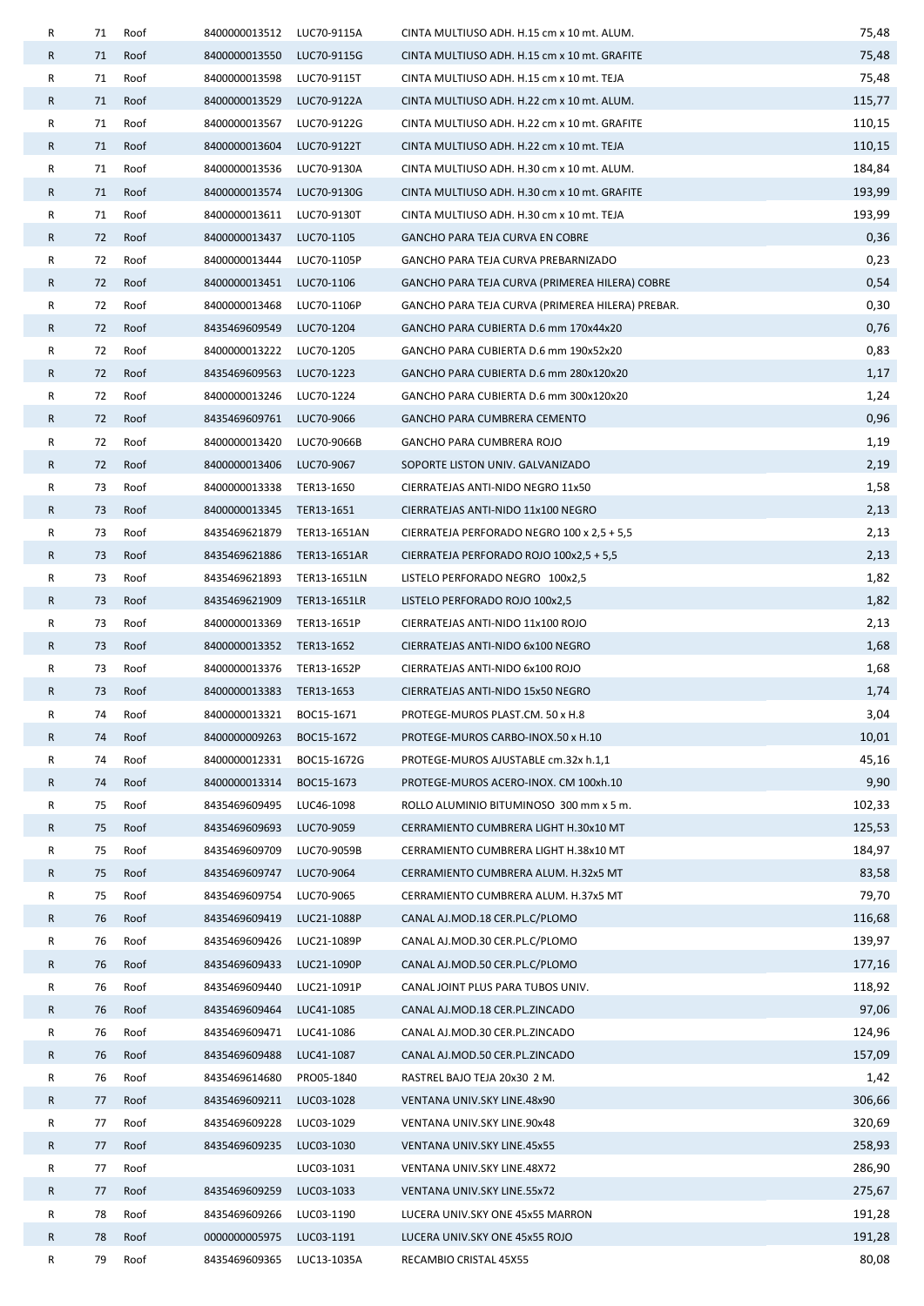| | | | | | | |
|---|---|---|---|---|---|---|
| R | 71 | Roof | 8400000013512 | LUC70-9115A | CINTA MULTIUSO ADH. H.15 cm x 10 mt. ALUM. | 75,48 |
| R | 71 | Roof | 8400000013550 | LUC70-9115G | CINTA MULTIUSO ADH. H.15 cm x 10 mt. GRAFITE | 75,48 |
| R | 71 | Roof | 8400000013598 | LUC70-9115T | CINTA MULTIUSO ADH. H.15 cm x 10 mt. TEJA | 75,48 |
| R | 71 | Roof | 8400000013529 | LUC70-9122A | CINTA MULTIUSO ADH. H.22 cm x 10 mt. ALUM. | 115,77 |
| R | 71 | Roof | 8400000013567 | LUC70-9122G | CINTA MULTIUSO ADH. H.22 cm x 10 mt. GRAFITE | 110,15 |
| R | 71 | Roof | 8400000013604 | LUC70-9122T | CINTA MULTIUSO ADH. H.22 cm x 10 mt. TEJA | 110,15 |
| R | 71 | Roof | 8400000013536 | LUC70-9130A | CINTA MULTIUSO ADH. H.30 cm x 10 mt. ALUM. | 184,84 |
| R | 71 | Roof | 8400000013574 | LUC70-9130G | CINTA MULTIUSO ADH. H.30 cm x 10 mt. GRAFITE | 193,99 |
| R | 71 | Roof | 8400000013611 | LUC70-9130T | CINTA MULTIUSO ADH. H.30 cm x 10 mt. TEJA | 193,99 |
| R | 72 | Roof | 8400000013437 | LUC70-1105 | GANCHO PARA TEJA CURVA EN COBRE | 0,36 |
| R | 72 | Roof | 8400000013444 | LUC70-1105P | GANCHO PARA TEJA CURVA PREBARNIZADO | 0,23 |
| R | 72 | Roof | 8400000013451 | LUC70-1106 | GANCHO PARA TEJA CURVA (PRIMEREA HILERA) COBRE | 0,54 |
| R | 72 | Roof | 8400000013468 | LUC70-1106P | GANCHO PARA TEJA CURVA (PRIMEREA HILERA) PREBAR. | 0,30 |
| R | 72 | Roof | 8435469609549 | LUC70-1204 | GANCHO PARA CUBIERTA D.6 mm 170x44x20 | 0,76 |
| R | 72 | Roof | 8400000013222 | LUC70-1205 | GANCHO PARA CUBIERTA D.6 mm 190x52x20 | 0,83 |
| R | 72 | Roof | 8435469609563 | LUC70-1223 | GANCHO PARA CUBIERTA D.6 mm 280x120x20 | 1,17 |
| R | 72 | Roof | 8400000013246 | LUC70-1224 | GANCHO PARA CUBIERTA D.6 mm 300x120x20 | 1,24 |
| R | 72 | Roof | 8435469609761 | LUC70-9066 | GANCHO PARA CUMBRERA CEMENTO | 0,96 |
| R | 72 | Roof | 8400000013420 | LUC70-9066B | GANCHO PARA CUMBRERA ROJO | 1,19 |
| R | 72 | Roof | 8400000013406 | LUC70-9067 | SOPORTE LISTON UNIV. GALVANIZADO | 2,19 |
| R | 73 | Roof | 8400000013338 | TER13-1650 | CIERRATEJAS ANTI-NIDO NEGRO 11x50 | 1,58 |
| R | 73 | Roof | 8400000013345 | TER13-1651 | CIERRATEJAS ANTI-NIDO 11x100 NEGRO | 2,13 |
| R | 73 | Roof | 8435469621879 | TER13-1651AN | CIERRATEJA PERFORADO NEGRO 100 x 2,5 + 5,5 | 2,13 |
| R | 73 | Roof | 8435469621886 | TER13-1651AR | CIERRATEJA PERFORADO ROJO 100x2,5 + 5,5 | 2,13 |
| R | 73 | Roof | 8435469621893 | TER13-1651LN | LISTELO PERFORADO NEGRO 100x2,5 | 1,82 |
| R | 73 | Roof | 8435469621909 | TER13-1651LR | LISTELO PERFORADO ROJO 100x2,5 | 1,82 |
| R | 73 | Roof | 8400000013369 | TER13-1651P | CIERRATEJAS ANTI-NIDO 11x100 ROJO | 2,13 |
| R | 73 | Roof | 8400000013352 | TER13-1652 | CIERRATEJAS ANTI-NIDO 6x100 NEGRO | 1,68 |
| R | 73 | Roof | 8400000013376 | TER13-1652P | CIERRATEJAS ANTI-NIDO 6x100 ROJO | 1,68 |
| R | 73 | Roof | 8400000013383 | TER13-1653 | CIERRATEJAS ANTI-NIDO 15x50 NEGRO | 1,74 |
| R | 74 | Roof | 8400000013321 | BOC15-1671 | PROTEGE-MUROS PLAST.CM. 50 x H.8 | 3,04 |
| R | 74 | Roof | 8400000009263 | BOC15-1672 | PROTEGE-MUROS CARBO-INOX.50 x H.10 | 10,01 |
| R | 74 | Roof | 8400000012331 | BOC15-1672G | PROTEGE-MUROS AJUSTABLE cm.32x h.1,1 | 45,16 |
| R | 74 | Roof | 8400000013314 | BOC15-1673 | PROTEGE-MUROS ACERO-INOX. CM 100xh.10 | 9,90 |
| R | 75 | Roof | 8435469609495 | LUC46-1098 | ROLLO ALUMINIO BITUMINOSO 300 mm x 5 m. | 102,33 |
| R | 75 | Roof | 8435469609693 | LUC70-9059 | CERRAMIENTO CUMBRERA LIGHT H.30x10 MT | 125,53 |
| R | 75 | Roof | 8435469609709 | LUC70-9059B | CERRAMIENTO CUMBRERA LIGHT H.38x10 MT | 184,97 |
| R | 75 | Roof | 8435469609747 | LUC70-9064 | CERRAMIENTO CUMBRERA ALUM. H.32x5 MT | 83,58 |
| R | 75 | Roof | 8435469609754 | LUC70-9065 | CERRAMIENTO CUMBRERA ALUM. H.37x5 MT | 79,70 |
| R | 76 | Roof | 8435469609419 | LUC21-1088P | CANAL AJ.MOD.18 CER.PL.C/PLOMO | 116,68 |
| R | 76 | Roof | 8435469609426 | LUC21-1089P | CANAL AJ.MOD.30 CER.PL.C/PLOMO | 139,97 |
| R | 76 | Roof | 8435469609433 | LUC21-1090P | CANAL AJ.MOD.50 CER.PL.C/PLOMO | 177,16 |
| R | 76 | Roof | 8435469609440 | LUC21-1091P | CANAL JOINT PLUS PARA TUBOS UNIV. | 118,92 |
| R | 76 | Roof | 8435469609464 | LUC41-1085 | CANAL AJ.MOD.18 CER.PL.ZINCADO | 97,06 |
| R | 76 | Roof | 8435469609471 | LUC41-1086 | CANAL AJ.MOD.30 CER.PL.ZINCADO | 124,96 |
| R | 76 | Roof | 8435469609488 | LUC41-1087 | CANAL AJ.MOD.50 CER.PL.ZINCADO | 157,09 |
| R | 76 | Roof | 8435469614680 | PRO05-1840 | RASTREL BAJO TEJA 20x30 2 M. | 1,42 |
| R | 77 | Roof | 8435469609211 | LUC03-1028 | VENTANA UNIV.SKY LINE.48x90 | 306,66 |
| R | 77 | Roof | 8435469609228 | LUC03-1029 | VENTANA UNIV.SKY LINE.90x48 | 320,69 |
| R | 77 | Roof | 8435469609235 | LUC03-1030 | VENTANA UNIV.SKY LINE.45x55 | 258,93 |
| R | 77 | Roof | | LUC03-1031 | VENTANA UNIV.SKY LINE.48X72 | 286,90 |
| R | 77 | Roof | 8435469609259 | LUC03-1033 | VENTANA UNIV.SKY LINE.55x72 | 275,67 |
| R | 78 | Roof | 8435469609266 | LUC03-1190 | LUCERA UNIV.SKY ONE 45x55 MARRON | 191,28 |
| R | 78 | Roof | 0000000005975 | LUC03-1191 | LUCERA UNIV.SKY ONE 45x55 ROJO | 191,28 |
| R | 79 | Roof | 8435469609365 | LUC13-1035A | RECAMBIO CRISTAL 45X55 | 80,08 |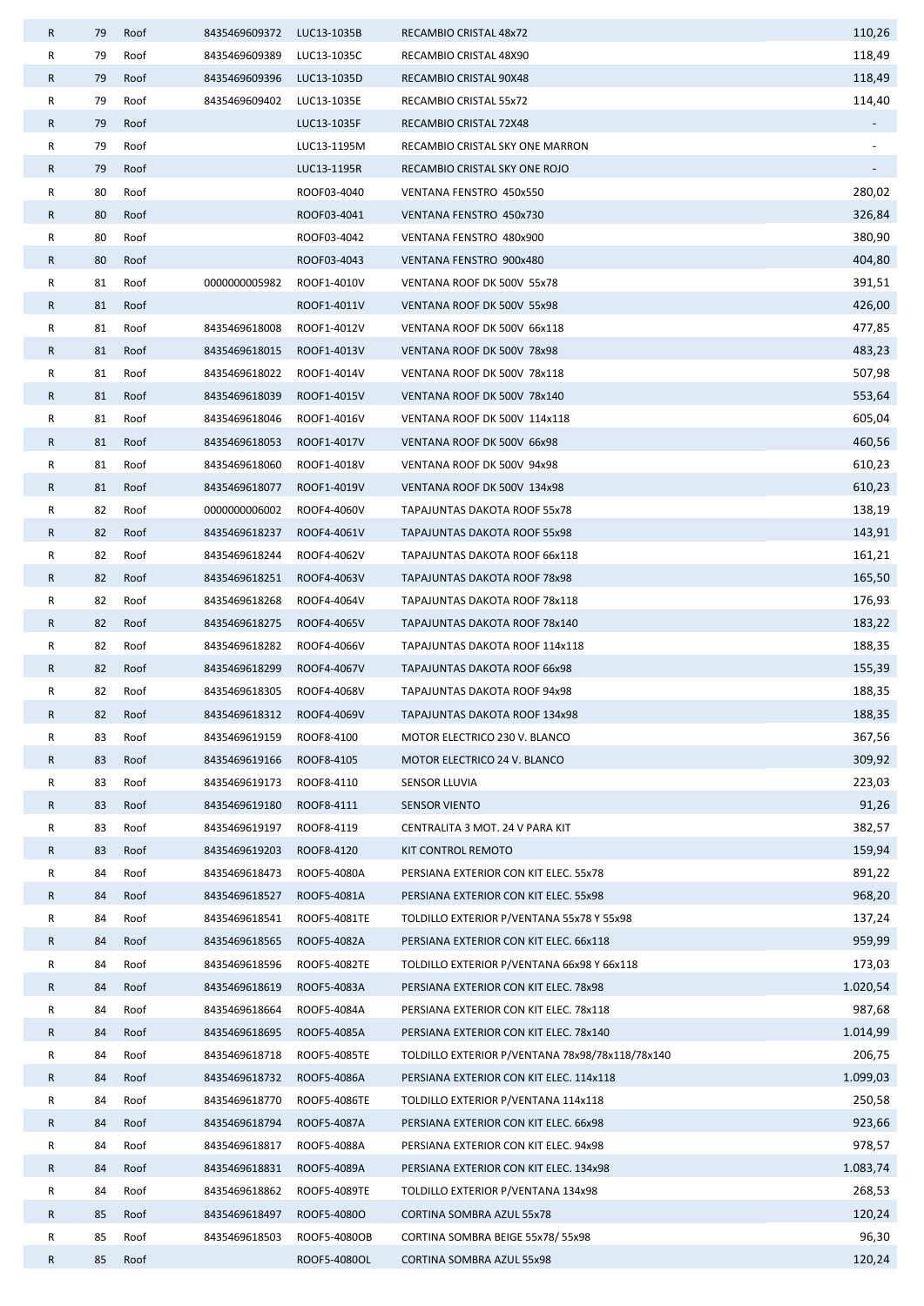| | | | | | | |
|---|---|---|---|---|---|---|
| R | 79 | Roof | 8435469609372 | LUC13-1035B | RECAMBIO CRISTAL 48x72 | 110,26 |
| R | 79 | Roof | 8435469609389 | LUC13-1035C | RECAMBIO CRISTAL 48X90 | 118,49 |
| R | 79 | Roof | 8435469609396 | LUC13-1035D | RECAMBIO CRISTAL 90X48 | 118,49 |
| R | 79 | Roof | 8435469609402 | LUC13-1035E | RECAMBIO CRISTAL 55x72 | 114,40 |
| R | 79 | Roof | | LUC13-1035F | RECAMBIO CRISTAL 72X48 | - |
| R | 79 | Roof | | LUC13-1195M | RECAMBIO CRISTAL SKY ONE MARRON | - |
| R | 79 | Roof | | LUC13-1195R | RECAMBIO CRISTAL SKY ONE ROJO | - |
| R | 80 | Roof | | ROOF03-4040 | VENTANA FENSTRO 450x550 | 280,02 |
| R | 80 | Roof | | ROOF03-4041 | VENTANA FENSTRO 450x730 | 326,84 |
| R | 80 | Roof | | ROOF03-4042 | VENTANA FENSTRO 480x900 | 380,90 |
| R | 80 | Roof | | ROOF03-4043 | VENTANA FENSTRO 900x480 | 404,80 |
| R | 81 | Roof | 0000000005982 | ROOF1-4010V | VENTANA ROOF DK 500V 55x78 | 391,51 |
| R | 81 | Roof | | ROOF1-4011V | VENTANA ROOF DK 500V 55x98 | 426,00 |
| R | 81 | Roof | 8435469618008 | ROOF1-4012V | VENTANA ROOF DK 500V 66x118 | 477,85 |
| R | 81 | Roof | 8435469618015 | ROOF1-4013V | VENTANA ROOF DK 500V 78x98 | 483,23 |
| R | 81 | Roof | 8435469618022 | ROOF1-4014V | VENTANA ROOF DK 500V 78x118 | 507,98 |
| R | 81 | Roof | 8435469618039 | ROOF1-4015V | VENTANA ROOF DK 500V 78x140 | 553,64 |
| R | 81 | Roof | 8435469618046 | ROOF1-4016V | VENTANA ROOF DK 500V 114x118 | 605,04 |
| R | 81 | Roof | 8435469618053 | ROOF1-4017V | VENTANA ROOF DK 500V 66x98 | 460,56 |
| R | 81 | Roof | 8435469618060 | ROOF1-4018V | VENTANA ROOF DK 500V 94x98 | 610,23 |
| R | 81 | Roof | 8435469618077 | ROOF1-4019V | VENTANA ROOF DK 500V 134x98 | 610,23 |
| R | 82 | Roof | 0000000006002 | ROOF4-4060V | TAPAJUNTAS DAKOTA ROOF 55x78 | 138,19 |
| R | 82 | Roof | 8435469618237 | ROOF4-4061V | TAPAJUNTAS DAKOTA ROOF 55x98 | 143,91 |
| R | 82 | Roof | 8435469618244 | ROOF4-4062V | TAPAJUNTAS DAKOTA ROOF 66x118 | 161,21 |
| R | 82 | Roof | 8435469618251 | ROOF4-4063V | TAPAJUNTAS DAKOTA ROOF 78x98 | 165,50 |
| R | 82 | Roof | 8435469618268 | ROOF4-4064V | TAPAJUNTAS DAKOTA ROOF 78x118 | 176,93 |
| R | 82 | Roof | 8435469618275 | ROOF4-4065V | TAPAJUNTAS DAKOTA ROOF 78x140 | 183,22 |
| R | 82 | Roof | 8435469618282 | ROOF4-4066V | TAPAJUNTAS DAKOTA ROOF 114x118 | 188,35 |
| R | 82 | Roof | 8435469618299 | ROOF4-4067V | TAPAJUNTAS DAKOTA ROOF 66x98 | 155,39 |
| R | 82 | Roof | 8435469618305 | ROOF4-4068V | TAPAJUNTAS DAKOTA ROOF 94x98 | 188,35 |
| R | 82 | Roof | 8435469618312 | ROOF4-4069V | TAPAJUNTAS DAKOTA ROOF 134x98 | 188,35 |
| R | 83 | Roof | 8435469619159 | ROOF8-4100 | MOTOR ELECTRICO 230 V. BLANCO | 367,56 |
| R | 83 | Roof | 8435469619166 | ROOF8-4105 | MOTOR ELECTRICO 24 V. BLANCO | 309,92 |
| R | 83 | Roof | 8435469619173 | ROOF8-4110 | SENSOR LLUVIA | 223,03 |
| R | 83 | Roof | 8435469619180 | ROOF8-4111 | SENSOR VIENTO | 91,26 |
| R | 83 | Roof | 8435469619197 | ROOF8-4119 | CENTRALITA 3 MOT. 24 V PARA KIT | 382,57 |
| R | 83 | Roof | 8435469619203 | ROOF8-4120 | KIT CONTROL REMOTO | 159,94 |
| R | 84 | Roof | 8435469618473 | ROOF5-4080A | PERSIANA EXTERIOR CON KIT ELEC. 55x78 | 891,22 |
| R | 84 | Roof | 8435469618527 | ROOF5-4081A | PERSIANA EXTERIOR CON KIT ELEC. 55x98 | 968,20 |
| R | 84 | Roof | 8435469618541 | ROOF5-4081TE | TOLDILLO EXTERIOR P/VENTANA 55x78 Y 55x98 | 137,24 |
| R | 84 | Roof | 8435469618565 | ROOF5-4082A | PERSIANA EXTERIOR CON KIT ELEC. 66x118 | 959,99 |
| R | 84 | Roof | 8435469618596 | ROOF5-4082TE | TOLDILLO EXTERIOR P/VENTANA 66x98 Y 66x118 | 173,03 |
| R | 84 | Roof | 8435469618619 | ROOF5-4083A | PERSIANA EXTERIOR CON KIT ELEC. 78x98 | 1.020,54 |
| R | 84 | Roof | 8435469618664 | ROOF5-4084A | PERSIANA EXTERIOR CON KIT ELEC. 78x118 | 987,68 |
| R | 84 | Roof | 8435469618695 | ROOF5-4085A | PERSIANA EXTERIOR CON KIT ELEC. 78x140 | 1.014,99 |
| R | 84 | Roof | 8435469618718 | ROOF5-4085TE | TOLDILLO EXTERIOR P/VENTANA 78x98/78x118/78x140 | 206,75 |
| R | 84 | Roof | 8435469618732 | ROOF5-4086A | PERSIANA EXTERIOR CON KIT ELEC. 114x118 | 1.099,03 |
| R | 84 | Roof | 8435469618770 | ROOF5-4086TE | TOLDILLO EXTERIOR P/VENTANA 114x118 | 250,58 |
| R | 84 | Roof | 8435469618794 | ROOF5-4087A | PERSIANA EXTERIOR CON KIT ELEC. 66x98 | 923,66 |
| R | 84 | Roof | 8435469618817 | ROOF5-4088A | PERSIANA EXTERIOR CON KIT ELEC. 94x98 | 978,57 |
| R | 84 | Roof | 8435469618831 | ROOF5-4089A | PERSIANA EXTERIOR CON KIT ELEC. 134x98 | 1.083,74 |
| R | 84 | Roof | 8435469618862 | ROOF5-4089TE | TOLDILLO EXTERIOR P/VENTANA 134x98 | 268,53 |
| R | 85 | Roof | 8435469618497 | ROOF5-4080O | CORTINA SOMBRA AZUL 55x78 | 120,24 |
| R | 85 | Roof | 8435469618503 | ROOF5-4080OB | CORTINA SOMBRA BEIGE 55x78/ 55x98 | 96,30 |
| R | 85 | Roof | | ROOF5-4080OL | CORTINA SOMBRA AZUL 55x98 | 120,24 |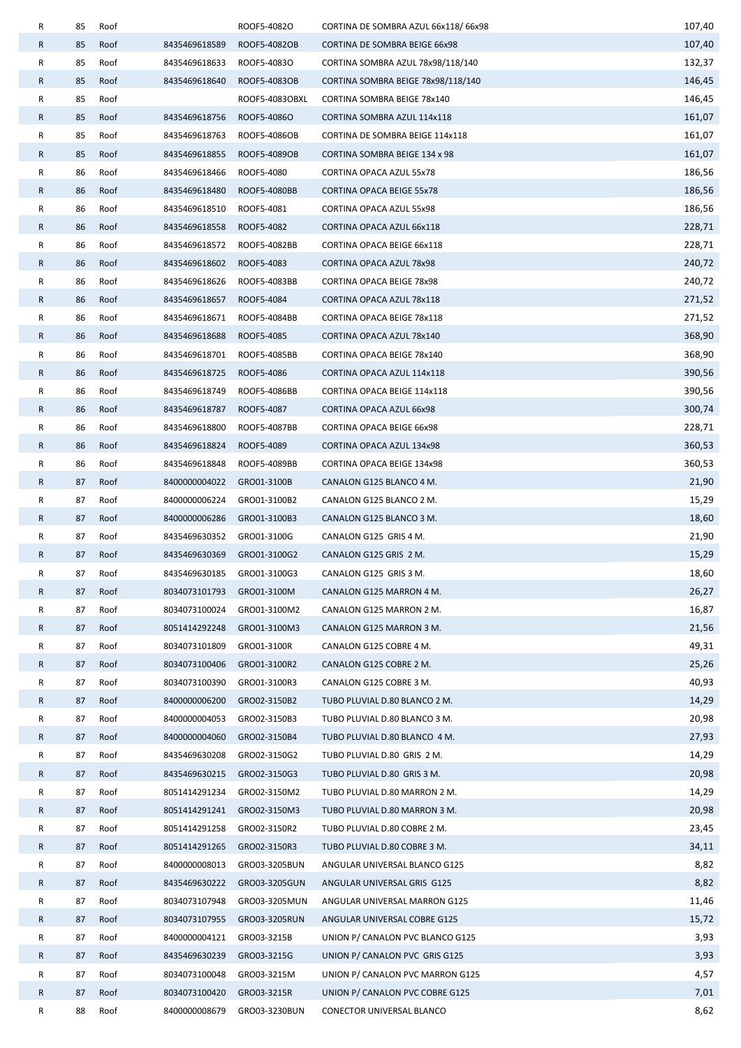| | | | | | | |
|---|---|---|---|---|---|---|
| R | 85 | Roof | | ROOF5-4082O | CORTINA DE SOMBRA AZUL 66x118/ 66x98 | 107,40 |
| R | 85 | Roof | 8435469618589 | ROOF5-4082OB | CORTINA DE SOMBRA BEIGE 66x98 | 107,40 |
| R | 85 | Roof | 8435469618633 | ROOF5-4083O | CORTINA SOMBRA AZUL 78x98/118/140 | 132,37 |
| R | 85 | Roof | 8435469618640 | ROOF5-4083OB | CORTINA SOMBRA BEIGE 78x98/118/140 | 146,45 |
| R | 85 | Roof | | ROOF5-4083OBXL | CORTINA SOMBRA BEIGE 78x140 | 146,45 |
| R | 85 | Roof | 8435469618756 | ROOF5-4086O | CORTINA SOMBRA AZUL 114x118 | 161,07 |
| R | 85 | Roof | 8435469618763 | ROOF5-4086OB | CORTINA DE SOMBRA BEIGE 114x118 | 161,07 |
| R | 85 | Roof | 8435469618855 | ROOF5-4089OB | CORTINA SOMBRA BEIGE 134 x 98 | 161,07 |
| R | 86 | Roof | 8435469618466 | ROOF5-4080 | CORTINA OPACA AZUL 55x78 | 186,56 |
| R | 86 | Roof | 8435469618480 | ROOF5-4080BB | CORTINA OPACA BEIGE 55x78 | 186,56 |
| R | 86 | Roof | 8435469618510 | ROOF5-4081 | CORTINA OPACA AZUL 55x98 | 186,56 |
| R | 86 | Roof | 8435469618558 | ROOF5-4082 | CORTINA OPACA AZUL 66x118 | 228,71 |
| R | 86 | Roof | 8435469618572 | ROOF5-4082BB | CORTINA OPACA BEIGE 66x118 | 228,71 |
| R | 86 | Roof | 8435469618602 | ROOF5-4083 | CORTINA OPACA AZUL 78x98 | 240,72 |
| R | 86 | Roof | 8435469618626 | ROOF5-4083BB | CORTINA OPACA BEIGE 78x98 | 240,72 |
| R | 86 | Roof | 8435469618657 | ROOF5-4084 | CORTINA OPACA AZUL 78x118 | 271,52 |
| R | 86 | Roof | 8435469618671 | ROOF5-4084BB | CORTINA OPACA BEIGE 78x118 | 271,52 |
| R | 86 | Roof | 8435469618688 | ROOF5-4085 | CORTINA OPACA AZUL 78x140 | 368,90 |
| R | 86 | Roof | 8435469618701 | ROOF5-4085BB | CORTINA OPACA BEIGE 78x140 | 368,90 |
| R | 86 | Roof | 8435469618725 | ROOF5-4086 | CORTINA OPACA AZUL 114x118 | 390,56 |
| R | 86 | Roof | 8435469618749 | ROOF5-4086BB | CORTINA OPACA BEIGE 114x118 | 390,56 |
| R | 86 | Roof | 8435469618787 | ROOF5-4087 | CORTINA OPACA AZUL 66x98 | 300,74 |
| R | 86 | Roof | 8435469618800 | ROOF5-4087BB | CORTINA OPACA BEIGE 66x98 | 228,71 |
| R | 86 | Roof | 8435469618824 | ROOF5-4089 | CORTINA OPACA AZUL 134x98 | 360,53 |
| R | 86 | Roof | 8435469618848 | ROOF5-4089BB | CORTINA OPACA BEIGE 134x98 | 360,53 |
| R | 87 | Roof | 8400000004022 | GRO01-3100B | CANALON G125 BLANCO 4 M. | 21,90 |
| R | 87 | Roof | 8400000006224 | GRO01-3100B2 | CANALON G125 BLANCO 2 M. | 15,29 |
| R | 87 | Roof | 8400000006286 | GRO01-3100B3 | CANALON G125 BLANCO 3 M. | 18,60 |
| R | 87 | Roof | 8435469630352 | GRO01-3100G | CANALON G125 GRIS 4 M. | 21,90 |
| R | 87 | Roof | 8435469630369 | GRO01-3100G2 | CANALON G125 GRIS 2 M. | 15,29 |
| R | 87 | Roof | 8435469630185 | GRO01-3100G3 | CANALON G125 GRIS 3 M. | 18,60 |
| R | 87 | Roof | 8034073101793 | GRO01-3100M | CANALON G125 MARRON 4 M. | 26,27 |
| R | 87 | Roof | 8034073100024 | GRO01-3100M2 | CANALON G125 MARRON 2 M. | 16,87 |
| R | 87 | Roof | 8051414292248 | GRO01-3100M3 | CANALON G125 MARRON 3 M. | 21,56 |
| R | 87 | Roof | 8034073101809 | GRO01-3100R | CANALON G125 COBRE 4 M. | 49,31 |
| R | 87 | Roof | 8034073100406 | GRO01-3100R2 | CANALON G125 COBRE 2 M. | 25,26 |
| R | 87 | Roof | 8034073100390 | GRO01-3100R3 | CANALON G125 COBRE 3 M. | 40,93 |
| R | 87 | Roof | 8400000006200 | GRO02-3150B2 | TUBO PLUVIAL D.80 BLANCO 2 M. | 14,29 |
| R | 87 | Roof | 8400000004053 | GRO02-3150B3 | TUBO PLUVIAL D.80 BLANCO 3 M. | 20,98 |
| R | 87 | Roof | 8400000004060 | GRO02-3150B4 | TUBO PLUVIAL D.80 BLANCO 4 M. | 27,93 |
| R | 87 | Roof | 8435469630208 | GRO02-3150G2 | TUBO PLUVIAL D.80 GRIS 2 M. | 14,29 |
| R | 87 | Roof | 8435469630215 | GRO02-3150G3 | TUBO PLUVIAL D.80 GRIS 3 M. | 20,98 |
| R | 87 | Roof | 8051414291234 | GRO02-3150M2 | TUBO PLUVIAL D.80 MARRON 2 M. | 14,29 |
| R | 87 | Roof | 8051414291241 | GRO02-3150M3 | TUBO PLUVIAL D.80 MARRON 3 M. | 20,98 |
| R | 87 | Roof | 8051414291258 | GRO02-3150R2 | TUBO PLUVIAL D.80 COBRE 2 M. | 23,45 |
| R | 87 | Roof | 8051414291265 | GRO02-3150R3 | TUBO PLUVIAL D.80 COBRE 3 M. | 34,11 |
| R | 87 | Roof | 8400000008013 | GRO03-3205BUN | ANGULAR UNIVERSAL BLANCO G125 | 8,82 |
| R | 87 | Roof | 8435469630222 | GRO03-3205GUN | ANGULAR UNIVERSAL GRIS G125 | 8,82 |
| R | 87 | Roof | 8034073107948 | GRO03-3205MUN | ANGULAR UNIVERSAL MARRON G125 | 11,46 |
| R | 87 | Roof | 8034073107955 | GRO03-3205RUN | ANGULAR UNIVERSAL COBRE G125 | 15,72 |
| R | 87 | Roof | 8400000004121 | GRO03-3215B | UNION P/ CANALON PVC BLANCO G125 | 3,93 |
| R | 87 | Roof | 8435469630239 | GRO03-3215G | UNION P/ CANALON PVC GRIS G125 | 3,93 |
| R | 87 | Roof | 8034073100048 | GRO03-3215M | UNION P/ CANALON PVC MARRON G125 | 4,57 |
| R | 87 | Roof | 8034073100420 | GRO03-3215R | UNION P/ CANALON PVC COBRE G125 | 7,01 |
| R | 88 | Roof | 8400000008679 | GRO03-3230BUN | CONECTOR UNIVERSAL BLANCO | 8,62 |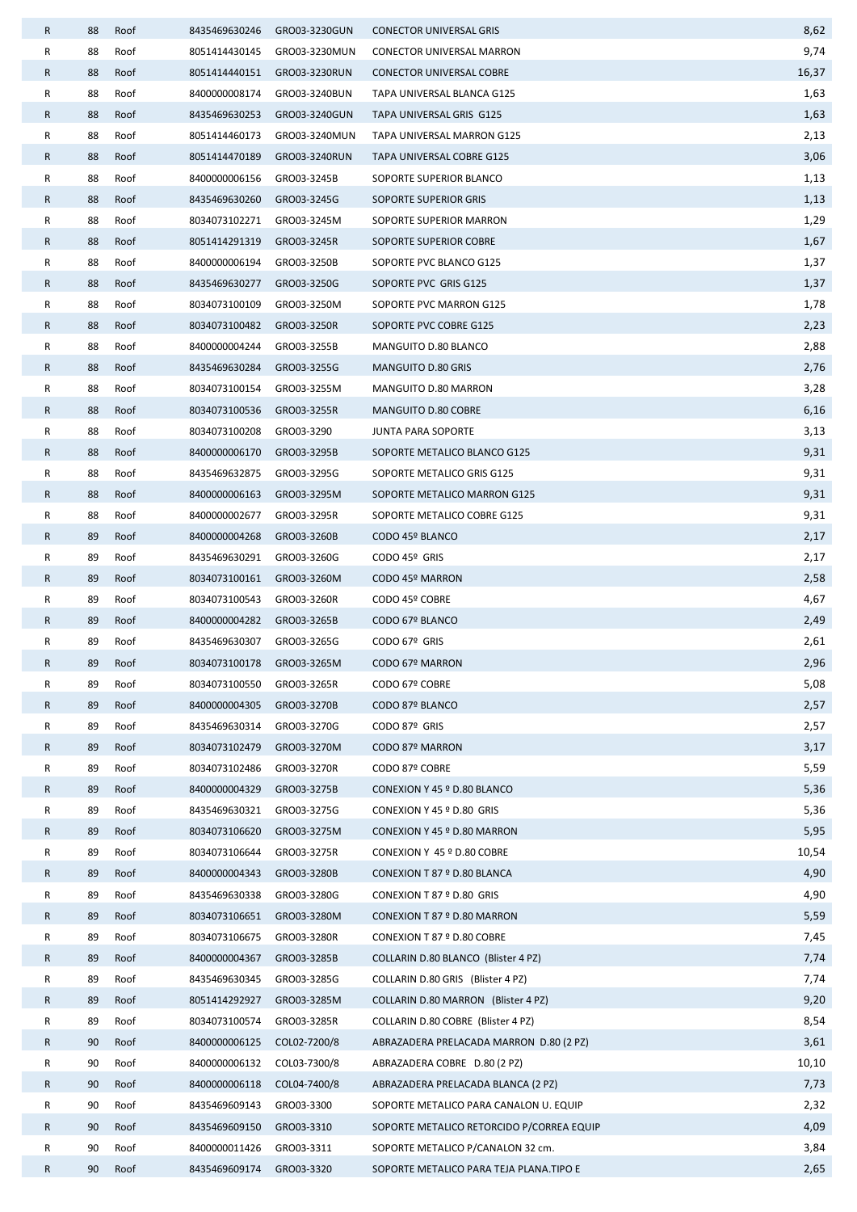| | | | | | | |
|---|---|---|---|---|---|---|
| R | 88 | Roof | 8435469630246 | GRO03-3230GUN | CONECTOR UNIVERSAL GRIS | 8,62 |
| R | 88 | Roof | 8051414430145 | GRO03-3230MUN | CONECTOR UNIVERSAL MARRON | 9,74 |
| R | 88 | Roof | 8051414440151 | GRO03-3230RUN | CONECTOR UNIVERSAL COBRE | 16,37 |
| R | 88 | Roof | 8400000008174 | GRO03-3240BUN | TAPA UNIVERSAL BLANCA G125 | 1,63 |
| R | 88 | Roof | 8435469630253 | GRO03-3240GUN | TAPA UNIVERSAL GRIS G125 | 1,63 |
| R | 88 | Roof | 8051414460173 | GRO03-3240MUN | TAPA UNIVERSAL MARRON G125 | 2,13 |
| R | 88 | Roof | 8051414470189 | GRO03-3240RUN | TAPA UNIVERSAL COBRE G125 | 3,06 |
| R | 88 | Roof | 8400000006156 | GRO03-3245B | SOPORTE SUPERIOR BLANCO | 1,13 |
| R | 88 | Roof | 8435469630260 | GRO03-3245G | SOPORTE SUPERIOR GRIS | 1,13 |
| R | 88 | Roof | 8034073102271 | GRO03-3245M | SOPORTE SUPERIOR MARRON | 1,29 |
| R | 88 | Roof | 8051414291319 | GRO03-3245R | SOPORTE SUPERIOR COBRE | 1,67 |
| R | 88 | Roof | 8400000006194 | GRO03-3250B | SOPORTE PVC BLANCO G125 | 1,37 |
| R | 88 | Roof | 8435469630277 | GRO03-3250G | SOPORTE PVC GRIS G125 | 1,37 |
| R | 88 | Roof | 8034073100109 | GRO03-3250M | SOPORTE PVC MARRON G125 | 1,78 |
| R | 88 | Roof | 8034073100482 | GRO03-3250R | SOPORTE PVC COBRE G125 | 2,23 |
| R | 88 | Roof | 8400000004244 | GRO03-3255B | MANGUITO D.80 BLANCO | 2,88 |
| R | 88 | Roof | 8435469630284 | GRO03-3255G | MANGUITO D.80 GRIS | 2,76 |
| R | 88 | Roof | 8034073100154 | GRO03-3255M | MANGUITO D.80 MARRON | 3,28 |
| R | 88 | Roof | 8034073100536 | GRO03-3255R | MANGUITO D.80 COBRE | 6,16 |
| R | 88 | Roof | 8034073100208 | GRO03-3290 | JUNTA PARA SOPORTE | 3,13 |
| R | 88 | Roof | 8400000006170 | GRO03-3295B | SOPORTE METALICO BLANCO G125 | 9,31 |
| R | 88 | Roof | 8435469632875 | GRO03-3295G | SOPORTE METALICO GRIS G125 | 9,31 |
| R | 88 | Roof | 8400000006163 | GRO03-3295M | SOPORTE METALICO MARRON G125 | 9,31 |
| R | 88 | Roof | 8400000002677 | GRO03-3295R | SOPORTE METALICO COBRE G125 | 9,31 |
| R | 89 | Roof | 8400000004268 | GRO03-3260B | CODO 45º BLANCO | 2,17 |
| R | 89 | Roof | 8435469630291 | GRO03-3260G | CODO 45º GRIS | 2,17 |
| R | 89 | Roof | 8034073100161 | GRO03-3260M | CODO 45º MARRON | 2,58 |
| R | 89 | Roof | 8034073100543 | GRO03-3260R | CODO 45º COBRE | 4,67 |
| R | 89 | Roof | 8400000004282 | GRO03-3265B | CODO 67º BLANCO | 2,49 |
| R | 89 | Roof | 8435469630307 | GRO03-3265G | CODO 67º GRIS | 2,61 |
| R | 89 | Roof | 8034073100178 | GRO03-3265M | CODO 67º MARRON | 2,96 |
| R | 89 | Roof | 8034073100550 | GRO03-3265R | CODO 67º COBRE | 5,08 |
| R | 89 | Roof | 8400000004305 | GRO03-3270B | CODO 87º BLANCO | 2,57 |
| R | 89 | Roof | 8435469630314 | GRO03-3270G | CODO 87º GRIS | 2,57 |
| R | 89 | Roof | 8034073102479 | GRO03-3270M | CODO 87º MARRON | 3,17 |
| R | 89 | Roof | 8034073102486 | GRO03-3270R | CODO 87º COBRE | 5,59 |
| R | 89 | Roof | 8400000004329 | GRO03-3275B | CONEXION Y 45 º D.80 BLANCO | 5,36 |
| R | 89 | Roof | 8435469630321 | GRO03-3275G | CONEXION Y 45 º D.80 GRIS | 5,36 |
| R | 89 | Roof | 8034073106620 | GRO03-3275M | CONEXION Y 45 º D.80 MARRON | 5,95 |
| R | 89 | Roof | 8034073106644 | GRO03-3275R | CONEXION Y 45 º D.80 COBRE | 10,54 |
| R | 89 | Roof | 8400000004343 | GRO03-3280B | CONEXION T 87 º D.80 BLANCA | 4,90 |
| R | 89 | Roof | 8435469630338 | GRO03-3280G | CONEXION T 87 º D.80 GRIS | 4,90 |
| R | 89 | Roof | 8034073106651 | GRO03-3280M | CONEXION T 87 º D.80 MARRON | 5,59 |
| R | 89 | Roof | 8034073106675 | GRO03-3280R | CONEXION T 87 º D.80 COBRE | 7,45 |
| R | 89 | Roof | 8400000004367 | GRO03-3285B | COLLARIN D.80 BLANCO (Blister 4 PZ) | 7,74 |
| R | 89 | Roof | 8435469630345 | GRO03-3285G | COLLARIN D.80 GRIS (Blister 4 PZ) | 7,74 |
| R | 89 | Roof | 8051414292927 | GRO03-3285M | COLLARIN D.80 MARRON (Blister 4 PZ) | 9,20 |
| R | 89 | Roof | 8034073100574 | GRO03-3285R | COLLARIN D.80 COBRE (Blister 4 PZ) | 8,54 |
| R | 90 | Roof | 8400000006125 | COL02-7200/8 | ABRAZADERA PRELACADA MARRON D.80 (2 PZ) | 3,61 |
| R | 90 | Roof | 8400000006132 | COL03-7300/8 | ABRAZADERA COBRE D.80 (2 PZ) | 10,10 |
| R | 90 | Roof | 8400000006118 | COL04-7400/8 | ABRAZADERA PRELACADA BLANCA (2 PZ) | 7,73 |
| R | 90 | Roof | 8435469609143 | GRO03-3300 | SOPORTE METALICO PARA CANALON U. EQUIP | 2,32 |
| R | 90 | Roof | 8435469609150 | GRO03-3310 | SOPORTE METALICO RETORCIDO P/CORREA EQUIP | 4,09 |
| R | 90 | Roof | 8400000011426 | GRO03-3311 | SOPORTE METALICO P/CANALON 32 cm. | 3,84 |
| R | 90 | Roof | 8435469609174 | GRO03-3320 | SOPORTE METALICO PARA TEJA PLANA.TIPO E | 2,65 |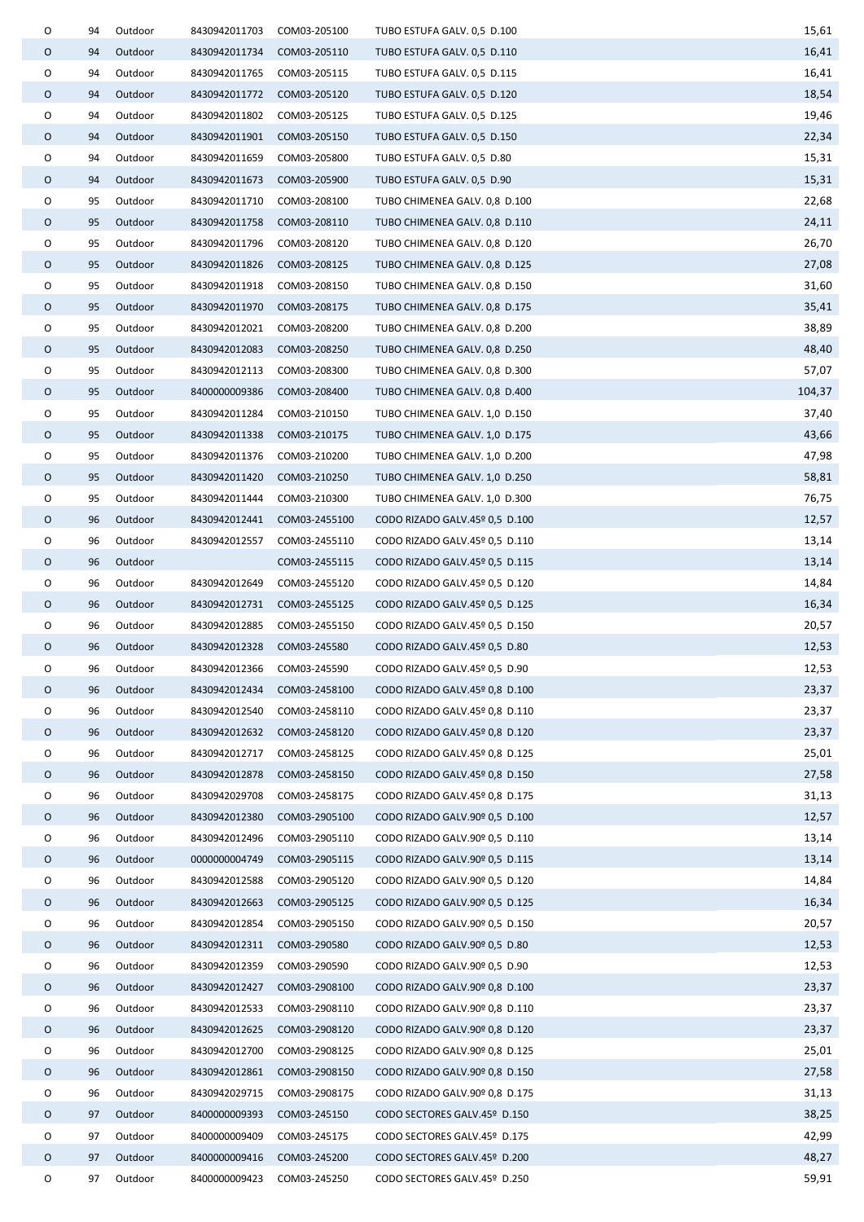| | | | | | | |
|---|---|---|---|---|---|---|
| O | 94 | Outdoor | 8430942011703 | COM03-205100 | TUBO ESTUFA GALV. 0,5 D.100 | 15,61 |
| O | 94 | Outdoor | 8430942011734 | COM03-205110 | TUBO ESTUFA GALV. 0,5 D.110 | 16,41 |
| O | 94 | Outdoor | 8430942011765 | COM03-205115 | TUBO ESTUFA GALV. 0,5 D.115 | 16,41 |
| O | 94 | Outdoor | 8430942011772 | COM03-205120 | TUBO ESTUFA GALV. 0,5 D.120 | 18,54 |
| O | 94 | Outdoor | 8430942011802 | COM03-205125 | TUBO ESTUFA GALV. 0,5 D.125 | 19,46 |
| O | 94 | Outdoor | 8430942011901 | COM03-205150 | TUBO ESTUFA GALV. 0,5 D.150 | 22,34 |
| O | 94 | Outdoor | 8430942011659 | COM03-205800 | TUBO ESTUFA GALV. 0,5 D.80 | 15,31 |
| O | 94 | Outdoor | 8430942011673 | COM03-205900 | TUBO ESTUFA GALV. 0,5 D.90 | 15,31 |
| O | 95 | Outdoor | 8430942011710 | COM03-208100 | TUBO CHIMENEA GALV. 0,8 D.100 | 22,68 |
| O | 95 | Outdoor | 8430942011758 | COM03-208110 | TUBO CHIMENEA GALV. 0,8 D.110 | 24,11 |
| O | 95 | Outdoor | 8430942011796 | COM03-208120 | TUBO CHIMENEA GALV. 0,8 D.120 | 26,70 |
| O | 95 | Outdoor | 8430942011826 | COM03-208125 | TUBO CHIMENEA GALV. 0,8 D.125 | 27,08 |
| O | 95 | Outdoor | 8430942011918 | COM03-208150 | TUBO CHIMENEA GALV. 0,8 D.150 | 31,60 |
| O | 95 | Outdoor | 8430942011970 | COM03-208175 | TUBO CHIMENEA GALV. 0,8 D.175 | 35,41 |
| O | 95 | Outdoor | 8430942012021 | COM03-208200 | TUBO CHIMENEA GALV. 0,8 D.200 | 38,89 |
| O | 95 | Outdoor | 8430942012083 | COM03-208250 | TUBO CHIMENEA GALV. 0,8 D.250 | 48,40 |
| O | 95 | Outdoor | 8430942012113 | COM03-208300 | TUBO CHIMENEA GALV. 0,8 D.300 | 57,07 |
| O | 95 | Outdoor | 8400000009386 | COM03-208400 | TUBO CHIMENEA GALV. 0,8 D.400 | 104,37 |
| O | 95 | Outdoor | 8430942011284 | COM03-210150 | TUBO CHIMENEA GALV. 1,0 D.150 | 37,40 |
| O | 95 | Outdoor | 8430942011338 | COM03-210175 | TUBO CHIMENEA GALV. 1,0 D.175 | 43,66 |
| O | 95 | Outdoor | 8430942011376 | COM03-210200 | TUBO CHIMENEA GALV. 1,0 D.200 | 47,98 |
| O | 95 | Outdoor | 8430942011420 | COM03-210250 | TUBO CHIMENEA GALV. 1,0 D.250 | 58,81 |
| O | 95 | Outdoor | 8430942011444 | COM03-210300 | TUBO CHIMENEA GALV. 1,0 D.300 | 76,75 |
| O | 96 | Outdoor | 8430942012441 | COM03-2455100 | CODO RIZADO GALV.45º 0,5 D.100 | 12,57 |
| O | 96 | Outdoor | 8430942012557 | COM03-2455110 | CODO RIZADO GALV.45º 0,5 D.110 | 13,14 |
| O | 96 | Outdoor | | COM03-2455115 | CODO RIZADO GALV.45º 0,5 D.115 | 13,14 |
| O | 96 | Outdoor | 8430942012649 | COM03-2455120 | CODO RIZADO GALV.45º 0,5 D.120 | 14,84 |
| O | 96 | Outdoor | 8430942012731 | COM03-2455125 | CODO RIZADO GALV.45º 0,5 D.125 | 16,34 |
| O | 96 | Outdoor | 8430942012885 | COM03-2455150 | CODO RIZADO GALV.45º 0,5 D.150 | 20,57 |
| O | 96 | Outdoor | 8430942012328 | COM03-245580 | CODO RIZADO GALV.45º 0,5 D.80 | 12,53 |
| O | 96 | Outdoor | 8430942012366 | COM03-245590 | CODO RIZADO GALV.45º 0,5 D.90 | 12,53 |
| O | 96 | Outdoor | 8430942012434 | COM03-2458100 | CODO RIZADO GALV.45º 0,8 D.100 | 23,37 |
| O | 96 | Outdoor | 8430942012540 | COM03-2458110 | CODO RIZADO GALV.45º 0,8 D.110 | 23,37 |
| O | 96 | Outdoor | 8430942012632 | COM03-2458120 | CODO RIZADO GALV.45º 0,8 D.120 | 23,37 |
| O | 96 | Outdoor | 8430942012717 | COM03-2458125 | CODO RIZADO GALV.45º 0,8 D.125 | 25,01 |
| O | 96 | Outdoor | 8430942012878 | COM03-2458150 | CODO RIZADO GALV.45º 0,8 D.150 | 27,58 |
| O | 96 | Outdoor | 8430942029708 | COM03-2458175 | CODO RIZADO GALV.45º 0,8 D.175 | 31,13 |
| O | 96 | Outdoor | 8430942012380 | COM03-2905100 | CODO RIZADO GALV.90º 0,5 D.100 | 12,57 |
| O | 96 | Outdoor | 8430942012496 | COM03-2905110 | CODO RIZADO GALV.90º 0,5 D.110 | 13,14 |
| O | 96 | Outdoor | 0000000004749 | COM03-2905115 | CODO RIZADO GALV.90º 0,5 D.115 | 13,14 |
| O | 96 | Outdoor | 8430942012588 | COM03-2905120 | CODO RIZADO GALV.90º 0,5 D.120 | 14,84 |
| O | 96 | Outdoor | 8430942012663 | COM03-2905125 | CODO RIZADO GALV.90º 0,5 D.125 | 16,34 |
| O | 96 | Outdoor | 8430942012854 | COM03-2905150 | CODO RIZADO GALV.90º 0,5 D.150 | 20,57 |
| O | 96 | Outdoor | 8430942012311 | COM03-290580 | CODO RIZADO GALV.90º 0,5 D.80 | 12,53 |
| O | 96 | Outdoor | 8430942012359 | COM03-290590 | CODO RIZADO GALV.90º 0,5 D.90 | 12,53 |
| O | 96 | Outdoor | 8430942012427 | COM03-2908100 | CODO RIZADO GALV.90º 0,8 D.100 | 23,37 |
| O | 96 | Outdoor | 8430942012533 | COM03-2908110 | CODO RIZADO GALV.90º 0,8 D.110 | 23,37 |
| O | 96 | Outdoor | 8430942012625 | COM03-2908120 | CODO RIZADO GALV.90º 0,8 D.120 | 23,37 |
| O | 96 | Outdoor | 8430942012700 | COM03-2908125 | CODO RIZADO GALV.90º 0,8 D.125 | 25,01 |
| O | 96 | Outdoor | 8430942012861 | COM03-2908150 | CODO RIZADO GALV.90º 0,8 D.150 | 27,58 |
| O | 96 | Outdoor | 8430942029715 | COM03-2908175 | CODO RIZADO GALV.90º 0,8 D.175 | 31,13 |
| O | 97 | Outdoor | 8400000009393 | COM03-245150 | CODO SECTORES GALV.45º D.150 | 38,25 |
| O | 97 | Outdoor | 8400000009409 | COM03-245175 | CODO SECTORES GALV.45º D.175 | 42,99 |
| O | 97 | Outdoor | 8400000009416 | COM03-245200 | CODO SECTORES GALV.45º D.200 | 48,27 |
| O | 97 | Outdoor | 8400000009423 | COM03-245250 | CODO SECTORES GALV.45º D.250 | 59,91 |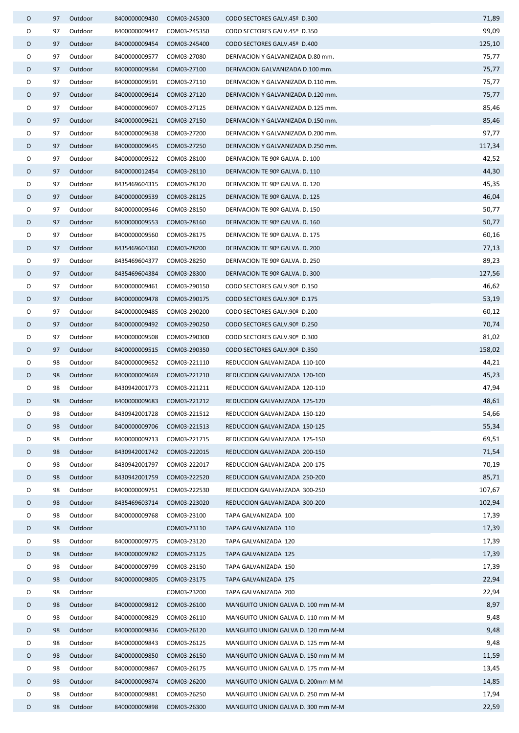| | | | | | | |
|---|---|---|---|---|---|---|
| O | 97 | Outdoor | 8400000009430 | COM03-245300 | CODO SECTORES GALV.45º D.300 | 71,89 |
| O | 97 | Outdoor | 8400000009447 | COM03-245350 | CODO SECTORES GALV.45º D.350 | 99,09 |
| O | 97 | Outdoor | 8400000009454 | COM03-245400 | CODO SECTORES GALV.45º D.400 | 125,10 |
| O | 97 | Outdoor | 8400000009577 | COM03-27080 | DERIVACION Y GALVANIZADA D.80 mm. | 75,77 |
| O | 97 | Outdoor | 8400000009584 | COM03-27100 | DERIVACION GALVANIZADA D.100 mm. | 75,77 |
| O | 97 | Outdoor | 8400000009591 | COM03-27110 | DERIVACION Y GALVANIZADA D.110 mm. | 75,77 |
| O | 97 | Outdoor | 8400000009614 | COM03-27120 | DERIVACION Y GALVANIZADA D.120 mm. | 75,77 |
| O | 97 | Outdoor | 8400000009607 | COM03-27125 | DERIVACION Y GALVANIZADA D.125 mm. | 85,46 |
| O | 97 | Outdoor | 8400000009621 | COM03-27150 | DERIVACION Y GALVANIZADA D.150 mm. | 85,46 |
| O | 97 | Outdoor | 8400000009638 | COM03-27200 | DERIVACION Y GALVANIZADA D.200 mm. | 97,77 |
| O | 97 | Outdoor | 8400000009645 | COM03-27250 | DERIVACION Y GALVANIZADA D.250 mm. | 117,34 |
| O | 97 | Outdoor | 8400000009522 | COM03-28100 | DERIVACION TE 90º GALVA. D. 100 | 42,52 |
| O | 97 | Outdoor | 8400000012454 | COM03-28110 | DERIVACION TE 90º GALVA. D. 110 | 44,30 |
| O | 97 | Outdoor | 8435469604315 | COM03-28120 | DERIVACION TE 90º GALVA. D. 120 | 45,35 |
| O | 97 | Outdoor | 8400000009539 | COM03-28125 | DERIVACION TE 90º GALVA. D. 125 | 46,04 |
| O | 97 | Outdoor | 8400000009546 | COM03-28150 | DERIVACION TE 90º GALVA. D. 150 | 50,77 |
| O | 97 | Outdoor | 8400000009553 | COM03-28160 | DERIVACION TE 90º GALVA. D. 160 | 50,77 |
| O | 97 | Outdoor | 8400000009560 | COM03-28175 | DERIVACION TE 90º GALVA. D. 175 | 60,16 |
| O | 97 | Outdoor | 8435469604360 | COM03-28200 | DERIVACION TE 90º GALVA. D. 200 | 77,13 |
| O | 97 | Outdoor | 8435469604377 | COM03-28250 | DERIVACION TE 90º GALVA. D. 250 | 89,23 |
| O | 97 | Outdoor | 8435469604384 | COM03-28300 | DERIVACION TE 90º GALVA. D. 300 | 127,56 |
| O | 97 | Outdoor | 8400000009461 | COM03-290150 | CODO SECTORES GALV.90º D.150 | 46,62 |
| O | 97 | Outdoor | 8400000009478 | COM03-290175 | CODO SECTORES GALV.90º D.175 | 53,19 |
| O | 97 | Outdoor | 8400000009485 | COM03-290200 | CODO SECTORES GALV.90º D.200 | 60,12 |
| O | 97 | Outdoor | 8400000009492 | COM03-290250 | CODO SECTORES GALV.90º D.250 | 70,74 |
| O | 97 | Outdoor | 8400000009508 | COM03-290300 | CODO SECTORES GALV.90º D.300 | 81,02 |
| O | 97 | Outdoor | 8400000009515 | COM03-290350 | CODO SECTORES GALV.90º D.350 | 158,02 |
| O | 98 | Outdoor | 8400000009652 | COM03-221110 | REDUCCION GALVANIZADA 110-100 | 44,21 |
| O | 98 | Outdoor | 8400000009669 | COM03-221210 | REDUCCION GALVANIZADA 120-100 | 45,23 |
| O | 98 | Outdoor | 8430942001773 | COM03-221211 | REDUCCION GALVANIZADA 120-110 | 47,94 |
| O | 98 | Outdoor | 8400000009683 | COM03-221212 | REDUCCION GALVANIZADA 125-120 | 48,61 |
| O | 98 | Outdoor | 8430942001728 | COM03-221512 | REDUCCION GALVANIZADA 150-120 | 54,66 |
| O | 98 | Outdoor | 8400000009706 | COM03-221513 | REDUCCION GALVANIZADA 150-125 | 55,34 |
| O | 98 | Outdoor | 8400000009713 | COM03-221715 | REDUCCION GALVANIZADA 175-150 | 69,51 |
| O | 98 | Outdoor | 8430942001742 | COM03-222015 | REDUCCION GALVANIZADA 200-150 | 71,54 |
| O | 98 | Outdoor | 8430942001797 | COM03-222017 | REDUCCION GALVANIZADA 200-175 | 70,19 |
| O | 98 | Outdoor | 8430942001759 | COM03-222520 | REDUCCION GALVANIZADA 250-200 | 85,71 |
| O | 98 | Outdoor | 8400000009751 | COM03-222530 | REDUCCION GALVANIZADA 300-250 | 107,67 |
| O | 98 | Outdoor | 8435469603714 | COM03-223020 | REDUCCION GALVANIZADA 300-200 | 102,94 |
| O | 98 | Outdoor | 8400000009768 | COM03-23100 | TAPA GALVANIZADA 100 | 17,39 |
| O | 98 | Outdoor | | COM03-23110 | TAPA GALVANIZADA 110 | 17,39 |
| O | 98 | Outdoor | 8400000009775 | COM03-23120 | TAPA GALVANIZADA 120 | 17,39 |
| O | 98 | Outdoor | 8400000009782 | COM03-23125 | TAPA GALVANIZADA 125 | 17,39 |
| O | 98 | Outdoor | 8400000009799 | COM03-23150 | TAPA GALVANIZADA 150 | 17,39 |
| O | 98 | Outdoor | 8400000009805 | COM03-23175 | TAPA GALVANIZADA 175 | 22,94 |
| O | 98 | Outdoor | | COM03-23200 | TAPA GALVANIZADA 200 | 22,94 |
| O | 98 | Outdoor | 8400000009812 | COM03-26100 | MANGUITO UNION GALVA D. 100 mm M-M | 8,97 |
| O | 98 | Outdoor | 8400000009829 | COM03-26110 | MANGUITO UNION GALVA D. 110 mm M-M | 9,48 |
| O | 98 | Outdoor | 8400000009836 | COM03-26120 | MANGUITO UNION GALVA D. 120 mm M-M | 9,48 |
| O | 98 | Outdoor | 8400000009843 | COM03-26125 | MANGUITO UNION GALVA D. 125 mm M-M | 9,48 |
| O | 98 | Outdoor | 8400000009850 | COM03-26150 | MANGUITO UNION GALVA D. 150 mm M-M | 11,59 |
| O | 98 | Outdoor | 8400000009867 | COM03-26175 | MANGUITO UNION GALVA D. 175 mm M-M | 13,45 |
| O | 98 | Outdoor | 8400000009874 | COM03-26200 | MANGUITO UNION GALVA D. 200mm M-M | 14,85 |
| O | 98 | Outdoor | 8400000009881 | COM03-26250 | MANGUITO UNION GALVA D. 250 mm M-M | 17,94 |
| O | 98 | Outdoor | 8400000009898 | COM03-26300 | MANGUITO UNION GALVA D. 300 mm M-M | 22,59 |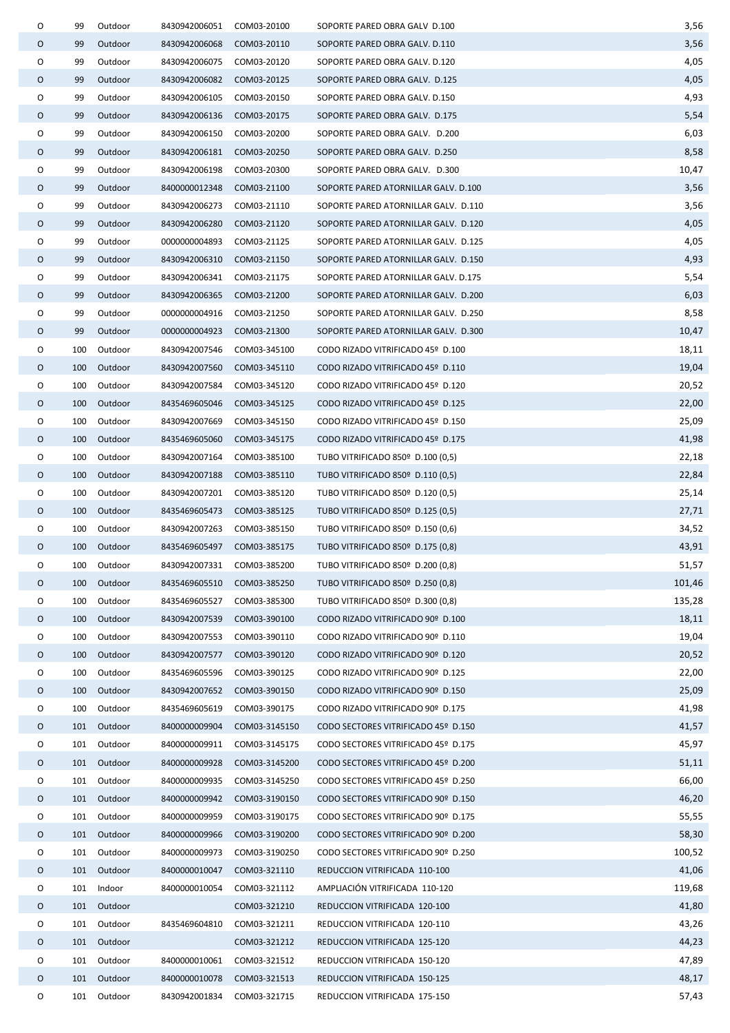| | | | | | | |
|---|---|---|---|---|---|---|
| O | 99 | Outdoor | 8430942006051 | COM03-20100 | SOPORTE PARED OBRA GALV D.100 | 3,56 |
| O | 99 | Outdoor | 8430942006068 | COM03-20110 | SOPORTE PARED OBRA GALV. D.110 | 3,56 |
| O | 99 | Outdoor | 8430942006075 | COM03-20120 | SOPORTE PARED OBRA GALV. D.120 | 4,05 |
| O | 99 | Outdoor | 8430942006082 | COM03-20125 | SOPORTE PARED OBRA GALV. D.125 | 4,05 |
| O | 99 | Outdoor | 8430942006105 | COM03-20150 | SOPORTE PARED OBRA GALV. D.150 | 4,93 |
| O | 99 | Outdoor | 8430942006136 | COM03-20175 | SOPORTE PARED OBRA GALV. D.175 | 5,54 |
| O | 99 | Outdoor | 8430942006150 | COM03-20200 | SOPORTE PARED OBRA GALV. D.200 | 6,03 |
| O | 99 | Outdoor | 8430942006181 | COM03-20250 | SOPORTE PARED OBRA GALV. D.250 | 8,58 |
| O | 99 | Outdoor | 8430942006198 | COM03-20300 | SOPORTE PARED OBRA GALV. D.300 | 10,47 |
| O | 99 | Outdoor | 8400000012348 | COM03-21100 | SOPORTE PARED ATORNILLAR GALV. D.100 | 3,56 |
| O | 99 | Outdoor | 8430942006273 | COM03-21110 | SOPORTE PARED ATORNILLAR GALV. D.110 | 3,56 |
| O | 99 | Outdoor | 8430942006280 | COM03-21120 | SOPORTE PARED ATORNILLAR GALV. D.120 | 4,05 |
| O | 99 | Outdoor | 0000000004893 | COM03-21125 | SOPORTE PARED ATORNILLAR GALV. D.125 | 4,05 |
| O | 99 | Outdoor | 8430942006310 | COM03-21150 | SOPORTE PARED ATORNILLAR GALV. D.150 | 4,93 |
| O | 99 | Outdoor | 8430942006341 | COM03-21175 | SOPORTE PARED ATORNILLAR GALV. D.175 | 5,54 |
| O | 99 | Outdoor | 8430942006365 | COM03-21200 | SOPORTE PARED ATORNILLAR GALV. D.200 | 6,03 |
| O | 99 | Outdoor | 0000000004916 | COM03-21250 | SOPORTE PARED ATORNILLAR GALV. D.250 | 8,58 |
| O | 99 | Outdoor | 0000000004923 | COM03-21300 | SOPORTE PARED ATORNILLAR GALV. D.300 | 10,47 |
| O | 100 | Outdoor | 8430942007546 | COM03-345100 | CODO RIZADO VITRIFICADO 45º D.100 | 18,11 |
| O | 100 | Outdoor | 8430942007560 | COM03-345110 | CODO RIZADO VITRIFICADO 45º D.110 | 19,04 |
| O | 100 | Outdoor | 8430942007584 | COM03-345120 | CODO RIZADO VITRIFICADO 45º D.120 | 20,52 |
| O | 100 | Outdoor | 8435469605046 | COM03-345125 | CODO RIZADO VITRIFICADO 45º D.125 | 22,00 |
| O | 100 | Outdoor | 8430942007669 | COM03-345150 | CODO RIZADO VITRIFICADO 45º D.150 | 25,09 |
| O | 100 | Outdoor | 8435469605060 | COM03-345175 | CODO RIZADO VITRIFICADO 45º D.175 | 41,98 |
| O | 100 | Outdoor | 8430942007164 | COM03-385100 | TUBO VITRIFICADO 850º D.100 (0,5) | 22,18 |
| O | 100 | Outdoor | 8430942007188 | COM03-385110 | TUBO VITRIFICADO 850º D.110 (0,5) | 22,84 |
| O | 100 | Outdoor | 8430942007201 | COM03-385120 | TUBO VITRIFICADO 850º D.120 (0,5) | 25,14 |
| O | 100 | Outdoor | 8435469605473 | COM03-385125 | TUBO VITRIFICADO 850º D.125 (0,5) | 27,71 |
| O | 100 | Outdoor | 8430942007263 | COM03-385150 | TUBO VITRIFICADO 850º D.150 (0,6) | 34,52 |
| O | 100 | Outdoor | 8435469605497 | COM03-385175 | TUBO VITRIFICADO 850º D.175 (0,8) | 43,91 |
| O | 100 | Outdoor | 8430942007331 | COM03-385200 | TUBO VITRIFICADO 850º D.200 (0,8) | 51,57 |
| O | 100 | Outdoor | 8435469605510 | COM03-385250 | TUBO VITRIFICADO 850º D.250 (0,8) | 101,46 |
| O | 100 | Outdoor | 8435469605527 | COM03-385300 | TUBO VITRIFICADO 850º D.300 (0,8) | 135,28 |
| O | 100 | Outdoor | 8430942007539 | COM03-390100 | CODO RIZADO VITRIFICADO 90º D.100 | 18,11 |
| O | 100 | Outdoor | 8430942007553 | COM03-390110 | CODO RIZADO VITRIFICADO 90º D.110 | 19,04 |
| O | 100 | Outdoor | 8430942007577 | COM03-390120 | CODO RIZADO VITRIFICADO 90º D.120 | 20,52 |
| O | 100 | Outdoor | 8435469605596 | COM03-390125 | CODO RIZADO VITRIFICADO 90º D.125 | 22,00 |
| O | 100 | Outdoor | 8430942007652 | COM03-390150 | CODO RIZADO VITRIFICADO 90º D.150 | 25,09 |
| O | 100 | Outdoor | 8435469605619 | COM03-390175 | CODO RIZADO VITRIFICADO 90º D.175 | 41,98 |
| O | 101 | Outdoor | 8400000009904 | COM03-3145150 | CODO SECTORES VITRIFICADO 45º D.150 | 41,57 |
| O | 101 | Outdoor | 8400000009911 | COM03-3145175 | CODO SECTORES VITRIFICADO 45º D.175 | 45,97 |
| O | 101 | Outdoor | 8400000009928 | COM03-3145200 | CODO SECTORES VITRIFICADO 45º D.200 | 51,11 |
| O | 101 | Outdoor | 8400000009935 | COM03-3145250 | CODO SECTORES VITRIFICADO 45º D.250 | 66,00 |
| O | 101 | Outdoor | 8400000009942 | COM03-3190150 | CODO SECTORES VITRIFICADO 90º D.150 | 46,20 |
| O | 101 | Outdoor | 8400000009959 | COM03-3190175 | CODO SECTORES VITRIFICADO 90º D.175 | 55,55 |
| O | 101 | Outdoor | 8400000009966 | COM03-3190200 | CODO SECTORES VITRIFICADO 90º D.200 | 58,30 |
| O | 101 | Outdoor | 8400000009973 | COM03-3190250 | CODO SECTORES VITRIFICADO 90º D.250 | 100,52 |
| O | 101 | Outdoor | 8400000010047 | COM03-321110 | REDUCCION VITRIFICADA 110-100 | 41,06 |
| O | 101 | Indoor | 8400000010054 | COM03-321112 | AMPLIACIÓN VITRIFICADA 110-120 | 119,68 |
| O | 101 | Outdoor | | COM03-321210 | REDUCCION VITRIFICADA 120-100 | 41,80 |
| O | 101 | Outdoor | 8435469604810 | COM03-321211 | REDUCCION VITRIFICADA 120-110 | 43,26 |
| O | 101 | Outdoor | | COM03-321212 | REDUCCION VITRIFICADA 125-120 | 44,23 |
| O | 101 | Outdoor | 8400000010061 | COM03-321512 | REDUCCION VITRIFICADA 150-120 | 47,89 |
| O | 101 | Outdoor | 8400000010078 | COM03-321513 | REDUCCION VITRIFICADA 150-125 | 48,17 |
| O | 101 | Outdoor | 8430942001834 | COM03-321715 | REDUCCION VITRIFICADA 175-150 | 57,43 |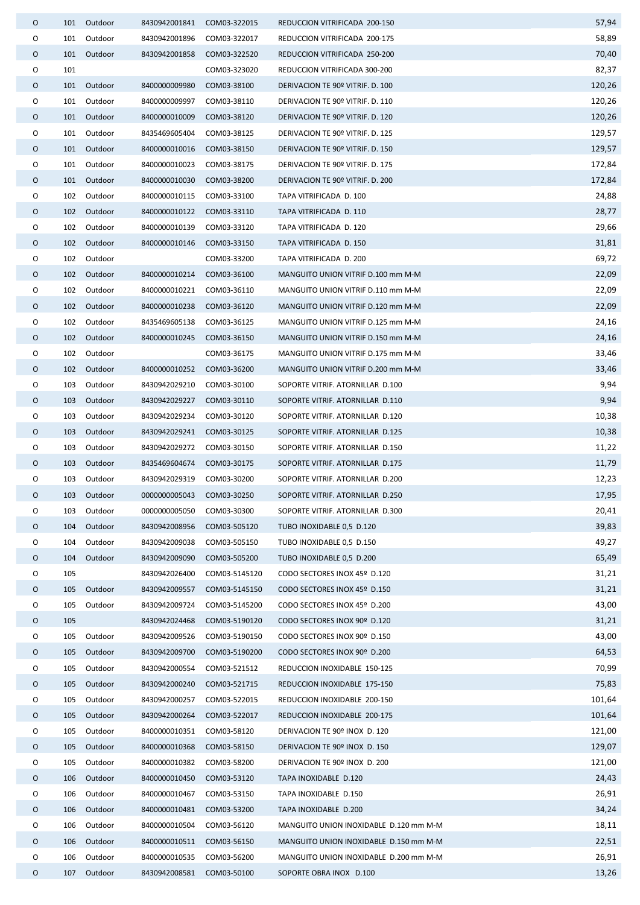| | | | | | | |
|---|---|---|---|---|---|---|
| O | 101 | Outdoor | 8430942001841 | COM03-322015 | REDUCCION VITRIFICADA 200-150 | 57,94 |
| O | 101 | Outdoor | 8430942001896 | COM03-322017 | REDUCCION VITRIFICADA 200-175 | 58,89 |
| O | 101 | Outdoor | 8430942001858 | COM03-322520 | REDUCCION VITRIFICADA 250-200 | 70,40 |
| O | 101 | | | COM03-323020 | REDUCCION VITRIFICADA 300-200 | 82,37 |
| O | 101 | Outdoor | 8400000009980 | COM03-38100 | DERIVACION TE 90º VITRIF. D. 100 | 120,26 |
| O | 101 | Outdoor | 8400000009997 | COM03-38110 | DERIVACION TE 90º VITRIF. D. 110 | 120,26 |
| O | 101 | Outdoor | 8400000010009 | COM03-38120 | DERIVACION TE 90º VITRIF. D. 120 | 120,26 |
| O | 101 | Outdoor | 8435469605404 | COM03-38125 | DERIVACION TE 90º VITRIF. D. 125 | 129,57 |
| O | 101 | Outdoor | 8400000010016 | COM03-38150 | DERIVACION TE 90º VITRIF. D. 150 | 129,57 |
| O | 101 | Outdoor | 8400000010023 | COM03-38175 | DERIVACION TE 90º VITRIF. D. 175 | 172,84 |
| O | 101 | Outdoor | 8400000010030 | COM03-38200 | DERIVACION TE 90º VITRIF. D. 200 | 172,84 |
| O | 102 | Outdoor | 8400000010115 | COM03-33100 | TAPA VITRIFICADA D. 100 | 24,88 |
| O | 102 | Outdoor | 8400000010122 | COM03-33110 | TAPA VITRIFICADA D. 110 | 28,77 |
| O | 102 | Outdoor | 8400000010139 | COM03-33120 | TAPA VITRIFICADA D. 120 | 29,66 |
| O | 102 | Outdoor | 8400000010146 | COM03-33150 | TAPA VITRIFICADA D. 150 | 31,81 |
| O | 102 | Outdoor | | COM03-33200 | TAPA VITRIFICADA D. 200 | 69,72 |
| O | 102 | Outdoor | 8400000010214 | COM03-36100 | MANGUITO UNION VITRIF D.100 mm M-M | 22,09 |
| O | 102 | Outdoor | 8400000010221 | COM03-36110 | MANGUITO UNION VITRIF D.110 mm M-M | 22,09 |
| O | 102 | Outdoor | 8400000010238 | COM03-36120 | MANGUITO UNION VITRIF D.120 mm M-M | 22,09 |
| O | 102 | Outdoor | 8435469605138 | COM03-36125 | MANGUITO UNION VITRIF D.125 mm M-M | 24,16 |
| O | 102 | Outdoor | 8400000010245 | COM03-36150 | MANGUITO UNION VITRIF D.150 mm M-M | 24,16 |
| O | 102 | Outdoor | | COM03-36175 | MANGUITO UNION VITRIF D.175 mm M-M | 33,46 |
| O | 102 | Outdoor | 8400000010252 | COM03-36200 | MANGUITO UNION VITRIF D.200 mm M-M | 33,46 |
| O | 103 | Outdoor | 8430942029210 | COM03-30100 | SOPORTE VITRIF. ATORNILLAR D.100 | 9,94 |
| O | 103 | Outdoor | 8430942029227 | COM03-30110 | SOPORTE VITRIF. ATORNILLAR D.110 | 9,94 |
| O | 103 | Outdoor | 8430942029234 | COM03-30120 | SOPORTE VITRIF. ATORNILLAR D.120 | 10,38 |
| O | 103 | Outdoor | 8430942029241 | COM03-30125 | SOPORTE VITRIF. ATORNILLAR D.125 | 10,38 |
| O | 103 | Outdoor | 8430942029272 | COM03-30150 | SOPORTE VITRIF. ATORNILLAR D.150 | 11,22 |
| O | 103 | Outdoor | 8435469604674 | COM03-30175 | SOPORTE VITRIF. ATORNILLAR D.175 | 11,79 |
| O | 103 | Outdoor | 8430942029319 | COM03-30200 | SOPORTE VITRIF. ATORNILLAR D.200 | 12,23 |
| O | 103 | Outdoor | 0000000005043 | COM03-30250 | SOPORTE VITRIF. ATORNILLAR D.250 | 17,95 |
| O | 103 | Outdoor | 0000000005050 | COM03-30300 | SOPORTE VITRIF. ATORNILLAR D.300 | 20,41 |
| O | 104 | Outdoor | 8430942008956 | COM03-505120 | TUBO INOXIDABLE 0,5 D.120 | 39,83 |
| O | 104 | Outdoor | 8430942009038 | COM03-505150 | TUBO INOXIDABLE 0,5 D.150 | 49,27 |
| O | 104 | Outdoor | 8430942009090 | COM03-505200 | TUBO INOXIDABLE 0,5 D.200 | 65,49 |
| O | 105 | | 8430942026400 | COM03-5145120 | CODO SECTORES INOX 45º D.120 | 31,21 |
| O | 105 | Outdoor | 8430942009557 | COM03-5145150 | CODO SECTORES INOX 45º D.150 | 31,21 |
| O | 105 | Outdoor | 8430942009724 | COM03-5145200 | CODO SECTORES INOX 45º D.200 | 43,00 |
| O | 105 | | 8430942024468 | COM03-5190120 | CODO SECTORES INOX 90º D.120 | 31,21 |
| O | 105 | Outdoor | 8430942009526 | COM03-5190150 | CODO SECTORES INOX 90º D.150 | 43,00 |
| O | 105 | Outdoor | 8430942009700 | COM03-5190200 | CODO SECTORES INOX 90º D.200 | 64,53 |
| O | 105 | Outdoor | 8430942000554 | COM03-521512 | REDUCCION INOXIDABLE 150-125 | 70,99 |
| O | 105 | Outdoor | 8430942000240 | COM03-521715 | REDUCCION INOXIDABLE 175-150 | 75,83 |
| O | 105 | Outdoor | 8430942000257 | COM03-522015 | REDUCCION INOXIDABLE 200-150 | 101,64 |
| O | 105 | Outdoor | 8430942000264 | COM03-522017 | REDUCCION INOXIDABLE 200-175 | 101,64 |
| O | 105 | Outdoor | 8400000010351 | COM03-58120 | DERIVACION TE 90º INOX D. 120 | 121,00 |
| O | 105 | Outdoor | 8400000010368 | COM03-58150 | DERIVACION TE 90º INOX D. 150 | 129,07 |
| O | 105 | Outdoor | 8400000010382 | COM03-58200 | DERIVACION TE 90º INOX D. 200 | 121,00 |
| O | 106 | Outdoor | 8400000010450 | COM03-53120 | TAPA INOXIDABLE D.120 | 24,43 |
| O | 106 | Outdoor | 8400000010467 | COM03-53150 | TAPA INOXIDABLE D.150 | 26,91 |
| O | 106 | Outdoor | 8400000010481 | COM03-53200 | TAPA INOXIDABLE D.200 | 34,24 |
| O | 106 | Outdoor | 8400000010504 | COM03-56120 | MANGUITO UNION INOXIDABLE D.120 mm M-M | 18,11 |
| O | 106 | Outdoor | 8400000010511 | COM03-56150 | MANGUITO UNION INOXIDABLE D.150 mm M-M | 22,51 |
| O | 106 | Outdoor | 8400000010535 | COM03-56200 | MANGUITO UNION INOXIDABLE D.200 mm M-M | 26,91 |
| O | 107 | Outdoor | 8430942008581 | COM03-50100 | SOPORTE OBRA INOX D.100 | 13,26 |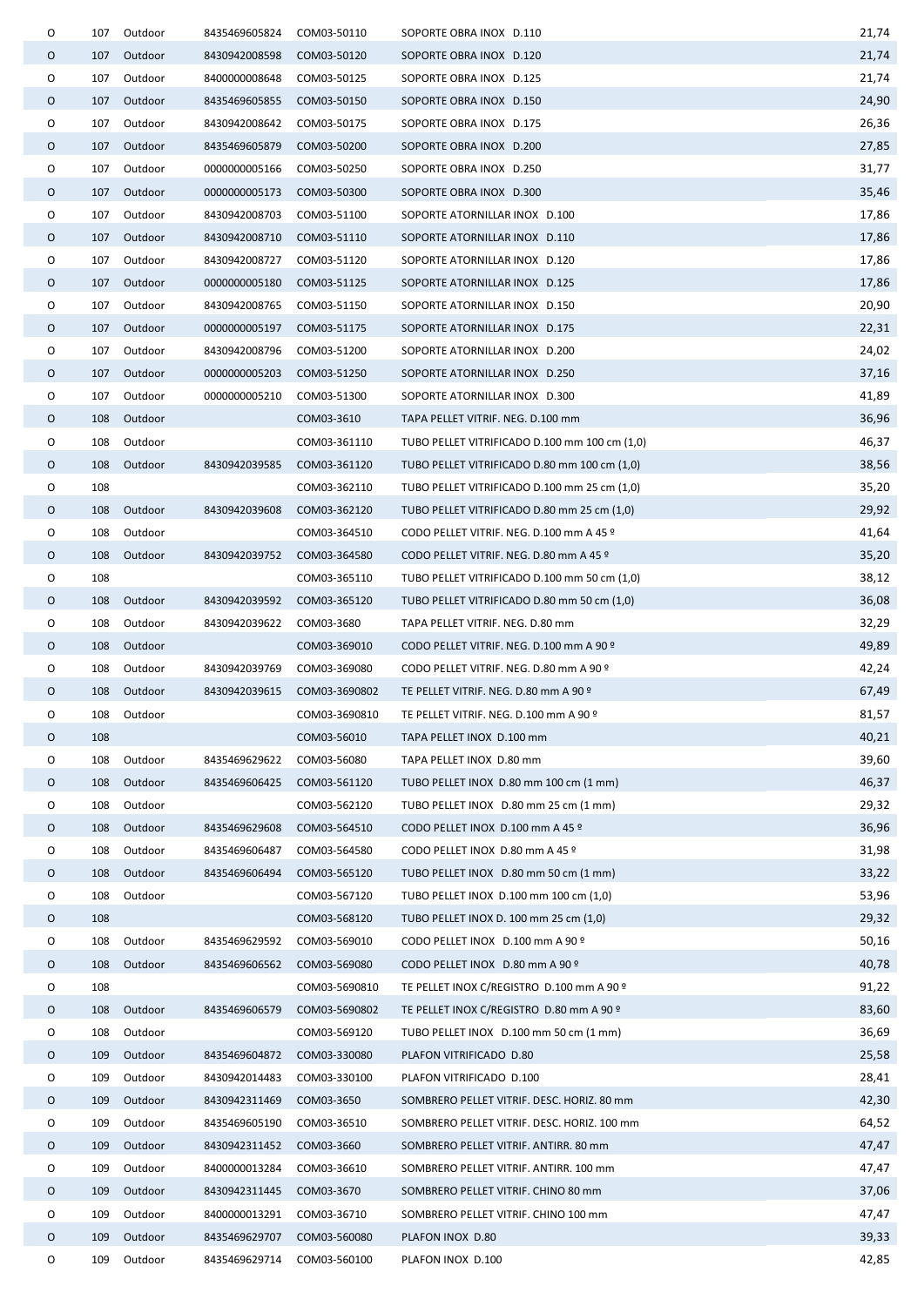| | | | | | | |
|---|---|---|---|---|---|---|
| O | 107 | Outdoor | 8435469605824 | COM03-50110 | SOPORTE OBRA INOX D.110 | 21,74 |
| O | 107 | Outdoor | 8430942008598 | COM03-50120 | SOPORTE OBRA INOX D.120 | 21,74 |
| O | 107 | Outdoor | 8400000008648 | COM03-50125 | SOPORTE OBRA INOX D.125 | 21,74 |
| O | 107 | Outdoor | 8435469605855 | COM03-50150 | SOPORTE OBRA INOX D.150 | 24,90 |
| O | 107 | Outdoor | 8430942008642 | COM03-50175 | SOPORTE OBRA INOX D.175 | 26,36 |
| O | 107 | Outdoor | 8435469605879 | COM03-50200 | SOPORTE OBRA INOX D.200 | 27,85 |
| O | 107 | Outdoor | 0000000005166 | COM03-50250 | SOPORTE OBRA INOX D.250 | 31,77 |
| O | 107 | Outdoor | 0000000005173 | COM03-50300 | SOPORTE OBRA INOX D.300 | 35,46 |
| O | 107 | Outdoor | 8430942008703 | COM03-51100 | SOPORTE ATORNILLAR INOX D.100 | 17,86 |
| O | 107 | Outdoor | 8430942008710 | COM03-51110 | SOPORTE ATORNILLAR INOX D.110 | 17,86 |
| O | 107 | Outdoor | 8430942008727 | COM03-51120 | SOPORTE ATORNILLAR INOX D.120 | 17,86 |
| O | 107 | Outdoor | 0000000005180 | COM03-51125 | SOPORTE ATORNILLAR INOX D.125 | 17,86 |
| O | 107 | Outdoor | 8430942008765 | COM03-51150 | SOPORTE ATORNILLAR INOX D.150 | 20,90 |
| O | 107 | Outdoor | 0000000005197 | COM03-51175 | SOPORTE ATORNILLAR INOX D.175 | 22,31 |
| O | 107 | Outdoor | 8430942008796 | COM03-51200 | SOPORTE ATORNILLAR INOX D.200 | 24,02 |
| O | 107 | Outdoor | 0000000005203 | COM03-51250 | SOPORTE ATORNILLAR INOX D.250 | 37,16 |
| O | 107 | Outdoor | 0000000005210 | COM03-51300 | SOPORTE ATORNILLAR INOX D.300 | 41,89 |
| O | 108 | Outdoor | | COM03-3610 | TAPA PELLET VITRIF. NEG. D.100 mm | 36,96 |
| O | 108 | Outdoor | | COM03-361110 | TUBO PELLET VITRIFICADO D.100 mm 100 cm (1,0) | 46,37 |
| O | 108 | Outdoor | 8430942039585 | COM03-361120 | TUBO PELLET VITRIFICADO D.80 mm 100 cm (1,0) | 38,56 |
| O | 108 | | | COM03-362110 | TUBO PELLET VITRIFICADO D.100 mm 25 cm (1,0) | 35,20 |
| O | 108 | Outdoor | 8430942039608 | COM03-362120 | TUBO PELLET VITRIFICADO D.80 mm 25 cm (1,0) | 29,92 |
| O | 108 | Outdoor | | COM03-364510 | CODO PELLET VITRIF. NEG. D.100 mm A 45 º | 41,64 |
| O | 108 | Outdoor | 8430942039752 | COM03-364580 | CODO PELLET VITRIF. NEG. D.80 mm A 45 º | 35,20 |
| O | 108 | | | COM03-365110 | TUBO PELLET VITRIFICADO D.100 mm 50 cm (1,0) | 38,12 |
| O | 108 | Outdoor | 8430942039592 | COM03-365120 | TUBO PELLET VITRIFICADO D.80 mm 50 cm (1,0) | 36,08 |
| O | 108 | Outdoor | 8430942039622 | COM03-3680 | TAPA PELLET VITRIF. NEG. D.80 mm | 32,29 |
| O | 108 | Outdoor | | COM03-369010 | CODO PELLET VITRIF. NEG. D.100 mm A 90 º | 49,89 |
| O | 108 | Outdoor | 8430942039769 | COM03-369080 | CODO PELLET VITRIF. NEG. D.80 mm A 90 º | 42,24 |
| O | 108 | Outdoor | 8430942039615 | COM03-3690802 | TE PELLET VITRIF. NEG. D.80 mm A 90 º | 67,49 |
| O | 108 | Outdoor | | COM03-3690810 | TE PELLET VITRIF. NEG. D.100 mm A 90 º | 81,57 |
| O | 108 | | | COM03-56010 | TAPA PELLET INOX D.100 mm | 40,21 |
| O | 108 | Outdoor | 8435469629622 | COM03-56080 | TAPA PELLET INOX D.80 mm | 39,60 |
| O | 108 | Outdoor | 8435469606425 | COM03-561120 | TUBO PELLET INOX D.80 mm 100 cm (1 mm) | 46,37 |
| O | 108 | Outdoor | | COM03-562120 | TUBO PELLET INOX D.80 mm 25 cm (1 mm) | 29,32 |
| O | 108 | Outdoor | 8435469629608 | COM03-564510 | CODO PELLET INOX D.100 mm A 45 º | 36,96 |
| O | 108 | Outdoor | 8435469606487 | COM03-564580 | CODO PELLET INOX D.80 mm A 45 º | 31,98 |
| O | 108 | Outdoor | 8435469606494 | COM03-565120 | TUBO PELLET INOX D.80 mm 50 cm (1 mm) | 33,22 |
| O | 108 | Outdoor | | COM03-567120 | TUBO PELLET INOX D.100 mm 100 cm (1,0) | 53,96 |
| O | 108 | | | COM03-568120 | TUBO PELLET INOX D. 100 mm 25 cm (1,0) | 29,32 |
| O | 108 | Outdoor | 8435469629592 | COM03-569010 | CODO PELLET INOX D.100 mm A 90 º | 50,16 |
| O | 108 | Outdoor | 8435469606562 | COM03-569080 | CODO PELLET INOX D.80 mm A 90 º | 40,78 |
| O | 108 | | | COM03-5690810 | TE PELLET INOX C/REGISTRO D.100 mm A 90 º | 91,22 |
| O | 108 | Outdoor | 8435469606579 | COM03-5690802 | TE PELLET INOX C/REGISTRO D.80 mm A 90 º | 83,60 |
| O | 108 | Outdoor | | COM03-569120 | TUBO PELLET INOX D.100 mm 50 cm (1 mm) | 36,69 |
| O | 109 | Outdoor | 8435469604872 | COM03-330080 | PLAFON VITRIFICADO D.80 | 25,58 |
| O | 109 | Outdoor | 8430942014483 | COM03-330100 | PLAFON VITRIFICADO D.100 | 28,41 |
| O | 109 | Outdoor | 8430942311469 | COM03-3650 | SOMBRERO PELLET VITRIF. DESC. HORIZ. 80 mm | 42,30 |
| O | 109 | Outdoor | 8435469605190 | COM03-36510 | SOMBRERO PELLET VITRIF. DESC. HORIZ. 100 mm | 64,52 |
| O | 109 | Outdoor | 8430942311452 | COM03-3660 | SOMBRERO PELLET VITRIF. ANTIRR. 80 mm | 47,47 |
| O | 109 | Outdoor | 8400000013284 | COM03-36610 | SOMBRERO PELLET VITRIF. ANTIRR. 100 mm | 47,47 |
| O | 109 | Outdoor | 8430942311445 | COM03-3670 | SOMBRERO PELLET VITRIF. CHINO 80 mm | 37,06 |
| O | 109 | Outdoor | 8400000013291 | COM03-36710 | SOMBRERO PELLET VITRIF. CHINO 100 mm | 47,47 |
| O | 109 | Outdoor | 8435469629707 | COM03-560080 | PLAFON INOX D.80 | 39,33 |
| O | 109 | Outdoor | 8435469629714 | COM03-560100 | PLAFON INOX D.100 | 42,85 |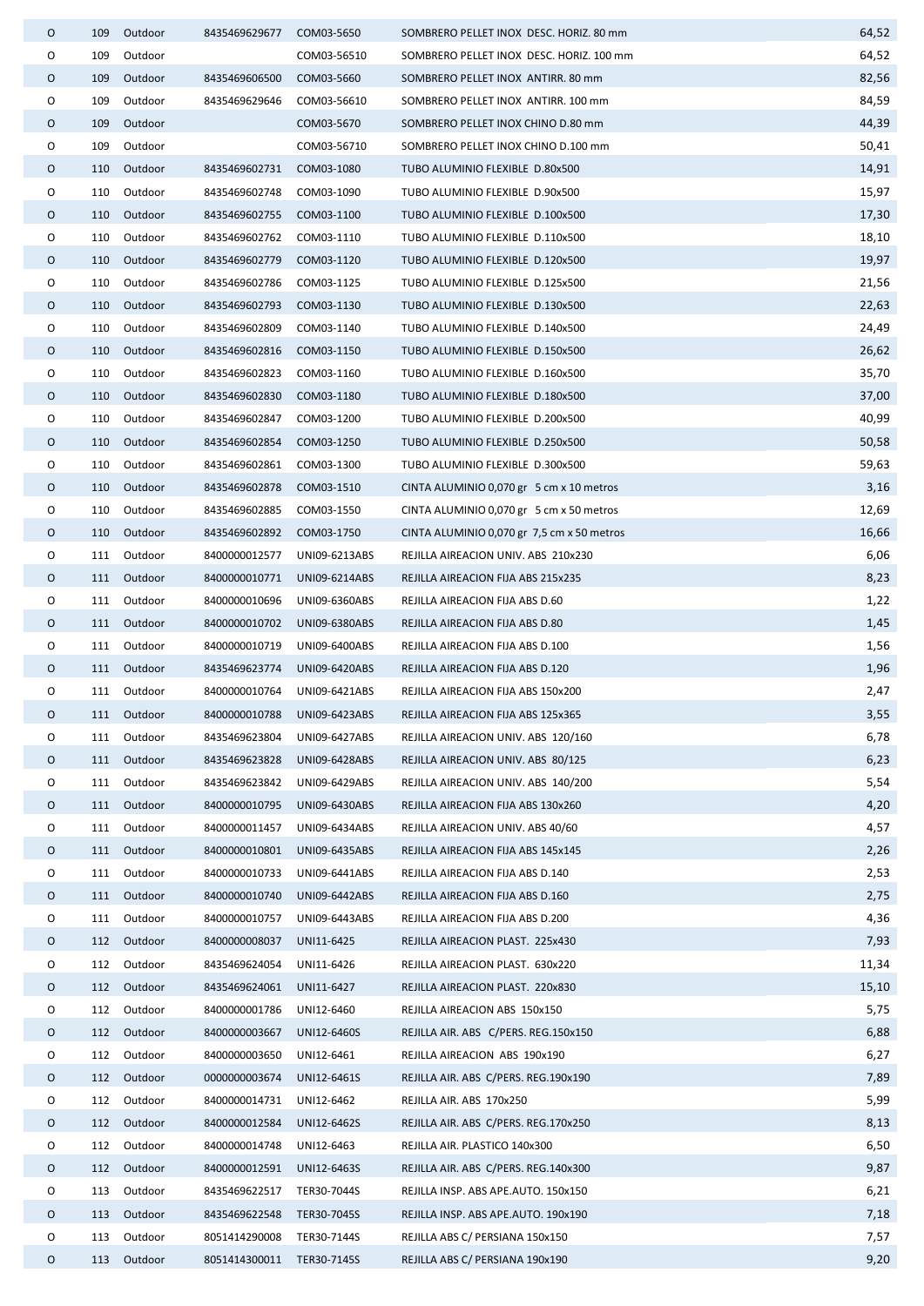| | | | | | | |
|---|---|---|---|---|---|---|
| O | 109 | Outdoor | 8435469629677 | COM03-5650 | SOMBRERO PELLET INOX DESC. HORIZ. 80 mm | 64,52 |
| O | 109 | Outdoor | | COM03-56510 | SOMBRERO PELLET INOX DESC. HORIZ. 100 mm | 64,52 |
| O | 109 | Outdoor | 8435469606500 | COM03-5660 | SOMBRERO PELLET INOX ANTIRR. 80 mm | 82,56 |
| O | 109 | Outdoor | 8435469629646 | COM03-56610 | SOMBRERO PELLET INOX ANTIRR. 100 mm | 84,59 |
| O | 109 | Outdoor | | COM03-5670 | SOMBRERO PELLET INOX CHINO D.80 mm | 44,39 |
| O | 109 | Outdoor | | COM03-56710 | SOMBRERO PELLET INOX CHINO D.100 mm | 50,41 |
| O | 110 | Outdoor | 8435469602731 | COM03-1080 | TUBO ALUMINIO FLEXIBLE D.80x500 | 14,91 |
| O | 110 | Outdoor | 8435469602748 | COM03-1090 | TUBO ALUMINIO FLEXIBLE D.90x500 | 15,97 |
| O | 110 | Outdoor | 8435469602755 | COM03-1100 | TUBO ALUMINIO FLEXIBLE D.100x500 | 17,30 |
| O | 110 | Outdoor | 8435469602762 | COM03-1110 | TUBO ALUMINIO FLEXIBLE D.110x500 | 18,10 |
| O | 110 | Outdoor | 8435469602779 | COM03-1120 | TUBO ALUMINIO FLEXIBLE D.120x500 | 19,97 |
| O | 110 | Outdoor | 8435469602786 | COM03-1125 | TUBO ALUMINIO FLEXIBLE D.125x500 | 21,56 |
| O | 110 | Outdoor | 8435469602793 | COM03-1130 | TUBO ALUMINIO FLEXIBLE D.130x500 | 22,63 |
| O | 110 | Outdoor | 8435469602809 | COM03-1140 | TUBO ALUMINIO FLEXIBLE D.140x500 | 24,49 |
| O | 110 | Outdoor | 8435469602816 | COM03-1150 | TUBO ALUMINIO FLEXIBLE D.150x500 | 26,62 |
| O | 110 | Outdoor | 8435469602823 | COM03-1160 | TUBO ALUMINIO FLEXIBLE D.160x500 | 35,70 |
| O | 110 | Outdoor | 8435469602830 | COM03-1180 | TUBO ALUMINIO FLEXIBLE D.180x500 | 37,00 |
| O | 110 | Outdoor | 8435469602847 | COM03-1200 | TUBO ALUMINIO FLEXIBLE D.200x500 | 40,99 |
| O | 110 | Outdoor | 8435469602854 | COM03-1250 | TUBO ALUMINIO FLEXIBLE D.250x500 | 50,58 |
| O | 110 | Outdoor | 8435469602861 | COM03-1300 | TUBO ALUMINIO FLEXIBLE D.300x500 | 59,63 |
| O | 110 | Outdoor | 8435469602878 | COM03-1510 | CINTA ALUMINIO 0,070 gr 5 cm x 10 metros | 3,16 |
| O | 110 | Outdoor | 8435469602885 | COM03-1550 | CINTA ALUMINIO 0,070 gr 5 cm x 50 metros | 12,69 |
| O | 110 | Outdoor | 8435469602892 | COM03-1750 | CINTA ALUMINIO 0,070 gr 7,5 cm x 50 metros | 16,66 |
| O | 111 | Outdoor | 8400000012577 | UNI09-6213ABS | REJILLA AIREACION UNIV. ABS 210x230 | 6,06 |
| O | 111 | Outdoor | 8400000010771 | UNI09-6214ABS | REJILLA AIREACION FIJA ABS 215x235 | 8,23 |
| O | 111 | Outdoor | 8400000010696 | UNI09-6360ABS | REJILLA AIREACION FIJA ABS D.60 | 1,22 |
| O | 111 | Outdoor | 8400000010702 | UNI09-6380ABS | REJILLA AIREACION FIJA ABS D.80 | 1,45 |
| O | 111 | Outdoor | 8400000010719 | UNI09-6400ABS | REJILLA AIREACION FIJA ABS D.100 | 1,56 |
| O | 111 | Outdoor | 8435469623774 | UNI09-6420ABS | REJILLA AIREACION FIJA ABS D.120 | 1,96 |
| O | 111 | Outdoor | 8400000010764 | UNI09-6421ABS | REJILLA AIREACION FIJA ABS 150x200 | 2,47 |
| O | 111 | Outdoor | 8400000010788 | UNI09-6423ABS | REJILLA AIREACION FIJA ABS 125x365 | 3,55 |
| O | 111 | Outdoor | 8435469623804 | UNI09-6427ABS | REJILLA AIREACION UNIV. ABS 120/160 | 6,78 |
| O | 111 | Outdoor | 8435469623828 | UNI09-6428ABS | REJILLA AIREACION UNIV. ABS 80/125 | 6,23 |
| O | 111 | Outdoor | 8435469623842 | UNI09-6429ABS | REJILLA AIREACION UNIV. ABS 140/200 | 5,54 |
| O | 111 | Outdoor | 8400000010795 | UNI09-6430ABS | REJILLA AIREACION FIJA ABS 130x260 | 4,20 |
| O | 111 | Outdoor | 8400000011457 | UNI09-6434ABS | REJILLA AIREACION UNIV. ABS 40/60 | 4,57 |
| O | 111 | Outdoor | 8400000010801 | UNI09-6435ABS | REJILLA AIREACION FIJA ABS 145x145 | 2,26 |
| O | 111 | Outdoor | 8400000010733 | UNI09-6441ABS | REJILLA AIREACION FIJA ABS D.140 | 2,53 |
| O | 111 | Outdoor | 8400000010740 | UNI09-6442ABS | REJILLA AIREACION FIJA ABS D.160 | 2,75 |
| O | 111 | Outdoor | 8400000010757 | UNI09-6443ABS | REJILLA AIREACION FIJA ABS D.200 | 4,36 |
| O | 112 | Outdoor | 8400000008037 | UNI11-6425 | REJILLA AIREACION PLAST. 225x430 | 7,93 |
| O | 112 | Outdoor | 8435469624054 | UNI11-6426 | REJILLA AIREACION PLAST. 630x220 | 11,34 |
| O | 112 | Outdoor | 8435469624061 | UNI11-6427 | REJILLA AIREACION PLAST. 220x830 | 15,10 |
| O | 112 | Outdoor | 8400000001786 | UNI12-6460 | REJILLA AIREACION ABS 150x150 | 5,75 |
| O | 112 | Outdoor | 8400000003667 | UNI12-6460S | REJILLA AIR. ABS C/PERS. REG.150x150 | 6,88 |
| O | 112 | Outdoor | 8400000003650 | UNI12-6461 | REJILLA AIREACION ABS 190x190 | 6,27 |
| O | 112 | Outdoor | 0000000003674 | UNI12-6461S | REJILLA AIR. ABS C/PERS. REG.190x190 | 7,89 |
| O | 112 | Outdoor | 8400000014731 | UNI12-6462 | REJILLA AIR. ABS 170x250 | 5,99 |
| O | 112 | Outdoor | 8400000012584 | UNI12-6462S | REJILLA AIR. ABS C/PERS. REG.170x250 | 8,13 |
| O | 112 | Outdoor | 8400000014748 | UNI12-6463 | REJILLA AIR. PLASTICO 140x300 | 6,50 |
| O | 112 | Outdoor | 8400000012591 | UNI12-6463S | REJILLA AIR. ABS C/PERS. REG.140x300 | 9,87 |
| O | 113 | Outdoor | 8435469622517 | TER30-7044S | REJILLA INSP. ABS APE.AUTO. 150x150 | 6,21 |
| O | 113 | Outdoor | 8435469622548 | TER30-7045S | REJILLA INSP. ABS APE.AUTO. 190x190 | 7,18 |
| O | 113 | Outdoor | 8051414290008 | TER30-7144S | REJILLA ABS C/ PERSIANA 150x150 | 7,57 |
| O | 113 | Outdoor | 8051414300011 | TER30-7145S | REJILLA ABS C/ PERSIANA 190x190 | 9,20 |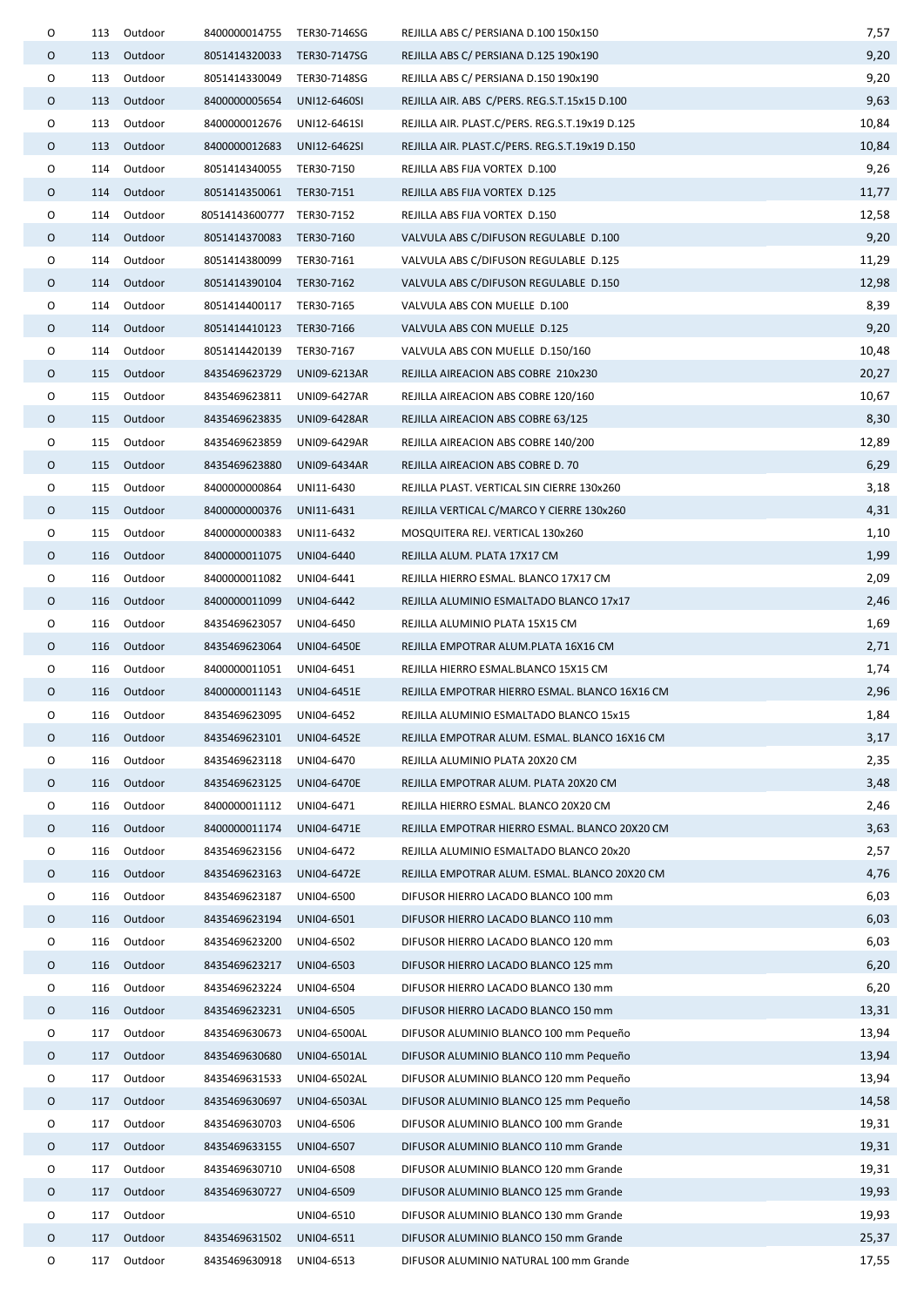| | | | | | | |
|---|---|---|---|---|---|---|
| O | 113 | Outdoor | 8400000014755 | TER30-7146SG | REJILLA ABS C/ PERSIANA D.100 150x150 | 7,57 |
| O | 113 | Outdoor | 8051414320033 | TER30-7147SG | REJILLA ABS C/ PERSIANA D.125 190x190 | 9,20 |
| O | 113 | Outdoor | 8051414330049 | TER30-7148SG | REJILLA ABS C/ PERSIANA D.150 190x190 | 9,20 |
| O | 113 | Outdoor | 8400000005654 | UNI12-6460SI | REJILLA AIR. ABS C/PERS. REG.S.T.15x15 D.100 | 9,63 |
| O | 113 | Outdoor | 8400000012676 | UNI12-6461SI | REJILLA AIR. PLAST.C/PERS. REG.S.T.19x19 D.125 | 10,84 |
| O | 113 | Outdoor | 8400000012683 | UNI12-6462SI | REJILLA AIR. PLAST.C/PERS. REG.S.T.19x19 D.150 | 10,84 |
| O | 114 | Outdoor | 8051414340055 | TER30-7150 | REJILLA ABS FIJA VORTEX D.100 | 9,26 |
| O | 114 | Outdoor | 8051414350061 | TER30-7151 | REJILLA ABS FIJA VORTEX D.125 | 11,77 |
| O | 114 | Outdoor | 80514143600777 | TER30-7152 | REJILLA ABS FIJA VORTEX D.150 | 12,58 |
| O | 114 | Outdoor | 8051414370083 | TER30-7160 | VALVULA ABS C/DIFUSON REGULABLE D.100 | 9,20 |
| O | 114 | Outdoor | 8051414380099 | TER30-7161 | VALVULA ABS C/DIFUSON REGULABLE D.125 | 11,29 |
| O | 114 | Outdoor | 8051414390104 | TER30-7162 | VALVULA ABS C/DIFUSON REGULABLE D.150 | 12,98 |
| O | 114 | Outdoor | 8051414400117 | TER30-7165 | VALVULA ABS CON MUELLE D.100 | 8,39 |
| O | 114 | Outdoor | 8051414410123 | TER30-7166 | VALVULA ABS CON MUELLE D.125 | 9,20 |
| O | 114 | Outdoor | 8051414420139 | TER30-7167 | VALVULA ABS CON MUELLE D.150/160 | 10,48 |
| O | 115 | Outdoor | 8435469623729 | UNI09-6213AR | REJILLA AIREACION ABS COBRE 210x230 | 20,27 |
| O | 115 | Outdoor | 8435469623811 | UNI09-6427AR | REJILLA AIREACION ABS COBRE 120/160 | 10,67 |
| O | 115 | Outdoor | 8435469623835 | UNI09-6428AR | REJILLA AIREACION ABS COBRE 63/125 | 8,30 |
| O | 115 | Outdoor | 8435469623859 | UNI09-6429AR | REJILLA AIREACION ABS COBRE 140/200 | 12,89 |
| O | 115 | Outdoor | 8435469623880 | UNI09-6434AR | REJILLA AIREACION ABS COBRE D. 70 | 6,29 |
| O | 115 | Outdoor | 8400000000864 | UNI11-6430 | REJILLA PLAST. VERTICAL SIN CIERRE 130x260 | 3,18 |
| O | 115 | Outdoor | 8400000000376 | UNI11-6431 | REJILLA VERTICAL C/MARCO Y CIERRE 130x260 | 4,31 |
| O | 115 | Outdoor | 8400000000383 | UNI11-6432 | MOSQUITERA REJ. VERTICAL 130x260 | 1,10 |
| O | 116 | Outdoor | 8400000011075 | UNI04-6440 | REJILLA ALUM. PLATA 17X17 CM | 1,99 |
| O | 116 | Outdoor | 8400000011082 | UNI04-6441 | REJILLA HIERRO ESMAL. BLANCO 17X17 CM | 2,09 |
| O | 116 | Outdoor | 8400000011099 | UNI04-6442 | REJILLA ALUMINIO ESMALTADO BLANCO 17x17 | 2,46 |
| O | 116 | Outdoor | 8435469623057 | UNI04-6450 | REJILLA ALUMINIO PLATA 15X15 CM | 1,69 |
| O | 116 | Outdoor | 8435469623064 | UNI04-6450E | REJILLA EMPOTRAR ALUM.PLATA 16X16 CM | 2,71 |
| O | 116 | Outdoor | 8400000011051 | UNI04-6451 | REJILLA HIERRO ESMAL.BLANCO 15X15 CM | 1,74 |
| O | 116 | Outdoor | 8400000011143 | UNI04-6451E | REJILLA EMPOTRAR HIERRO ESMAL. BLANCO 16X16 CM | 2,96 |
| O | 116 | Outdoor | 8435469623095 | UNI04-6452 | REJILLA ALUMINIO ESMALTADO BLANCO 15x15 | 1,84 |
| O | 116 | Outdoor | 8435469623101 | UNI04-6452E | REJILLA EMPOTRAR ALUM. ESMAL. BLANCO 16X16 CM | 3,17 |
| O | 116 | Outdoor | 8435469623118 | UNI04-6470 | REJILLA ALUMINIO PLATA 20X20 CM | 2,35 |
| O | 116 | Outdoor | 8435469623125 | UNI04-6470E | REJILLA EMPOTRAR ALUM. PLATA 20X20 CM | 3,48 |
| O | 116 | Outdoor | 8400000011112 | UNI04-6471 | REJILLA HIERRO ESMAL. BLANCO 20X20 CM | 2,46 |
| O | 116 | Outdoor | 8400000011174 | UNI04-6471E | REJILLA EMPOTRAR HIERRO ESMAL. BLANCO 20X20 CM | 3,63 |
| O | 116 | Outdoor | 8435469623156 | UNI04-6472 | REJILLA ALUMINIO ESMALTADO BLANCO 20x20 | 2,57 |
| O | 116 | Outdoor | 8435469623163 | UNI04-6472E | REJILLA EMPOTRAR ALUM. ESMAL. BLANCO 20X20 CM | 4,76 |
| O | 116 | Outdoor | 8435469623187 | UNI04-6500 | DIFUSOR HIERRO LACADO BLANCO 100 mm | 6,03 |
| O | 116 | Outdoor | 8435469623194 | UNI04-6501 | DIFUSOR HIERRO LACADO BLANCO 110 mm | 6,03 |
| O | 116 | Outdoor | 8435469623200 | UNI04-6502 | DIFUSOR HIERRO LACADO BLANCO 120 mm | 6,03 |
| O | 116 | Outdoor | 8435469623217 | UNI04-6503 | DIFUSOR HIERRO LACADO BLANCO 125 mm | 6,20 |
| O | 116 | Outdoor | 8435469623224 | UNI04-6504 | DIFUSOR HIERRO LACADO BLANCO 130 mm | 6,20 |
| O | 116 | Outdoor | 8435469623231 | UNI04-6505 | DIFUSOR HIERRO LACADO BLANCO 150 mm | 13,31 |
| O | 117 | Outdoor | 8435469630673 | UNI04-6500AL | DIFUSOR ALUMINIO BLANCO 100 mm Pequeño | 13,94 |
| O | 117 | Outdoor | 8435469630680 | UNI04-6501AL | DIFUSOR ALUMINIO BLANCO 110 mm Pequeño | 13,94 |
| O | 117 | Outdoor | 8435469631533 | UNI04-6502AL | DIFUSOR ALUMINIO BLANCO 120 mm Pequeño | 13,94 |
| O | 117 | Outdoor | 8435469630697 | UNI04-6503AL | DIFUSOR ALUMINIO BLANCO 125 mm Pequeño | 14,58 |
| O | 117 | Outdoor | 8435469630703 | UNI04-6506 | DIFUSOR ALUMINIO BLANCO 100 mm Grande | 19,31 |
| O | 117 | Outdoor | 8435469633155 | UNI04-6507 | DIFUSOR ALUMINIO BLANCO 110 mm Grande | 19,31 |
| O | 117 | Outdoor | 8435469630710 | UNI04-6508 | DIFUSOR ALUMINIO BLANCO 120 mm Grande | 19,31 |
| O | 117 | Outdoor | 8435469630727 | UNI04-6509 | DIFUSOR ALUMINIO BLANCO 125 mm Grande | 19,93 |
| O | 117 | Outdoor | | UNI04-6510 | DIFUSOR ALUMINIO BLANCO 130 mm Grande | 19,93 |
| O | 117 | Outdoor | 8435469631502 | UNI04-6511 | DIFUSOR ALUMINIO BLANCO 150 mm Grande | 25,37 |
| O | 117 | Outdoor | 8435469630918 | UNI04-6513 | DIFUSOR ALUMINIO NATURAL 100 mm Grande | 17,55 |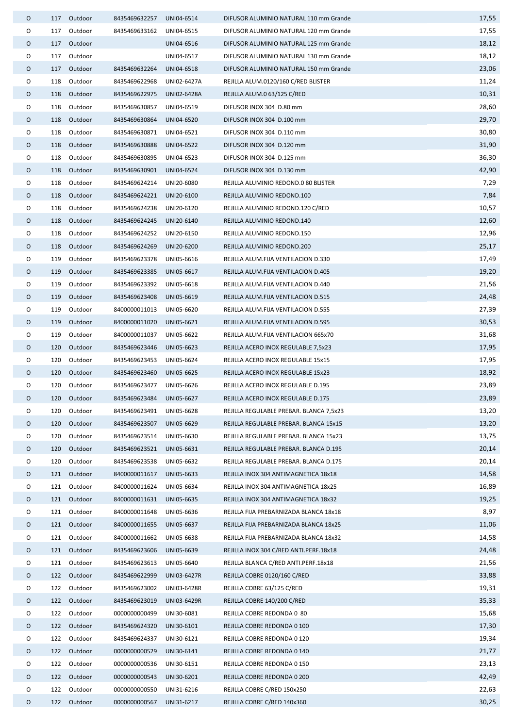| | | | | | | |
|---|---|---|---|---|---|---|
| O | 117 | Outdoor | 8435469632257 | UNI04-6514 | DIFUSOR ALUMINIO NATURAL 110 mm Grande | 17,55 |
| O | 117 | Outdoor | 8435469633162 | UNI04-6515 | DIFUSOR ALUMINIO NATURAL 120 mm Grande | 17,55 |
| O | 117 | Outdoor | | UNI04-6516 | DIFUSOR ALUMINIO NATURAL 125 mm Grande | 18,12 |
| O | 117 | Outdoor | | UNI04-6517 | DIFUSOR ALUMINIO NATURAL 130 mm Grande | 18,12 |
| O | 117 | Outdoor | 8435469632264 | UNI04-6518 | DIFUSOR ALUMINIO NATURAL 150 mm Grande | 23,06 |
| O | 118 | Outdoor | 8435469622968 | UNI02-6427A | REJILLA ALUM.0120/160 C/RED BLISTER | 11,24 |
| O | 118 | Outdoor | 8435469622975 | UNI02-6428A | REJILLA ALUM.0 63/125 C/RED | 10,31 |
| O | 118 | Outdoor | 8435469630857 | UNI04-6519 | DIFUSOR INOX 304 D.80 mm | 28,60 |
| O | 118 | Outdoor | 8435469630864 | UNI04-6520 | DIFUSOR INOX 304 D.100 mm | 29,70 |
| O | 118 | Outdoor | 8435469630871 | UNI04-6521 | DIFUSOR INOX 304 D.110 mm | 30,80 |
| O | 118 | Outdoor | 8435469630888 | UNI04-6522 | DIFUSOR INOX 304 D.120 mm | 31,90 |
| O | 118 | Outdoor | 8435469630895 | UNI04-6523 | DIFUSOR INOX 304 D.125 mm | 36,30 |
| O | 118 | Outdoor | 8435469630901 | UNI04-6524 | DIFUSOR INOX 304 D.130 mm | 42,90 |
| O | 118 | Outdoor | 8435469624214 | UNI20-6080 | REJILLA ALUMINIO REDOND.0 80 BLISTER | 7,29 |
| O | 118 | Outdoor | 8435469624221 | UNI20-6100 | REJILLA ALUMINIO REDOND.100 | 7,84 |
| O | 118 | Outdoor | 8435469624238 | UNI20-6120 | REJILLA ALUMINIO REDOND.120 C/RED | 10,57 |
| O | 118 | Outdoor | 8435469624245 | UNI20-6140 | REJILLA ALUMINIO REDOND.140 | 12,60 |
| O | 118 | Outdoor | 8435469624252 | UNI20-6150 | REJILLA ALUMINIO REDOND.150 | 12,96 |
| O | 118 | Outdoor | 8435469624269 | UNI20-6200 | REJILLA ALUMINIO REDOND.200 | 25,17 |
| O | 119 | Outdoor | 8435469623378 | UNI05-6616 | REJILLA ALUM.FIJA VENTILACION D.330 | 17,49 |
| O | 119 | Outdoor | 8435469623385 | UNI05-6617 | REJILLA ALUM.FIJA VENTILACION D.405 | 19,20 |
| O | 119 | Outdoor | 8435469623392 | UNI05-6618 | REJILLA ALUM.FIJA VENTILACION D.440 | 21,56 |
| O | 119 | Outdoor | 8435469623408 | UNI05-6619 | REJILLA ALUM.FIJA VENTILACION D.515 | 24,48 |
| O | 119 | Outdoor | 8400000011013 | UNI05-6620 | REJILLA ALUM.FIJA VENTILACION D.555 | 27,39 |
| O | 119 | Outdoor | 8400000011020 | UNI05-6621 | REJILLA ALUM.FIJA VENTILACION D.595 | 30,53 |
| O | 119 | Outdoor | 8400000011037 | UNI05-6622 | REJILLA ALUM.FIJA VENTILACION 665x70 | 31,68 |
| O | 120 | Outdoor | 8435469623446 | UNI05-6623 | REJILLA ACERO INOX REGULABLE 7,5x23 | 17,95 |
| O | 120 | Outdoor | 8435469623453 | UNI05-6624 | REJILLA ACERO INOX REGULABLE 15x15 | 17,95 |
| O | 120 | Outdoor | 8435469623460 | UNI05-6625 | REJILLA ACERO INOX REGULABLE 15x23 | 18,92 |
| O | 120 | Outdoor | 8435469623477 | UNI05-6626 | REJILLA ACERO INOX REGULABLE D.195 | 23,89 |
| O | 120 | Outdoor | 8435469623484 | UNI05-6627 | REJILLA ACERO INOX REGULABLE D.175 | 23,89 |
| O | 120 | Outdoor | 8435469623491 | UNI05-6628 | REJILLA REGULABLE PREBAR. BLANCA 7,5x23 | 13,20 |
| O | 120 | Outdoor | 8435469623507 | UNI05-6629 | REJILLA REGULABLE PREBAR. BLANCA 15x15 | 13,20 |
| O | 120 | Outdoor | 8435469623514 | UNI05-6630 | REJILLA REGULABLE PREBAR. BLANCA 15x23 | 13,75 |
| O | 120 | Outdoor | 8435469623521 | UNI05-6631 | REJILLA REGULABLE PREBAR. BLANCA D.195 | 20,14 |
| O | 120 | Outdoor | 8435469623538 | UNI05-6632 | REJILLA REGULABLE PREBAR. BLANCA D.175 | 20,14 |
| O | 121 | Outdoor | 8400000011617 | UNI05-6633 | REJILLA INOX 304 ANTIMAGNETICA 18x18 | 14,58 |
| O | 121 | Outdoor | 8400000011624 | UNI05-6634 | REJILLA INOX 304 ANTIMAGNETICA 18x25 | 16,89 |
| O | 121 | Outdoor | 8400000011631 | UNI05-6635 | REJILLA INOX 304 ANTIMAGNETICA 18x32 | 19,25 |
| O | 121 | Outdoor | 8400000011648 | UNI05-6636 | REJILLA FIJA PREBARNIZADA BLANCA 18x18 | 8,97 |
| O | 121 | Outdoor | 8400000011655 | UNI05-6637 | REJILLA FIJA PREBARNIZADA BLANCA 18x25 | 11,06 |
| O | 121 | Outdoor | 8400000011662 | UNI05-6638 | REJILLA FIJA PREBARNIZADA BLANCA 18x32 | 14,58 |
| O | 121 | Outdoor | 8435469623606 | UNI05-6639 | REJILLA INOX 304 C/RED ANTI.PERF.18x18 | 24,48 |
| O | 121 | Outdoor | 8435469623613 | UNI05-6640 | REJILLA BLANCA C/RED ANTI.PERF.18x18 | 21,56 |
| O | 122 | Outdoor | 8435469622999 | UNI03-6427R | REJILLA COBRE 0120/160 C/RED | 33,88 |
| O | 122 | Outdoor | 8435469623002 | UNI03-6428R | REJILLA COBRE 63/125 C/RED | 19,31 |
| O | 122 | Outdoor | 8435469623019 | UNI03-6429R | REJILLA COBRE 140/200 C/RED | 35,33 |
| O | 122 | Outdoor | 0000000000499 | UNI30-6081 | REJILLA COBRE REDONDA 0 80 | 15,68 |
| O | 122 | Outdoor | 8435469624320 | UNI30-6101 | REJILLA COBRE REDONDA 0 100 | 17,30 |
| O | 122 | Outdoor | 8435469624337 | UNI30-6121 | REJILLA COBRE REDONDA 0 120 | 19,34 |
| O | 122 | Outdoor | 0000000000529 | UNI30-6141 | REJILLA COBRE REDONDA 0 140 | 21,77 |
| O | 122 | Outdoor | 0000000000536 | UNI30-6151 | REJILLA COBRE REDONDA 0 150 | 23,13 |
| O | 122 | Outdoor | 0000000000543 | UNI30-6201 | REJILLA COBRE REDONDA 0 200 | 42,49 |
| O | 122 | Outdoor | 0000000000550 | UNI31-6216 | REJILLA COBRE C/RED 150x250 | 22,63 |
| O | 122 | Outdoor | 0000000000567 | UNI31-6217 | REJILLA COBRE C/RED 140x360 | 30,25 |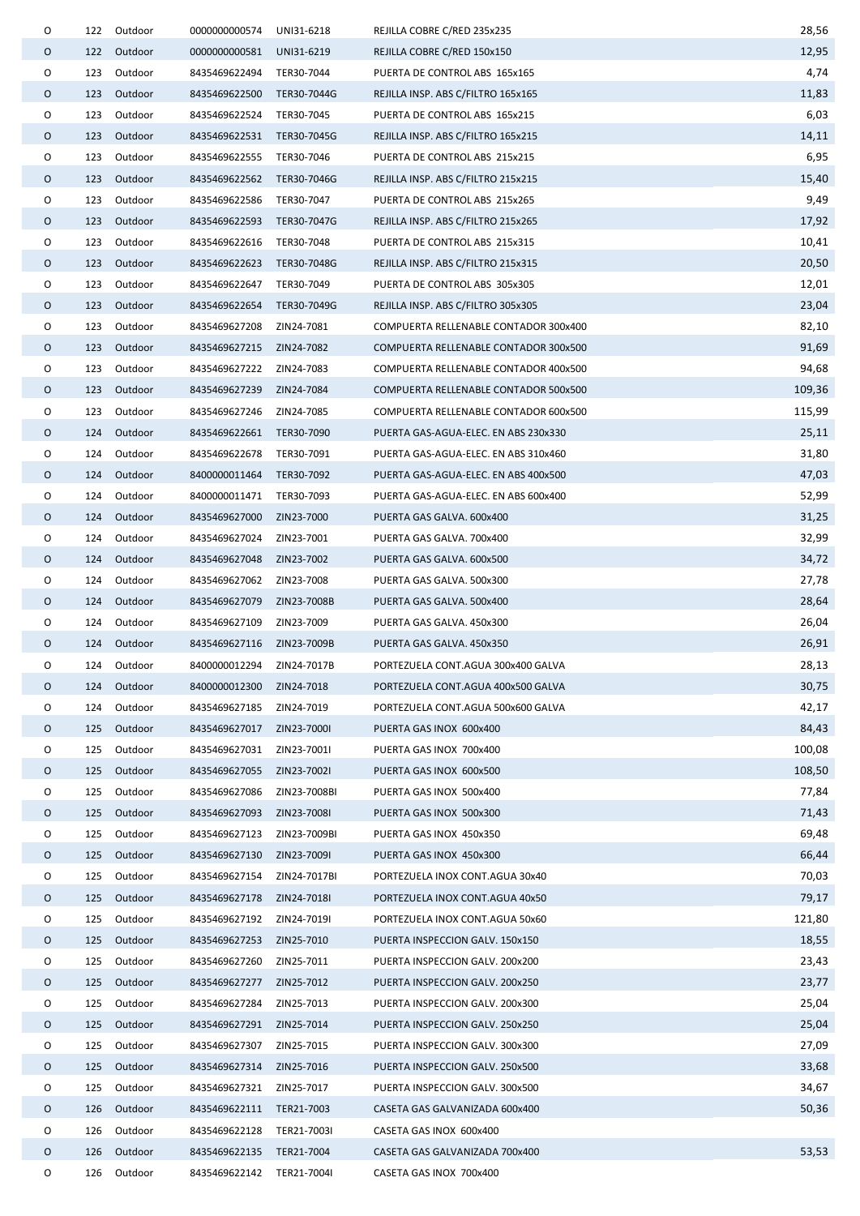| | | | | | | |
|---|---|---|---|---|---|---|
| O | 122 | Outdoor | 0000000000574 | UNI31-6218 | REJILLA COBRE C/RED 235x235 | 28,56 |
| O | 122 | Outdoor | 0000000000581 | UNI31-6219 | REJILLA COBRE C/RED 150x150 | 12,95 |
| O | 123 | Outdoor | 8435469622494 | TER30-7044 | PUERTA DE CONTROL ABS 165x165 | 4,74 |
| O | 123 | Outdoor | 8435469622500 | TER30-7044G | REJILLA INSP. ABS C/FILTRO 165x165 | 11,83 |
| O | 123 | Outdoor | 8435469622524 | TER30-7045 | PUERTA DE CONTROL ABS 165x215 | 6,03 |
| O | 123 | Outdoor | 8435469622531 | TER30-7045G | REJILLA INSP. ABS C/FILTRO 165x215 | 14,11 |
| O | 123 | Outdoor | 8435469622555 | TER30-7046 | PUERTA DE CONTROL ABS 215x215 | 6,95 |
| O | 123 | Outdoor | 8435469622562 | TER30-7046G | REJILLA INSP. ABS C/FILTRO 215x215 | 15,40 |
| O | 123 | Outdoor | 8435469622586 | TER30-7047 | PUERTA DE CONTROL ABS 215x265 | 9,49 |
| O | 123 | Outdoor | 8435469622593 | TER30-7047G | REJILLA INSP. ABS C/FILTRO 215x265 | 17,92 |
| O | 123 | Outdoor | 8435469622616 | TER30-7048 | PUERTA DE CONTROL ABS 215x315 | 10,41 |
| O | 123 | Outdoor | 8435469622623 | TER30-7048G | REJILLA INSP. ABS C/FILTRO 215x315 | 20,50 |
| O | 123 | Outdoor | 8435469622647 | TER30-7049 | PUERTA DE CONTROL ABS 305x305 | 12,01 |
| O | 123 | Outdoor | 8435469622654 | TER30-7049G | REJILLA INSP. ABS C/FILTRO 305x305 | 23,04 |
| O | 123 | Outdoor | 8435469627208 | ZIN24-7081 | COMPUERTA RELLENABLE CONTADOR 300x400 | 82,10 |
| O | 123 | Outdoor | 8435469627215 | ZIN24-7082 | COMPUERTA RELLENABLE CONTADOR 300x500 | 91,69 |
| O | 123 | Outdoor | 8435469627222 | ZIN24-7083 | COMPUERTA RELLENABLE CONTADOR 400x500 | 94,68 |
| O | 123 | Outdoor | 8435469627239 | ZIN24-7084 | COMPUERTA RELLENABLE CONTADOR 500x500 | 109,36 |
| O | 123 | Outdoor | 8435469627246 | ZIN24-7085 | COMPUERTA RELLENABLE CONTADOR 600x500 | 115,99 |
| O | 124 | Outdoor | 8435469622661 | TER30-7090 | PUERTA GAS-AGUA-ELEC. EN ABS 230x330 | 25,11 |
| O | 124 | Outdoor | 8435469622678 | TER30-7091 | PUERTA GAS-AGUA-ELEC. EN ABS 310x460 | 31,80 |
| O | 124 | Outdoor | 8400000011464 | TER30-7092 | PUERTA GAS-AGUA-ELEC. EN ABS 400x500 | 47,03 |
| O | 124 | Outdoor | 8400000011471 | TER30-7093 | PUERTA GAS-AGUA-ELEC. EN ABS 600x400 | 52,99 |
| O | 124 | Outdoor | 8435469627000 | ZIN23-7000 | PUERTA GAS GALVA. 600x400 | 31,25 |
| O | 124 | Outdoor | 8435469627024 | ZIN23-7001 | PUERTA GAS GALVA. 700x400 | 32,99 |
| O | 124 | Outdoor | 8435469627048 | ZIN23-7002 | PUERTA GAS GALVA. 600x500 | 34,72 |
| O | 124 | Outdoor | 8435469627062 | ZIN23-7008 | PUERTA GAS GALVA. 500x300 | 27,78 |
| O | 124 | Outdoor | 8435469627079 | ZIN23-7008B | PUERTA GAS GALVA. 500x400 | 28,64 |
| O | 124 | Outdoor | 8435469627109 | ZIN23-7009 | PUERTA GAS GALVA. 450x300 | 26,04 |
| O | 124 | Outdoor | 8435469627116 | ZIN23-7009B | PUERTA GAS GALVA. 450x350 | 26,91 |
| O | 124 | Outdoor | 8400000012294 | ZIN24-7017B | PORTEZUELA CONT.AGUA 300x400 GALVA | 28,13 |
| O | 124 | Outdoor | 8400000012300 | ZIN24-7018 | PORTEZUELA CONT.AGUA 400x500 GALVA | 30,75 |
| O | 124 | Outdoor | 8435469627185 | ZIN24-7019 | PORTEZUELA CONT.AGUA 500x600 GALVA | 42,17 |
| O | 125 | Outdoor | 8435469627017 | ZIN23-7000I | PUERTA GAS INOX 600x400 | 84,43 |
| O | 125 | Outdoor | 8435469627031 | ZIN23-7001I | PUERTA GAS INOX 700x400 | 100,08 |
| O | 125 | Outdoor | 8435469627055 | ZIN23-7002I | PUERTA GAS INOX 600x500 | 108,50 |
| O | 125 | Outdoor | 8435469627086 | ZIN23-7008BI | PUERTA GAS INOX 500x400 | 77,84 |
| O | 125 | Outdoor | 8435469627093 | ZIN23-7008I | PUERTA GAS INOX 500x300 | 71,43 |
| O | 125 | Outdoor | 8435469627123 | ZIN23-7009BI | PUERTA GAS INOX 450x350 | 69,48 |
| O | 125 | Outdoor | 8435469627130 | ZIN23-7009I | PUERTA GAS INOX 450x300 | 66,44 |
| O | 125 | Outdoor | 8435469627154 | ZIN24-7017BI | PORTEZUELA INOX CONT.AGUA 30x40 | 70,03 |
| O | 125 | Outdoor | 8435469627178 | ZIN24-7018I | PORTEZUELA INOX CONT.AGUA 40x50 | 79,17 |
| O | 125 | Outdoor | 8435469627192 | ZIN24-7019I | PORTEZUELA INOX CONT.AGUA 50x60 | 121,80 |
| O | 125 | Outdoor | 8435469627253 | ZIN25-7010 | PUERTA INSPECCION GALV. 150x150 | 18,55 |
| O | 125 | Outdoor | 8435469627260 | ZIN25-7011 | PUERTA INSPECCION GALV. 200x200 | 23,43 |
| O | 125 | Outdoor | 8435469627277 | ZIN25-7012 | PUERTA INSPECCION GALV. 200x250 | 23,77 |
| O | 125 | Outdoor | 8435469627284 | ZIN25-7013 | PUERTA INSPECCION GALV. 200x300 | 25,04 |
| O | 125 | Outdoor | 8435469627291 | ZIN25-7014 | PUERTA INSPECCION GALV. 250x250 | 25,04 |
| O | 125 | Outdoor | 8435469627307 | ZIN25-7015 | PUERTA INSPECCION GALV. 300x300 | 27,09 |
| O | 125 | Outdoor | 8435469627314 | ZIN25-7016 | PUERTA INSPECCION GALV. 250x500 | 33,68 |
| O | 125 | Outdoor | 8435469627321 | ZIN25-7017 | PUERTA INSPECCION GALV. 300x500 | 34,67 |
| O | 126 | Outdoor | 8435469622111 | TER21-7003 | CASETA GAS GALVANIZADA 600x400 | 50,36 |
| O | 126 | Outdoor | 8435469622128 | TER21-7003I | CASETA GAS INOX 600x400 | |
| O | 126 | Outdoor | 8435469622135 | TER21-7004 | CASETA GAS GALVANIZADA 700x400 | 53,53 |
| O | 126 | Outdoor | 8435469622142 | TER21-7004I | CASETA GAS INOX 700x400 | |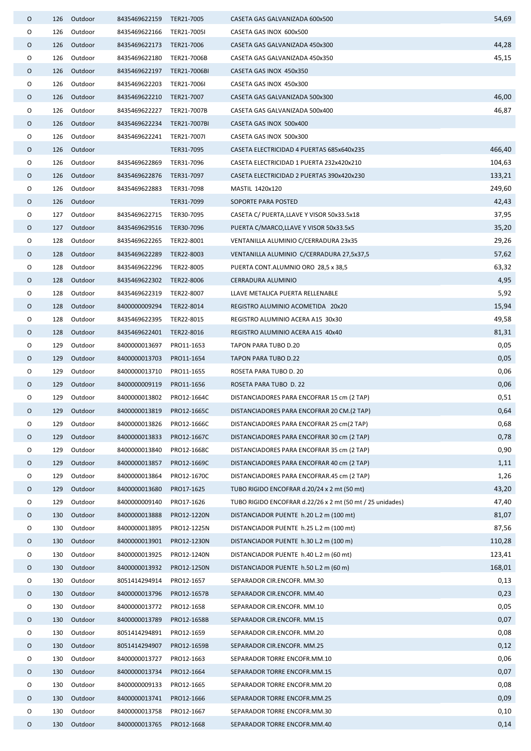| | | | | | | |
|---|---|---|---|---|---|---|
| O | 126 | Outdoor | 8435469622159 | TER21-7005 | CASETA GAS GALVANIZADA 600x500 | 54,69 |
| O | 126 | Outdoor | 8435469622166 | TER21-7005I | CASETA GAS INOX 600x500 | |
| O | 126 | Outdoor | 8435469622173 | TER21-7006 | CASETA GAS GALVANIZADA 450x300 | 44,28 |
| O | 126 | Outdoor | 8435469622180 | TER21-7006B | CASETA GAS GALVANIZADA 450x350 | 45,15 |
| O | 126 | Outdoor | 8435469622197 | TER21-7006BI | CASETA GAS INOX 450x350 | |
| O | 126 | Outdoor | 8435469622203 | TER21-7006I | CASETA GAS INOX 450x300 | |
| O | 126 | Outdoor | 8435469622210 | TER21-7007 | CASETA GAS GALVANIZADA 500x300 | 46,00 |
| O | 126 | Outdoor | 8435469622227 | TER21-7007B | CASETA GAS GALVANIZADA 500x400 | 46,87 |
| O | 126 | Outdoor | 8435469622234 | TER21-7007BI | CASETA GAS INOX 500x400 | |
| O | 126 | Outdoor | 8435469622241 | TER21-7007I | CASETA GAS INOX 500x300 | |
| O | 126 | Outdoor | | TER31-7095 | CASETA ELECTRICIDAD 4 PUERTAS 685x640x235 | 466,40 |
| O | 126 | Outdoor | 8435469622869 | TER31-7096 | CASETA ELECTRICIDAD 1 PUERTA 232x420x210 | 104,63 |
| O | 126 | Outdoor | 8435469622876 | TER31-7097 | CASETA ELECTRICIDAD 2 PUERTAS 390x420x230 | 133,21 |
| O | 126 | Outdoor | 8435469622883 | TER31-7098 | MASTIL 1420x120 | 249,60 |
| O | 126 | Outdoor | | TER31-7099 | SOPORTE PARA POSTED | 42,43 |
| O | 127 | Outdoor | 8435469622715 | TER30-7095 | CASETA C/ PUERTA,LLAVE Y VISOR 50x33.5x18 | 37,95 |
| O | 127 | Outdoor | 8435469629516 | TER30-7096 | PUERTA C/MARCO,LLAVE Y VISOR 50x33.5x5 | 35,20 |
| O | 128 | Outdoor | 8435469622265 | TER22-8001 | VENTANILLA ALUMINIO C/CERRADURA 23x35 | 29,26 |
| O | 128 | Outdoor | 8435469622289 | TER22-8003 | VENTANILLA ALUMINIO C/CERRADURA 27,5x37,5 | 57,62 |
| O | 128 | Outdoor | 8435469622296 | TER22-8005 | PUERTA CONT.ALUMNIO ORO 28,5 x 38,5 | 63,32 |
| O | 128 | Outdoor | 8435469622302 | TER22-8006 | CERRADURA ALUMINIO | 4,95 |
| O | 128 | Outdoor | 8435469622319 | TER22-8007 | LLAVE METALICA PUERTA RELLENABLE | 5,92 |
| O | 128 | Outdoor | 8400000009294 | TER22-8014 | REGISTRO ALUMINIO ACOMETIDA 20x20 | 15,94 |
| O | 128 | Outdoor | 8435469622395 | TER22-8015 | REGISTRO ALUMINIO ACERA A15 30x30 | 49,58 |
| O | 128 | Outdoor | 8435469622401 | TER22-8016 | REGISTRO ALUMINIO ACERA A15 40x40 | 81,31 |
| O | 129 | Outdoor | 8400000013697 | PRO11-1653 | TAPON PARA TUBO D.20 | 0,05 |
| O | 129 | Outdoor | 8400000013703 | PRO11-1654 | TAPON PARA TUBO D.22 | 0,05 |
| O | 129 | Outdoor | 8400000013710 | PRO11-1655 | ROSETA PARA TUBO D. 20 | 0,06 |
| O | 129 | Outdoor | 8400000009119 | PRO11-1656 | ROSETA PARA TUBO D. 22 | 0,06 |
| O | 129 | Outdoor | 8400000013802 | PRO12-1664C | DISTANCIADORES PARA ENCOFRAR 15 cm (2 TAP) | 0,51 |
| O | 129 | Outdoor | 8400000013819 | PRO12-1665C | DISTANCIADORES PARA ENCOFRAR 20 CM.(2 TAP) | 0,64 |
| O | 129 | Outdoor | 8400000013826 | PRO12-1666C | DISTANCIADORES PARA ENCOFRAR 25 cm(2 TAP) | 0,68 |
| O | 129 | Outdoor | 8400000013833 | PRO12-1667C | DISTANCIADORES PARA ENCOFRAR 30 cm (2 TAP) | 0,78 |
| O | 129 | Outdoor | 8400000013840 | PRO12-1668C | DISTANCIADORES PARA ENCOFRAR 35 cm (2 TAP) | 0,90 |
| O | 129 | Outdoor | 8400000013857 | PRO12-1669C | DISTANCIADORES PARA ENCOFRAR 40 cm (2 TAP) | 1,11 |
| O | 129 | Outdoor | 8400000013864 | PRO12-1670C | DISTANCIADORES PARA ENCOFRAR.45 cm (2 TAP) | 1,26 |
| O | 129 | Outdoor | 8400000013680 | PRO17-1625 | TUBO RIGIDO ENCOFRAR d.20/24 x 2 mt (50 mt) | 43,20 |
| O | 129 | Outdoor | 8400000009140 | PRO17-1626 | TUBO RIGIDO ENCOFRAR d.22/26 x 2 mt (50 mt / 25 unidades) | 47,40 |
| O | 130 | Outdoor | 8400000013888 | PRO12-1220N | DISTANCIADOR PUENTE h.20 L.2 m (100 mt) | 81,07 |
| O | 130 | Outdoor | 8400000013895 | PRO12-1225N | DISTANCIADOR PUENTE h.25 L.2 m (100 mt) | 87,56 |
| O | 130 | Outdoor | 8400000013901 | PRO12-1230N | DISTANCIADOR PUENTE h.30 L.2 m (100 m) | 110,28 |
| O | 130 | Outdoor | 8400000013925 | PRO12-1240N | DISTANCIADOR PUENTE h.40 L.2 m (60 mt) | 123,41 |
| O | 130 | Outdoor | 8400000013932 | PRO12-1250N | DISTANCIADOR PUENTE h.50 L.2 m (60 m) | 168,01 |
| O | 130 | Outdoor | 8051414294914 | PRO12-1657 | SEPARADOR CIR.ENCOFR. MM.30 | 0,13 |
| O | 130 | Outdoor | 8400000013796 | PRO12-1657B | SEPARADOR CIR.ENCOFR. MM.40 | 0,23 |
| O | 130 | Outdoor | 8400000013772 | PRO12-1658 | SEPARADOR CIR.ENCOFR. MM.10 | 0,05 |
| O | 130 | Outdoor | 8400000013789 | PRO12-1658B | SEPARADOR CIR.ENCOFR. MM.15 | 0,07 |
| O | 130 | Outdoor | 8051414294891 | PRO12-1659 | SEPARADOR CIR.ENCOFR. MM.20 | 0,08 |
| O | 130 | Outdoor | 8051414294907 | PRO12-1659B | SEPARADOR CIR.ENCOFR. MM.25 | 0,12 |
| O | 130 | Outdoor | 8400000013727 | PRO12-1663 | SEPARADOR TORRE ENCOFR.MM.10 | 0,06 |
| O | 130 | Outdoor | 8400000013734 | PRO12-1664 | SEPARADOR TORRE ENCOFR.MM.15 | 0,07 |
| O | 130 | Outdoor | 8400000009133 | PRO12-1665 | SEPARADOR TORRE ENCOFR.MM.20 | 0,08 |
| O | 130 | Outdoor | 8400000013741 | PRO12-1666 | SEPARADOR TORRE ENCOFR.MM.25 | 0,09 |
| O | 130 | Outdoor | 8400000013758 | PRO12-1667 | SEPARADOR TORRE ENCOFR.MM.30 | 0,10 |
| O | 130 | Outdoor | 8400000013765 | PRO12-1668 | SEPARADOR TORRE ENCOFR.MM.40 | 0,14 |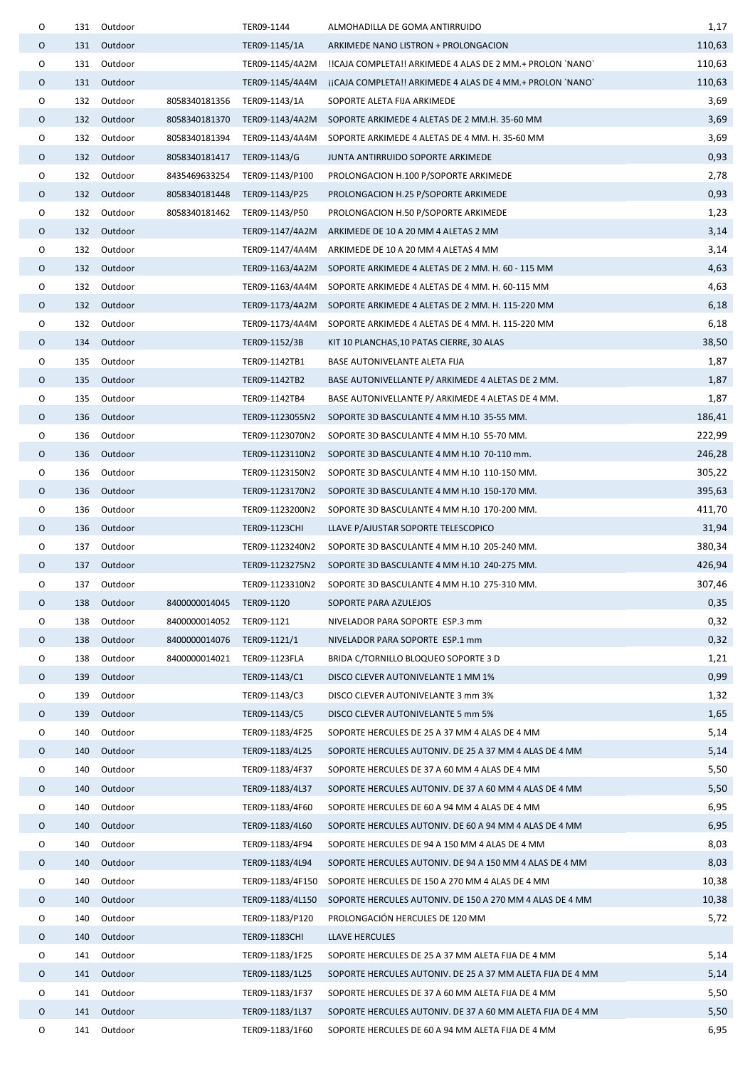| | | | | | | |
|---|---|---|---|---|---|---|
| O | 131 | Outdoor | | TER09-1144 | ALMOHADILLA DE GOMA ANTIRRUIDO | 1,17 |
| O | 131 | Outdoor | | TER09-1145/1A | ARKIMEDE NANO LISTRON + PROLONGACION | 110,63 |
| O | 131 | Outdoor | | TER09-1145/4A2M | !!CAJA COMPLETA!! ARKIMEDE 4 ALAS DE 2 MM.+ PROLON `NANO` | 110,63 |
| O | 131 | Outdoor | | TER09-1145/4A4M | ¡¡CAJA COMPLETA!! ARKIMEDE 4 ALAS DE 4 MM.+ PROLON `NANO` | 110,63 |
| O | 132 | Outdoor | 8058340181356 | TER09-1143/1A | SOPORTE ALETA FIJA ARKIMEDE | 3,69 |
| O | 132 | Outdoor | 8058340181370 | TER09-1143/4A2M | SOPORTE ARKIMEDE 4 ALETAS DE 2 MM.H. 35-60 MM | 3,69 |
| O | 132 | Outdoor | 8058340181394 | TER09-1143/4A4M | SOPORTE ARKIMEDE 4 ALETAS DE 4 MM. H. 35-60 MM | 3,69 |
| O | 132 | Outdoor | 8058340181417 | TER09-1143/G | JUNTA ANTIRRUIDO SOPORTE ARKIMEDE | 0,93 |
| O | 132 | Outdoor | 8435469633254 | TER09-1143/P100 | PROLONGACION H.100 P/SOPORTE ARKIMEDE | 2,78 |
| O | 132 | Outdoor | 8058340181448 | TER09-1143/P25 | PROLONGACION H.25 P/SOPORTE ARKIMEDE | 0,93 |
| O | 132 | Outdoor | 8058340181462 | TER09-1143/P50 | PROLONGACION H.50 P/SOPORTE ARKIMEDE | 1,23 |
| O | 132 | Outdoor | | TER09-1147/4A2M | ARKIMEDE DE 10 A 20 MM 4 ALETAS 2 MM | 3,14 |
| O | 132 | Outdoor | | TER09-1147/4A4M | ARKIMEDE DE 10 A 20 MM 4 ALETAS 4 MM | 3,14 |
| O | 132 | Outdoor | | TER09-1163/4A2M | SOPORTE ARKIMEDE 4 ALETAS DE 2 MM. H. 60 - 115 MM | 4,63 |
| O | 132 | Outdoor | | TER09-1163/4A4M | SOPORTE ARKIMEDE 4 ALETAS DE 4 MM. H. 60-115 MM | 4,63 |
| O | 132 | Outdoor | | TER09-1173/4A2M | SOPORTE ARKIMEDE 4 ALETAS DE 2 MM. H. 115-220 MM | 6,18 |
| O | 132 | Outdoor | | TER09-1173/4A4M | SOPORTE ARKIMEDE 4 ALETAS DE 4 MM. H. 115-220 MM | 6,18 |
| O | 134 | Outdoor | | TER09-1152/3B | KIT 10 PLANCHAS,10 PATAS CIERRE, 30 ALAS | 38,50 |
| O | 135 | Outdoor | | TER09-1142TB1 | BASE AUTONIVELANTE ALETA FIJA | 1,87 |
| O | 135 | Outdoor | | TER09-1142TB2 | BASE AUTONIVELLANTE P/ ARKIMEDE 4 ALETAS DE 2 MM. | 1,87 |
| O | 135 | Outdoor | | TER09-1142TB4 | BASE AUTONIVELLANTE P/ ARKIMEDE 4 ALETAS DE 4 MM. | 1,87 |
| O | 136 | Outdoor | | TER09-1123055N2 | SOPORTE 3D BASCULANTE 4 MM H.10 35-55 MM. | 186,41 |
| O | 136 | Outdoor | | TER09-1123070N2 | SOPORTE 3D BASCULANTE 4 MM H.10 55-70 MM. | 222,99 |
| O | 136 | Outdoor | | TER09-1123110N2 | SOPORTE 3D BASCULANTE 4 MM H.10 70-110 mm. | 246,28 |
| O | 136 | Outdoor | | TER09-1123150N2 | SOPORTE 3D BASCULANTE 4 MM H.10 110-150 MM. | 305,22 |
| O | 136 | Outdoor | | TER09-1123170N2 | SOPORTE 3D BASCULANTE 4 MM H.10 150-170 MM. | 395,63 |
| O | 136 | Outdoor | | TER09-1123200N2 | SOPORTE 3D BASCULANTE 4 MM H.10 170-200 MM. | 411,70 |
| O | 136 | Outdoor | | TER09-1123CHI | LLAVE P/AJUSTAR SOPORTE TELESCOPICO | 31,94 |
| O | 137 | Outdoor | | TER09-1123240N2 | SOPORTE 3D BASCULANTE 4 MM H.10 205-240 MM. | 380,34 |
| O | 137 | Outdoor | | TER09-1123275N2 | SOPORTE 3D BASCULANTE 4 MM H.10 240-275 MM. | 426,94 |
| O | 137 | Outdoor | | TER09-1123310N2 | SOPORTE 3D BASCULANTE 4 MM H.10 275-310 MM. | 307,46 |
| O | 138 | Outdoor | 8400000014045 | TER09-1120 | SOPORTE PARA AZULEJOS | 0,35 |
| O | 138 | Outdoor | 8400000014052 | TER09-1121 | NIVELADOR PARA SOPORTE ESP.3 mm | 0,32 |
| O | 138 | Outdoor | 8400000014076 | TER09-1121/1 | NIVELADOR PARA SOPORTE ESP.1 mm | 0,32 |
| O | 138 | Outdoor | 8400000014021 | TER09-1123FLA | BRIDA C/TORNILLO BLOQUEO SOPORTE 3 D | 1,21 |
| O | 139 | Outdoor | | TER09-1143/C1 | DISCO CLEVER AUTONIVELANTE 1 MM 1% | 0,99 |
| O | 139 | Outdoor | | TER09-1143/C3 | DISCO CLEVER AUTONIVELANTE 3 mm 3% | 1,32 |
| O | 139 | Outdoor | | TER09-1143/C5 | DISCO CLEVER AUTONIVELANTE 5 mm 5% | 1,65 |
| O | 140 | Outdoor | | TER09-1183/4F25 | SOPORTE HERCULES DE 25 A 37 MM 4 ALAS DE 4 MM | 5,14 |
| O | 140 | Outdoor | | TER09-1183/4L25 | SOPORTE HERCULES AUTONIV. DE 25 A 37 MM 4 ALAS DE 4 MM | 5,14 |
| O | 140 | Outdoor | | TER09-1183/4F37 | SOPORTE HERCULES DE 37 A 60 MM 4 ALAS DE 4 MM | 5,50 |
| O | 140 | Outdoor | | TER09-1183/4L37 | SOPORTE HERCULES AUTONIV. DE 37 A 60 MM 4 ALAS DE 4 MM | 5,50 |
| O | 140 | Outdoor | | TER09-1183/4F60 | SOPORTE HERCULES DE 60 A 94 MM 4 ALAS DE 4 MM | 6,95 |
| O | 140 | Outdoor | | TER09-1183/4L60 | SOPORTE HERCULES AUTONIV. DE 60 A 94 MM 4 ALAS DE 4 MM | 6,95 |
| O | 140 | Outdoor | | TER09-1183/4F94 | SOPORTE HERCULES DE 94 A 150 MM 4 ALAS DE 4 MM | 8,03 |
| O | 140 | Outdoor | | TER09-1183/4L94 | SOPORTE HERCULES AUTONIV. DE 94 A 150 MM 4 ALAS DE 4 MM | 8,03 |
| O | 140 | Outdoor | | TER09-1183/4F150 | SOPORTE HERCULES DE 150 A 270 MM 4 ALAS DE 4 MM | 10,38 |
| O | 140 | Outdoor | | TER09-1183/4L150 | SOPORTE HERCULES AUTONIV. DE 150 A 270 MM 4 ALAS DE 4 MM | 10,38 |
| O | 140 | Outdoor | | TER09-1183/P120 | PROLONGACIÓN HERCULES DE 120 MM | 5,72 |
| O | 140 | Outdoor | | TER09-1183CHI | LLAVE HERCULES | |
| O | 141 | Outdoor | | TER09-1183/1F25 | SOPORTE HERCULES DE 25 A 37 MM ALETA FIJA DE 4 MM | 5,14 |
| O | 141 | Outdoor | | TER09-1183/1L25 | SOPORTE HERCULES AUTONIV. DE 25 A 37 MM ALETA FIJA DE 4 MM | 5,14 |
| O | 141 | Outdoor | | TER09-1183/1F37 | SOPORTE HERCULES DE 37 A 60 MM ALETA FIJA DE 4 MM | 5,50 |
| O | 141 | Outdoor | | TER09-1183/1L37 | SOPORTE HERCULES AUTONIV. DE 37 A 60 MM ALETA FIJA DE 4 MM | 5,50 |
| O | 141 | Outdoor | | TER09-1183/1F60 | SOPORTE HERCULES DE 60 A 94 MM ALETA FIJA DE 4 MM | 6,95 |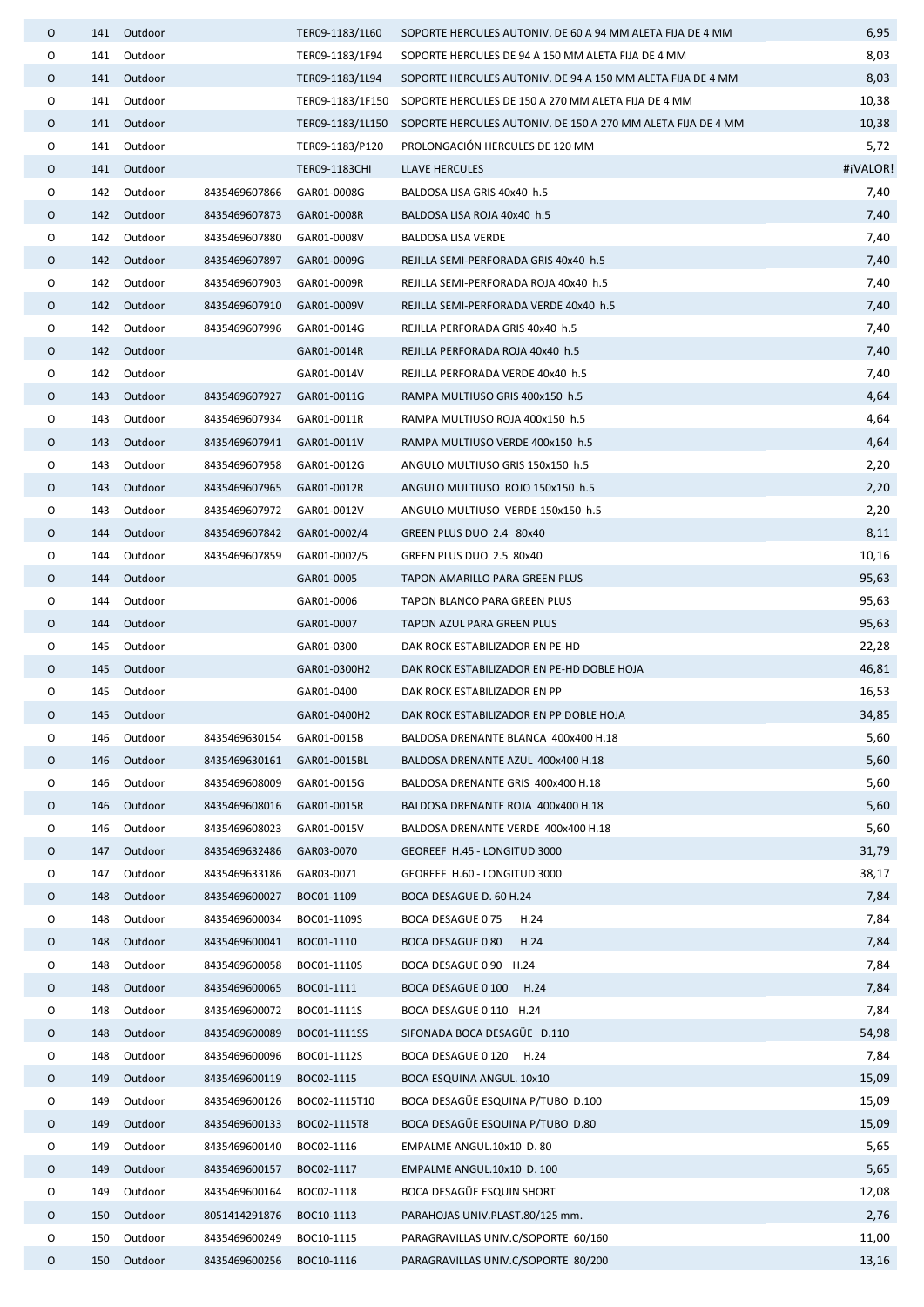| | | | | | | |
|---|---|---|---|---|---|---|
| O | 141 | Outdoor | | TER09-1183/1L60 | SOPORTE HERCULES AUTONIV. DE 60 A 94 MM ALETA FIJA DE 4 MM | 6,95 |
| O | 141 | Outdoor | | TER09-1183/1F94 | SOPORTE HERCULES DE 94 A 150 MM ALETA FIJA DE 4 MM | 8,03 |
| O | 141 | Outdoor | | TER09-1183/1L94 | SOPORTE HERCULES AUTONIV. DE 94 A 150 MM ALETA FIJA DE 4 MM | 8,03 |
| O | 141 | Outdoor | | TER09-1183/1F150 | SOPORTE HERCULES DE 150 A 270 MM ALETA FIJA DE 4 MM | 10,38 |
| O | 141 | Outdoor | | TER09-1183/1L150 | SOPORTE HERCULES AUTONIV. DE 150 A 270 MM ALETA FIJA DE 4 MM | 10,38 |
| O | 141 | Outdoor | | TER09-1183/P120 | PROLONGACIÓN HERCULES DE 120 MM | 5,72 |
| O | 141 | Outdoor | | TER09-1183CHI | LLAVE HERCULES | #¡VALOR! |
| O | 142 | Outdoor | 8435469607866 | GAR01-0008G | BALDOSA LISA GRIS 40x40 h.5 | 7,40 |
| O | 142 | Outdoor | 8435469607873 | GAR01-0008R | BALDOSA LISA ROJA 40x40 h.5 | 7,40 |
| O | 142 | Outdoor | 8435469607880 | GAR01-0008V | BALDOSA LISA VERDE | 7,40 |
| O | 142 | Outdoor | 8435469607897 | GAR01-0009G | REJILLA SEMI-PERFORADA GRIS 40x40 h.5 | 7,40 |
| O | 142 | Outdoor | 8435469607903 | GAR01-0009R | REJILLA SEMI-PERFORADA ROJA 40x40 h.5 | 7,40 |
| O | 142 | Outdoor | 8435469607910 | GAR01-0009V | REJILLA SEMI-PERFORADA VERDE 40x40 h.5 | 7,40 |
| O | 142 | Outdoor | 8435469607996 | GAR01-0014G | REJILLA PERFORADA GRIS 40x40 h.5 | 7,40 |
| O | 142 | Outdoor | | GAR01-0014R | REJILLA PERFORADA ROJA 40x40 h.5 | 7,40 |
| O | 142 | Outdoor | | GAR01-0014V | REJILLA PERFORADA VERDE 40x40 h.5 | 7,40 |
| O | 143 | Outdoor | 8435469607927 | GAR01-0011G | RAMPA MULTIUSO GRIS 400x150 h.5 | 4,64 |
| O | 143 | Outdoor | 8435469607934 | GAR01-0011R | RAMPA MULTIUSO ROJA 400x150 h.5 | 4,64 |
| O | 143 | Outdoor | 8435469607941 | GAR01-0011V | RAMPA MULTIUSO VERDE 400x150 h.5 | 4,64 |
| O | 143 | Outdoor | 8435469607958 | GAR01-0012G | ANGULO MULTIUSO GRIS 150x150 h.5 | 2,20 |
| O | 143 | Outdoor | 8435469607965 | GAR01-0012R | ANGULO MULTIUSO ROJO 150x150 h.5 | 2,20 |
| O | 143 | Outdoor | 8435469607972 | GAR01-0012V | ANGULO MULTIUSO VERDE 150x150 h.5 | 2,20 |
| O | 144 | Outdoor | 8435469607842 | GAR01-0002/4 | GREEN PLUS DUO 2.4 80x40 | 8,11 |
| O | 144 | Outdoor | 8435469607859 | GAR01-0002/5 | GREEN PLUS DUO 2.5 80x40 | 10,16 |
| O | 144 | Outdoor | | GAR01-0005 | TAPON AMARILLO PARA GREEN PLUS | 95,63 |
| O | 144 | Outdoor | | GAR01-0006 | TAPON BLANCO PARA GREEN PLUS | 95,63 |
| O | 144 | Outdoor | | GAR01-0007 | TAPON AZUL PARA GREEN PLUS | 95,63 |
| O | 145 | Outdoor | | GAR01-0300 | DAK ROCK ESTABILIZADOR EN PE-HD | 22,28 |
| O | 145 | Outdoor | | GAR01-0300H2 | DAK ROCK ESTABILIZADOR EN PE-HD DOBLE HOJA | 46,81 |
| O | 145 | Outdoor | | GAR01-0400 | DAK ROCK ESTABILIZADOR EN PP | 16,53 |
| O | 145 | Outdoor | | GAR01-0400H2 | DAK ROCK ESTABILIZADOR EN PP DOBLE HOJA | 34,85 |
| O | 146 | Outdoor | 8435469630154 | GAR01-0015B | BALDOSA DRENANTE BLANCA 400x400 H.18 | 5,60 |
| O | 146 | Outdoor | 8435469630161 | GAR01-0015BL | BALDOSA DRENANTE AZUL 400x400 H.18 | 5,60 |
| O | 146 | Outdoor | 8435469608009 | GAR01-0015G | BALDOSA DRENANTE GRIS 400x400 H.18 | 5,60 |
| O | 146 | Outdoor | 8435469608016 | GAR01-0015R | BALDOSA DRENANTE ROJA 400x400 H.18 | 5,60 |
| O | 146 | Outdoor | 8435469608023 | GAR01-0015V | BALDOSA DRENANTE VERDE 400x400 H.18 | 5,60 |
| O | 147 | Outdoor | 8435469632486 | GAR03-0070 | GEOREEF H.45 - LONGITUD 3000 | 31,79 |
| O | 147 | Outdoor | 8435469633186 | GAR03-0071 | GEOREEF H.60 - LONGITUD 3000 | 38,17 |
| O | 148 | Outdoor | 8435469600027 | BOC01-1109 | BOCA DESAGUE D. 60 H.24 | 7,84 |
| O | 148 | Outdoor | 8435469600034 | BOC01-1109S | BOCA DESAGUE 0 75 H.24 | 7,84 |
| O | 148 | Outdoor | 8435469600041 | BOC01-1110 | BOCA DESAGUE 0 80 H.24 | 7,84 |
| O | 148 | Outdoor | 8435469600058 | BOC01-1110S | BOCA DESAGUE 0 90 H.24 | 7,84 |
| O | 148 | Outdoor | 8435469600065 | BOC01-1111 | BOCA DESAGUE 0 100 H.24 | 7,84 |
| O | 148 | Outdoor | 8435469600072 | BOC01-1111S | BOCA DESAGUE 0 110 H.24 | 7,84 |
| O | 148 | Outdoor | 8435469600089 | BOC01-1111SS | SIFONADA BOCA DESAGÜE D.110 | 54,98 |
| O | 148 | Outdoor | 8435469600096 | BOC01-1112S | BOCA DESAGUE 0 120 H.24 | 7,84 |
| O | 149 | Outdoor | 8435469600119 | BOC02-1115 | BOCA ESQUINA ANGUL. 10x10 | 15,09 |
| O | 149 | Outdoor | 8435469600126 | BOC02-1115T10 | BOCA DESAGÜE ESQUINA P/TUBO D.100 | 15,09 |
| O | 149 | Outdoor | 8435469600133 | BOC02-1115T8 | BOCA DESAGÜE ESQUINA P/TUBO D.80 | 15,09 |
| O | 149 | Outdoor | 8435469600140 | BOC02-1116 | EMPALME ANGUL.10x10 D. 80 | 5,65 |
| O | 149 | Outdoor | 8435469600157 | BOC02-1117 | EMPALME ANGUL.10x10 D. 100 | 5,65 |
| O | 149 | Outdoor | 8435469600164 | BOC02-1118 | BOCA DESAGÜE ESQUIN SHORT | 12,08 |
| O | 150 | Outdoor | 8051414291876 | BOC10-1113 | PARAHOJAS UNIV.PLAST.80/125 mm. | 2,76 |
| O | 150 | Outdoor | 8435469600249 | BOC10-1115 | PARAGRAVILLAS UNIV.C/SOPORTE 60/160 | 11,00 |
| O | 150 | Outdoor | 8435469600256 | BOC10-1116 | PARAGRAVILLAS UNIV.C/SOPORTE 80/200 | 13,16 |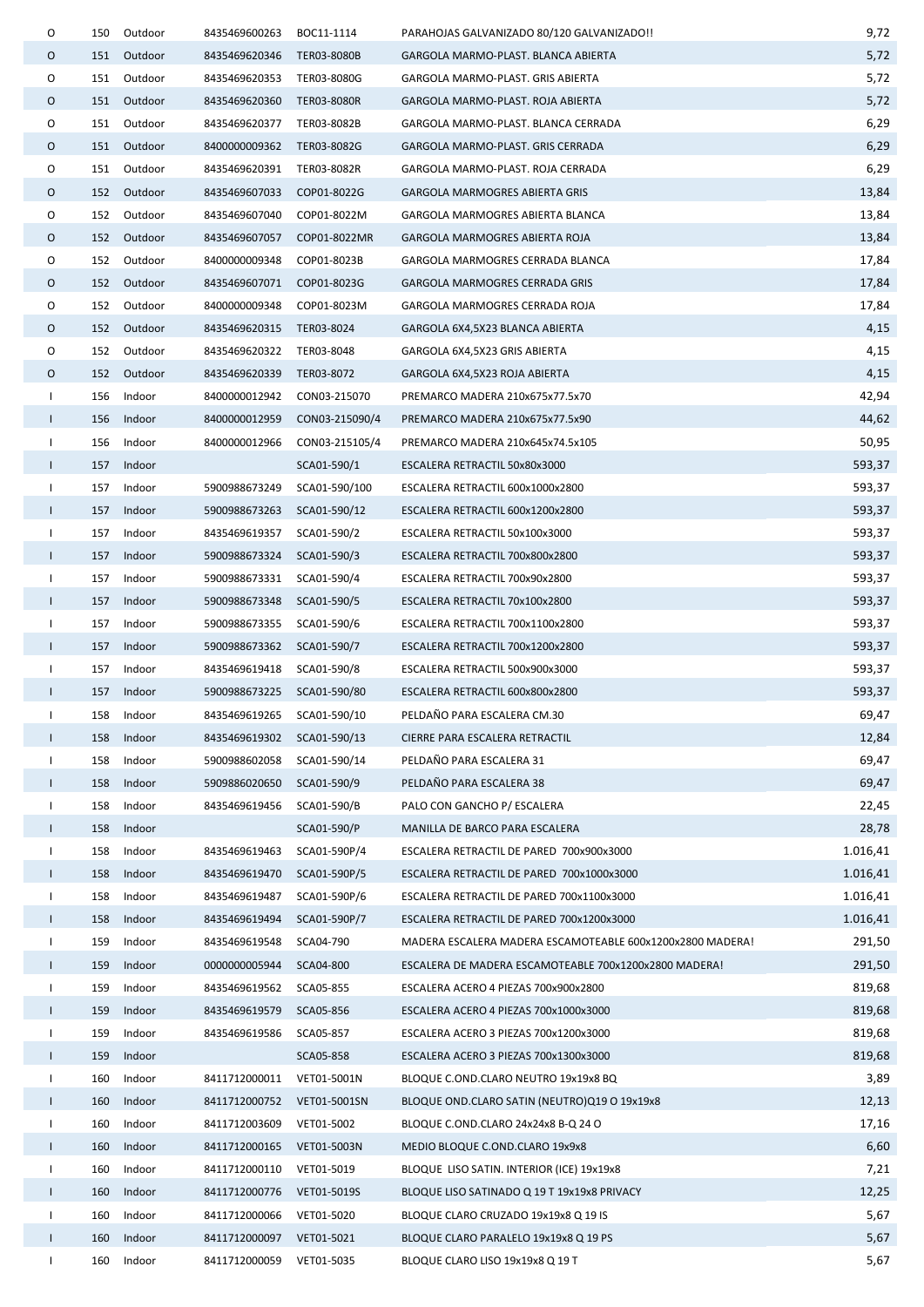| | | | | | | |
|---|---|---|---|---|---|---|
| O | 150 | Outdoor | 8435469600263 | BOC11-1114 | PARAHOJAS GALVANIZADO 80/120 GALVANIZADO!! | 9,72 |
| O | 151 | Outdoor | 8435469620346 | TER03-8080B | GARGOLA MARMO-PLAST. BLANCA ABIERTA | 5,72 |
| O | 151 | Outdoor | 8435469620353 | TER03-8080G | GARGOLA MARMO-PLAST. GRIS ABIERTA | 5,72 |
| O | 151 | Outdoor | 8435469620360 | TER03-8080R | GARGOLA MARMO-PLAST. ROJA ABIERTA | 5,72 |
| O | 151 | Outdoor | 8435469620377 | TER03-8082B | GARGOLA MARMO-PLAST. BLANCA CERRADA | 6,29 |
| O | 151 | Outdoor | 8400000009362 | TER03-8082G | GARGOLA MARMO-PLAST. GRIS CERRADA | 6,29 |
| O | 151 | Outdoor | 8435469620391 | TER03-8082R | GARGOLA MARMO-PLAST. ROJA CERRADA | 6,29 |
| O | 152 | Outdoor | 8435469607033 | COP01-8022G | GARGOLA MARMOGRES ABIERTA GRIS | 13,84 |
| O | 152 | Outdoor | 8435469607040 | COP01-8022M | GARGOLA MARMOGRES ABIERTA BLANCA | 13,84 |
| O | 152 | Outdoor | 8435469607057 | COP01-8022MR | GARGOLA MARMOGRES ABIERTA ROJA | 13,84 |
| O | 152 | Outdoor | 8400000009348 | COP01-8023B | GARGOLA MARMOGRES CERRADA BLANCA | 17,84 |
| O | 152 | Outdoor | 8435469607071 | COP01-8023G | GARGOLA MARMOGRES CERRADA GRIS | 17,84 |
| O | 152 | Outdoor | 8400000009348 | COP01-8023M | GARGOLA MARMOGRES CERRADA ROJA | 17,84 |
| O | 152 | Outdoor | 8435469620315 | TER03-8024 | GARGOLA 6X4,5X23 BLANCA ABIERTA | 4,15 |
| O | 152 | Outdoor | 8435469620322 | TER03-8048 | GARGOLA 6X4,5X23 GRIS ABIERTA | 4,15 |
| O | 152 | Outdoor | 8435469620339 | TER03-8072 | GARGOLA 6X4,5X23 ROJA ABIERTA | 4,15 |
| I | 156 | Indoor | 8400000012942 | CON03-215070 | PREMARCO MADERA 210x675x77.5x70 | 42,94 |
| I | 156 | Indoor | 8400000012959 | CON03-215090/4 | PREMARCO MADERA 210x675x77.5x90 | 44,62 |
| I | 156 | Indoor | 8400000012966 | CON03-215105/4 | PREMARCO MADERA 210x645x74.5x105 | 50,95 |
| I | 157 | Indoor | | SCA01-590/1 | ESCALERA RETRACTIL 50x80x3000 | 593,37 |
| I | 157 | Indoor | 5900988673249 | SCA01-590/100 | ESCALERA RETRACTIL 600x1000x2800 | 593,37 |
| I | 157 | Indoor | 5900988673263 | SCA01-590/12 | ESCALERA RETRACTIL 600x1200x2800 | 593,37 |
| I | 157 | Indoor | 8435469619357 | SCA01-590/2 | ESCALERA RETRACTIL 50x100x3000 | 593,37 |
| I | 157 | Indoor | 5900988673324 | SCA01-590/3 | ESCALERA RETRACTIL 700x800x2800 | 593,37 |
| I | 157 | Indoor | 5900988673331 | SCA01-590/4 | ESCALERA RETRACTIL 700x90x2800 | 593,37 |
| I | 157 | Indoor | 5900988673348 | SCA01-590/5 | ESCALERA RETRACTIL 70x100x2800 | 593,37 |
| I | 157 | Indoor | 5900988673355 | SCA01-590/6 | ESCALERA RETRACTIL 700x1100x2800 | 593,37 |
| I | 157 | Indoor | 5900988673362 | SCA01-590/7 | ESCALERA RETRACTIL 700x1200x2800 | 593,37 |
| I | 157 | Indoor | 8435469619418 | SCA01-590/8 | ESCALERA RETRACTIL 500x900x3000 | 593,37 |
| I | 157 | Indoor | 5900988673225 | SCA01-590/80 | ESCALERA RETRACTIL 600x800x2800 | 593,37 |
| I | 158 | Indoor | 8435469619265 | SCA01-590/10 | PELDAÑO PARA ESCALERA CM.30 | 69,47 |
| I | 158 | Indoor | 8435469619302 | SCA01-590/13 | CIERRE PARA ESCALERA RETRACTIL | 12,84 |
| I | 158 | Indoor | 5900988602058 | SCA01-590/14 | PELDAÑO PARA ESCALERA 31 | 69,47 |
| I | 158 | Indoor | 5909886020650 | SCA01-590/9 | PELDAÑO PARA ESCALERA 38 | 69,47 |
| I | 158 | Indoor | 8435469619456 | SCA01-590/B | PALO CON GANCHO P/ ESCALERA | 22,45 |
| I | 158 | Indoor | | SCA01-590/P | MANILLA DE BARCO PARA ESCALERA | 28,78 |
| I | 158 | Indoor | 8435469619463 | SCA01-590P/4 | ESCALERA RETRACTIL DE PARED 700x900x3000 | 1.016,41 |
| I | 158 | Indoor | 8435469619470 | SCA01-590P/5 | ESCALERA RETRACTIL DE PARED 700x1000x3000 | 1.016,41 |
| I | 158 | Indoor | 8435469619487 | SCA01-590P/6 | ESCALERA RETRACTIL DE PARED 700x1100x3000 | 1.016,41 |
| I | 158 | Indoor | 8435469619494 | SCA01-590P/7 | ESCALERA RETRACTIL DE PARED 700x1200x3000 | 1.016,41 |
| I | 159 | Indoor | 8435469619548 | SCA04-790 | MADERA ESCALERA MADERA ESCAMOTEABLE 600x1200x2800 MADERA! | 291,50 |
| I | 159 | Indoor | 0000000005944 | SCA04-800 | ESCALERA DE MADERA ESCAMOTEABLE 700x1200x2800 MADERA! | 291,50 |
| I | 159 | Indoor | 8435469619562 | SCA05-855 | ESCALERA ACERO 4 PIEZAS 700x900x2800 | 819,68 |
| I | 159 | Indoor | 8435469619579 | SCA05-856 | ESCALERA ACERO 4 PIEZAS 700x1000x3000 | 819,68 |
| I | 159 | Indoor | 8435469619586 | SCA05-857 | ESCALERA ACERO 3 PIEZAS 700x1200x3000 | 819,68 |
| I | 159 | Indoor | | SCA05-858 | ESCALERA ACERO 3 PIEZAS 700x1300x3000 | 819,68 |
| I | 160 | Indoor | 8411712000011 | VET01-5001N | BLOQUE C.OND.CLARO NEUTRO 19x19x8 BQ | 3,89 |
| I | 160 | Indoor | 8411712000752 | VET01-5001SN | BLOQUE OND.CLARO SATIN (NEUTRO)Q19 O 19x19x8 | 12,13 |
| I | 160 | Indoor | 8411712003609 | VET01-5002 | BLOQUE C.OND.CLARO 24x24x8 B-Q 24 O | 17,16 |
| I | 160 | Indoor | 8411712000165 | VET01-5003N | MEDIO BLOQUE C.OND.CLARO 19x9x8 | 6,60 |
| I | 160 | Indoor | 8411712000110 | VET01-5019 | BLOQUE LISO SATIN. INTERIOR (ICE) 19x19x8 | 7,21 |
| I | 160 | Indoor | 8411712000776 | VET01-5019S | BLOQUE LISO SATINADO Q 19 T 19x19x8 PRIVACY | 12,25 |
| I | 160 | Indoor | 8411712000066 | VET01-5020 | BLOQUE CLARO CRUZADO 19x19x8 Q 19 IS | 5,67 |
| I | 160 | Indoor | 8411712000097 | VET01-5021 | BLOQUE CLARO PARALELO 19x19x8 Q 19 PS | 5,67 |
| I | 160 | Indoor | 8411712000059 | VET01-5035 | BLOQUE CLARO LISO 19x19x8 Q 19 T | 5,67 |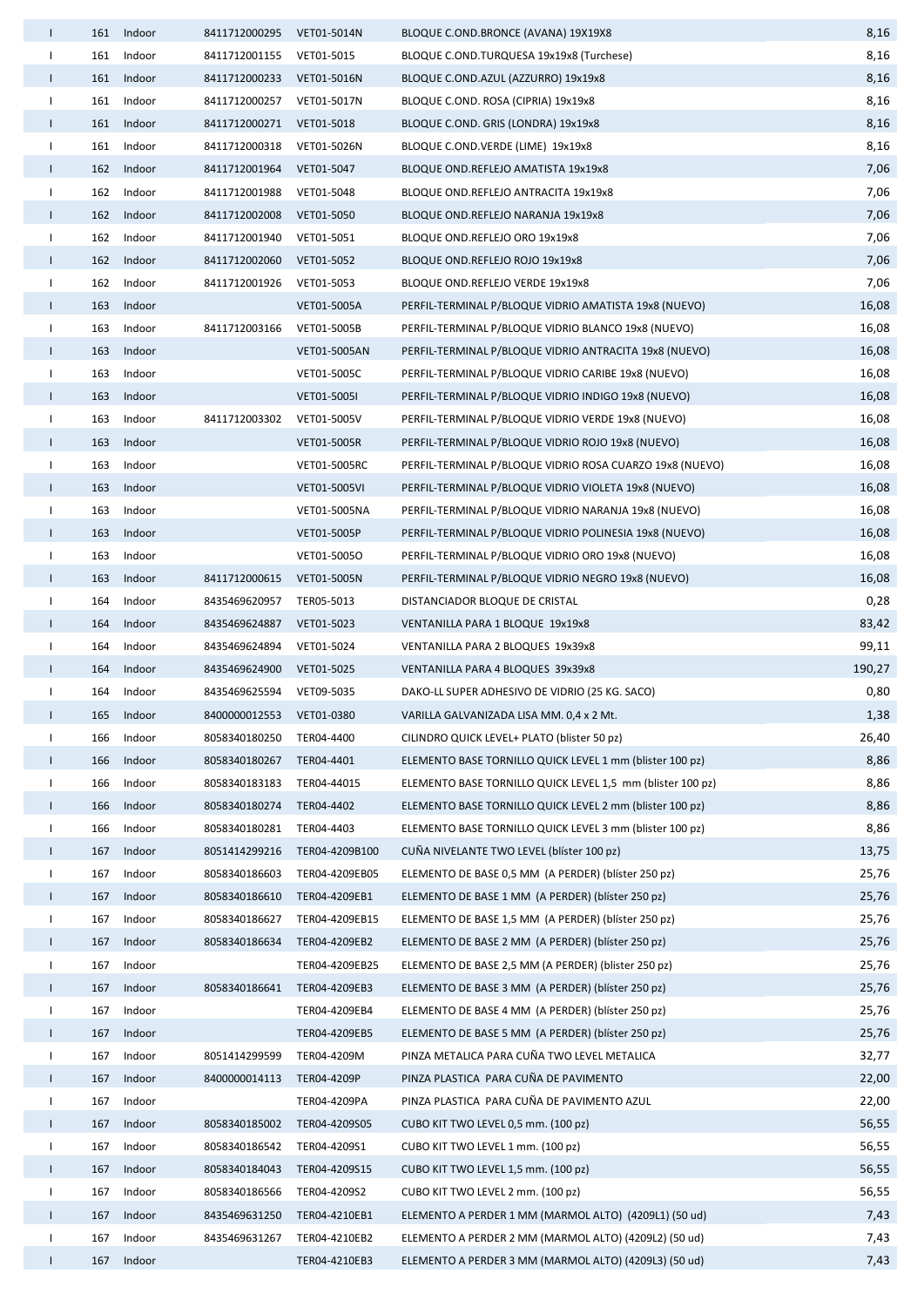| | | | | | | |
|---|---|---|---|---|---|---|
| I | 161 | Indoor | 8411712000295 | VET01-5014N | BLOQUE C.OND.BRONCE (AVANA) 19X19X8 | 8,16 |
| I | 161 | Indoor | 8411712001155 | VET01-5015 | BLOQUE C.OND.TURQUESA 19x19x8 (Turchese) | 8,16 |
| I | 161 | Indoor | 8411712000233 | VET01-5016N | BLOQUE C.OND.AZUL (AZZURRO) 19x19x8 | 8,16 |
| I | 161 | Indoor | 8411712000257 | VET01-5017N | BLOQUE C.OND. ROSA (CIPRIA) 19x19x8 | 8,16 |
| I | 161 | Indoor | 8411712000271 | VET01-5018 | BLOQUE C.OND. GRIS (LONDRA) 19x19x8 | 8,16 |
| I | 161 | Indoor | 8411712000318 | VET01-5026N | BLOQUE C.OND.VERDE (LIME) 19x19x8 | 8,16 |
| I | 162 | Indoor | 8411712001964 | VET01-5047 | BLOQUE OND.REFLEJO AMATISTA 19x19x8 | 7,06 |
| I | 162 | Indoor | 8411712001988 | VET01-5048 | BLOQUE OND.REFLEJO ANTRACITA 19x19x8 | 7,06 |
| I | 162 | Indoor | 8411712002008 | VET01-5050 | BLOQUE OND.REFLEJO NARANJA 19x19x8 | 7,06 |
| I | 162 | Indoor | 8411712001940 | VET01-5051 | BLOQUE OND.REFLEJO ORO 19x19x8 | 7,06 |
| I | 162 | Indoor | 8411712002060 | VET01-5052 | BLOQUE OND.REFLEJO ROJO 19x19x8 | 7,06 |
| I | 162 | Indoor | 8411712001926 | VET01-5053 | BLOQUE OND.REFLEJO VERDE 19x19x8 | 7,06 |
| I | 163 | Indoor | | VET01-5005A | PERFIL-TERMINAL P/BLOQUE VIDRIO AMATISTA 19x8 (NUEVO) | 16,08 |
| I | 163 | Indoor | 8411712003166 | VET01-5005B | PERFIL-TERMINAL P/BLOQUE VIDRIO BLANCO 19x8 (NUEVO) | 16,08 |
| I | 163 | Indoor | | VET01-5005AN | PERFIL-TERMINAL P/BLOQUE VIDRIO ANTRACITA 19x8 (NUEVO) | 16,08 |
| I | 163 | Indoor | | VET01-5005C | PERFIL-TERMINAL P/BLOQUE VIDRIO CARIBE 19x8 (NUEVO) | 16,08 |
| I | 163 | Indoor | | VET01-5005I | PERFIL-TERMINAL P/BLOQUE VIDRIO INDIGO 19x8 (NUEVO) | 16,08 |
| I | 163 | Indoor | 8411712003302 | VET01-5005V | PERFIL-TERMINAL P/BLOQUE VIDRIO VERDE 19x8 (NUEVO) | 16,08 |
| I | 163 | Indoor | | VET01-5005R | PERFIL-TERMINAL P/BLOQUE VIDRIO ROJO 19x8 (NUEVO) | 16,08 |
| I | 163 | Indoor | | VET01-5005RC | PERFIL-TERMINAL P/BLOQUE VIDRIO ROSA CUARZO 19x8 (NUEVO) | 16,08 |
| I | 163 | Indoor | | VET01-5005VI | PERFIL-TERMINAL P/BLOQUE VIDRIO VIOLETA 19x8 (NUEVO) | 16,08 |
| I | 163 | Indoor | | VET01-5005NA | PERFIL-TERMINAL P/BLOQUE VIDRIO NARANJA 19x8 (NUEVO) | 16,08 |
| I | 163 | Indoor | | VET01-5005P | PERFIL-TERMINAL P/BLOQUE VIDRIO POLINESIA 19x8 (NUEVO) | 16,08 |
| I | 163 | Indoor | | VET01-5005O | PERFIL-TERMINAL P/BLOQUE VIDRIO ORO 19x8 (NUEVO) | 16,08 |
| I | 163 | Indoor | 8411712000615 | VET01-5005N | PERFIL-TERMINAL P/BLOQUE VIDRIO NEGRO 19x8 (NUEVO) | 16,08 |
| I | 164 | Indoor | 8435469620957 | TER05-5013 | DISTANCIADOR BLOQUE DE CRISTAL | 0,28 |
| I | 164 | Indoor | 8435469624887 | VET01-5023 | VENTANILLA PARA 1 BLOQUE 19x19x8 | 83,42 |
| I | 164 | Indoor | 8435469624894 | VET01-5024 | VENTANILLA PARA 2 BLOQUES 19x39x8 | 99,11 |
| I | 164 | Indoor | 8435469624900 | VET01-5025 | VENTANILLA PARA 4 BLOQUES 39x39x8 | 190,27 |
| I | 164 | Indoor | 8435469625594 | VET09-5035 | DAKO-LL SUPER ADHESIVO DE VIDRIO (25 KG. SACO) | 0,80 |
| I | 165 | Indoor | 8400000012553 | VET01-0380 | VARILLA GALVANIZADA LISA MM. 0,4 x 2 Mt. | 1,38 |
| I | 166 | Indoor | 8058340180250 | TER04-4400 | CILINDRO QUICK LEVEL+ PLATO (blister 50 pz) | 26,40 |
| I | 166 | Indoor | 8058340180267 | TER04-4401 | ELEMENTO BASE TORNILLO QUICK LEVEL 1 mm (blister 100 pz) | 8,86 |
| I | 166 | Indoor | 8058340183183 | TER04-44015 | ELEMENTO BASE TORNILLO QUICK LEVEL 1,5 mm (blister 100 pz) | 8,86 |
| I | 166 | Indoor | 8058340180274 | TER04-4402 | ELEMENTO BASE TORNILLO QUICK LEVEL 2 mm (blister 100 pz) | 8,86 |
| I | 166 | Indoor | 8058340180281 | TER04-4403 | ELEMENTO BASE TORNILLO QUICK LEVEL 3 mm (blister 100 pz) | 8,86 |
| I | 167 | Indoor | 8051414299216 | TER04-4209B100 | CUÑA NIVELANTE TWO LEVEL (blíster 100 pz) | 13,75 |
| I | 167 | Indoor | 8058340186603 | TER04-4209EB05 | ELEMENTO DE BASE 0,5 MM (A PERDER) (blíster 250 pz) | 25,76 |
| I | 167 | Indoor | 8058340186610 | TER04-4209EB1 | ELEMENTO DE BASE 1 MM (A PERDER) (blíster 250 pz) | 25,76 |
| I | 167 | Indoor | 8058340186627 | TER04-4209EB15 | ELEMENTO DE BASE 1,5 MM (A PERDER) (blíster 250 pz) | 25,76 |
| I | 167 | Indoor | 8058340186634 | TER04-4209EB2 | ELEMENTO DE BASE 2 MM (A PERDER) (blíster 250 pz) | 25,76 |
| I | 167 | Indoor | | TER04-4209EB25 | ELEMENTO DE BASE 2,5 MM (A PERDER) (blister 250 pz) | 25,76 |
| I | 167 | Indoor | 8058340186641 | TER04-4209EB3 | ELEMENTO DE BASE 3 MM (A PERDER) (blíster 250 pz) | 25,76 |
| I | 167 | Indoor | | TER04-4209EB4 | ELEMENTO DE BASE 4 MM (A PERDER) (blíster 250 pz) | 25,76 |
| I | 167 | Indoor | | TER04-4209EB5 | ELEMENTO DE BASE 5 MM (A PERDER) (blíster 250 pz) | 25,76 |
| I | 167 | Indoor | 8051414299599 | TER04-4209M | PINZA METALICA PARA CUÑA TWO LEVEL METALICA | 32,77 |
| I | 167 | Indoor | 8400000014113 | TER04-4209P | PINZA PLASTICA PARA CUÑA DE PAVIMENTO | 22,00 |
| I | 167 | Indoor | | TER04-4209PA | PINZA PLASTICA PARA CUÑA DE PAVIMENTO AZUL | 22,00 |
| I | 167 | Indoor | 8058340185002 | TER04-4209S05 | CUBO KIT TWO LEVEL 0,5 mm. (100 pz) | 56,55 |
| I | 167 | Indoor | 8058340186542 | TER04-4209S1 | CUBO KIT TWO LEVEL 1 mm. (100 pz) | 56,55 |
| I | 167 | Indoor | 8058340184043 | TER04-4209S15 | CUBO KIT TWO LEVEL 1,5 mm. (100 pz) | 56,55 |
| I | 167 | Indoor | 8058340186566 | TER04-4209S2 | CUBO KIT TWO LEVEL 2 mm. (100 pz) | 56,55 |
| I | 167 | Indoor | 8435469631250 | TER04-4210EB1 | ELEMENTO A PERDER 1 MM (MARMOL ALTO) (4209L1) (50 ud) | 7,43 |
| I | 167 | Indoor | 8435469631267 | TER04-4210EB2 | ELEMENTO A PERDER 2 MM (MARMOL ALTO) (4209L2) (50 ud) | 7,43 |
| I | 167 | Indoor | | TER04-4210EB3 | ELEMENTO A PERDER 3 MM (MARMOL ALTO) (4209L3) (50 ud) | 7,43 |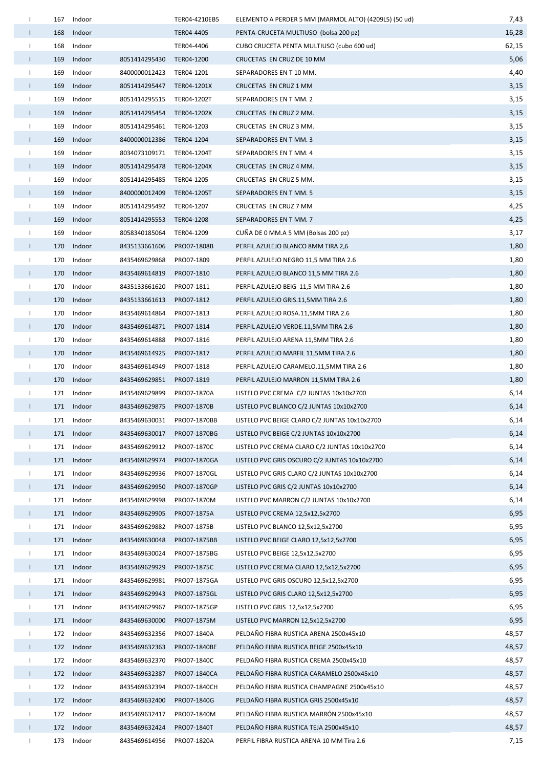| | | | | | | |
|---|---|---|---|---|---|---|
| I | 167 | Indoor | | TER04-4210EB5 | ELEMENTO A PERDER 5 MM (MARMOL ALTO) (4209L5) (50 ud) | 7,43 |
| I | 168 | Indoor | | TER04-4405 | PENTA-CRUCETA MULTIUSO (bolsa 200 pz) | 16,28 |
| I | 168 | Indoor | | TER04-4406 | CUBO CRUCETA PENTA MULTIUSO (cubo 600 ud) | 62,15 |
| I | 169 | Indoor | 8051414295430 | TER04-1200 | CRUCETAS EN CRUZ DE 10 MM | 5,06 |
| I | 169 | Indoor | 8400000012423 | TER04-1201 | SEPARADORES EN T 10 MM. | 4,40 |
| I | 169 | Indoor | 8051414295447 | TER04-1201X | CRUCETAS EN CRUZ 1 MM | 3,15 |
| I | 169 | Indoor | 8051414295515 | TER04-1202T | SEPARADORES EN T MM. 2 | 3,15 |
| I | 169 | Indoor | 8051414295454 | TER04-1202X | CRUCETAS EN CRUZ 2 MM. | 3,15 |
| I | 169 | Indoor | 8051414295461 | TER04-1203 | CRUCETAS EN CRUZ 3 MM. | 3,15 |
| I | 169 | Indoor | 8400000012386 | TER04-1204 | SEPARADORES EN T MM. 3 | 3,15 |
| I | 169 | Indoor | 8034073109171 | TER04-1204T | SEPARADORES EN T MM. 4 | 3,15 |
| I | 169 | Indoor | 8051414295478 | TER04-1204X | CRUCETAS EN CRUZ 4 MM. | 3,15 |
| I | 169 | Indoor | 8051414295485 | TER04-1205 | CRUCETAS EN CRUZ 5 MM. | 3,15 |
| I | 169 | Indoor | 8400000012409 | TER04-1205T | SEPARADORES EN T MM. 5 | 3,15 |
| I | 169 | Indoor | 8051414295492 | TER04-1207 | CRUCETAS EN CRUZ 7 MM | 4,25 |
| I | 169 | Indoor | 8051414295553 | TER04-1208 | SEPARADORES EN T MM. 7 | 4,25 |
| I | 169 | Indoor | 8058340185064 | TER04-1209 | CUÑA DE 0 MM.A 5 MM (Bolsas 200 pz) | 3,17 |
| I | 170 | Indoor | 8435133661606 | PRO07-1808B | PERFIL AZULEJO BLANCO 8MM TIRA 2,6 | 1,80 |
| I | 170 | Indoor | 8435469629868 | PRO07-1809 | PERFIL AZULEJO NEGRO 11,5 MM TIRA 2.6 | 1,80 |
| I | 170 | Indoor | 8435469614819 | PRO07-1810 | PERFIL AZULEJO BLANCO 11,5 MM TIRA 2.6 | 1,80 |
| I | 170 | Indoor | 8435133661620 | PRO07-1811 | PERFIL AZULEJO BEIG 11,5 MM TIRA 2.6 | 1,80 |
| I | 170 | Indoor | 8435133661613 | PRO07-1812 | PERFIL AZULEJO GRIS.11,5MM TIRA 2.6 | 1,80 |
| I | 170 | Indoor | 8435469614864 | PRO07-1813 | PERFIL AZULEJO ROSA.11,5MM TIRA 2.6 | 1,80 |
| I | 170 | Indoor | 8435469614871 | PRO07-1814 | PERFIL AZULEJO VERDE.11,5MM TIRA 2.6 | 1,80 |
| I | 170 | Indoor | 8435469614888 | PRO07-1816 | PERFIL AZULEJO ARENA 11,5MM TIRA 2.6 | 1,80 |
| I | 170 | Indoor | 8435469614925 | PRO07-1817 | PERFIL AZULEJO MARFIL 11,5MM TIRA 2.6 | 1,80 |
| I | 170 | Indoor | 8435469614949 | PRO07-1818 | PERFIL AZULEJO CARAMELO.11,5MM TIRA 2.6 | 1,80 |
| I | 170 | Indoor | 8435469629851 | PRO07-1819 | PERFIL AZULEJO MARRON 11,5MM TIRA 2.6 | 1,80 |
| I | 171 | Indoor | 8435469629899 | PRO07-1870A | LISTELO PVC CREMA C/2 JUNTAS 10x10x2700 | 6,14 |
| I | 171 | Indoor | 8435469629875 | PRO07-1870B | LISTELO PVC BLANCO C/2 JUNTAS 10x10x2700 | 6,14 |
| I | 171 | Indoor | 8435469630031 | PRO07-1870BB | LISTELO PVC BEIGE CLARO C/2 JUNTAS 10x10x2700 | 6,14 |
| I | 171 | Indoor | 8435469630017 | PRO07-1870BG | LISTELO PVC BEIGE C/2 JUNTAS 10x10x2700 | 6,14 |
| I | 171 | Indoor | 8435469629912 | PRO07-1870C | LISTELO PVC CREMA CLARO C/2 JUNTAS 10x10x2700 | 6,14 |
| I | 171 | Indoor | 8435469629974 | PRO07-1870GA | LISTELO PVC GRIS OSCURO C/2 JUNTAS 10x10x2700 | 6,14 |
| I | 171 | Indoor | 8435469629936 | PRO07-1870GL | LISTELO PVC GRIS CLARO C/2 JUNTAS 10x10x2700 | 6,14 |
| I | 171 | Indoor | 8435469629950 | PRO07-1870GP | LISTELO PVC GRIS C/2 JUNTAS 10x10x2700 | 6,14 |
| I | 171 | Indoor | 8435469629998 | PRO07-1870M | LISTELO PVC MARRON C/2 JUNTAS 10x10x2700 | 6,14 |
| I | 171 | Indoor | 8435469629905 | PRO07-1875A | LISTELO PVC CREMA 12,5x12,5x2700 | 6,95 |
| I | 171 | Indoor | 8435469629882 | PRO07-1875B | LISTELO PVC BLANCO 12,5x12,5x2700 | 6,95 |
| I | 171 | Indoor | 8435469630048 | PRO07-1875BB | LISTELO PVC BEIGE CLARO 12,5x12,5x2700 | 6,95 |
| I | 171 | Indoor | 8435469630024 | PRO07-1875BG | LISTELO PVC BEIGE 12,5x12,5x2700 | 6,95 |
| I | 171 | Indoor | 8435469629929 | PRO07-1875C | LISTELO PVC CREMA CLARO 12,5x12,5x2700 | 6,95 |
| I | 171 | Indoor | 8435469629981 | PRO07-1875GA | LISTELO PVC GRIS OSCURO 12,5x12,5x2700 | 6,95 |
| I | 171 | Indoor | 8435469629943 | PRO07-1875GL | LISTELO PVC GRIS CLARO 12,5x12,5x2700 | 6,95 |
| I | 171 | Indoor | 8435469629967 | PRO07-1875GP | LISTELO PVC GRIS 12,5x12,5x2700 | 6,95 |
| I | 171 | Indoor | 8435469630000 | PRO07-1875M | LISTELO PVC MARRON 12,5x12,5x2700 | 6,95 |
| I | 172 | Indoor | 8435469632356 | PRO07-1840A | PELDAÑO FIBRA RUSTICA ARENA 2500x45x10 | 48,57 |
| I | 172 | Indoor | 8435469632363 | PRO07-1840BE | PELDAÑO FIBRA RUSTICA BEIGE 2500x45x10 | 48,57 |
| I | 172 | Indoor | 8435469632370 | PRO07-1840C | PELDAÑO FIBRA RUSTICA CREMA 2500x45x10 | 48,57 |
| I | 172 | Indoor | 8435469632387 | PRO07-1840CA | PELDAÑO FIBRA RUSTICA CARAMELO 2500x45x10 | 48,57 |
| I | 172 | Indoor | 8435469632394 | PRO07-1840CH | PELDAÑO FIBRA RUSTICA CHAMPAGNE 2500x45x10 | 48,57 |
| I | 172 | Indoor | 8435469632400 | PRO07-1840G | PELDAÑO FIBRA RUSTICA GRIS 2500x45x10 | 48,57 |
| I | 172 | Indoor | 8435469632417 | PRO07-1840M | PELDAÑO FIBRA RUSTICA MARRÓN 2500x45x10 | 48,57 |
| I | 172 | Indoor | 8435469632424 | PRO07-1840T | PELDAÑO FIBRA RUSTICA TEJA 2500x45x10 | 48,57 |
| I | 173 | Indoor | 8435469614956 | PRO07-1820A | PERFIL FIBRA RUSTICA ARENA 10 MM Tira 2.6 | 7,15 |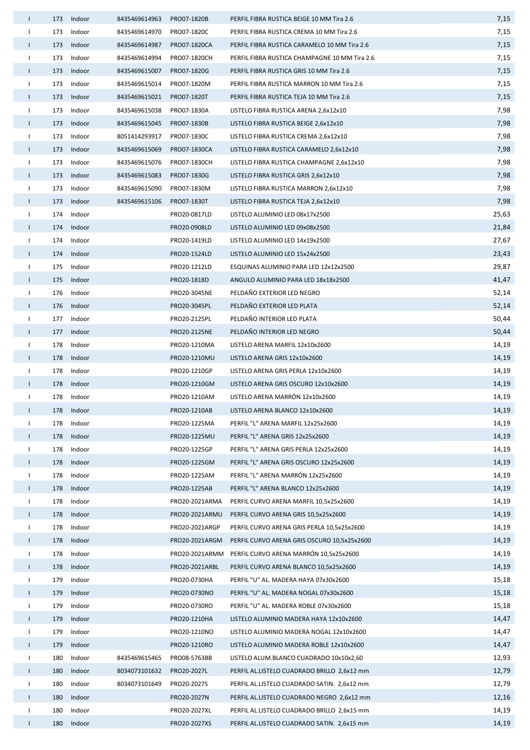| | | | | | | |
|---|---|---|---|---|---|---|
| I | 173 | Indoor | 8435469614963 | PRO07-1820B | PERFIL FIBRA RUSTICA BEIGE 10 MM Tira 2.6 | 7,15 |
| I | 173 | Indoor | 8435469614970 | PRO07-1820C | PERFIL FIBRA RUSTICA CREMA 10 MM Tira 2.6 | 7,15 |
| I | 173 | Indoor | 8435469614987 | PRO07-1820CA | PERFIL FIBRA RUSTICA CARAMELO 10 MM Tira 2.6 | 7,15 |
| I | 173 | Indoor | 8435469614994 | PRO07-1820CH | PERFIL FIBRA RUSTICA CHAMPAGNE 10 MM Tira 2.6 | 7,15 |
| I | 173 | Indoor | 8435469615007 | PRO07-1820G | PERFIL FIBRA RUSTICA GRIS 10 MM Tira 2.6 | 7,15 |
| I | 173 | Indoor | 8435469615014 | PRO07-1820M | PERFIL FIBRA RUSTICA MARRON 10 MM Tira 2.6 | 7,15 |
| I | 173 | Indoor | 8435469615021 | PRO07-1820T | PERFIL FIBRA RUSTICA TEJA 10 MM Tira 2.6 | 7,15 |
| I | 173 | Indoor | 8435469615038 | PRO07-1830A | LISTELO FIBRA RUSTICA ARENA 2,6x12x10 | 7,98 |
| I | 173 | Indoor | 8435469615045 | PRO07-1830B | LISTELO FIBRA RUSTICA BEIGE 2,6x12x10 | 7,98 |
| I | 173 | Indoor | 8051414293917 | PRO07-1830C | LISTELO FIBRA RUSTICA CREMA 2,6x12x10 | 7,98 |
| I | 173 | Indoor | 8435469615069 | PRO07-1830CA | LISTELO FIBRA RUSTICA CARAMELO 2,6x12x10 | 7,98 |
| I | 173 | Indoor | 8435469615076 | PRO07-1830CH | LISTELO FIBRA RUSTICA CHAMPAGNE 2,6x12x10 | 7,98 |
| I | 173 | Indoor | 8435469615083 | PRO07-1830G | LISTELO FIBRA RUSTICA GRIS 2,6x12x10 | 7,98 |
| I | 173 | Indoor | 8435469615090 | PRO07-1830M | LISTELO FIBRA RUSTICA MARRON 2,6x12x10 | 7,98 |
| I | 173 | Indoor | 8435469615106 | PRO07-1830T | LISTELO FIBRA RUSTICA TEJA 2,6x12x10 | 7,98 |
| I | 174 | Indoor | | PRO20-0817LD | LISTELO ALUMINIO LED 08x17x2500 | 25,63 |
| I | 174 | Indoor | | PRO20-0908LD | LISTELO ALUMINIO LED 09x08x2500 | 21,84 |
| I | 174 | Indoor | | PRO20-1419LD | LISTELO ALUMINIO LED 14x19x2500 | 27,67 |
| I | 174 | Indoor | | PRO20-1524LD | LISTELO ALUMINIO LED 15x24x2500 | 23,43 |
| I | 175 | Indoor | | PRO20-1212LD | ESQUINAS ALUMINIO PARA LED 12x12x2500 | 29,87 |
| I | 175 | Indoor | | PRO20-1818D | ANGULO ALUMINIO PARA LED 18x18x2500 | 41,47 |
| I | 176 | Indoor | | PRO20-3045NE | PELDAÑO EXTERIOR LED NEGRO | 52,14 |
| I | 176 | Indoor | | PRO20-3045PL | PELDAÑO EXTERIOR LED PLATA | 52,14 |
| I | 177 | Indoor | | PRO20-2125PL | PELDAÑO INTERIOR LED PLATA | 50,44 |
| I | 177 | Indoor | | PRO20-2125NE | PELDAÑO INTERIOR LED NEGRO | 50,44 |
| I | 178 | Indoor | | PRO20-1210MA | LISTELO ARENA MARFIL 12x10x2600 | 14,19 |
| I | 178 | Indoor | | PRO20-1210MU | LISTELO ARENA GRIS 12x10x2600 | 14,19 |
| I | 178 | Indoor | | PRO20-1210GP | LISTELO ARENA GRIS PERLA 12x10x2600 | 14,19 |
| I | 178 | Indoor | | PRO20-1210GM | LISTELO ARENA GRIS OSCURO 12x10x2600 | 14,19 |
| I | 178 | Indoor | | PRO20-1210AM | LISTELO ARENA MARRÓN 12x10x2600 | 14,19 |
| I | 178 | Indoor | | PRO20-1210AB | LISTELO ARENA BLANCO 12x10x2600 | 14,19 |
| I | 178 | Indoor | | PRO20-1225MA | PERFIL "L" ARENA MARFIL 12x25x2600 | 14,19 |
| I | 178 | Indoor | | PRO20-1225MU | PERFIL "L" ARENA GRIS 12x25x2600 | 14,19 |
| I | 178 | Indoor | | PRO20-1225GP | PERFIL "L" ARENA GRIS PERLA 12x25x2600 | 14,19 |
| I | 178 | Indoor | | PRO20-1225GM | PERFIL "L" ARENA GRIS OSCURO 12x25x2600 | 14,19 |
| I | 178 | Indoor | | PRO20-1225AM | PERFIL "L" ARENA MARRÓN 12x25x2600 | 14,19 |
| I | 178 | Indoor | | PRO20-1225AB | PERFIL "L" ARENA BLANCO 12x25x2600 | 14,19 |
| I | 178 | Indoor | | PRO20-2021ARMA | PERFIL CURVO ARENA MARFIL 10,5x25x2600 | 14,19 |
| I | 178 | Indoor | | PRO20-2021ARMU | PERFIL CURVO ARENA GRIS 10,5x25x2600 | 14,19 |
| I | 178 | Indoor | | PRO20-2021ARGP | PERFIL CURVO ARENA GRIS PERLA 10,5x25x2600 | 14,19 |
| I | 178 | Indoor | | PRO20-2021ARGM | PERFIL CURVO ARENA GRIS OSCURO 10,5x25x2600 | 14,19 |
| I | 178 | Indoor | | PRO20-2021ARMM | PERFIL CURVO ARENA MARRÓN 10,5x25x2600 | 14,19 |
| I | 178 | Indoor | | PRO20-2021ARBL | PERFIL CURVO ARENA BLANCO 10,5x25x2600 | 14,19 |
| I | 179 | Indoor | | PRO20-0730HA | PERFIL "U" AL. MADERA HAYA 07x30x2600 | 15,18 |
| I | 179 | Indoor | | PRO20-0730NO | PERFIL "U" AL. MADERA NOGAL 07x30x2600 | 15,18 |
| I | 179 | Indoor | | PRO20-0730RO | PERFIL "U" AL. MADERA ROBLE 07x30x2600 | 15,18 |
| I | 179 | Indoor | | PRO20-1210HA | LISTELO ALUMINIO MADERA HAYA 12x10x2600 | 14,47 |
| I | 179 | Indoor | | PRO20-1210NO | LISTELO ALUMINIO MADERA NOGAL 12x10x2600 | 14,47 |
| I | 179 | Indoor | | PRO20-1210RO | LISTELO ALUMINIO MADERA ROBLE 12x10x2600 | 14,47 |
| I | 180 | Indoor | 8435469615465 | PRO08-5763BB | LISTELO ALUM.BLANCO CUADRADO 10x10x2,60 | 12,93 |
| I | 180 | Indoor | 8034073101632 | PRO20-2027L | PERFIL AL.LISTELO CUADRADO BRILLO 2,6x12 mm | 12,79 |
| I | 180 | Indoor | 8034073101649 | PRO20-2027S | PERFIL AL.LISTELO CUADRADO SATIN. 2,6x12 mm | 12,79 |
| I | 180 | Indoor | | PRO20-2027N | PERFIL AL.LISTELO CUADRADO NEGRO 2,6x12 mm | 12,16 |
| I | 180 | Indoor | | PRO20-2027XL | PERFIL AL.LISTELO CUADRADO BRILLO 2,6x15 mm | 14,19 |
| I | 180 | Indoor | | PRO20-2027XS | PERFIL AL.LISTELO CUADRADO SATIN. 2,6x15 mm | 14,19 |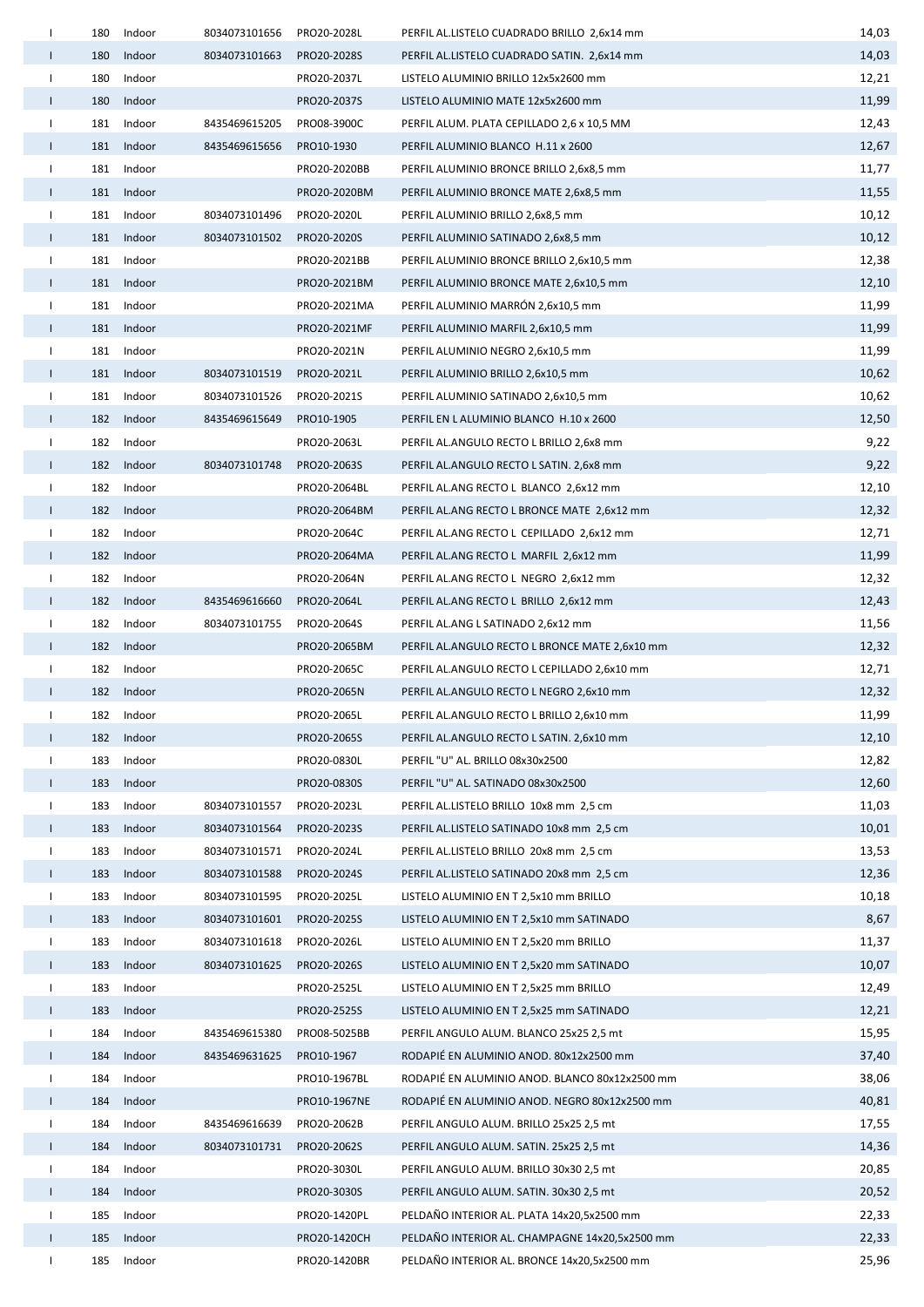| | | | | | | |
|---|---|---|---|---|---|---|
| I | 180 | Indoor | 8034073101656 | PRO20-2028L | PERFIL AL.LISTELO CUADRADO BRILLO 2,6x14 mm | 14,03 |
| I | 180 | Indoor | 8034073101663 | PRO20-2028S | PERFIL AL.LISTELO CUADRADO SATIN. 2,6x14 mm | 14,03 |
| I | 180 | Indoor | | PRO20-2037L | LISTELO ALUMINIO BRILLO 12x5x2600 mm | 12,21 |
| I | 180 | Indoor | | PRO20-2037S | LISTELO ALUMINIO MATE 12x5x2600 mm | 11,99 |
| I | 181 | Indoor | 8435469615205 | PRO08-3900C | PERFIL ALUM. PLATA CEPILLADO 2,6 x 10,5 MM | 12,43 |
| I | 181 | Indoor | 8435469615656 | PRO10-1930 | PERFIL ALUMINIO BLANCO H.11 x 2600 | 12,67 |
| I | 181 | Indoor | | PRO20-2020BB | PERFIL ALUMINIO BRONCE BRILLO 2,6x8,5 mm | 11,77 |
| I | 181 | Indoor | | PRO20-2020BM | PERFIL ALUMINIO BRONCE MATE 2,6x8,5 mm | 11,55 |
| I | 181 | Indoor | 8034073101496 | PRO20-2020L | PERFIL ALUMINIO BRILLO 2,6x8,5 mm | 10,12 |
| I | 181 | Indoor | 8034073101502 | PRO20-2020S | PERFIL ALUMINIO SATINADO 2,6x8,5 mm | 10,12 |
| I | 181 | Indoor | | PRO20-2021BB | PERFIL ALUMINIO BRONCE BRILLO 2,6x10,5 mm | 12,38 |
| I | 181 | Indoor | | PRO20-2021BM | PERFIL ALUMINIO BRONCE MATE 2,6x10,5 mm | 12,10 |
| I | 181 | Indoor | | PRO20-2021MA | PERFIL ALUMINIO MARRÓN 2,6x10,5 mm | 11,99 |
| I | 181 | Indoor | | PRO20-2021MF | PERFIL ALUMINIO MARFIL 2,6x10,5 mm | 11,99 |
| I | 181 | Indoor | | PRO20-2021N | PERFIL ALUMINIO NEGRO 2,6x10,5 mm | 11,99 |
| I | 181 | Indoor | 8034073101519 | PRO20-2021L | PERFIL ALUMINIO BRILLO 2,6x10,5 mm | 10,62 |
| I | 181 | Indoor | 8034073101526 | PRO20-2021S | PERFIL ALUMINIO SATINADO 2,6x10,5 mm | 10,62 |
| I | 182 | Indoor | 8435469615649 | PRO10-1905 | PERFIL EN L ALUMINIO BLANCO H.10 x 2600 | 12,50 |
| I | 182 | Indoor | | PRO20-2063L | PERFIL AL.ANGULO RECTO L BRILLO 2,6x8 mm | 9,22 |
| I | 182 | Indoor | 8034073101748 | PRO20-2063S | PERFIL AL.ANGULO RECTO L SATIN. 2,6x8 mm | 9,22 |
| I | 182 | Indoor | | PRO20-2064BL | PERFIL AL.ANG RECTO L BLANCO 2,6x12 mm | 12,10 |
| I | 182 | Indoor | | PRO20-2064BM | PERFIL AL.ANG RECTO L BRONCE MATE 2,6x12 mm | 12,32 |
| I | 182 | Indoor | | PRO20-2064C | PERFIL AL.ANG RECTO L CEPILLADO 2,6x12 mm | 12,71 |
| I | 182 | Indoor | | PRO20-2064MA | PERFIL AL.ANG RECTO L MARFIL 2,6x12 mm | 11,99 |
| I | 182 | Indoor | | PRO20-2064N | PERFIL AL.ANG RECTO L NEGRO 2,6x12 mm | 12,32 |
| I | 182 | Indoor | 8435469616660 | PRO20-2064L | PERFIL AL.ANG RECTO L BRILLO 2,6x12 mm | 12,43 |
| I | 182 | Indoor | 8034073101755 | PRO20-2064S | PERFIL AL.ANG L SATINADO 2,6x12 mm | 11,56 |
| I | 182 | Indoor | | PRO20-2065BM | PERFIL AL.ANGULO RECTO L BRONCE MATE 2,6x10 mm | 12,32 |
| I | 182 | Indoor | | PRO20-2065C | PERFIL AL.ANGULO RECTO L CEPILLADO 2,6x10 mm | 12,71 |
| I | 182 | Indoor | | PRO20-2065N | PERFIL AL.ANGULO RECTO L NEGRO 2,6x10 mm | 12,32 |
| I | 182 | Indoor | | PRO20-2065L | PERFIL AL.ANGULO RECTO L BRILLO 2,6x10 mm | 11,99 |
| I | 182 | Indoor | | PRO20-2065S | PERFIL AL.ANGULO RECTO L SATIN. 2,6x10 mm | 12,10 |
| I | 183 | Indoor | | PRO20-0830L | PERFIL "U" AL. BRILLO 08x30x2500 | 12,82 |
| I | 183 | Indoor | | PRO20-0830S | PERFIL "U" AL. SATINADO 08x30x2500 | 12,60 |
| I | 183 | Indoor | 8034073101557 | PRO20-2023L | PERFIL AL.LISTELO BRILLO 10x8 mm 2,5 cm | 11,03 |
| I | 183 | Indoor | 8034073101564 | PRO20-2023S | PERFIL AL.LISTELO SATINADO 10x8 mm 2,5 cm | 10,01 |
| I | 183 | Indoor | 8034073101571 | PRO20-2024L | PERFIL AL.LISTELO BRILLO 20x8 mm 2,5 cm | 13,53 |
| I | 183 | Indoor | 8034073101588 | PRO20-2024S | PERFIL AL.LISTELO SATINADO 20x8 mm 2,5 cm | 12,36 |
| I | 183 | Indoor | 8034073101595 | PRO20-2025L | LISTELO ALUMINIO EN T 2,5x10 mm BRILLO | 10,18 |
| I | 183 | Indoor | 8034073101601 | PRO20-2025S | LISTELO ALUMINIO EN T 2,5x10 mm SATINADO | 8,67 |
| I | 183 | Indoor | 8034073101618 | PRO20-2026L | LISTELO ALUMINIO EN T 2,5x20 mm BRILLO | 11,37 |
| I | 183 | Indoor | 8034073101625 | PRO20-2026S | LISTELO ALUMINIO EN T 2,5x20 mm SATINADO | 10,07 |
| I | 183 | Indoor | | PRO20-2525L | LISTELO ALUMINIO EN T 2,5x25 mm BRILLO | 12,49 |
| I | 183 | Indoor | | PRO20-2525S | LISTELO ALUMINIO EN T 2,5x25 mm SATINADO | 12,21 |
| I | 184 | Indoor | 8435469615380 | PRO08-5025BB | PERFIL ANGULO ALUM. BLANCO 25x25 2,5 mt | 15,95 |
| I | 184 | Indoor | 8435469631625 | PRO10-1967 | RODAPIÉ EN ALUMINIO ANOD. 80x12x2500 mm | 37,40 |
| I | 184 | Indoor | | PRO10-1967BL | RODAPIÉ EN ALUMINIO ANOD. BLANCO 80x12x2500 mm | 38,06 |
| I | 184 | Indoor | | PRO10-1967NE | RODAPIÉ EN ALUMINIO ANOD. NEGRO 80x12x2500 mm | 40,81 |
| I | 184 | Indoor | 8435469616639 | PRO20-2062B | PERFIL ANGULO ALUM. BRILLO 25x25 2,5 mt | 17,55 |
| I | 184 | Indoor | 8034073101731 | PRO20-2062S | PERFIL ANGULO ALUM. SATIN. 25x25 2,5 mt | 14,36 |
| I | 184 | Indoor | | PRO20-3030L | PERFIL ANGULO ALUM. BRILLO 30x30 2,5 mt | 20,85 |
| I | 184 | Indoor | | PRO20-3030S | PERFIL ANGULO ALUM. SATIN. 30x30 2,5 mt | 20,52 |
| I | 185 | Indoor | | PRO20-1420PL | PELDAÑO INTERIOR AL. PLATA 14x20,5x2500 mm | 22,33 |
| I | 185 | Indoor | | PRO20-1420CH | PELDAÑO INTERIOR AL. CHAMPAGNE 14x20,5x2500 mm | 22,33 |
| I | 185 | Indoor | | PRO20-1420BR | PELDAÑO INTERIOR AL. BRONCE 14x20,5x2500 mm | 25,96 |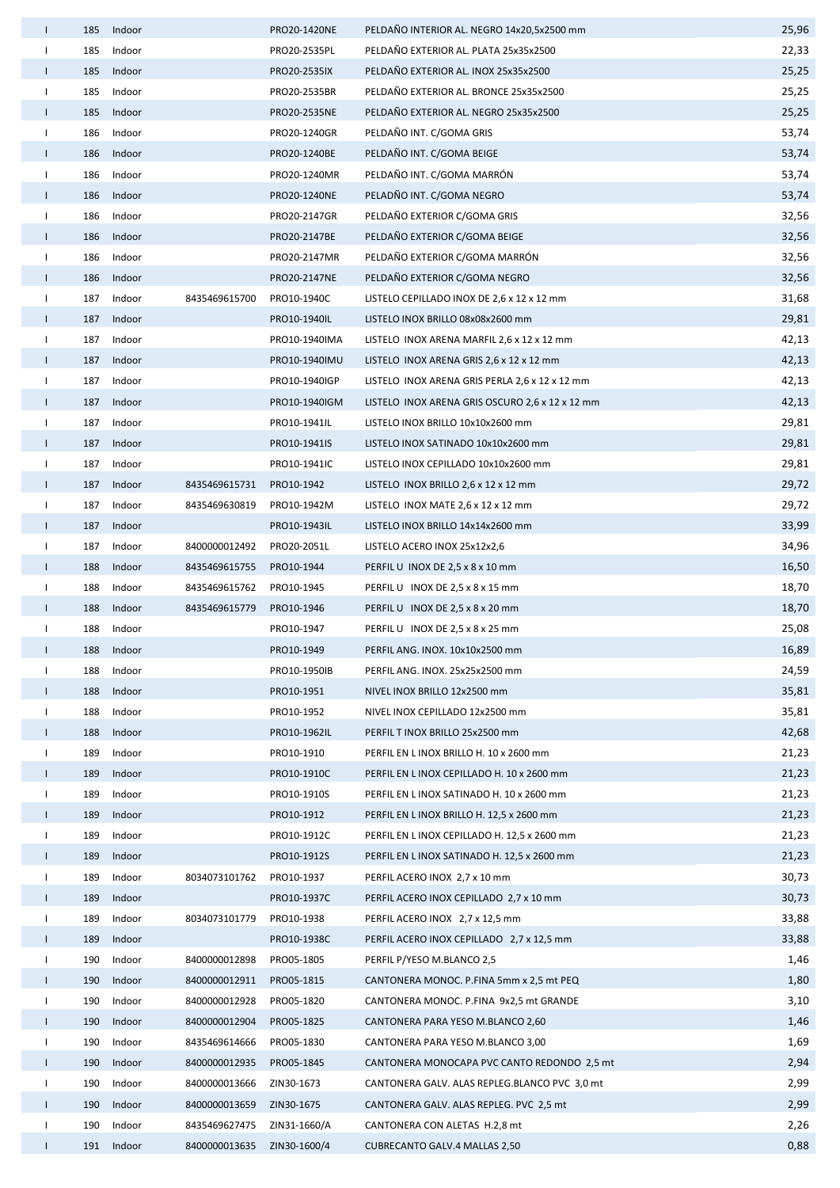| | | | | | | |
|---|---|---|---|---|---|---|
| I | 185 | Indoor | | PRO20-1420NE | PELDAÑO INTERIOR AL. NEGRO 14x20,5x2500 mm | 25,96 |
| I | 185 | Indoor | | PRO20-2535PL | PELDAÑO EXTERIOR AL. PLATA 25x35x2500 | 22,33 |
| I | 185 | Indoor | | PRO20-2535IX | PELDAÑO EXTERIOR AL. INOX 25x35x2500 | 25,25 |
| I | 185 | Indoor | | PRO20-2535BR | PELDAÑO EXTERIOR AL. BRONCE 25x35x2500 | 25,25 |
| I | 185 | Indoor | | PRO20-2535NE | PELDAÑO EXTERIOR AL. NEGRO 25x35x2500 | 25,25 |
| I | 186 | Indoor | | PRO20-1240GR | PELDAÑO INT. C/GOMA GRIS | 53,74 |
| I | 186 | Indoor | | PRO20-1240BE | PELDAÑO INT. C/GOMA BEIGE | 53,74 |
| I | 186 | Indoor | | PRO20-1240MR | PELDAÑO INT. C/GOMA MARRÓN | 53,74 |
| I | 186 | Indoor | | PRO20-1240NE | PELADÑO INT. C/GOMA NEGRO | 53,74 |
| I | 186 | Indoor | | PRO20-2147GR | PELDAÑO EXTERIOR C/GOMA GRIS | 32,56 |
| I | 186 | Indoor | | PRO20-2147BE | PELDAÑO EXTERIOR C/GOMA BEIGE | 32,56 |
| I | 186 | Indoor | | PRO20-2147MR | PELDAÑO EXTERIOR C/GOMA MARRÓN | 32,56 |
| I | 186 | Indoor | | PRO20-2147NE | PELDAÑO EXTERIOR C/GOMA NEGRO | 32,56 |
| I | 187 | Indoor | 8435469615700 | PRO10-1940C | LISTELO CEPILLADO INOX DE 2,6 x 12 x 12 mm | 31,68 |
| I | 187 | Indoor | | PRO10-1940IL | LISTELO INOX BRILLO 08x08x2600 mm | 29,81 |
| I | 187 | Indoor | | PRO10-1940IMA | LISTELO INOX ARENA MARFIL 2,6 x 12 x 12 mm | 42,13 |
| I | 187 | Indoor | | PRO10-1940IMU | LISTELO INOX ARENA GRIS 2,6 x 12 x 12 mm | 42,13 |
| I | 187 | Indoor | | PRO10-1940IGP | LISTELO INOX ARENA GRIS PERLA 2,6 x 12 x 12 mm | 42,13 |
| I | 187 | Indoor | | PRO10-1940IGM | LISTELO INOX ARENA GRIS OSCURO 2,6 x 12 x 12 mm | 42,13 |
| I | 187 | Indoor | | PRO10-1941IL | LISTELO INOX BRILLO 10x10x2600 mm | 29,81 |
| I | 187 | Indoor | | PRO10-1941IS | LISTELO INOX SATINADO 10x10x2600 mm | 29,81 |
| I | 187 | Indoor | | PRO10-1941IC | LISTELO INOX CEPILLADO 10x10x2600 mm | 29,81 |
| I | 187 | Indoor | 8435469615731 | PRO10-1942 | LISTELO INOX BRILLO 2,6 x 12 x 12 mm | 29,72 |
| I | 187 | Indoor | 8435469630819 | PRO10-1942M | LISTELO INOX MATE 2,6 x 12 x 12 mm | 29,72 |
| I | 187 | Indoor | | PRO10-1943IL | LISTELO INOX BRILLO 14x14x2600 mm | 33,99 |
| I | 187 | Indoor | 8400000012492 | PRO20-2051L | LISTELO ACERO INOX 25x12x2,6 | 34,96 |
| I | 188 | Indoor | 8435469615755 | PRO10-1944 | PERFIL U INOX DE 2,5 x 8 x 10 mm | 16,50 |
| I | 188 | Indoor | 8435469615762 | PRO10-1945 | PERFIL U INOX DE 2,5 x 8 x 15 mm | 18,70 |
| I | 188 | Indoor | 8435469615779 | PRO10-1946 | PERFIL U INOX DE 2,5 x 8 x 20 mm | 18,70 |
| I | 188 | Indoor | | PRO10-1947 | PERFIL U INOX DE 2,5 x 8 x 25 mm | 25,08 |
| I | 188 | Indoor | | PRO10-1949 | PERFIL ANG. INOX. 10x10x2500 mm | 16,89 |
| I | 188 | Indoor | | PRO10-1950IB | PERFIL ANG. INOX. 25x25x2500 mm | 24,59 |
| I | 188 | Indoor | | PRO10-1951 | NIVEL INOX BRILLO 12x2500 mm | 35,81 |
| I | 188 | Indoor | | PRO10-1952 | NIVEL INOX CEPILLADO 12x2500 mm | 35,81 |
| I | 188 | Indoor | | PRO10-1962IL | PERFIL T INOX BRILLO 25x2500 mm | 42,68 |
| I | 189 | Indoor | | PRO10-1910 | PERFIL EN L INOX BRILLO H. 10 x 2600 mm | 21,23 |
| I | 189 | Indoor | | PRO10-1910C | PERFIL EN L INOX CEPILLADO H. 10 x 2600 mm | 21,23 |
| I | 189 | Indoor | | PRO10-1910S | PERFIL EN L INOX SATINADO H. 10 x 2600 mm | 21,23 |
| I | 189 | Indoor | | PRO10-1912 | PERFIL EN L INOX BRILLO H. 12,5 x 2600 mm | 21,23 |
| I | 189 | Indoor | | PRO10-1912C | PERFIL EN L INOX CEPILLADO H. 12,5 x 2600 mm | 21,23 |
| I | 189 | Indoor | | PRO10-1912S | PERFIL EN L INOX SATINADO H. 12,5 x 2600 mm | 21,23 |
| I | 189 | Indoor | 8034073101762 | PRO10-1937 | PERFIL ACERO INOX 2,7 x 10 mm | 30,73 |
| I | 189 | Indoor | | PRO10-1937C | PERFIL ACERO INOX CEPILLADO 2,7 x 10 mm | 30,73 |
| I | 189 | Indoor | 8034073101779 | PRO10-1938 | PERFIL ACERO INOX 2,7 x 12,5 mm | 33,88 |
| I | 189 | Indoor | | PRO10-1938C | PERFIL ACERO INOX CEPILLADO 2,7 x 12,5 mm | 33,88 |
| I | 190 | Indoor | 8400000012898 | PRO05-1805 | PERFIL P/YESO M.BLANCO 2,5 | 1,46 |
| I | 190 | Indoor | 8400000012911 | PRO05-1815 | CANTONERA MONOC. P.FINA 5mm x 2,5 mt PEQ | 1,80 |
| I | 190 | Indoor | 8400000012928 | PRO05-1820 | CANTONERA MONOC. P.FINA 9x2,5 mt GRANDE | 3,10 |
| I | 190 | Indoor | 8400000012904 | PRO05-1825 | CANTONERA PARA YESO M.BLANCO 2,60 | 1,46 |
| I | 190 | Indoor | 8435469614666 | PRO05-1830 | CANTONERA PARA YESO M.BLANCO 3,00 | 1,69 |
| I | 190 | Indoor | 8400000012935 | PRO05-1845 | CANTONERA MONOCAPA PVC CANTO REDONDO 2,5 mt | 2,94 |
| I | 190 | Indoor | 8400000013666 | ZIN30-1673 | CANTONERA GALV. ALAS REPLEG.BLANCO PVC 3,0 mt | 2,99 |
| I | 190 | Indoor | 8400000013659 | ZIN30-1675 | CANTONERA GALV. ALAS REPLEG. PVC 2,5 mt | 2,99 |
| I | 190 | Indoor | 8435469627475 | ZIN31-1660/A | CANTONERA CON ALETAS H.2,8 mt | 2,26 |
| I | 191 | Indoor | 8400000013635 | ZIN30-1600/4 | CUBRECANTO GALV.4 MALLAS 2,50 | 0,88 |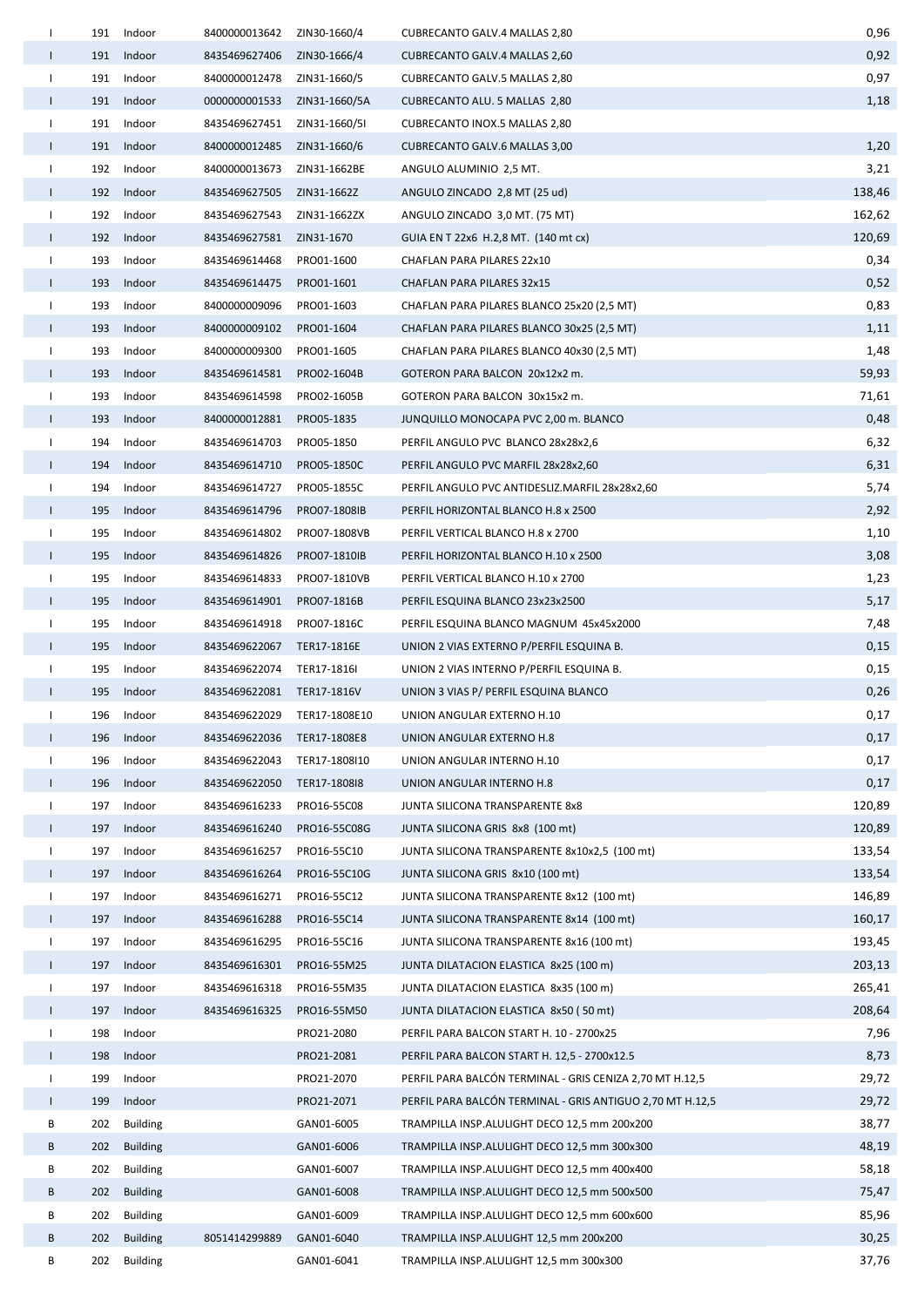| | | | | | | |
|---|---|---|---|---|---|---|
| I | 191 | Indoor | 8400000013642 | ZIN30-1660/4 | CUBRECANTO GALV.4 MALLAS 2,80 | 0,96 |
| I | 191 | Indoor | 8435469627406 | ZIN30-1666/4 | CUBRECANTO GALV.4 MALLAS 2,60 | 0,92 |
| I | 191 | Indoor | 8400000012478 | ZIN31-1660/5 | CUBRECANTO GALV.5 MALLAS 2,80 | 0,97 |
| I | 191 | Indoor | 0000000001533 | ZIN31-1660/5A | CUBRECANTO ALU. 5 MALLAS 2,80 | 1,18 |
| I | 191 | Indoor | 8435469627451 | ZIN31-1660/5I | CUBRECANTO INOX.5 MALLAS 2,80 | |
| I | 191 | Indoor | 8400000012485 | ZIN31-1660/6 | CUBRECANTO GALV.6 MALLAS 3,00 | 1,20 |
| I | 192 | Indoor | 8400000013673 | ZIN31-1662BE | ANGULO ALUMINIO 2,5 MT. | 3,21 |
| I | 192 | Indoor | 8435469627505 | ZIN31-1662Z | ANGULO ZINCADO 2,8 MT (25 ud) | 138,46 |
| I | 192 | Indoor | 8435469627543 | ZIN31-1662ZX | ANGULO ZINCADO 3,0 MT. (75 MT) | 162,62 |
| I | 192 | Indoor | 8435469627581 | ZIN31-1670 | GUIA EN T 22x6 H.2,8 MT. (140 mt cx) | 120,69 |
| I | 193 | Indoor | 8435469614468 | PRO01-1600 | CHAFLAN PARA PILARES 22x10 | 0,34 |
| I | 193 | Indoor | 8435469614475 | PRO01-1601 | CHAFLAN PARA PILARES 32x15 | 0,52 |
| I | 193 | Indoor | 8400000009096 | PRO01-1603 | CHAFLAN PARA PILARES BLANCO 25x20 (2,5 MT) | 0,83 |
| I | 193 | Indoor | 8400000009102 | PRO01-1604 | CHAFLAN PARA PILARES BLANCO 30x25 (2,5 MT) | 1,11 |
| I | 193 | Indoor | 8400000009300 | PRO01-1605 | CHAFLAN PARA PILARES BLANCO 40x30 (2,5 MT) | 1,48 |
| I | 193 | Indoor | 8435469614581 | PRO02-1604B | GOTERON PARA BALCON 20x12x2 m. | 59,93 |
| I | 193 | Indoor | 8435469614598 | PRO02-1605B | GOTERON PARA BALCON 30x15x2 m. | 71,61 |
| I | 193 | Indoor | 8400000012881 | PRO05-1835 | JUNQUILLO MONOCAPA PVC 2,00 m. BLANCO | 0,48 |
| I | 194 | Indoor | 8435469614703 | PRO05-1850 | PERFIL ANGULO PVC BLANCO 28x28x2,6 | 6,32 |
| I | 194 | Indoor | 8435469614710 | PRO05-1850C | PERFIL ANGULO PVC MARFIL 28x28x2,60 | 6,31 |
| I | 194 | Indoor | 8435469614727 | PRO05-1855C | PERFIL ANGULO PVC ANTIDESLIZ.MARFIL 28x28x2,60 | 5,74 |
| I | 195 | Indoor | 8435469614796 | PRO07-1808IB | PERFIL HORIZONTAL BLANCO H.8 x 2500 | 2,92 |
| I | 195 | Indoor | 8435469614802 | PRO07-1808VB | PERFIL VERTICAL BLANCO H.8 x 2700 | 1,10 |
| I | 195 | Indoor | 8435469614826 | PRO07-1810IB | PERFIL HORIZONTAL BLANCO H.10 x 2500 | 3,08 |
| I | 195 | Indoor | 8435469614833 | PRO07-1810VB | PERFIL VERTICAL BLANCO H.10 x 2700 | 1,23 |
| I | 195 | Indoor | 8435469614901 | PRO07-1816B | PERFIL ESQUINA BLANCO 23x23x2500 | 5,17 |
| I | 195 | Indoor | 8435469614918 | PRO07-1816C | PERFIL ESQUINA BLANCO MAGNUM 45x45x2000 | 7,48 |
| I | 195 | Indoor | 8435469622067 | TER17-1816E | UNION 2 VIAS EXTERNO P/PERFIL ESQUINA B. | 0,15 |
| I | 195 | Indoor | 8435469622074 | TER17-1816I | UNION 2 VIAS INTERNO P/PERFIL ESQUINA B. | 0,15 |
| I | 195 | Indoor | 8435469622081 | TER17-1816V | UNION 3 VIAS P/ PERFIL ESQUINA BLANCO | 0,26 |
| I | 196 | Indoor | 8435469622029 | TER17-1808E10 | UNION ANGULAR EXTERNO H.10 | 0,17 |
| I | 196 | Indoor | 8435469622036 | TER17-1808E8 | UNION ANGULAR EXTERNO H.8 | 0,17 |
| I | 196 | Indoor | 8435469622043 | TER17-1808I10 | UNION ANGULAR INTERNO H.10 | 0,17 |
| I | 196 | Indoor | 8435469622050 | TER17-1808I8 | UNION ANGULAR INTERNO H.8 | 0,17 |
| I | 197 | Indoor | 8435469616233 | PRO16-55C08 | JUNTA SILICONA TRANSPARENTE 8x8 | 120,89 |
| I | 197 | Indoor | 8435469616240 | PRO16-55C08G | JUNTA SILICONA GRIS 8x8 (100 mt) | 120,89 |
| I | 197 | Indoor | 8435469616257 | PRO16-55C10 | JUNTA SILICONA TRANSPARENTE 8x10x2,5 (100 mt) | 133,54 |
| I | 197 | Indoor | 8435469616264 | PRO16-55C10G | JUNTA SILICONA GRIS 8x10 (100 mt) | 133,54 |
| I | 197 | Indoor | 8435469616271 | PRO16-55C12 | JUNTA SILICONA TRANSPARENTE 8x12 (100 mt) | 146,89 |
| I | 197 | Indoor | 8435469616288 | PRO16-55C14 | JUNTA SILICONA TRANSPARENTE 8x14 (100 mt) | 160,17 |
| I | 197 | Indoor | 8435469616295 | PRO16-55C16 | JUNTA SILICONA TRANSPARENTE 8x16 (100 mt) | 193,45 |
| I | 197 | Indoor | 8435469616301 | PRO16-55M25 | JUNTA DILATACION ELASTICA 8x25 (100 m) | 203,13 |
| I | 197 | Indoor | 8435469616318 | PRO16-55M35 | JUNTA DILATACION ELASTICA 8x35 (100 m) | 265,41 |
| I | 197 | Indoor | 8435469616325 | PRO16-55M50 | JUNTA DILATACION ELASTICA 8x50 ( 50 mt) | 208,64 |
| I | 198 | Indoor | | PRO21-2080 | PERFIL PARA BALCON START H. 10 - 2700x25 | 7,96 |
| I | 198 | Indoor | | PRO21-2081 | PERFIL PARA BALCON START H. 12,5 - 2700x12.5 | 8,73 |
| I | 199 | Indoor | | PRO21-2070 | PERFIL PARA BALCÓN TERMINAL - GRIS CENIZA 2,70 MT H.12,5 | 29,72 |
| I | 199 | Indoor | | PRO21-2071 | PERFIL PARA BALCÓN TERMINAL - GRIS ANTIGUO 2,70 MT H.12,5 | 29,72 |
| B | 202 | Building | | GAN01-6005 | TRAMPILLA INSP.ALULIGHT DECO 12,5 mm 200x200 | 38,77 |
| B | 202 | Building | | GAN01-6006 | TRAMPILLA INSP.ALULIGHT DECO 12,5 mm 300x300 | 48,19 |
| B | 202 | Building | | GAN01-6007 | TRAMPILLA INSP.ALULIGHT DECO 12,5 mm 400x400 | 58,18 |
| B | 202 | Building | | GAN01-6008 | TRAMPILLA INSP.ALULIGHT DECO 12,5 mm 500x500 | 75,47 |
| B | 202 | Building | | GAN01-6009 | TRAMPILLA INSP.ALULIGHT DECO 12,5 mm 600x600 | 85,96 |
| B | 202 | Building | 8051414299889 | GAN01-6040 | TRAMPILLA INSP.ALULIGHT 12,5 mm 200x200 | 30,25 |
| B | 202 | Building | | GAN01-6041 | TRAMPILLA INSP.ALULIGHT 12,5 mm 300x300 | 37,76 |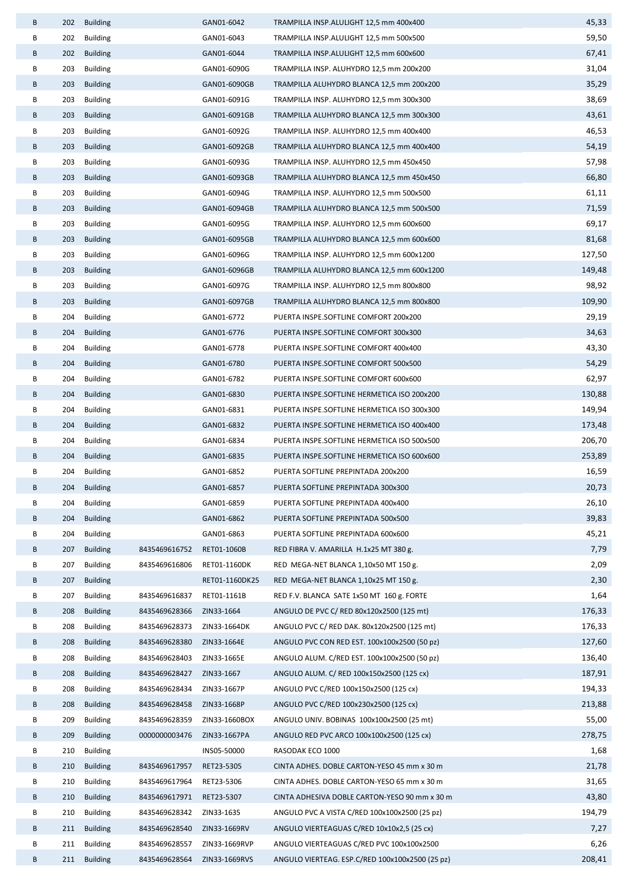| | | | | | | |
|---|---|---|---|---|---|---|
| B | 202 | Building | | GAN01-6042 | TRAMPILLA INSP.ALULIGHT 12,5 mm 400x400 | 45,33 |
| B | 202 | Building | | GAN01-6043 | TRAMPILLA INSP.ALULIGHT 12,5 mm 500x500 | 59,50 |
| B | 202 | Building | | GAN01-6044 | TRAMPILLA INSP.ALULIGHT 12,5 mm 600x600 | 67,41 |
| B | 203 | Building | | GAN01-6090G | TRAMPILLA INSP. ALUHYDRO 12,5 mm 200x200 | 31,04 |
| B | 203 | Building | | GAN01-6090GB | TRAMPILLA ALUHYDRO BLANCA 12,5 mm 200x200 | 35,29 |
| B | 203 | Building | | GAN01-6091G | TRAMPILLA INSP. ALUHYDRO 12,5 mm 300x300 | 38,69 |
| B | 203 | Building | | GAN01-6091GB | TRAMPILLA ALUHYDRO BLANCA 12,5 mm 300x300 | 43,61 |
| B | 203 | Building | | GAN01-6092G | TRAMPILLA INSP. ALUHYDRO 12,5 mm 400x400 | 46,53 |
| B | 203 | Building | | GAN01-6092GB | TRAMPILLA ALUHYDRO BLANCA 12,5 mm 400x400 | 54,19 |
| B | 203 | Building | | GAN01-6093G | TRAMPILLA INSP. ALUHYDRO 12,5 mm 450x450 | 57,98 |
| B | 203 | Building | | GAN01-6093GB | TRAMPILLA ALUHYDRO BLANCA 12,5 mm 450x450 | 66,80 |
| B | 203 | Building | | GAN01-6094G | TRAMPILLA INSP. ALUHYDRO 12,5 mm 500x500 | 61,11 |
| B | 203 | Building | | GAN01-6094GB | TRAMPILLA ALUHYDRO BLANCA 12,5 mm 500x500 | 71,59 |
| B | 203 | Building | | GAN01-6095G | TRAMPILLA INSP. ALUHYDRO 12,5 mm 600x600 | 69,17 |
| B | 203 | Building | | GAN01-6095GB | TRAMPILLA ALUHYDRO BLANCA 12,5 mm 600x600 | 81,68 |
| B | 203 | Building | | GAN01-6096G | TRAMPILLA INSP. ALUHYDRO 12,5 mm 600x1200 | 127,50 |
| B | 203 | Building | | GAN01-6096GB | TRAMPILLA ALUHYDRO BLANCA 12,5 mm 600x1200 | 149,48 |
| B | 203 | Building | | GAN01-6097G | TRAMPILLA INSP. ALUHYDRO 12,5 mm 800x800 | 98,92 |
| B | 203 | Building | | GAN01-6097GB | TRAMPILLA ALUHYDRO BLANCA 12,5 mm 800x800 | 109,90 |
| B | 204 | Building | | GAN01-6772 | PUERTA INSPE.SOFTLINE COMFORT 200x200 | 29,19 |
| B | 204 | Building | | GAN01-6776 | PUERTA INSPE.SOFTLINE COMFORT 300x300 | 34,63 |
| B | 204 | Building | | GAN01-6778 | PUERTA INSPE.SOFTLINE COMFORT 400x400 | 43,30 |
| B | 204 | Building | | GAN01-6780 | PUERTA INSPE.SOFTLINE COMFORT 500x500 | 54,29 |
| B | 204 | Building | | GAN01-6782 | PUERTA INSPE.SOFTLINE COMFORT 600x600 | 62,97 |
| B | 204 | Building | | GAN01-6830 | PUERTA INSPE.SOFTLINE HERMETICA ISO 200x200 | 130,88 |
| B | 204 | Building | | GAN01-6831 | PUERTA INSPE.SOFTLINE HERMETICA ISO 300x300 | 149,94 |
| B | 204 | Building | | GAN01-6832 | PUERTA INSPE.SOFTLINE HERMETICA ISO 400x400 | 173,48 |
| B | 204 | Building | | GAN01-6834 | PUERTA INSPE.SOFTLINE HERMETICA ISO 500x500 | 206,70 |
| B | 204 | Building | | GAN01-6835 | PUERTA INSPE.SOFTLINE HERMETICA ISO 600x600 | 253,89 |
| B | 204 | Building | | GAN01-6852 | PUERTA SOFTLINE PREPINTADA 200x200 | 16,59 |
| B | 204 | Building | | GAN01-6857 | PUERTA SOFTLINE PREPINTADA 300x300 | 20,73 |
| B | 204 | Building | | GAN01-6859 | PUERTA SOFTLINE PREPINTADA 400x400 | 26,10 |
| B | 204 | Building | | GAN01-6862 | PUERTA SOFTLINE PREPINTADA 500x500 | 39,83 |
| B | 204 | Building | | GAN01-6863 | PUERTA SOFTLINE PREPINTADA 600x600 | 45,21 |
| B | 207 | Building | 8435469616752 | RET01-1060B | RED FIBRA V. AMARILLA H.1x25 MT 380 g. | 7,79 |
| B | 207 | Building | 8435469616806 | RET01-1160DK | RED MEGA-NET BLANCA 1,10x50 MT 150 g. | 2,09 |
| B | 207 | Building | | RET01-1160DK25 | RED MEGA-NET BLANCA 1,10x25 MT 150 g. | 2,30 |
| B | 207 | Building | 8435469616837 | RET01-1161B | RED F.V. BLANCA SATE 1x50 MT 160 g. FORTE | 1,64 |
| B | 208 | Building | 8435469628366 | ZIN33-1664 | ANGULO DE PVC C/ RED 80x120x2500 (125 mt) | 176,33 |
| B | 208 | Building | 8435469628373 | ZIN33-1664DK | ANGULO PVC C/ RED DAK. 80x120x2500 (125 mt) | 176,33 |
| B | 208 | Building | 8435469628380 | ZIN33-1664E | ANGULO PVC CON RED EST. 100x100x2500 (50 pz) | 127,60 |
| B | 208 | Building | 8435469628403 | ZIN33-1665E | ANGULO ALUM. C/RED EST. 100x100x2500 (50 pz) | 136,40 |
| B | 208 | Building | 8435469628427 | ZIN33-1667 | ANGULO ALUM. C/ RED 100x150x2500 (125 cx) | 187,91 |
| B | 208 | Building | 8435469628434 | ZIN33-1667P | ANGULO PVC C/RED 100x150x2500 (125 cx) | 194,33 |
| B | 208 | Building | 8435469628458 | ZIN33-1668P | ANGULO PVC C/RED 100x230x2500 (125 cx) | 213,88 |
| B | 209 | Building | 8435469628359 | ZIN33-1660BOX | ANGULO UNIV. BOBINAS 100x100x2500 (25 mt) | 55,00 |
| B | 209 | Building | 0000000003476 | ZIN33-1667PA | ANGULO RED PVC ARCO 100x100x2500 (125 cx) | 278,75 |
| B | 210 | Building | | INS05-50000 | RASODAK ECO 1000 | 1,68 |
| B | 210 | Building | 8435469617957 | RET23-5305 | CINTA ADHES. DOBLE CARTON-YESO 45 mm x 30 m | 21,78 |
| B | 210 | Building | 8435469617964 | RET23-5306 | CINTA ADHES. DOBLE CARTON-YESO 65 mm x 30 m | 31,65 |
| B | 210 | Building | 8435469617971 | RET23-5307 | CINTA ADHESIVA DOBLE CARTON-YESO 90 mm x 30 m | 43,80 |
| B | 210 | Building | 8435469628342 | ZIN33-1635 | ANGULO PVC A VISTA C/RED 100x100x2500 (25 pz) | 194,79 |
| B | 211 | Building | 8435469628540 | ZIN33-1669RV | ANGULO VIERTEAGUAS C/RED 10x10x2,5 (25 cx) | 7,27 |
| B | 211 | Building | 8435469628557 | ZIN33-1669RVP | ANGULO VIERTEAGUAS C/RED PVC 100x100x2500 | 6,26 |
| B | 211 | Building | 8435469628564 | ZIN33-1669RVS | ANGULO VIERTEAG. ESP.C/RED 100x100x2500 (25 pz) | 208,41 |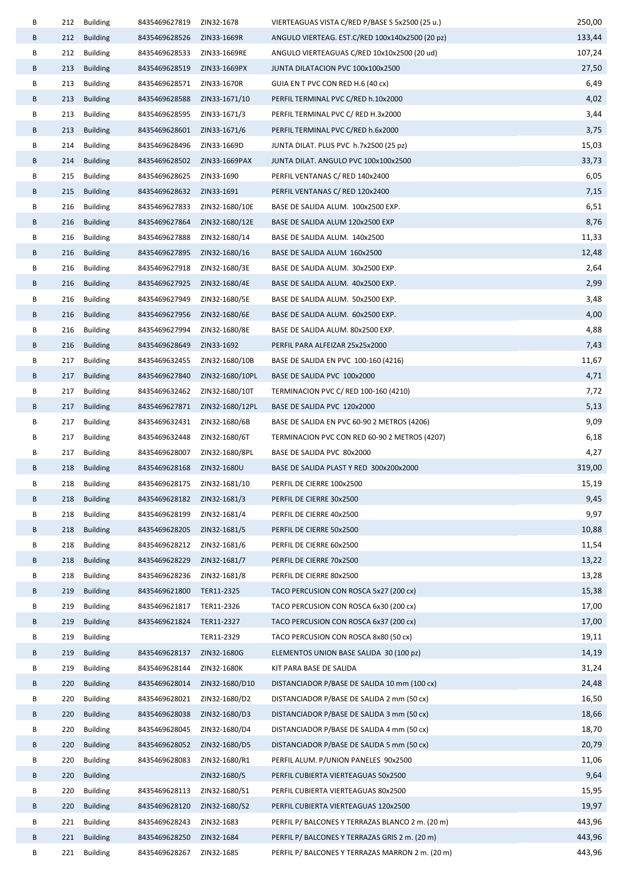| B | 212 | Building | 8435469627819 | ZIN32-1678 | VIERTEAGUAS VISTA C/RED P/BASE S 5x2500 (25 u.) | 250,00 |
|---|---|---|---|---|---|---|
| B | 212 | Building | 8435469628526 | ZIN33-1669R | ANGULO VIERTEAG. EST.C/RED 100x140x2500 (20 pz) | 133,44 |
| B | 212 | Building | 8435469628533 | ZIN33-1669RE | ANGULO VIERTEAGUAS C/RED 10x10x2500 (20 ud) | 107,24 |
| B | 213 | Building | 8435469628519 | ZIN33-1669PX | JUNTA DILATACION PVC 100x100x2500 | 27,50 |
| B | 213 | Building | 8435469628571 | ZIN33-1670R | GUIA EN T PVC CON RED H.6 (40 cx) | 6,49 |
| B | 213 | Building | 8435469628588 | ZIN33-1671/10 | PERFIL TERMINAL PVC C/RED h.10x2000 | 4,02 |
| B | 213 | Building | 8435469628595 | ZIN33-1671/3 | PERFIL TERMINAL PVC C/ RED H.3x2000 | 3,44 |
| B | 213 | Building | 8435469628601 | ZIN33-1671/6 | PERFIL TERMINAL PVC C/RED h.6x2000 | 3,75 |
| B | 214 | Building | 8435469628496 | ZIN33-1669D | JUNTA DILAT. PLUS PVC h.7x2500 (25 pz) | 15,03 |
| B | 214 | Building | 8435469628502 | ZIN33-1669PAX | JUNTA DILAT. ANGULO PVC 100x100x2500 | 33,73 |
| B | 215 | Building | 8435469628625 | ZIN33-1690 | PERFIL VENTANAS C/ RED 140x2400 | 6,05 |
| B | 215 | Building | 8435469628632 | ZIN33-1691 | PERFIL VENTANAS C/ RED 120x2400 | 7,15 |
| B | 216 | Building | 8435469627833 | ZIN32-1680/10E | BASE DE SALIDA ALUM. 100x2500 EXP. | 6,51 |
| B | 216 | Building | 8435469627864 | ZIN32-1680/12E | BASE DE SALIDA ALUM 120x2500 EXP | 8,76 |
| B | 216 | Building | 8435469627888 | ZIN32-1680/14 | BASE DE SALIDA ALUM. 140x2500 | 11,33 |
| B | 216 | Building | 8435469627895 | ZIN32-1680/16 | BASE DE SALIDA ALUM 160x2500 | 12,48 |
| B | 216 | Building | 8435469627918 | ZIN32-1680/3E | BASE DE SALIDA ALUM. 30x2500 EXP. | 2,64 |
| B | 216 | Building | 8435469627925 | ZIN32-1680/4E | BASE DE SALIDA ALUM. 40x2500 EXP. | 2,99 |
| B | 216 | Building | 8435469627949 | ZIN32-1680/5E | BASE DE SALIDA ALUM. 50x2500 EXP. | 3,48 |
| B | 216 | Building | 8435469627956 | ZIN32-1680/6E | BASE DE SALIDA ALUM. 60x2500 EXP. | 4,00 |
| B | 216 | Building | 8435469627994 | ZIN32-1680/8E | BASE DE SALIDA ALUM. 80x2500 EXP. | 4,88 |
| B | 216 | Building | 8435469628649 | ZIN33-1692 | PERFIL PARA ALFEIZAR 25x25x2000 | 7,43 |
| B | 217 | Building | 8435469632455 | ZIN32-1680/10B | BASE DE SALIDA EN PVC 100-160 (4216) | 11,67 |
| B | 217 | Building | 8435469627840 | ZIN32-1680/10PL | BASE DE SALIDA PVC 100x2000 | 4,71 |
| B | 217 | Building | 8435469632462 | ZIN32-1680/10T | TERMINACION PVC C/ RED 100-160 (4210) | 7,72 |
| B | 217 | Building | 8435469627871 | ZIN32-1680/12PL | BASE DE SALIDA PVC 120x2000 | 5,13 |
| B | 217 | Building | 8435469632431 | ZIN32-1680/6B | BASE DE SALIDA EN PVC 60-90 2 METROS (4206) | 9,09 |
| B | 217 | Building | 8435469632448 | ZIN32-1680/6T | TERMINACION PVC CON RED 60-90 2 METROS (4207) | 6,18 |
| B | 217 | Building | 8435469628007 | ZIN32-1680/8PL | BASE DE SALIDA PVC 80x2000 | 4,27 |
| B | 218 | Building | 8435469628168 | ZIN32-1680U | BASE DE SALIDA PLAST Y RED 300x200x2000 | 319,00 |
| B | 218 | Building | 8435469628175 | ZIN32-1681/10 | PERFIL DE CIERRE 100x2500 | 15,19 |
| B | 218 | Building | 8435469628182 | ZIN32-1681/3 | PERFIL DE CIERRE 30x2500 | 9,45 |
| B | 218 | Building | 8435469628199 | ZIN32-1681/4 | PERFIL DE CIERRE 40x2500 | 9,97 |
| B | 218 | Building | 8435469628205 | ZIN32-1681/5 | PERFIL DE CIERRE 50x2500 | 10,88 |
| B | 218 | Building | 8435469628212 | ZIN32-1681/6 | PERFIL DE CIERRE 60x2500 | 11,54 |
| B | 218 | Building | 8435469628229 | ZIN32-1681/7 | PERFIL DE CIERRE 70x2500 | 13,22 |
| B | 218 | Building | 8435469628236 | ZIN32-1681/8 | PERFIL DE CIERRE 80x2500 | 13,28 |
| B | 219 | Building | 8435469621800 | TER11-2325 | TACO PERCUSION CON ROSCA 5x27 (200 cx) | 15,38 |
| B | 219 | Building | 8435469621817 | TER11-2326 | TACO PERCUSION CON ROSCA 6x30 (200 cx) | 17,00 |
| B | 219 | Building | 8435469621824 | TER11-2327 | TACO PERCUSION CON ROSCA 6x37 (200 cx) | 17,00 |
| B | 219 | Building | | TER11-2329 | TACO PERCUSION CON ROSCA 8x80 (50 cx) | 19,11 |
| B | 219 | Building | 8435469628137 | ZIN32-1680G | ELEMENTOS UNION BASE SALIDA 30 (100 pz) | 14,19 |
| B | 219 | Building | 8435469628144 | ZIN32-1680K | KIT PARA BASE DE SALIDA | 31,24 |
| B | 220 | Building | 8435469628014 | ZIN32-1680/D10 | DISTANCIADOR P/BASE DE SALIDA 10 mm (100 cx) | 24,48 |
| B | 220 | Building | 8435469628021 | ZIN32-1680/D2 | DISTANCIADOR P/BASE DE SALIDA 2 mm (50 cx) | 16,50 |
| B | 220 | Building | 8435469628038 | ZIN32-1680/D3 | DISTANCIADOR P/BASE DE SALIDA 3 mm (50 cx) | 18,66 |
| B | 220 | Building | 8435469628045 | ZIN32-1680/D4 | DISTANCIADOR P/BASE DE SALIDA 4 mm (50 cx) | 18,70 |
| B | 220 | Building | 8435469628052 | ZIN32-1680/D5 | DISTANCIADOR P/BASE DE SALIDA 5 mm (50 cx) | 20,79 |
| B | 220 | Building | 8435469628083 | ZIN32-1680/R1 | PERFIL ALUM. P/UNION PANELES 90x2500 | 11,06 |
| B | 220 | Building | | ZIN32-1680/S | PERFIL CUBIERTA VIERTEAGUAS 50x2500 | 9,64 |
| B | 220 | Building | 8435469628113 | ZIN32-1680/S1 | PERFIL CUBIERTA VIERTEAGUAS 80x2500 | 15,95 |
| B | 220 | Building | 8435469628120 | ZIN32-1680/S2 | PERFIL CUBIERTA VIERTEAGUAS 120x2500 | 19,97 |
| B | 221 | Building | 8435469628243 | ZIN32-1683 | PERFIL P/ BALCONES Y TERRAZAS BLANCO 2 m. (20 m) | 443,96 |
| B | 221 | Building | 8435469628250 | ZIN32-1684 | PERFIL P/ BALCONES Y TERRAZAS GRIS 2 m. (20 m) | 443,96 |
| B | 221 | Building | 8435469628267 | ZIN32-1685 | PERFIL P/ BALCONES Y TERRAZAS MARRON 2 m. (20 m) | 443,96 |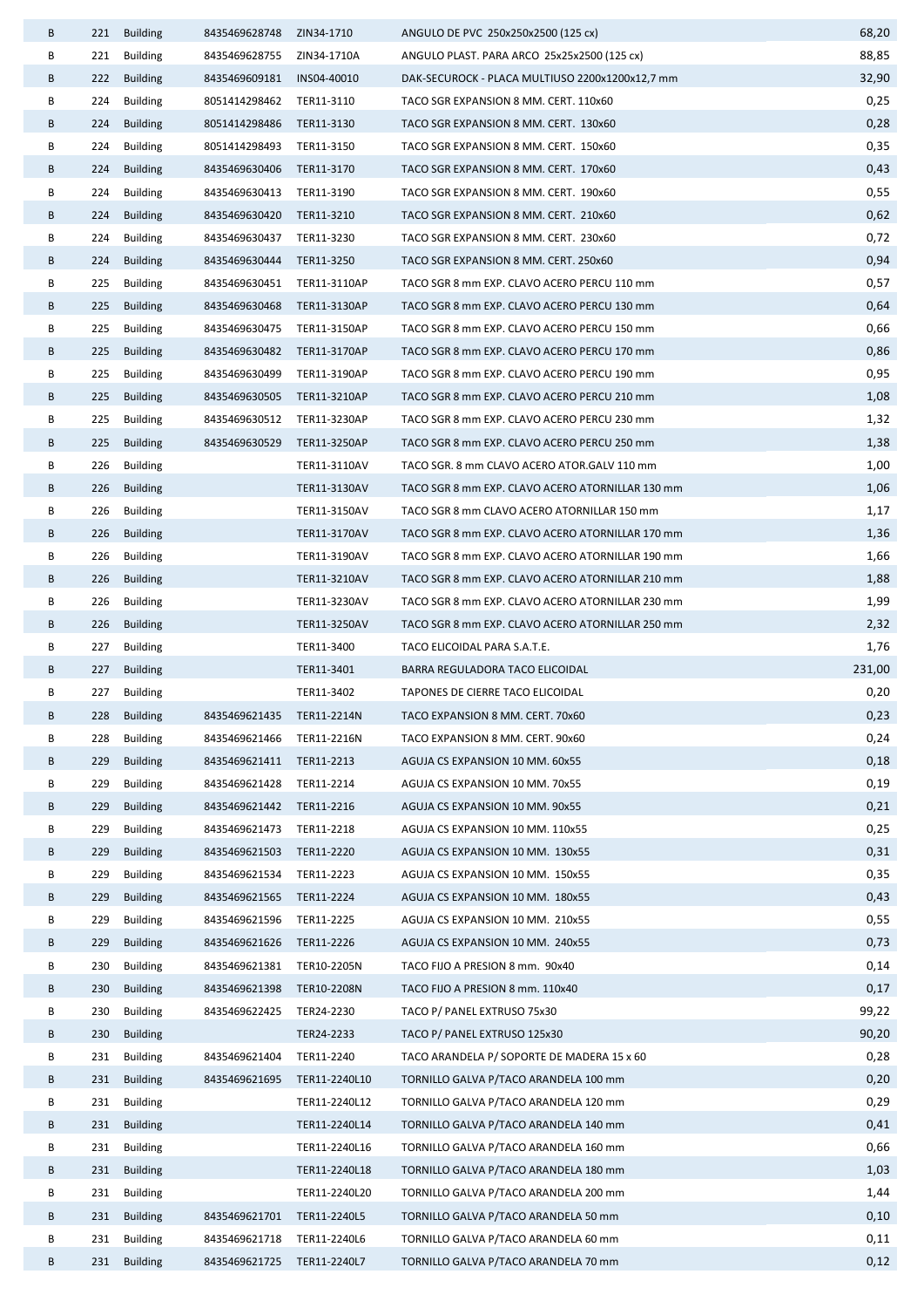| | | | | | | |
|---|---|---|---|---|---|---|
| B | 221 | Building | 8435469628748 | ZIN34-1710 | ANGULO DE PVC 250x250x2500 (125 cx) | 68,20 |
| B | 221 | Building | 8435469628755 | ZIN34-1710A | ANGULO PLAST. PARA ARCO 25x25x2500 (125 cx) | 88,85 |
| B | 222 | Building | 8435469609181 | INS04-40010 | DAK-SECUROCK - PLACA MULTIUSO 2200x1200x12,7 mm | 32,90 |
| B | 224 | Building | 8051414298462 | TER11-3110 | TACO SGR EXPANSION 8 MM. CERT. 110x60 | 0,25 |
| B | 224 | Building | 8051414298486 | TER11-3130 | TACO SGR EXPANSION 8 MM. CERT. 130x60 | 0,28 |
| B | 224 | Building | 8051414298493 | TER11-3150 | TACO SGR EXPANSION 8 MM. CERT. 150x60 | 0,35 |
| B | 224 | Building | 8435469630406 | TER11-3170 | TACO SGR EXPANSION 8 MM. CERT. 170x60 | 0,43 |
| B | 224 | Building | 8435469630413 | TER11-3190 | TACO SGR EXPANSION 8 MM. CERT. 190x60 | 0,55 |
| B | 224 | Building | 8435469630420 | TER11-3210 | TACO SGR EXPANSION 8 MM. CERT. 210x60 | 0,62 |
| B | 224 | Building | 8435469630437 | TER11-3230 | TACO SGR EXPANSION 8 MM. CERT. 230x60 | 0,72 |
| B | 224 | Building | 8435469630444 | TER11-3250 | TACO SGR EXPANSION 8 MM. CERT. 250x60 | 0,94 |
| B | 225 | Building | 8435469630451 | TER11-3110AP | TACO SGR 8 mm EXP. CLAVO ACERO PERCU 110 mm | 0,57 |
| B | 225 | Building | 8435469630468 | TER11-3130AP | TACO SGR 8 mm EXP. CLAVO ACERO PERCU 130 mm | 0,64 |
| B | 225 | Building | 8435469630475 | TER11-3150AP | TACO SGR 8 mm EXP. CLAVO ACERO PERCU 150 mm | 0,66 |
| B | 225 | Building | 8435469630482 | TER11-3170AP | TACO SGR 8 mm EXP. CLAVO ACERO PERCU 170 mm | 0,86 |
| B | 225 | Building | 8435469630499 | TER11-3190AP | TACO SGR 8 mm EXP. CLAVO ACERO PERCU 190 mm | 0,95 |
| B | 225 | Building | 8435469630505 | TER11-3210AP | TACO SGR 8 mm EXP. CLAVO ACERO PERCU 210 mm | 1,08 |
| B | 225 | Building | 8435469630512 | TER11-3230AP | TACO SGR 8 mm EXP. CLAVO ACERO PERCU 230 mm | 1,32 |
| B | 225 | Building | 8435469630529 | TER11-3250AP | TACO SGR 8 mm EXP. CLAVO ACERO PERCU 250 mm | 1,38 |
| B | 226 | Building | | TER11-3110AV | TACO SGR. 8 mm CLAVO ACERO ATOR.GALV 110 mm | 1,00 |
| B | 226 | Building | | TER11-3130AV | TACO SGR 8 mm EXP. CLAVO ACERO ATORNILLAR 130 mm | 1,06 |
| B | 226 | Building | | TER11-3150AV | TACO SGR 8 mm CLAVO ACERO ATORNILLAR 150 mm | 1,17 |
| B | 226 | Building | | TER11-3170AV | TACO SGR 8 mm EXP. CLAVO ACERO ATORNILLAR 170 mm | 1,36 |
| B | 226 | Building | | TER11-3190AV | TACO SGR 8 mm EXP. CLAVO ACERO ATORNILLAR 190 mm | 1,66 |
| B | 226 | Building | | TER11-3210AV | TACO SGR 8 mm EXP. CLAVO ACERO ATORNILLAR 210 mm | 1,88 |
| B | 226 | Building | | TER11-3230AV | TACO SGR 8 mm EXP. CLAVO ACERO ATORNILLAR 230 mm | 1,99 |
| B | 226 | Building | | TER11-3250AV | TACO SGR 8 mm EXP. CLAVO ACERO ATORNILLAR 250 mm | 2,32 |
| B | 227 | Building | | TER11-3400 | TACO ELICOIDAL PARA S.A.T.E. | 1,76 |
| B | 227 | Building | | TER11-3401 | BARRA REGULADORA TACO ELICOIDAL | 231,00 |
| B | 227 | Building | | TER11-3402 | TAPONES DE CIERRE TACO ELICOIDAL | 0,20 |
| B | 228 | Building | 8435469621435 | TER11-2214N | TACO EXPANSION 8 MM. CERT. 70x60 | 0,23 |
| B | 228 | Building | 8435469621466 | TER11-2216N | TACO EXPANSION 8 MM. CERT. 90x60 | 0,24 |
| B | 229 | Building | 8435469621411 | TER11-2213 | AGUJA CS EXPANSION 10 MM. 60x55 | 0,18 |
| B | 229 | Building | 8435469621428 | TER11-2214 | AGUJA CS EXPANSION 10 MM. 70x55 | 0,19 |
| B | 229 | Building | 8435469621442 | TER11-2216 | AGUJA CS EXPANSION 10 MM. 90x55 | 0,21 |
| B | 229 | Building | 8435469621473 | TER11-2218 | AGUJA CS EXPANSION 10 MM. 110x55 | 0,25 |
| B | 229 | Building | 8435469621503 | TER11-2220 | AGUJA CS EXPANSION 10 MM. 130x55 | 0,31 |
| B | 229 | Building | 8435469621534 | TER11-2223 | AGUJA CS EXPANSION 10 MM. 150x55 | 0,35 |
| B | 229 | Building | 8435469621565 | TER11-2224 | AGUJA CS EXPANSION 10 MM. 180x55 | 0,43 |
| B | 229 | Building | 8435469621596 | TER11-2225 | AGUJA CS EXPANSION 10 MM. 210x55 | 0,55 |
| B | 229 | Building | 8435469621626 | TER11-2226 | AGUJA CS EXPANSION 10 MM. 240x55 | 0,73 |
| B | 230 | Building | 8435469621381 | TER10-2205N | TACO FIJO A PRESION 8 mm. 90x40 | 0,14 |
| B | 230 | Building | 8435469621398 | TER10-2208N | TACO FIJO A PRESION 8 mm. 110x40 | 0,17 |
| B | 230 | Building | 8435469622425 | TER24-2230 | TACO P/ PANEL EXTRUSO 75x30 | 99,22 |
| B | 230 | Building | | TER24-2233 | TACO P/ PANEL EXTRUSO 125x30 | 90,20 |
| B | 231 | Building | 8435469621404 | TER11-2240 | TACO ARANDELA P/ SOPORTE DE MADERA 15 x 60 | 0,28 |
| B | 231 | Building | 8435469621695 | TER11-2240L10 | TORNILLO GALVA P/TACO ARANDELA 100 mm | 0,20 |
| B | 231 | Building | | TER11-2240L12 | TORNILLO GALVA P/TACO ARANDELA 120 mm | 0,29 |
| B | 231 | Building | | TER11-2240L14 | TORNILLO GALVA P/TACO ARANDELA 140 mm | 0,41 |
| B | 231 | Building | | TER11-2240L16 | TORNILLO GALVA P/TACO ARANDELA 160 mm | 0,66 |
| B | 231 | Building | | TER11-2240L18 | TORNILLO GALVA P/TACO ARANDELA 180 mm | 1,03 |
| B | 231 | Building | | TER11-2240L20 | TORNILLO GALVA P/TACO ARANDELA 200 mm | 1,44 |
| B | 231 | Building | 8435469621701 | TER11-2240L5 | TORNILLO GALVA P/TACO ARANDELA 50 mm | 0,10 |
| B | 231 | Building | 8435469621718 | TER11-2240L6 | TORNILLO GALVA P/TACO ARANDELA 60 mm | 0,11 |
| B | 231 | Building | 8435469621725 | TER11-2240L7 | TORNILLO GALVA P/TACO ARANDELA 70 mm | 0,12 |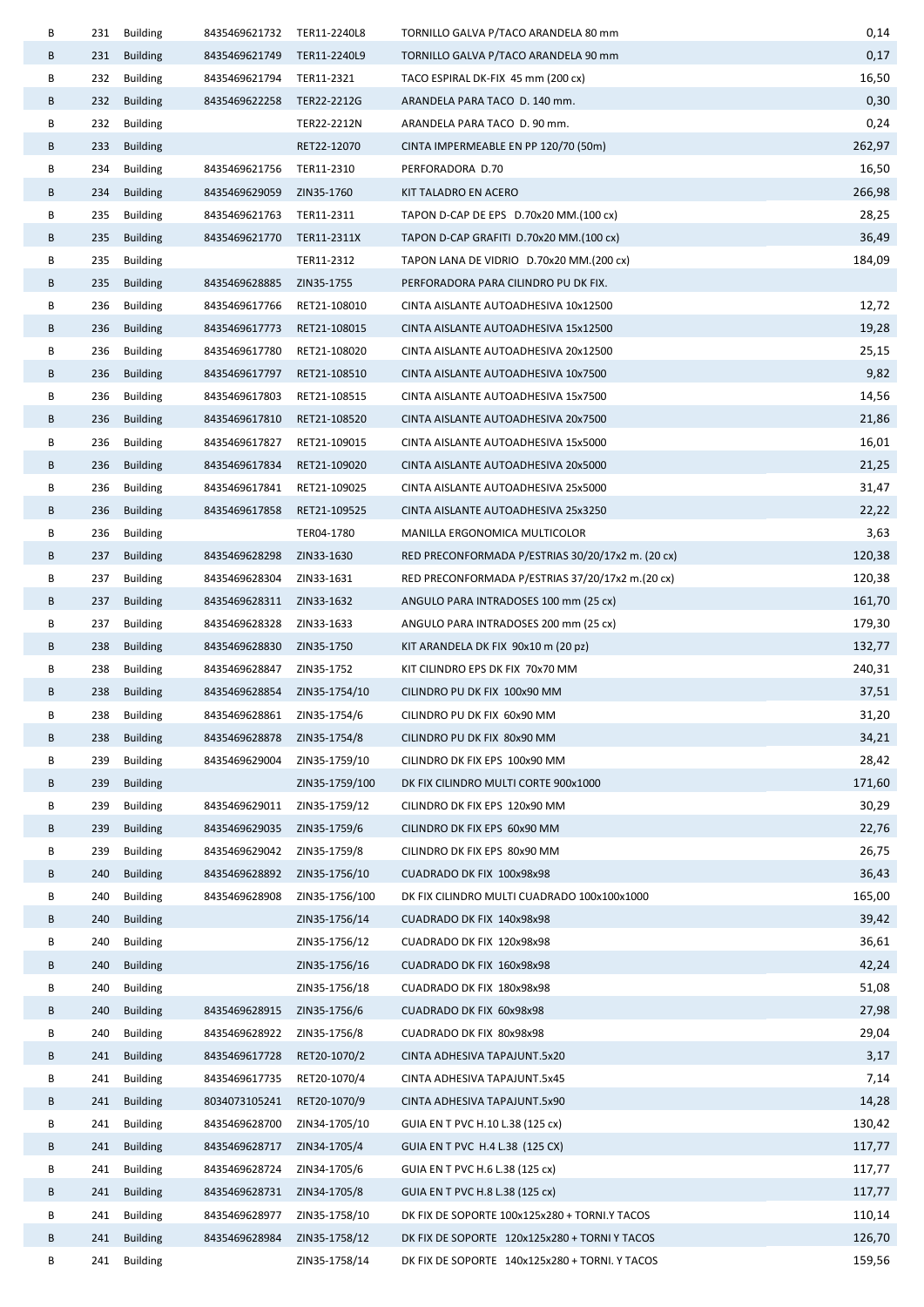| | | | | | | |
|---|---|---|---|---|---|---|
| B | 231 | Building | 8435469621732 | TER11-2240L8 | TORNILLO GALVA P/TACO ARANDELA 80 mm | 0,14 |
| B | 231 | Building | 8435469621749 | TER11-2240L9 | TORNILLO GALVA P/TACO ARANDELA 90 mm | 0,17 |
| B | 232 | Building | 8435469621794 | TER11-2321 | TACO ESPIRAL DK-FIX 45 mm (200 cx) | 16,50 |
| B | 232 | Building | 8435469622258 | TER22-2212G | ARANDELA PARA TACO D. 140 mm. | 0,30 |
| B | 232 | Building | | TER22-2212N | ARANDELA PARA TACO D. 90 mm. | 0,24 |
| B | 233 | Building | | RET22-12070 | CINTA IMPERMEABLE EN PP 120/70 (50m) | 262,97 |
| B | 234 | Building | 8435469621756 | TER11-2310 | PERFORADORA D.70 | 16,50 |
| B | 234 | Building | 8435469629059 | ZIN35-1760 | KIT TALADRO EN ACERO | 266,98 |
| B | 235 | Building | 8435469621763 | TER11-2311 | TAPON D-CAP DE EPS D.70x20 MM.(100 cx) | 28,25 |
| B | 235 | Building | 8435469621770 | TER11-2311X | TAPON D-CAP GRAFITI D.70x20 MM.(100 cx) | 36,49 |
| B | 235 | Building | | TER11-2312 | TAPON LANA DE VIDRIO D.70x20 MM.(200 cx) | 184,09 |
| B | 235 | Building | 8435469628885 | ZIN35-1755 | PERFORADORA PARA CILINDRO PU DK FIX. | |
| B | 236 | Building | 8435469617766 | RET21-108010 | CINTA AISLANTE AUTOADHESIVA 10x12500 | 12,72 |
| B | 236 | Building | 8435469617773 | RET21-108015 | CINTA AISLANTE AUTOADHESIVA 15x12500 | 19,28 |
| B | 236 | Building | 8435469617780 | RET21-108020 | CINTA AISLANTE AUTOADHESIVA 20x12500 | 25,15 |
| B | 236 | Building | 8435469617797 | RET21-108510 | CINTA AISLANTE AUTOADHESIVA 10x7500 | 9,82 |
| B | 236 | Building | 8435469617803 | RET21-108515 | CINTA AISLANTE AUTOADHESIVA 15x7500 | 14,56 |
| B | 236 | Building | 8435469617810 | RET21-108520 | CINTA AISLANTE AUTOADHESIVA 20x7500 | 21,86 |
| B | 236 | Building | 8435469617827 | RET21-109015 | CINTA AISLANTE AUTOADHESIVA 15x5000 | 16,01 |
| B | 236 | Building | 8435469617834 | RET21-109020 | CINTA AISLANTE AUTOADHESIVA 20x5000 | 21,25 |
| B | 236 | Building | 8435469617841 | RET21-109025 | CINTA AISLANTE AUTOADHESIVA 25x5000 | 31,47 |
| B | 236 | Building | 8435469617858 | RET21-109525 | CINTA AISLANTE AUTOADHESIVA 25x3250 | 22,22 |
| B | 236 | Building | | TER04-1780 | MANILLA ERGONOMICA MULTICOLOR | 3,63 |
| B | 237 | Building | 8435469628298 | ZIN33-1630 | RED PRECONFORMADA P/ESTRIAS 30/20/17x2 m. (20 cx) | 120,38 |
| B | 237 | Building | 8435469628304 | ZIN33-1631 | RED PRECONFORMADA P/ESTRIAS 37/20/17x2 m.(20 cx) | 120,38 |
| B | 237 | Building | 8435469628311 | ZIN33-1632 | ANGULO PARA INTRADOSES 100 mm (25 cx) | 161,70 |
| B | 237 | Building | 8435469628328 | ZIN33-1633 | ANGULO PARA INTRADOSES 200 mm (25 cx) | 179,30 |
| B | 238 | Building | 8435469628830 | ZIN35-1750 | KIT ARANDELA DK FIX 90x10 m (20 pz) | 132,77 |
| B | 238 | Building | 8435469628847 | ZIN35-1752 | KIT CILINDRO EPS DK FIX 70x70 MM | 240,31 |
| B | 238 | Building | 8435469628854 | ZIN35-1754/10 | CILINDRO PU DK FIX 100x90 MM | 37,51 |
| B | 238 | Building | 8435469628861 | ZIN35-1754/6 | CILINDRO PU DK FIX 60x90 MM | 31,20 |
| B | 238 | Building | 8435469628878 | ZIN35-1754/8 | CILINDRO PU DK FIX 80x90 MM | 34,21 |
| B | 239 | Building | 8435469629004 | ZIN35-1759/10 | CILINDRO DK FIX EPS 100x90 MM | 28,42 |
| B | 239 | Building | | ZIN35-1759/100 | DK FIX CILINDRO MULTI CORTE 900x1000 | 171,60 |
| B | 239 | Building | 8435469629011 | ZIN35-1759/12 | CILINDRO DK FIX EPS 120x90 MM | 30,29 |
| B | 239 | Building | 8435469629035 | ZIN35-1759/6 | CILINDRO DK FIX EPS 60x90 MM | 22,76 |
| B | 239 | Building | 8435469629042 | ZIN35-1759/8 | CILINDRO DK FIX EPS 80x90 MM | 26,75 |
| B | 240 | Building | 8435469628892 | ZIN35-1756/10 | CUADRADO DK FIX 100x98x98 | 36,43 |
| B | 240 | Building | 8435469628908 | ZIN35-1756/100 | DK FIX CILINDRO MULTI CUADRADO 100x100x1000 | 165,00 |
| B | 240 | Building | | ZIN35-1756/14 | CUADRADO DK FIX 140x98x98 | 39,42 |
| B | 240 | Building | | ZIN35-1756/12 | CUADRADO DK FIX 120x98x98 | 36,61 |
| B | 240 | Building | | ZIN35-1756/16 | CUADRADO DK FIX 160x98x98 | 42,24 |
| B | 240 | Building | | ZIN35-1756/18 | CUADRADO DK FIX 180x98x98 | 51,08 |
| B | 240 | Building | 8435469628915 | ZIN35-1756/6 | CUADRADO DK FIX 60x98x98 | 27,98 |
| B | 240 | Building | 8435469628922 | ZIN35-1756/8 | CUADRADO DK FIX 80x98x98 | 29,04 |
| B | 241 | Building | 8435469617728 | RET20-1070/2 | CINTA ADHESIVA TAPAJUNT.5x20 | 3,17 |
| B | 241 | Building | 8435469617735 | RET20-1070/4 | CINTA ADHESIVA TAPAJUNT.5x45 | 7,14 |
| B | 241 | Building | 8034073105241 | RET20-1070/9 | CINTA ADHESIVA TAPAJUNT.5x90 | 14,28 |
| B | 241 | Building | 8435469628700 | ZIN34-1705/10 | GUIA EN T PVC H.10 L.38 (125 cx) | 130,42 |
| B | 241 | Building | 8435469628717 | ZIN34-1705/4 | GUIA EN T PVC H.4 L.38 (125 CX) | 117,77 |
| B | 241 | Building | 8435469628724 | ZIN34-1705/6 | GUIA EN T PVC H.6 L.38 (125 cx) | 117,77 |
| B | 241 | Building | 8435469628731 | ZIN34-1705/8 | GUIA EN T PVC H.8 L.38 (125 cx) | 117,77 |
| B | 241 | Building | 8435469628977 | ZIN35-1758/10 | DK FIX DE SOPORTE 100x125x280 + TORNI.Y TACOS | 110,14 |
| B | 241 | Building | 8435469628984 | ZIN35-1758/12 | DK FIX DE SOPORTE 120x125x280 + TORNI Y TACOS | 126,70 |
| B | 241 | Building | | ZIN35-1758/14 | DK FIX DE SOPORTE 140x125x280 + TORNI. Y TACOS | 159,56 |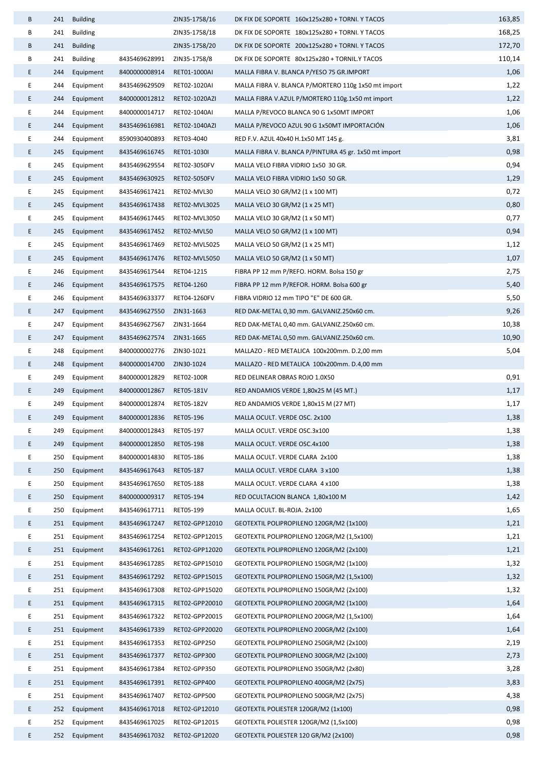| | | | | | | |
|---|---|---|---|---|---|---|
| B | 241 | Building | | ZIN35-1758/16 | DK FIX DE SOPORTE 160x125x280 + TORNI. Y TACOS | 163,85 |
| B | 241 | Building | | ZIN35-1758/18 | DK FIX DE SOPORTE 180x125x280 + TORNI. Y TACOS | 168,25 |
| B | 241 | Building | | ZIN35-1758/20 | DK FIX DE SOPORTE 200x125x280 + TORNI. Y TACOS | 172,70 |
| B | 241 | Building | 8435469628991 | ZIN35-1758/8 | DK FIX DE SOPORTE 80x125x280 + TORNIL.Y TACOS | 110,14 |
| E | 244 | Equipment | 8400000008914 | RET01-1000AI | MALLA FIBRA V. BLANCA P/YESO 75 GR.IMPORT | 1,06 |
| E | 244 | Equipment | 8435469629509 | RET02-1020AI | MALLA FIBRA V. BLANCA P/MORTERO 110g 1x50 mt import | 1,22 |
| E | 244 | Equipment | 8400000012812 | RET02-1020AZI | MALLA FIBRA V.AZUL P/MORTERO 110g.1x50 mt import | 1,22 |
| E | 244 | Equipment | 8400000014717 | RET02-1040AI | MALLA P/REVOCO BLANCA 90 G 1x50MT IMPORT | 1,06 |
| E | 244 | Equipment | 8435469616981 | RET02-1040AZI | MALLA P/REVOCO AZUL 90 G 1x50MT IMPORTACIÓN | 1,06 |
| E | 244 | Equipment | 8590930400893 | RET03-4040 | RED F.V. AZUL 40x40 H.1x50 MT 145 g. | 3,81 |
| E | 245 | Equipment | 8435469616745 | RET01-1030I | MALLA FIBRA V. BLANCA P/PINTURA 45 gr. 1x50 mt import | 0,98 |
| E | 245 | Equipment | 8435469629554 | RET02-3050FV | MALLA VELO FIBRA VIDRIO 1x50 30 GR. | 0,94 |
| E | 245 | Equipment | 8435469630925 | RET02-5050FV | MALLA VELO FIBRA VIDRIO 1x50 50 GR. | 1,29 |
| E | 245 | Equipment | 8435469617421 | RET02-MVL30 | MALLA VELO 30 GR/M2 (1 x 100 MT) | 0,72 |
| E | 245 | Equipment | 8435469617438 | RET02-MVL3025 | MALLA VELO 30 GR/M2 (1 x 25 MT) | 0,80 |
| E | 245 | Equipment | 8435469617445 | RET02-MVL3050 | MALLA VELO 30 GR/M2 (1 x 50 MT) | 0,77 |
| E | 245 | Equipment | 8435469617452 | RET02-MVL50 | MALLA VELO 50 GR/M2 (1 x 100 MT) | 0,94 |
| E | 245 | Equipment | 8435469617469 | RET02-MVL5025 | MALLA VELO 50 GR/M2 (1 x 25 MT) | 1,12 |
| E | 245 | Equipment | 8435469617476 | RET02-MVL5050 | MALLA VELO 50 GR/M2 (1 x 50 MT) | 1,07 |
| E | 246 | Equipment | 8435469617544 | RET04-1215 | FIBRA PP 12 mm P/REFO. HORM. Bolsa 150 gr | 2,75 |
| E | 246 | Equipment | 8435469617575 | RET04-1260 | FIBRA PP 12 mm P/REFOR. HORM. Bolsa 600 gr | 5,40 |
| E | 246 | Equipment | 8435469633377 | RET04-1260FV | FIBRA VIDRIO 12 mm TIPO "E" DE 600 GR. | 5,50 |
| E | 247 | Equipment | 8435469627550 | ZIN31-1663 | RED DAK-METAL 0,30 mm. GALVANIZ.250x60 cm. | 9,26 |
| E | 247 | Equipment | 8435469627567 | ZIN31-1664 | RED DAK-METAL 0,40 mm. GALVANIZ.250x60 cm. | 10,38 |
| E | 247 | Equipment | 8435469627574 | ZIN31-1665 | RED DAK-METAL 0,50 mm. GALVANIZ.250x60 cm. | 10,90 |
| E | 248 | Equipment | 8400000002776 | ZIN30-1021 | MALLAZO - RED METALICA 100x200mm. D.2,00 mm | 5,04 |
| E | 248 | Equipment | 8400000014700 | ZIN30-1024 | MALLAZO - RED METALICA 100x200mm. D.4,00 mm | |
| E | 249 | Equipment | 8400000012829 | RET02-100R | RED DELINEAR OBRAS ROJO 1.0X50 | 0,91 |
| E | 249 | Equipment | 8400000012867 | RET05-181V | RED ANDAMIOS VERDE 1,80x25 M (45 MT.) | 1,17 |
| E | 249 | Equipment | 8400000012874 | RET05-182V | RED ANDAMIOS VERDE 1,80x15 M (27 MT) | 1,17 |
| E | 249 | Equipment | 8400000012836 | RET05-196 | MALLA OCULT. VERDE OSC. 2x100 | 1,38 |
| E | 249 | Equipment | 8400000012843 | RET05-197 | MALLA OCULT. VERDE OSC.3x100 | 1,38 |
| E | 249 | Equipment | 8400000012850 | RET05-198 | MALLA OCULT. VERDE OSC.4x100 | 1,38 |
| E | 250 | Equipment | 8400000014830 | RET05-186 | MALLA OCULT. VERDE CLARA 2x100 | 1,38 |
| E | 250 | Equipment | 8435469617643 | RET05-187 | MALLA OCULT. VERDE CLARA 3 x100 | 1,38 |
| E | 250 | Equipment | 8435469617650 | RET05-188 | MALLA OCULT. VERDE CLARA 4 x100 | 1,38 |
| E | 250 | Equipment | 8400000009317 | RET05-194 | RED OCULTACION BLANCA 1,80x100 M | 1,42 |
| E | 250 | Equipment | 8435469617711 | RET05-199 | MALLA OCULT. BL-ROJA. 2x100 | 1,65 |
| E | 251 | Equipment | 8435469617247 | RET02-GPP12010 | GEOTEXTIL POLIPROPILENO 120GR/M2 (1x100) | 1,21 |
| E | 251 | Equipment | 8435469617254 | RET02-GPP12015 | GEOTEXTIL POLIPROPILENO 120GR/M2 (1,5x100) | 1,21 |
| E | 251 | Equipment | 8435469617261 | RET02-GPP12020 | GEOTEXTIL POLIPROPILENO 120GR/M2 (2x100) | 1,21 |
| E | 251 | Equipment | 8435469617285 | RET02-GPP15010 | GEOTEXTIL POLIPROPILENO 150GR/M2 (1x100) | 1,32 |
| E | 251 | Equipment | 8435469617292 | RET02-GPP15015 | GEOTEXTIL POLIPROPILENO 150GR/M2 (1,5x100) | 1,32 |
| E | 251 | Equipment | 8435469617308 | RET02-GPP15020 | GEOTEXTIL POLIPROPILENO 150GR/M2 (2x100) | 1,32 |
| E | 251 | Equipment | 8435469617315 | RET02-GPP20010 | GEOTEXTIL POLIPROPILENO 200GR/M2 (1x100) | 1,64 |
| E | 251 | Equipment | 8435469617322 | RET02-GPP20015 | GEOTEXTIL POLIPROPILENO 200GR/M2 (1,5x100) | 1,64 |
| E | 251 | Equipment | 8435469617339 | RET02-GPP20020 | GEOTEXTIL POLIPROPILENO 200GR/M2 (2x100) | 1,64 |
| E | 251 | Equipment | 8435469617353 | RET02-GPP250 | GEOTEXTIL POLIPROPILENO 250GR/M2 (2x100) | 2,19 |
| E | 251 | Equipment | 8435469617377 | RET02-GPP300 | GEOTEXTIL POLIPROPILENO 300GR/M2 (2x100) | 2,73 |
| E | 251 | Equipment | 8435469617384 | RET02-GPP350 | GEOTEXTIL POLIPROPILENO 350GR/M2 (2x80) | 3,28 |
| E | 251 | Equipment | 8435469617391 | RET02-GPP400 | GEOTEXTIL POLIPROPILENO 400GR/M2 (2x75) | 3,83 |
| E | 251 | Equipment | 8435469617407 | RET02-GPP500 | GEOTEXTIL POLIPROPILENO 500GR/M2 (2x75) | 4,38 |
| E | 252 | Equipment | 8435469617018 | RET02-GP12010 | GEOTEXTIL POLIESTER 120GR/M2 (1x100) | 0,98 |
| E | 252 | Equipment | 8435469617025 | RET02-GP12015 | GEOTEXTIL POLIESTER 120GR/M2 (1,5x100) | 0,98 |
| E | 252 | Equipment | 8435469617032 | RET02-GP12020 | GEOTEXTIL POLIESTER 120 GR/M2 (2x100) | 0,98 |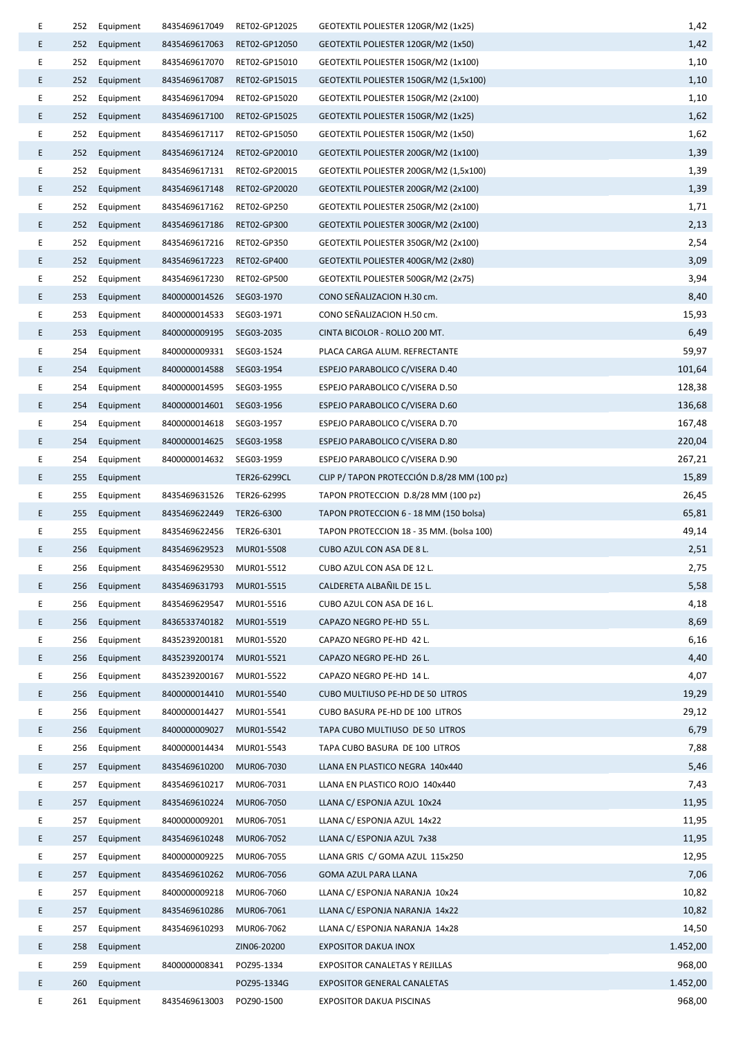| | | | | | | |
|---|---|---|---|---|---|---|
| E | 252 | Equipment | 8435469617049 | RET02-GP12025 | GEOTEXTIL POLIESTER 120GR/M2 (1x25) | 1,42 |
| E | 252 | Equipment | 8435469617063 | RET02-GP12050 | GEOTEXTIL POLIESTER 120GR/M2 (1x50) | 1,42 |
| E | 252 | Equipment | 8435469617070 | RET02-GP15010 | GEOTEXTIL POLIESTER 150GR/M2 (1x100) | 1,10 |
| E | 252 | Equipment | 8435469617087 | RET02-GP15015 | GEOTEXTIL POLIESTER 150GR/M2 (1,5x100) | 1,10 |
| E | 252 | Equipment | 8435469617094 | RET02-GP15020 | GEOTEXTIL POLIESTER 150GR/M2 (2x100) | 1,10 |
| E | 252 | Equipment | 8435469617100 | RET02-GP15025 | GEOTEXTIL POLIESTER 150GR/M2 (1x25) | 1,62 |
| E | 252 | Equipment | 8435469617117 | RET02-GP15050 | GEOTEXTIL POLIESTER 150GR/M2 (1x50) | 1,62 |
| E | 252 | Equipment | 8435469617124 | RET02-GP20010 | GEOTEXTIL POLIESTER 200GR/M2 (1x100) | 1,39 |
| E | 252 | Equipment | 8435469617131 | RET02-GP20015 | GEOTEXTIL POLIESTER 200GR/M2 (1,5x100) | 1,39 |
| E | 252 | Equipment | 8435469617148 | RET02-GP20020 | GEOTEXTIL POLIESTER 200GR/M2 (2x100) | 1,39 |
| E | 252 | Equipment | 8435469617162 | RET02-GP250 | GEOTEXTIL POLIESTER 250GR/M2 (2x100) | 1,71 |
| E | 252 | Equipment | 8435469617186 | RET02-GP300 | GEOTEXTIL POLIESTER 300GR/M2 (2x100) | 2,13 |
| E | 252 | Equipment | 8435469617216 | RET02-GP350 | GEOTEXTIL POLIESTER 350GR/M2 (2x100) | 2,54 |
| E | 252 | Equipment | 8435469617223 | RET02-GP400 | GEOTEXTIL POLIESTER 400GR/M2 (2x80) | 3,09 |
| E | 252 | Equipment | 8435469617230 | RET02-GP500 | GEOTEXTIL POLIESTER 500GR/M2 (2x75) | 3,94 |
| E | 253 | Equipment | 8400000014526 | SEG03-1970 | CONO SEÑALIZACION H.30 cm. | 8,40 |
| E | 253 | Equipment | 8400000014533 | SEG03-1971 | CONO SEÑALIZACION H.50 cm. | 15,93 |
| E | 253 | Equipment | 8400000009195 | SEG03-2035 | CINTA BICOLOR - ROLLO 200 MT. | 6,49 |
| E | 254 | Equipment | 8400000009331 | SEG03-1524 | PLACA CARGA ALUM. REFRECTANTE | 59,97 |
| E | 254 | Equipment | 8400000014588 | SEG03-1954 | ESPEJO PARABOLICO C/VISERA D.40 | 101,64 |
| E | 254 | Equipment | 8400000014595 | SEG03-1955 | ESPEJO PARABOLICO C/VISERA D.50 | 128,38 |
| E | 254 | Equipment | 8400000014601 | SEG03-1956 | ESPEJO PARABOLICO C/VISERA D.60 | 136,68 |
| E | 254 | Equipment | 8400000014618 | SEG03-1957 | ESPEJO PARABOLICO C/VISERA D.70 | 167,48 |
| E | 254 | Equipment | 8400000014625 | SEG03-1958 | ESPEJO PARABOLICO C/VISERA D.80 | 220,04 |
| E | 254 | Equipment | 8400000014632 | SEG03-1959 | ESPEJO PARABOLICO C/VISERA D.90 | 267,21 |
| E | 255 | Equipment | | TER26-6299CL | CLIP P/ TAPON PROTECCIÓN D.8/28 MM (100 pz) | 15,89 |
| E | 255 | Equipment | 8435469631526 | TER26-6299S | TAPON PROTECCION D.8/28 MM (100 pz) | 26,45 |
| E | 255 | Equipment | 8435469622449 | TER26-6300 | TAPON PROTECCION 6 - 18 MM (150 bolsa) | 65,81 |
| E | 255 | Equipment | 8435469622456 | TER26-6301 | TAPON PROTECCION 18 - 35 MM. (bolsa 100) | 49,14 |
| E | 256 | Equipment | 8435469629523 | MUR01-5508 | CUBO AZUL CON ASA DE 8 L. | 2,51 |
| E | 256 | Equipment | 8435469629530 | MUR01-5512 | CUBO AZUL CON ASA DE 12 L. | 2,75 |
| E | 256 | Equipment | 8435469631793 | MUR01-5515 | CALDERETA ALBAÑIL DE 15 L. | 5,58 |
| E | 256 | Equipment | 8435469629547 | MUR01-5516 | CUBO AZUL CON ASA DE 16 L. | 4,18 |
| E | 256 | Equipment | 8436533740182 | MUR01-5519 | CAPAZO NEGRO PE-HD 55 L. | 8,69 |
| E | 256 | Equipment | 8435239200181 | MUR01-5520 | CAPAZO NEGRO PE-HD 42 L. | 6,16 |
| E | 256 | Equipment | 8435239200174 | MUR01-5521 | CAPAZO NEGRO PE-HD 26 L. | 4,40 |
| E | 256 | Equipment | 8435239200167 | MUR01-5522 | CAPAZO NEGRO PE-HD 14 L. | 4,07 |
| E | 256 | Equipment | 8400000014410 | MUR01-5540 | CUBO MULTIUSO PE-HD DE 50 LITROS | 19,29 |
| E | 256 | Equipment | 8400000014427 | MUR01-5541 | CUBO BASURA PE-HD DE 100 LITROS | 29,12 |
| E | 256 | Equipment | 8400000009027 | MUR01-5542 | TAPA CUBO MULTIUSO DE 50 LITROS | 6,79 |
| E | 256 | Equipment | 8400000014434 | MUR01-5543 | TAPA CUBO BASURA DE 100 LITROS | 7,88 |
| E | 257 | Equipment | 8435469610200 | MUR06-7030 | LLANA EN PLASTICO NEGRA 140x440 | 5,46 |
| E | 257 | Equipment | 8435469610217 | MUR06-7031 | LLANA EN PLASTICO ROJO 140x440 | 7,43 |
| E | 257 | Equipment | 8435469610224 | MUR06-7050 | LLANA C/ ESPONJA AZUL 10x24 | 11,95 |
| E | 257 | Equipment | 8400000009201 | MUR06-7051 | LLANA C/ ESPONJA AZUL 14x22 | 11,95 |
| E | 257 | Equipment | 8435469610248 | MUR06-7052 | LLANA C/ ESPONJA AZUL 7x38 | 11,95 |
| E | 257 | Equipment | 8400000009225 | MUR06-7055 | LLANA GRIS C/ GOMA AZUL 115x250 | 12,95 |
| E | 257 | Equipment | 8435469610262 | MUR06-7056 | GOMA AZUL PARA LLANA | 7,06 |
| E | 257 | Equipment | 8400000009218 | MUR06-7060 | LLANA C/ ESPONJA NARANJA 10x24 | 10,82 |
| E | 257 | Equipment | 8435469610286 | MUR06-7061 | LLANA C/ ESPONJA NARANJA 14x22 | 10,82 |
| E | 257 | Equipment | 8435469610293 | MUR06-7062 | LLANA C/ ESPONJA NARANJA 14x28 | 14,50 |
| E | 258 | Equipment | | ZIN06-20200 | EXPOSITOR DAKUA INOX | 1.452,00 |
| E | 259 | Equipment | 8400000008341 | POZ95-1334 | EXPOSITOR CANALETAS Y REJILLAS | 968,00 |
| E | 260 | Equipment | | POZ95-1334G | EXPOSITOR GENERAL CANALETAS | 1.452,00 |
| E | 261 | Equipment | 8435469613003 | POZ90-1500 | EXPOSITOR DAKUA PISCINAS | 968,00 |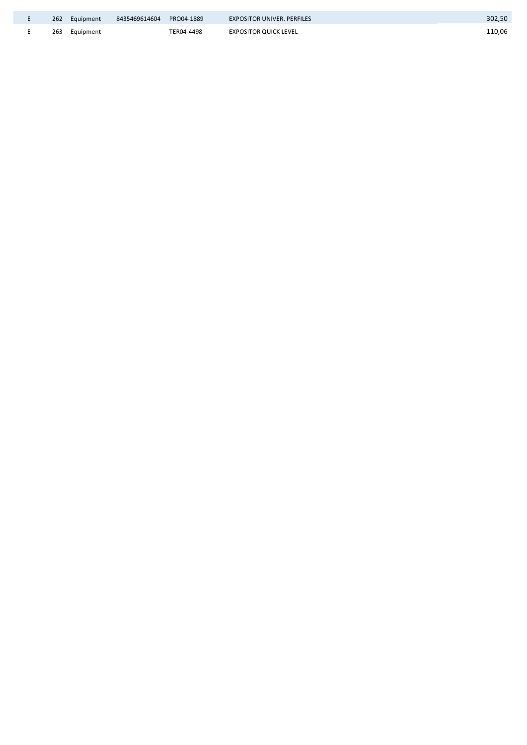| | | | | | | |
|---|---|---|---|---|---|---|
| E | 262 | Equipment | 8435469614604 | PRO04-1889 | EXPOSITOR UNIVER. PERFILES | 302,50 |
| E | 263 | Equipment | | TER04-4498 | EXPOSITOR QUICK LEVEL | 110,06 |